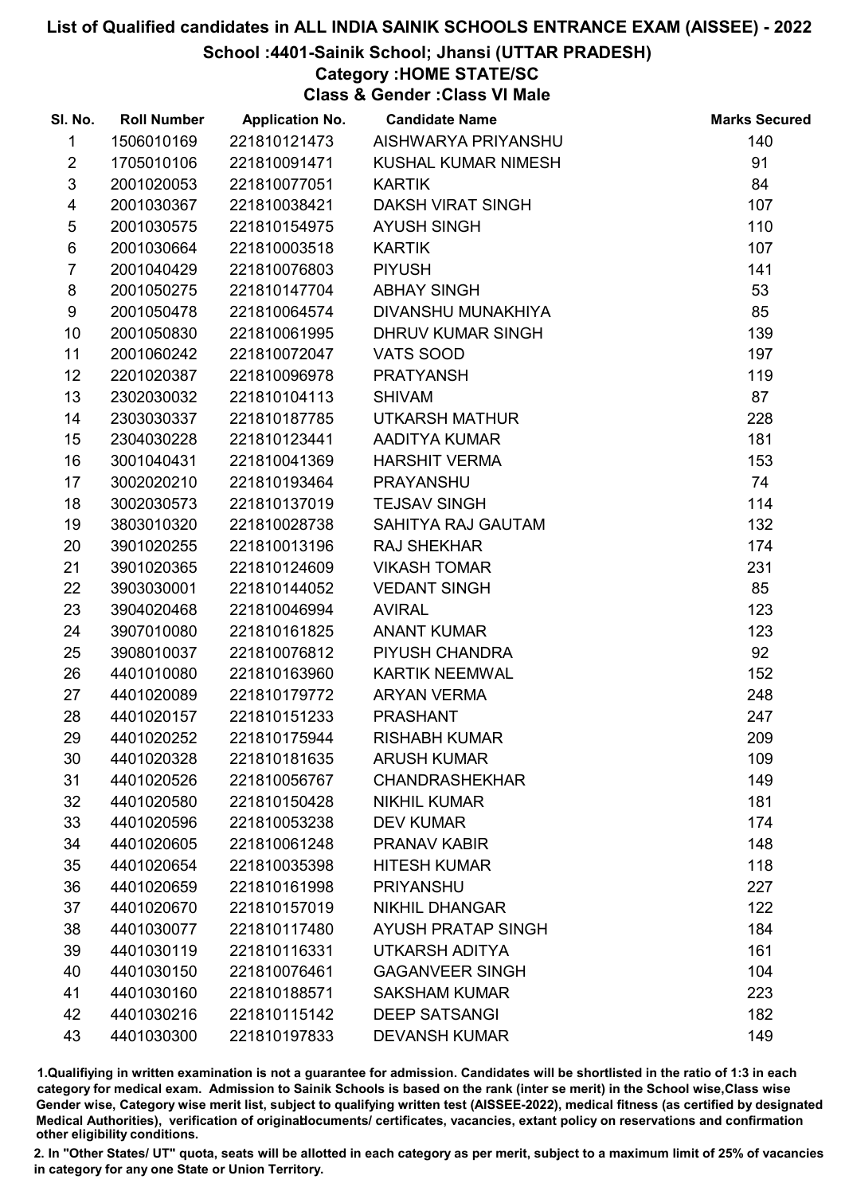# List of Qualified candidates in ALL INDIA SAINIK SCHOOLS ENTRANCE EXAM (AISSEE) - 2022

## School :4401-Sainik School; Jhansi (UTTAR PRADESH)

### Category :HOME STATE/SC

### Class & Gender :Class VI Male

| Sl. No. | Roll Number | Application No. | Candidate Name | Marks Secured |
|---|---|---|---|---|
| 1 | 1506010169 | 221810121473 | AISHWARYA PRIYANSHU | 140 |
| 2 | 1705010106 | 221810091471 | KUSHAL KUMAR NIMESH | 91 |
| 3 | 2001020053 | 221810077051 | KARTIK | 84 |
| 4 | 2001030367 | 221810038421 | DAKSH VIRAT SINGH | 107 |
| 5 | 2001030575 | 221810154975 | AYUSH SINGH | 110 |
| 6 | 2001030664 | 221810003518 | KARTIK | 107 |
| 7 | 2001040429 | 221810076803 | PIYUSH | 141 |
| 8 | 2001050275 | 221810147704 | ABHAY SINGH | 53 |
| 9 | 2001050478 | 221810064574 | DIVANSHU MUNAKHIYA | 85 |
| 10 | 2001050830 | 221810061995 | DHRUV KUMAR SINGH | 139 |
| 11 | 2001060242 | 221810072047 | VATS SOOD | 197 |
| 12 | 2201020387 | 221810096978 | PRATYANSH | 119 |
| 13 | 2302030032 | 221810104113 | SHIVAM | 87 |
| 14 | 2303030337 | 221810187785 | UTKARSH MATHUR | 228 |
| 15 | 2304030228 | 221810123441 | AADITYA KUMAR | 181 |
| 16 | 3001040431 | 221810041369 | HARSHIT VERMA | 153 |
| 17 | 3002020210 | 221810193464 | PRAYANSHU | 74 |
| 18 | 3002030573 | 221810137019 | TEJSAV SINGH | 114 |
| 19 | 3803010320 | 221810028738 | SAHITYA RAJ GAUTAM | 132 |
| 20 | 3901020255 | 221810013196 | RAJ SHEKHAR | 174 |
| 21 | 3901020365 | 221810124609 | VIKASH TOMAR | 231 |
| 22 | 3903030001 | 221810144052 | VEDANT SINGH | 85 |
| 23 | 3904020468 | 221810046994 | AVIRAL | 123 |
| 24 | 3907010080 | 221810161825 | ANANT KUMAR | 123 |
| 25 | 3908010037 | 221810076812 | PIYUSH CHANDRA | 92 |
| 26 | 4401010080 | 221810163960 | KARTIK NEEMWAL | 152 |
| 27 | 4401020089 | 221810179772 | ARYAN VERMA | 248 |
| 28 | 4401020157 | 221810151233 | PRASHANT | 247 |
| 29 | 4401020252 | 221810175944 | RISHABH KUMAR | 209 |
| 30 | 4401020328 | 221810181635 | ARUSH KUMAR | 109 |
| 31 | 4401020526 | 221810056767 | CHANDRASHEKHAR | 149 |
| 32 | 4401020580 | 221810150428 | NIKHIL KUMAR | 181 |
| 33 | 4401020596 | 221810053238 | DEV KUMAR | 174 |
| 34 | 4401020605 | 221810061248 | PRANAV KABIR | 148 |
| 35 | 4401020654 | 221810035398 | HITESH KUMAR | 118 |
| 36 | 4401020659 | 221810161998 | PRIYANSHU | 227 |
| 37 | 4401020670 | 221810157019 | NIKHIL DHANGAR | 122 |
| 38 | 4401030077 | 221810117480 | AYUSH PRATAP SINGH | 184 |
| 39 | 4401030119 | 221810116331 | UTKARSH ADITYA | 161 |
| 40 | 4401030150 | 221810076461 | GAGANVEER SINGH | 104 |
| 41 | 4401030160 | 221810188571 | SAKSHAM KUMAR | 223 |
| 42 | 4401030216 | 221810115142 | DEEP SATSANGI | 182 |
| 43 | 4401030300 | 221810197833 | DEVANSH KUMAR | 149 |

1.Qualifiying in written examination is not a guarantee for admission. Candidates will be shortlisted in the ratio of 1:3 in each category for medical exam. Admission to Sainik Schools is based on the rank (inter se merit) in the School wise,Class wise Gender wise, Category wise merit list, subject to qualifying written test (AISSEE-2022), medical fitness (as certified by designated Medical Authorities), verification of originaldocuments/ certificates, vacancies, extant policy on reservations and confirmation other eligibility conditions.

2. In "Other States/ UT" quota, seats will be allotted in each category as per merit, subject to a maximum limit of 25% of vacancies in category for any one State or Union Territory.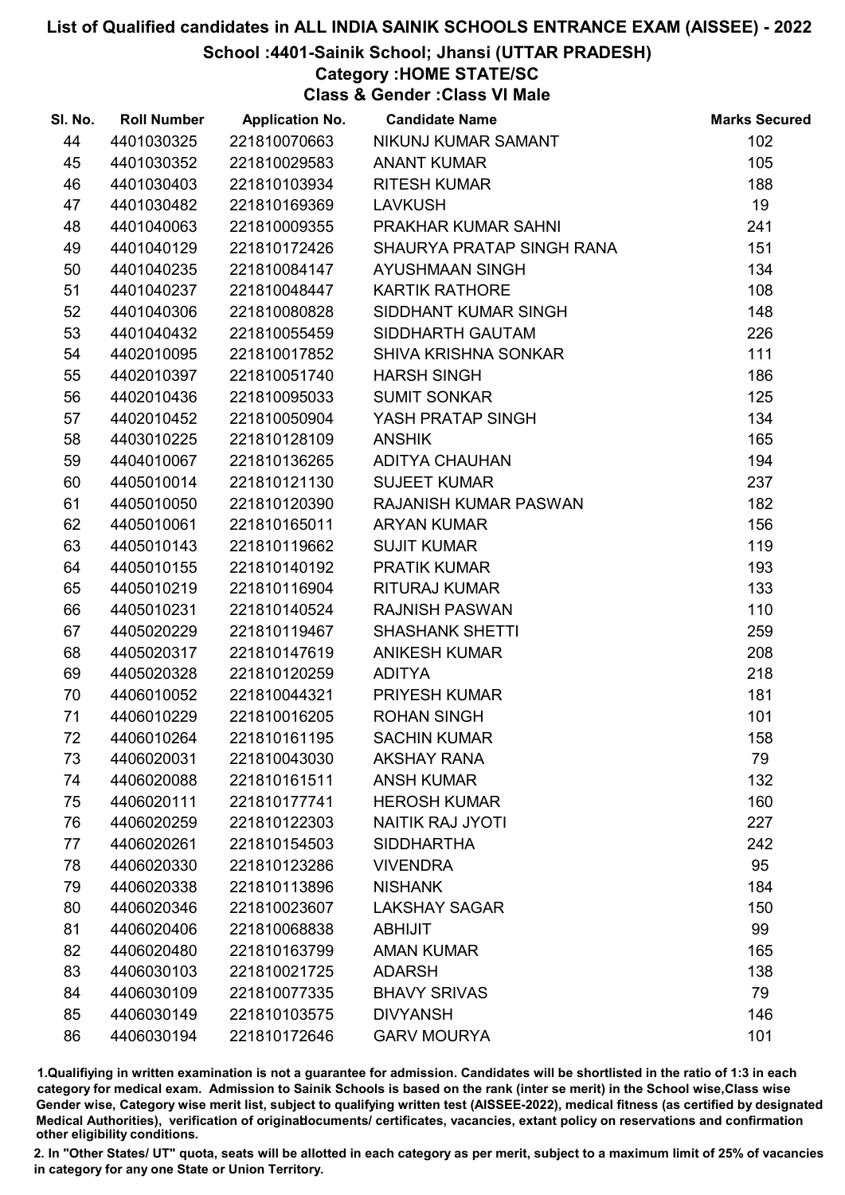# List of Qualified candidates in ALL INDIA SAINIK SCHOOLS ENTRANCE EXAM (AISSEE) - 2022

## School :4401-Sainik School; Jhansi (UTTAR PRADESH)

### Category :HOME STATE/SC

### Class & Gender :Class VI Male

| Sl. No. | Roll Number | Application No. | Candidate Name | Marks Secured |
|---|---|---|---|---|
| 44 | 4401030325 | 221810070663 | NIKUNJ KUMAR SAMANT | 102 |
| 45 | 4401030352 | 221810029583 | ANANT KUMAR | 105 |
| 46 | 4401030403 | 221810103934 | RITESH KUMAR | 188 |
| 47 | 4401030482 | 221810169369 | LAVKUSH | 19 |
| 48 | 4401040063 | 221810009355 | PRAKHAR KUMAR SAHNI | 241 |
| 49 | 4401040129 | 221810172426 | SHAURYA PRATAP SINGH RANA | 151 |
| 50 | 4401040235 | 221810084147 | AYUSHMAAN SINGH | 134 |
| 51 | 4401040237 | 221810048447 | KARTIK RATHORE | 108 |
| 52 | 4401040306 | 221810080828 | SIDDHANT KUMAR SINGH | 148 |
| 53 | 4401040432 | 221810055459 | SIDDHARTH GAUTAM | 226 |
| 54 | 4402010095 | 221810017852 | SHIVA KRISHNA SONKAR | 111 |
| 55 | 4402010397 | 221810051740 | HARSH SINGH | 186 |
| 56 | 4402010436 | 221810095033 | SUMIT SONKAR | 125 |
| 57 | 4402010452 | 221810050904 | YASH PRATAP SINGH | 134 |
| 58 | 4403010225 | 221810128109 | ANSHIK | 165 |
| 59 | 4404010067 | 221810136265 | ADITYA CHAUHAN | 194 |
| 60 | 4405010014 | 221810121130 | SUJEET KUMAR | 237 |
| 61 | 4405010050 | 221810120390 | RAJANISH KUMAR PASWAN | 182 |
| 62 | 4405010061 | 221810165011 | ARYAN KUMAR | 156 |
| 63 | 4405010143 | 221810119662 | SUJIT KUMAR | 119 |
| 64 | 4405010155 | 221810140192 | PRATIK KUMAR | 193 |
| 65 | 4405010219 | 221810116904 | RITURAJ KUMAR | 133 |
| 66 | 4405010231 | 221810140524 | RAJNISH PASWAN | 110 |
| 67 | 4405020229 | 221810119467 | SHASHANK SHETTI | 259 |
| 68 | 4405020317 | 221810147619 | ANIKESH KUMAR | 208 |
| 69 | 4405020328 | 221810120259 | ADITYA | 218 |
| 70 | 4406010052 | 221810044321 | PRIYESH KUMAR | 181 |
| 71 | 4406010229 | 221810016205 | ROHAN SINGH | 101 |
| 72 | 4406010264 | 221810161195 | SACHIN KUMAR | 158 |
| 73 | 4406020031 | 221810043030 | AKSHAY RANA | 79 |
| 74 | 4406020088 | 221810161511 | ANSH KUMAR | 132 |
| 75 | 4406020111 | 221810177741 | HEROSH KUMAR | 160 |
| 76 | 4406020259 | 221810122303 | NAITIK RAJ JYOTI | 227 |
| 77 | 4406020261 | 221810154503 | SIDDHARTHA | 242 |
| 78 | 4406020330 | 221810123286 | VIVENDRA | 95 |
| 79 | 4406020338 | 221810113896 | NISHANK | 184 |
| 80 | 4406020346 | 221810023607 | LAKSHAY SAGAR | 150 |
| 81 | 4406020406 | 221810068838 | ABHIJIT | 99 |
| 82 | 4406020480 | 221810163799 | AMAN KUMAR | 165 |
| 83 | 4406030103 | 221810021725 | ADARSH | 138 |
| 84 | 4406030109 | 221810077335 | BHAVY SRIVAS | 79 |
| 85 | 4406030149 | 221810103575 | DIVYANSH | 146 |
| 86 | 4406030194 | 221810172646 | GARV MOURYA | 101 |

1.Qualifiying in written examination is not a guarantee for admission. Candidates will be shortlisted in the ratio of 1:3 in each category for medical exam. Admission to Sainik Schools is based on the rank (inter se merit) in the School wise,Class wise Gender wise, Category wise merit list, subject to qualifying written test (AISSEE-2022), medical fitness (as certified by designated Medical Authorities), verification of originaldocuments/ certificates, vacancies, extant policy on reservations and confirmation other eligibility conditions.

2. In "Other States/ UT" quota, seats will be allotted in each category as per merit, subject to a maximum limit of 25% of vacancies in category for any one State or Union Territory.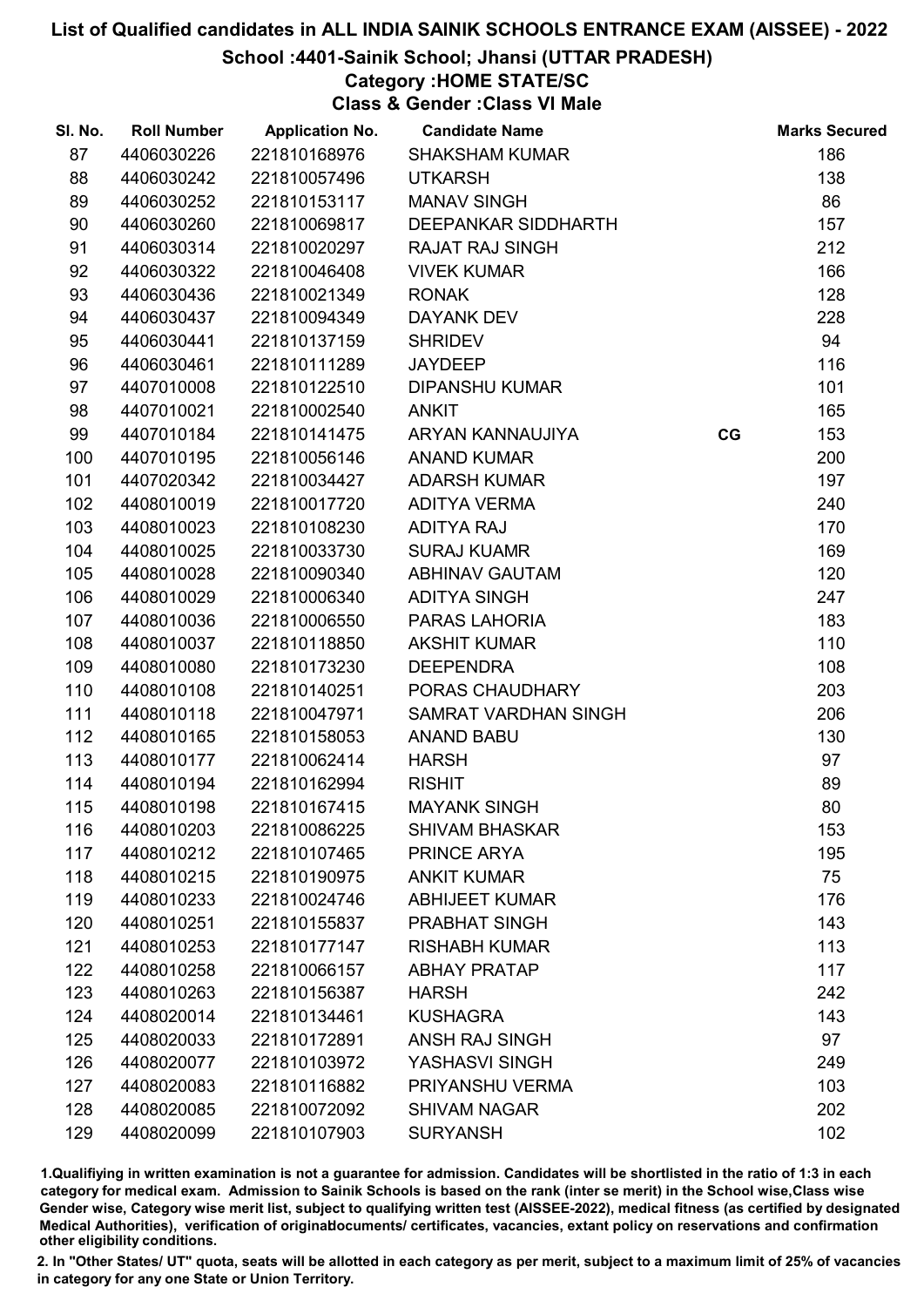# List of Qualified candidates in ALL INDIA SAINIK SCHOOLS ENTRANCE EXAM (AISSEE) - 2022

## School :4401-Sainik School; Jhansi (UTTAR PRADESH)

### Category :HOME STATE/SC

### Class & Gender :Class VI Male

| Sl. No. | Roll Number | Application No. | Candidate Name | | Marks Secured |
|---|---|---|---|---|---|
| 87 | 4406030226 | 221810168976 | SHAKSHAM KUMAR | | 186 |
| 88 | 4406030242 | 221810057496 | UTKARSH | | 138 |
| 89 | 4406030252 | 221810153117 | MANAV SINGH | | 86 |
| 90 | 4406030260 | 221810069817 | DEEPANKAR SIDDHARTH | | 157 |
| 91 | 4406030314 | 221810020297 | RAJAT RAJ SINGH | | 212 |
| 92 | 4406030322 | 221810046408 | VIVEK KUMAR | | 166 |
| 93 | 4406030436 | 221810021349 | RONAK | | 128 |
| 94 | 4406030437 | 221810094349 | DAYANK DEV | | 228 |
| 95 | 4406030441 | 221810137159 | SHRIDEV | | 94 |
| 96 | 4406030461 | 221810111289 | JAYDEEP | | 116 |
| 97 | 4407010008 | 221810122510 | DIPANSHU KUMAR | | 101 |
| 98 | 4407010021 | 221810002540 | ANKIT | | 165 |
| 99 | 4407010184 | 221810141475 | ARYAN KANNAUJIYA | CG | 153 |
| 100 | 4407010195 | 221810056146 | ANAND KUMAR | | 200 |
| 101 | 4407020342 | 221810034427 | ADARSH KUMAR | | 197 |
| 102 | 4408010019 | 221810017720 | ADITYA VERMA | | 240 |
| 103 | 4408010023 | 221810108230 | ADITYA RAJ | | 170 |
| 104 | 4408010025 | 221810033730 | SURAJ KUAMR | | 169 |
| 105 | 4408010028 | 221810090340 | ABHINAV GAUTAM | | 120 |
| 106 | 4408010029 | 221810006340 | ADITYA SINGH | | 247 |
| 107 | 4408010036 | 221810006550 | PARAS LAHORIA | | 183 |
| 108 | 4408010037 | 221810118850 | AKSHIT KUMAR | | 110 |
| 109 | 4408010080 | 221810173230 | DEEPENDRA | | 108 |
| 110 | 4408010108 | 221810140251 | PORAS CHAUDHARY | | 203 |
| 111 | 4408010118 | 221810047971 | SAMRAT VARDHAN SINGH | | 206 |
| 112 | 4408010165 | 221810158053 | ANAND BABU | | 130 |
| 113 | 4408010177 | 221810062414 | HARSH | | 97 |
| 114 | 4408010194 | 221810162994 | RISHIT | | 89 |
| 115 | 4408010198 | 221810167415 | MAYANK SINGH | | 80 |
| 116 | 4408010203 | 221810086225 | SHIVAM BHASKAR | | 153 |
| 117 | 4408010212 | 221810107465 | PRINCE ARYA | | 195 |
| 118 | 4408010215 | 221810190975 | ANKIT KUMAR | | 75 |
| 119 | 4408010233 | 221810024746 | ABHIJEET KUMAR | | 176 |
| 120 | 4408010251 | 221810155837 | PRABHAT SINGH | | 143 |
| 121 | 4408010253 | 221810177147 | RISHABH KUMAR | | 113 |
| 122 | 4408010258 | 221810066157 | ABHAY PRATAP | | 117 |
| 123 | 4408010263 | 221810156387 | HARSH | | 242 |
| 124 | 4408020014 | 221810134461 | KUSHAGRA | | 143 |
| 125 | 4408020033 | 221810172891 | ANSH RAJ SINGH | | 97 |
| 126 | 4408020077 | 221810103972 | YASHASVI SINGH | | 249 |
| 127 | 4408020083 | 221810116882 | PRIYANSHU VERMA | | 103 |
| 128 | 4408020085 | 221810072092 | SHIVAM NAGAR | | 202 |
| 129 | 4408020099 | 221810107903 | SURYANSH | | 102 |

1.Qualifying in written examination is not a guarantee for admission. Candidates will be shortlisted in the ratio of 1:3 in each category for medical exam. Admission to Sainik Schools is based on the rank (inter se merit) in the School wise,Class wise Gender wise, Category wise merit list, subject to qualifying written test (AISSEE-2022), medical fitness (as certified by designated Medical Authorities), verification of originaldocuments/ certificates, vacancies, extant policy on reservations and confirmation other eligibility conditions.

2. In "Other States/ UT" quota, seats will be allotted in each category as per merit, subject to a maximum limit of 25% of vacancies in category for any one State or Union Territory.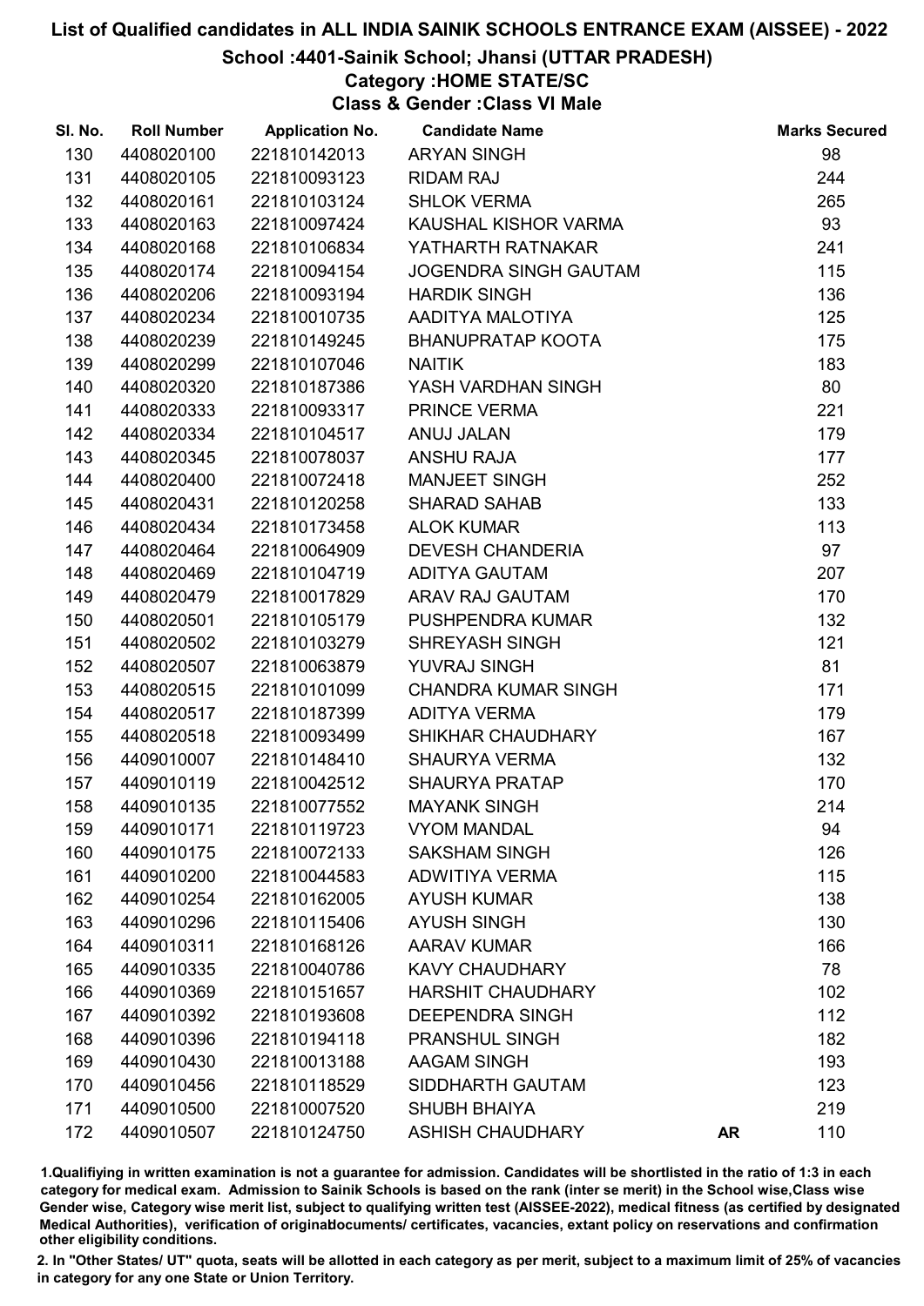# List of Qualified candidates in ALL INDIA SAINIK SCHOOLS ENTRANCE EXAM (AISSEE) - 2022

## School :4401-Sainik School; Jhansi (UTTAR PRADESH)

### Category :HOME STATE/SC

### Class & Gender :Class VI Male

| Sl. No. | Roll Number | Application No. | Candidate Name | | Marks Secured |
|---|---|---|---|---|---|
| 130 | 4408020100 | 221810142013 | ARYAN SINGH | | 98 |
| 131 | 4408020105 | 221810093123 | RIDAM RAJ | | 244 |
| 132 | 4408020161 | 221810103124 | SHLOK VERMA | | 265 |
| 133 | 4408020163 | 221810097424 | KAUSHAL KISHOR VARMA | | 93 |
| 134 | 4408020168 | 221810106834 | YATHARTH RATNAKAR | | 241 |
| 135 | 4408020174 | 221810094154 | JOGENDRA SINGH GAUTAM | | 115 |
| 136 | 4408020206 | 221810093194 | HARDIK SINGH | | 136 |
| 137 | 4408020234 | 221810010735 | AADITYA MALOTIYA | | 125 |
| 138 | 4408020239 | 221810149245 | BHANUPRATAP KOOTA | | 175 |
| 139 | 4408020299 | 221810107046 | NAITIK | | 183 |
| 140 | 4408020320 | 221810187386 | YASH VARDHAN SINGH | | 80 |
| 141 | 4408020333 | 221810093317 | PRINCE VERMA | | 221 |
| 142 | 4408020334 | 221810104517 | ANUJ JALAN | | 179 |
| 143 | 4408020345 | 221810078037 | ANSHU RAJA | | 177 |
| 144 | 4408020400 | 221810072418 | MANJEET SINGH | | 252 |
| 145 | 4408020431 | 221810120258 | SHARAD SAHAB | | 133 |
| 146 | 4408020434 | 221810173458 | ALOK KUMAR | | 113 |
| 147 | 4408020464 | 221810064909 | DEVESH CHANDERIA | | 97 |
| 148 | 4408020469 | 221810104719 | ADITYA GAUTAM | | 207 |
| 149 | 4408020479 | 221810017829 | ARAV RAJ GAUTAM | | 170 |
| 150 | 4408020501 | 221810105179 | PUSHPENDRA KUMAR | | 132 |
| 151 | 4408020502 | 221810103279 | SHREYASH SINGH | | 121 |
| 152 | 4408020507 | 221810063879 | YUVRAJ SINGH | | 81 |
| 153 | 4408020515 | 221810101099 | CHANDRA KUMAR SINGH | | 171 |
| 154 | 4408020517 | 221810187399 | ADITYA VERMA | | 179 |
| 155 | 4408020518 | 221810093499 | SHIKHAR CHAUDHARY | | 167 |
| 156 | 4409010007 | 221810148410 | SHAURYA VERMA | | 132 |
| 157 | 4409010119 | 221810042512 | SHAURYA PRATAP | | 170 |
| 158 | 4409010135 | 221810077552 | MAYANK SINGH | | 214 |
| 159 | 4409010171 | 221810119723 | VYOM MANDAL | | 94 |
| 160 | 4409010175 | 221810072133 | SAKSHAM SINGH | | 126 |
| 161 | 4409010200 | 221810044583 | ADWITIYA VERMA | | 115 |
| 162 | 4409010254 | 221810162005 | AYUSH KUMAR | | 138 |
| 163 | 4409010296 | 221810115406 | AYUSH SINGH | | 130 |
| 164 | 4409010311 | 221810168126 | AARAV KUMAR | | 166 |
| 165 | 4409010335 | 221810040786 | KAVY CHAUDHARY | | 78 |
| 166 | 4409010369 | 221810151657 | HARSHIT CHAUDHARY | | 102 |
| 167 | 4409010392 | 221810193608 | DEEPENDRA SINGH | | 112 |
| 168 | 4409010396 | 221810194118 | PRANSHUL SINGH | | 182 |
| 169 | 4409010430 | 221810013188 | AAGAM SINGH | | 193 |
| 170 | 4409010456 | 221810118529 | SIDDHARTH GAUTAM | | 123 |
| 171 | 4409010500 | 221810007520 | SHUBH BHAIYA | | 219 |
| 172 | 4409010507 | 221810124750 | ASHISH CHAUDHARY | AR | 110 |

1.Qualifiying in written examination is not a guarantee for admission. Candidates will be shortlisted in the ratio of 1:3 in each category for medical exam. Admission to Sainik Schools is based on the rank (inter se merit) in the School wise,Class wise Gender wise, Category wise merit list, subject to qualifying written test (AISSEE-2022), medical fitness (as certified by designated Medical Authorities), verification of originaldocuments/ certificates, vacancies, extant policy on reservations and confirmation other eligibility conditions.

2. In "Other States/ UT" quota, seats will be allotted in each category as per merit, subject to a maximum limit of 25% of vacancies in category for any one State or Union Territory.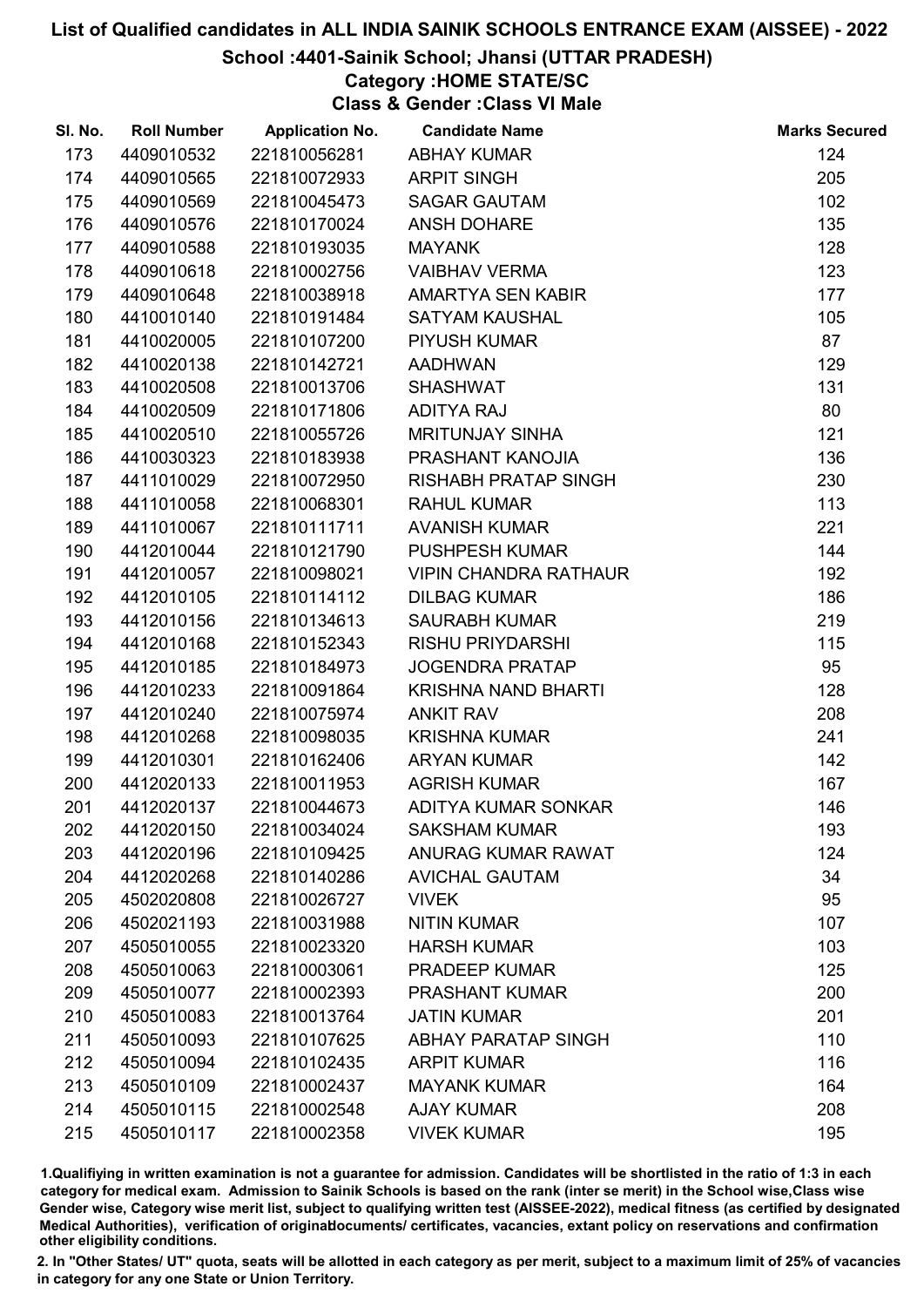# List of Qualified candidates in ALL INDIA SAINIK SCHOOLS ENTRANCE EXAM (AISSEE) - 2022

## School :4401-Sainik School; Jhansi (UTTAR PRADESH)

### Category :HOME STATE/SC

### Class & Gender :Class VI Male

| Sl. No. | Roll Number | Application No. | Candidate Name | Marks Secured |
|---|---|---|---|---|
| 173 | 4409010532 | 221810056281 | ABHAY KUMAR | 124 |
| 174 | 4409010565 | 221810072933 | ARPIT SINGH | 205 |
| 175 | 4409010569 | 221810045473 | SAGAR GAUTAM | 102 |
| 176 | 4409010576 | 221810170024 | ANSH DOHARE | 135 |
| 177 | 4409010588 | 221810193035 | MAYANK | 128 |
| 178 | 4409010618 | 221810002756 | VAIBHAV VERMA | 123 |
| 179 | 4409010648 | 221810038918 | AMARTYA SEN KABIR | 177 |
| 180 | 4410010140 | 221810191484 | SATYAM KAUSHAL | 105 |
| 181 | 4410020005 | 221810107200 | PIYUSH KUMAR | 87 |
| 182 | 4410020138 | 221810142721 | AADHWAN | 129 |
| 183 | 4410020508 | 221810013706 | SHASHWAT | 131 |
| 184 | 4410020509 | 221810171806 | ADITYA RAJ | 80 |
| 185 | 4410020510 | 221810055726 | MRITUNJAY SINHA | 121 |
| 186 | 4410030323 | 221810183938 | PRASHANT KANOJIA | 136 |
| 187 | 4411010029 | 221810072950 | RISHABH PRATAP SINGH | 230 |
| 188 | 4411010058 | 221810068301 | RAHUL KUMAR | 113 |
| 189 | 4411010067 | 221810111711 | AVANISH KUMAR | 221 |
| 190 | 4412010044 | 221810121790 | PUSHPESH KUMAR | 144 |
| 191 | 4412010057 | 221810098021 | VIPIN CHANDRA RATHAUR | 192 |
| 192 | 4412010105 | 221810114112 | DILBAG KUMAR | 186 |
| 193 | 4412010156 | 221810134613 | SAURABH KUMAR | 219 |
| 194 | 4412010168 | 221810152343 | RISHU PRIYDARSHI | 115 |
| 195 | 4412010185 | 221810184973 | JOGENDRA PRATAP | 95 |
| 196 | 4412010233 | 221810091864 | KRISHNA NAND BHARTI | 128 |
| 197 | 4412010240 | 221810075974 | ANKIT RAV | 208 |
| 198 | 4412010268 | 221810098035 | KRISHNA KUMAR | 241 |
| 199 | 4412010301 | 221810162406 | ARYAN KUMAR | 142 |
| 200 | 4412020133 | 221810011953 | AGRISH KUMAR | 167 |
| 201 | 4412020137 | 221810044673 | ADITYA KUMAR SONKAR | 146 |
| 202 | 4412020150 | 221810034024 | SAKSHAM KUMAR | 193 |
| 203 | 4412020196 | 221810109425 | ANURAG KUMAR RAWAT | 124 |
| 204 | 4412020268 | 221810140286 | AVICHAL GAUTAM | 34 |
| 205 | 4502020808 | 221810026727 | VIVEK | 95 |
| 206 | 4502021193 | 221810031988 | NITIN KUMAR | 107 |
| 207 | 4505010055 | 221810023320 | HARSH KUMAR | 103 |
| 208 | 4505010063 | 221810003061 | PRADEEP KUMAR | 125 |
| 209 | 4505010077 | 221810002393 | PRASHANT KUMAR | 200 |
| 210 | 4505010083 | 221810013764 | JATIN KUMAR | 201 |
| 211 | 4505010093 | 221810107625 | ABHAY PARATAP SINGH | 110 |
| 212 | 4505010094 | 221810102435 | ARPIT KUMAR | 116 |
| 213 | 4505010109 | 221810002437 | MAYANK KUMAR | 164 |
| 214 | 4505010115 | 221810002548 | AJAY KUMAR | 208 |
| 215 | 4505010117 | 221810002358 | VIVEK KUMAR | 195 |

1.Qualifiying in written examination is not a guarantee for admission. Candidates will be shortlisted in the ratio of 1:3 in each category for medical exam. Admission to Sainik Schools is based on the rank (inter se merit) in the School wise,Class wise Gender wise, Category wise merit list, subject to qualifying written test (AISSEE-2022), medical fitness (as certified by designated Medical Authorities), verification of originaldocuments/ certificates, vacancies, extant policy on reservations and confirmation other eligibility conditions.

2. In "Other States/ UT" quota, seats will be allotted in each category as per merit, subject to a maximum limit of 25% of vacancies in category for any one State or Union Territory.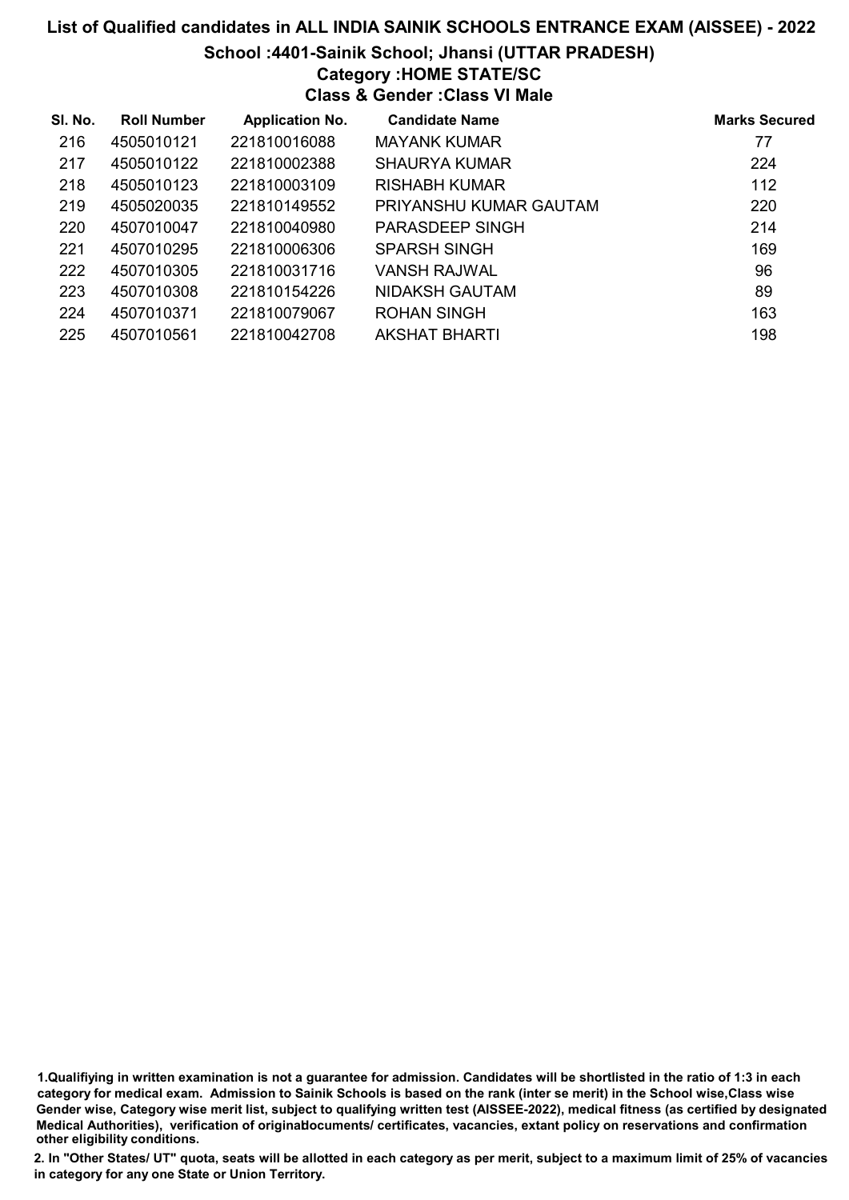# List of Qualified candidates in ALL INDIA SAINIK SCHOOLS ENTRANCE EXAM (AISSEE) - 2022

## School :4401-Sainik School; Jhansi (UTTAR PRADESH)

### Category :HOME STATE/SC

### Class & Gender :Class VI Male

| Sl. No. | Roll Number | Application No. | Candidate Name | Marks Secured |
|---|---|---|---|---|
| 216 | 4505010121 | 221810016088 | MAYANK KUMAR | 77 |
| 217 | 4505010122 | 221810002388 | SHAURYA KUMAR | 224 |
| 218 | 4505010123 | 221810003109 | RISHABH KUMAR | 112 |
| 219 | 4505020035 | 221810149552 | PRIYANSHU KUMAR GAUTAM | 220 |
| 220 | 4507010047 | 221810040980 | PARASDEEP SINGH | 214 |
| 221 | 4507010295 | 221810006306 | SPARSH SINGH | 169 |
| 222 | 4507010305 | 221810031716 | VANSH RAJWAL | 96 |
| 223 | 4507010308 | 221810154226 | NIDAKSH GAUTAM | 89 |
| 224 | 4507010371 | 221810079067 | ROHAN SINGH | 163 |
| 225 | 4507010561 | 221810042708 | AKSHAT BHARTI | 198 |

1.Qualifiying in written examination is not a guarantee for admission. Candidates will be shortlisted in the ratio of 1:3 in each category for medical exam. Admission to Sainik Schools is based on the rank (inter se merit) in the School wise,Class wise Gender wise, Category wise merit list, subject to qualifying written test (AISSEE-2022), medical fitness (as certified by designated Medical Authorities), verification of originaldocuments/ certificates, vacancies, extant policy on reservations and confirmation other eligibility conditions.

2. In "Other States/ UT" quota, seats will be allotted in each category as per merit, subject to a maximum limit of 25% of vacancies in category for any one State or Union Territory.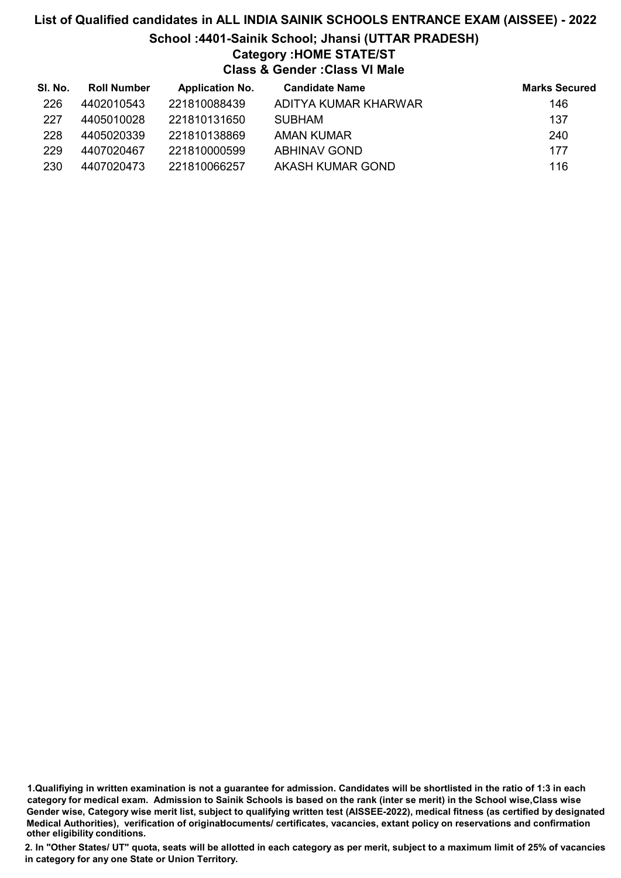# List of Qualified candidates in ALL INDIA SAINIK SCHOOLS ENTRANCE EXAM (AISSEE) - 2022

## School :4401-Sainik School; Jhansi (UTTAR PRADESH)

### Category :HOME STATE/ST

### Class & Gender :Class VI Male

| Sl. No. | Roll Number | Application No. | Candidate Name | Marks Secured |
|---|---|---|---|---|
| 226 | 4402010543 | 221810088439 | ADITYA KUMAR KHARWAR | 146 |
| 227 | 4405010028 | 221810131650 | SUBHAM | 137 |
| 228 | 4405020339 | 221810138869 | AMAN KUMAR | 240 |
| 229 | 4407020467 | 221810000599 | ABHINAV GOND | 177 |
| 230 | 4407020473 | 221810066257 | AKASH KUMAR GOND | 116 |

1.Qualifiying in written examination is not a guarantee for admission. Candidates will be shortlisted in the ratio of 1:3 in each category for medical exam. Admission to Sainik Schools is based on the rank (inter se merit) in the School wise,Class wise Gender wise, Category wise merit list, subject to qualifying written test (AISSEE-2022), medical fitness (as certified by designated Medical Authorities), verification of originaldocuments/ certificates, vacancies, extant policy on reservations and confirmation other eligibility conditions.

2. In "Other States/ UT" quota, seats will be allotted in each category as per merit, subject to a maximum limit of 25% of vacancies in category for any one State or Union Territory.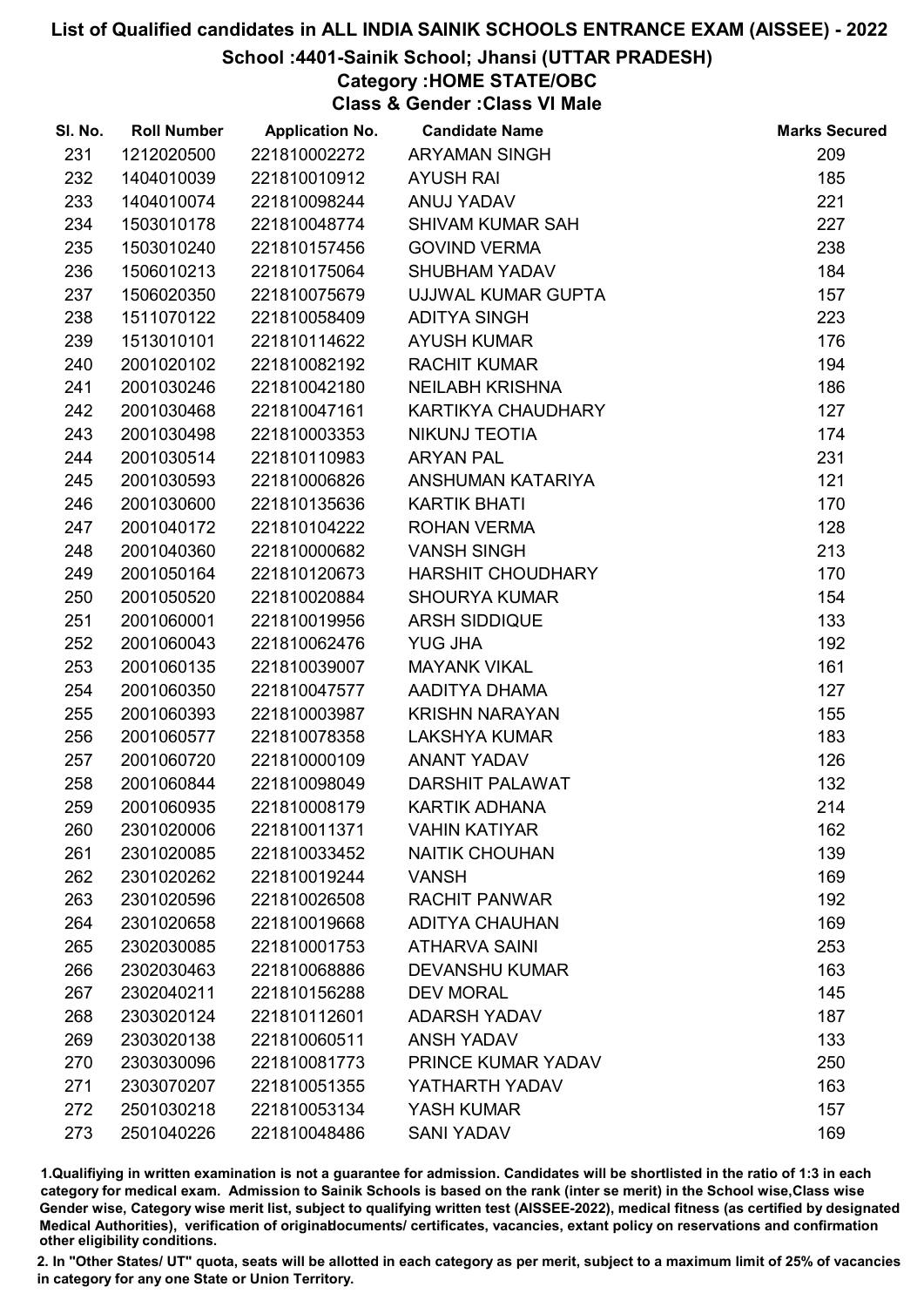# List of Qualified candidates in ALL INDIA SAINIK SCHOOLS ENTRANCE EXAM (AISSEE) - 2022

## School :4401-Sainik School; Jhansi (UTTAR PRADESH)

### Category :HOME STATE/OBC

### Class & Gender :Class VI Male

| Sl. No. | Roll Number | Application No. | Candidate Name | Marks Secured |
|---|---|---|---|---|
| 231 | 1212020500 | 221810002272 | ARYAMAN SINGH | 209 |
| 232 | 1404010039 | 221810010912 | AYUSH RAI | 185 |
| 233 | 1404010074 | 221810098244 | ANUJ YADAV | 221 |
| 234 | 1503010178 | 221810048774 | SHIVAM KUMAR SAH | 227 |
| 235 | 1503010240 | 221810157456 | GOVIND VERMA | 238 |
| 236 | 1506010213 | 221810175064 | SHUBHAM YADAV | 184 |
| 237 | 1506020350 | 221810075679 | UJJWAL KUMAR GUPTA | 157 |
| 238 | 1511070122 | 221810058409 | ADITYA SINGH | 223 |
| 239 | 1513010101 | 221810114622 | AYUSH KUMAR | 176 |
| 240 | 2001020102 | 221810082192 | RACHIT KUMAR | 194 |
| 241 | 2001030246 | 221810042180 | NEILABH KRISHNA | 186 |
| 242 | 2001030468 | 221810047161 | KARTIKYA CHAUDHARY | 127 |
| 243 | 2001030498 | 221810003353 | NIKUNJ TEOTIA | 174 |
| 244 | 2001030514 | 221810110983 | ARYAN PAL | 231 |
| 245 | 2001030593 | 221810006826 | ANSHUMAN KATARIYA | 121 |
| 246 | 2001030600 | 221810135636 | KARTIK BHATI | 170 |
| 247 | 2001040172 | 221810104222 | ROHAN VERMA | 128 |
| 248 | 2001040360 | 221810000682 | VANSH SINGH | 213 |
| 249 | 2001050164 | 221810120673 | HARSHIT CHOUDHARY | 170 |
| 250 | 2001050520 | 221810020884 | SHOURYA KUMAR | 154 |
| 251 | 2001060001 | 221810019956 | ARSH SIDDIQUE | 133 |
| 252 | 2001060043 | 221810062476 | YUG JHA | 192 |
| 253 | 2001060135 | 221810039007 | MAYANK VIKAL | 161 |
| 254 | 2001060350 | 221810047577 | AADITYA DHAMA | 127 |
| 255 | 2001060393 | 221810003987 | KRISHN NARAYAN | 155 |
| 256 | 2001060577 | 221810078358 | LAKSHYA KUMAR | 183 |
| 257 | 2001060720 | 221810000109 | ANANT YADAV | 126 |
| 258 | 2001060844 | 221810098049 | DARSHIT PALAWAT | 132 |
| 259 | 2001060935 | 221810008179 | KARTIK ADHANA | 214 |
| 260 | 2301020006 | 221810011371 | VAHIN KATIYAR | 162 |
| 261 | 2301020085 | 221810033452 | NAITIK CHOUHAN | 139 |
| 262 | 2301020262 | 221810019244 | VANSH | 169 |
| 263 | 2301020596 | 221810026508 | RACHIT PANWAR | 192 |
| 264 | 2301020658 | 221810019668 | ADITYA CHAUHAN | 169 |
| 265 | 2302030085 | 221810001753 | ATHARVA SAINI | 253 |
| 266 | 2302030463 | 221810068886 | DEVANSHU KUMAR | 163 |
| 267 | 2302040211 | 221810156288 | DEV MORAL | 145 |
| 268 | 2303020124 | 221810112601 | ADARSH YADAV | 187 |
| 269 | 2303020138 | 221810060511 | ANSH YADAV | 133 |
| 270 | 2303030096 | 221810081773 | PRINCE KUMAR YADAV | 250 |
| 271 | 2303070207 | 221810051355 | YATHARTH YADAV | 163 |
| 272 | 2501030218 | 221810053134 | YASH KUMAR | 157 |
| 273 | 2501040226 | 221810048486 | SANI YADAV | 169 |

1.Qualifiying in written examination is not a guarantee for admission. Candidates will be shortlisted in the ratio of 1:3 in each category for medical exam. Admission to Sainik Schools is based on the rank (inter se merit) in the School wise,Class wise Gender wise, Category wise merit list, subject to qualifying written test (AISSEE-2022), medical fitness (as certified by designated Medical Authorities), verification of originaldocuments/ certificates, vacancies, extant policy on reservations and confirmation other eligibility conditions.

2. In "Other States/ UT" quota, seats will be allotted in each category as per merit, subject to a maximum limit of 25% of vacancies in category for any one State or Union Territory.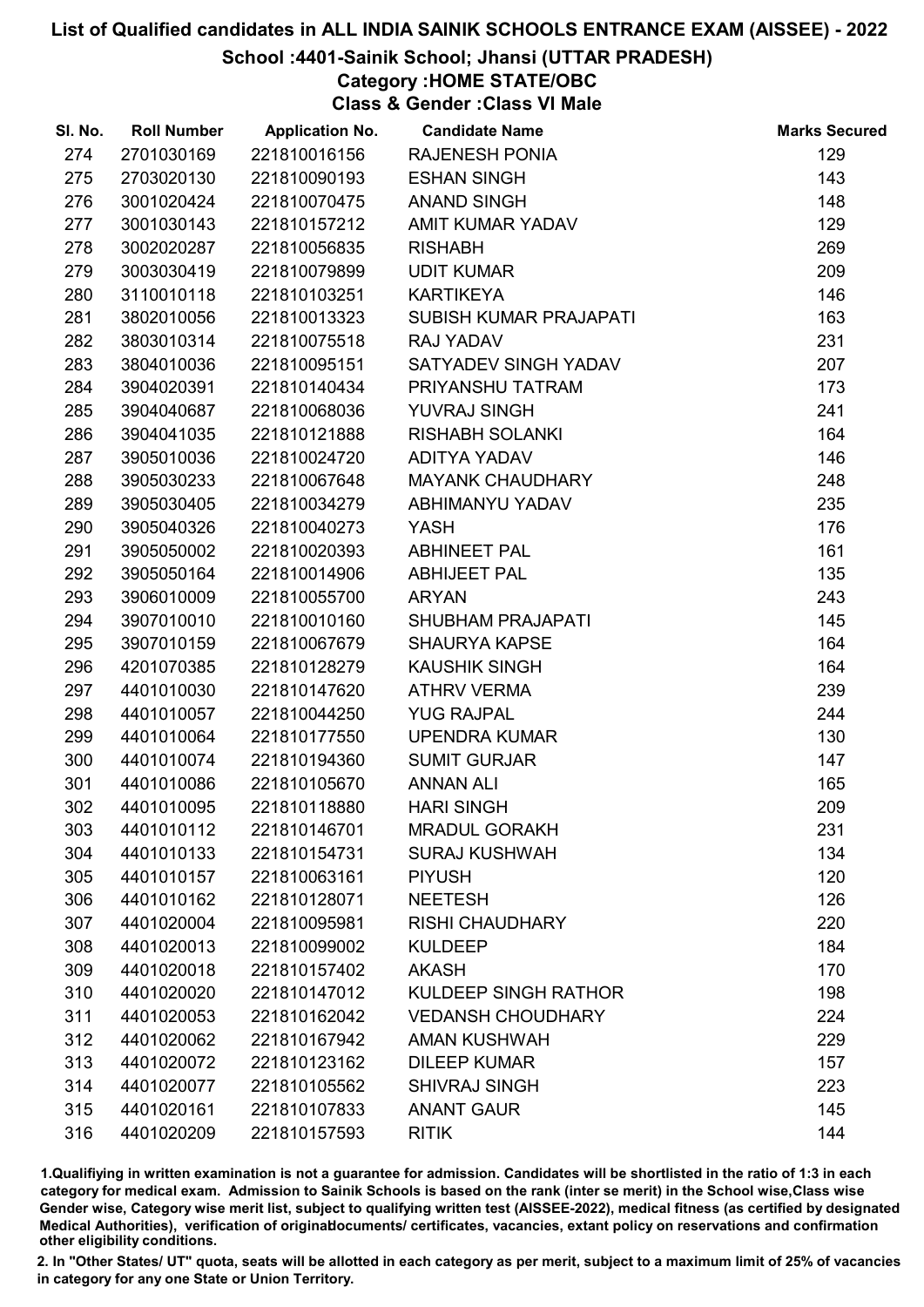# List of Qualified candidates in ALL INDIA SAINIK SCHOOLS ENTRANCE EXAM (AISSEE) - 2022

## School :4401-Sainik School; Jhansi (UTTAR PRADESH)

### Category :HOME STATE/OBC

### Class & Gender :Class VI Male

| Sl. No. | Roll Number | Application No. | Candidate Name | Marks Secured |
|---|---|---|---|---|
| 274 | 2701030169 | 221810016156 | RAJENESH PONIA | 129 |
| 275 | 2703020130 | 221810090193 | ESHAN SINGH | 143 |
| 276 | 3001020424 | 221810070475 | ANAND SINGH | 148 |
| 277 | 3001030143 | 221810157212 | AMIT KUMAR YADAV | 129 |
| 278 | 3002020287 | 221810056835 | RISHABH | 269 |
| 279 | 3003030419 | 221810079899 | UDIT KUMAR | 209 |
| 280 | 3110010118 | 221810103251 | KARTIKEYA | 146 |
| 281 | 3802010056 | 221810013323 | SUBISH KUMAR PRAJAPATI | 163 |
| 282 | 3803010314 | 221810075518 | RAJ YADAV | 231 |
| 283 | 3804010036 | 221810095151 | SATYADEV SINGH YADAV | 207 |
| 284 | 3904020391 | 221810140434 | PRIYANSHU TATRAM | 173 |
| 285 | 3904040687 | 221810068036 | YUVRAJ SINGH | 241 |
| 286 | 3904041035 | 221810121888 | RISHABH SOLANKI | 164 |
| 287 | 3905010036 | 221810024720 | ADITYA YADAV | 146 |
| 288 | 3905030233 | 221810067648 | MAYANK CHAUDHARY | 248 |
| 289 | 3905030405 | 221810034279 | ABHIMANYU YADAV | 235 |
| 290 | 3905040326 | 221810040273 | YASH | 176 |
| 291 | 3905050002 | 221810020393 | ABHINEET PAL | 161 |
| 292 | 3905050164 | 221810014906 | ABHIJEET PAL | 135 |
| 293 | 3906010009 | 221810055700 | ARYAN | 243 |
| 294 | 3907010010 | 221810010160 | SHUBHAM PRAJAPATI | 145 |
| 295 | 3907010159 | 221810067679 | SHAURYA KAPSE | 164 |
| 296 | 4201070385 | 221810128279 | KAUSHIK SINGH | 164 |
| 297 | 4401010030 | 221810147620 | ATHRV VERMA | 239 |
| 298 | 4401010057 | 221810044250 | YUG RAJPAL | 244 |
| 299 | 4401010064 | 221810177550 | UPENDRA KUMAR | 130 |
| 300 | 4401010074 | 221810194360 | SUMIT GURJAR | 147 |
| 301 | 4401010086 | 221810105670 | ANNAN ALI | 165 |
| 302 | 4401010095 | 221810118880 | HARI SINGH | 209 |
| 303 | 4401010112 | 221810146701 | MRADUL GORAKH | 231 |
| 304 | 4401010133 | 221810154731 | SURAJ KUSHWAH | 134 |
| 305 | 4401010157 | 221810063161 | PIYUSH | 120 |
| 306 | 4401010162 | 221810128071 | NEETESH | 126 |
| 307 | 4401020004 | 221810095981 | RISHI CHAUDHARY | 220 |
| 308 | 4401020013 | 221810099002 | KULDEEP | 184 |
| 309 | 4401020018 | 221810157402 | AKASH | 170 |
| 310 | 4401020020 | 221810147012 | KULDEEP SINGH RATHOR | 198 |
| 311 | 4401020053 | 221810162042 | VEDANSH CHOUDHARY | 224 |
| 312 | 4401020062 | 221810167942 | AMAN KUSHWAH | 229 |
| 313 | 4401020072 | 221810123162 | DILEEP KUMAR | 157 |
| 314 | 4401020077 | 221810105562 | SHIVRAJ SINGH | 223 |
| 315 | 4401020161 | 221810107833 | ANANT GAUR | 145 |
| 316 | 4401020209 | 221810157593 | RITIK | 144 |

1.Qualifiying in written examination is not a guarantee for admission. Candidates will be shortlisted in the ratio of 1:3 in each category for medical exam. Admission to Sainik Schools is based on the rank (inter se merit) in the School wise,Class wise Gender wise, Category wise merit list, subject to qualifying written test (AISSEE-2022), medical fitness (as certified by designated Medical Authorities), verification of originaldocuments/ certificates, vacancies, extant policy on reservations and confirmation other eligibility conditions.

2. In "Other States/ UT" quota, seats will be allotted in each category as per merit, subject to a maximum limit of 25% of vacancies in category for any one State or Union Territory.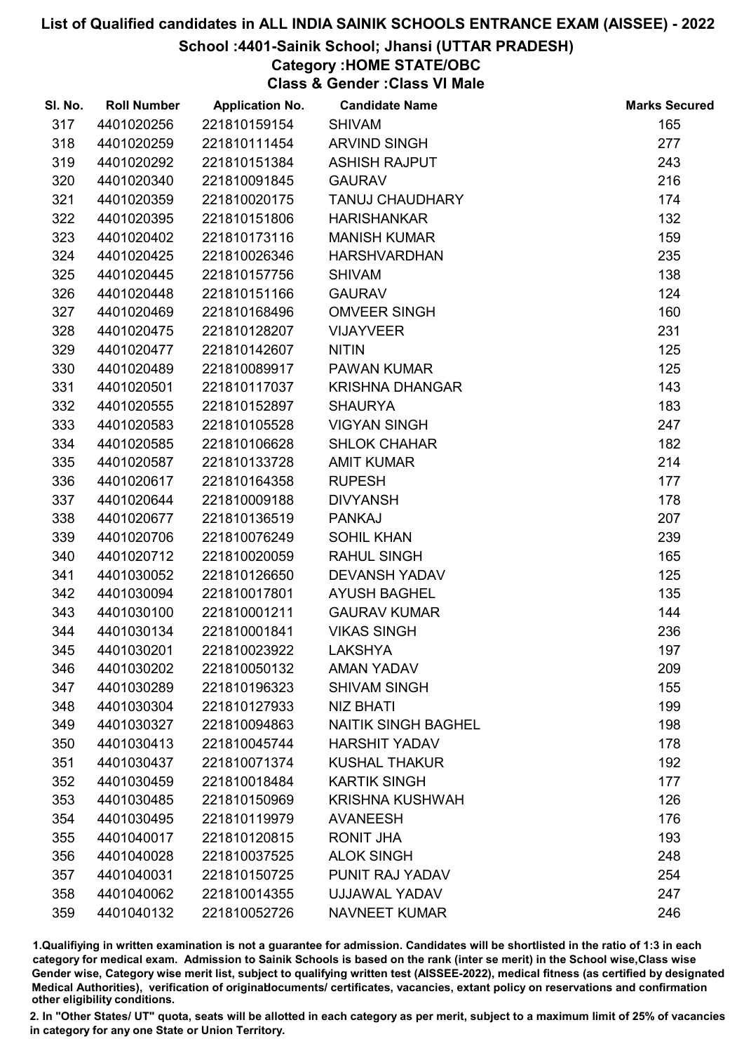# List of Qualified candidates in ALL INDIA SAINIK SCHOOLS ENTRANCE EXAM (AISSEE) - 2022

## School :4401-Sainik School; Jhansi (UTTAR PRADESH)

### Category :HOME STATE/OBC

### Class & Gender :Class VI Male

| Sl. No. | Roll Number | Application No. | Candidate Name | Marks Secured |
|---|---|---|---|---|
| 317 | 4401020256 | 221810159154 | SHIVAM | 165 |
| 318 | 4401020259 | 221810111454 | ARVIND SINGH | 277 |
| 319 | 4401020292 | 221810151384 | ASHISH RAJPUT | 243 |
| 320 | 4401020340 | 221810091845 | GAURAV | 216 |
| 321 | 4401020359 | 221810020175 | TANUJ CHAUDHARY | 174 |
| 322 | 4401020395 | 221810151806 | HARISHANKAR | 132 |
| 323 | 4401020402 | 221810173116 | MANISH KUMAR | 159 |
| 324 | 4401020425 | 221810026346 | HARSHVARDHAN | 235 |
| 325 | 4401020445 | 221810157756 | SHIVAM | 138 |
| 326 | 4401020448 | 221810151166 | GAURAV | 124 |
| 327 | 4401020469 | 221810168496 | OMVEER SINGH | 160 |
| 328 | 4401020475 | 221810128207 | VIJAYVEER | 231 |
| 329 | 4401020477 | 221810142607 | NITIN | 125 |
| 330 | 4401020489 | 221810089917 | PAWAN KUMAR | 125 |
| 331 | 4401020501 | 221810117037 | KRISHNA DHANGAR | 143 |
| 332 | 4401020555 | 221810152897 | SHAURYA | 183 |
| 333 | 4401020583 | 221810105528 | VIGYAN SINGH | 247 |
| 334 | 4401020585 | 221810106628 | SHLOK CHAHAR | 182 |
| 335 | 4401020587 | 221810133728 | AMIT KUMAR | 214 |
| 336 | 4401020617 | 221810164358 | RUPESH | 177 |
| 337 | 4401020644 | 221810009188 | DIVYANSH | 178 |
| 338 | 4401020677 | 221810136519 | PANKAJ | 207 |
| 339 | 4401020706 | 221810076249 | SOHIL KHAN | 239 |
| 340 | 4401020712 | 221810020059 | RAHUL SINGH | 165 |
| 341 | 4401030052 | 221810126650 | DEVANSH YADAV | 125 |
| 342 | 4401030094 | 221810017801 | AYUSH BAGHEL | 135 |
| 343 | 4401030100 | 221810001211 | GAURAV KUMAR | 144 |
| 344 | 4401030134 | 221810001841 | VIKAS SINGH | 236 |
| 345 | 4401030201 | 221810023922 | LAKSHYA | 197 |
| 346 | 4401030202 | 221810050132 | AMAN YADAV | 209 |
| 347 | 4401030289 | 221810196323 | SHIVAM SINGH | 155 |
| 348 | 4401030304 | 221810127933 | NIZ BHATI | 199 |
| 349 | 4401030327 | 221810094863 | NAITIK SINGH BAGHEL | 198 |
| 350 | 4401030413 | 221810045744 | HARSHIT YADAV | 178 |
| 351 | 4401030437 | 221810071374 | KUSHAL THAKUR | 192 |
| 352 | 4401030459 | 221810018484 | KARTIK SINGH | 177 |
| 353 | 4401030485 | 221810150969 | KRISHNA KUSHWAH | 126 |
| 354 | 4401030495 | 221810119979 | AVANEESH | 176 |
| 355 | 4401040017 | 221810120815 | RONIT JHA | 193 |
| 356 | 4401040028 | 221810037525 | ALOK SINGH | 248 |
| 357 | 4401040031 | 221810150725 | PUNIT RAJ YADAV | 254 |
| 358 | 4401040062 | 221810014355 | UJJAWAL YADAV | 247 |
| 359 | 4401040132 | 221810052726 | NAVNEET KUMAR | 246 |

1.Qualifying in written examination is not a guarantee for admission. Candidates will be shortlisted in the ratio of 1:3 in each category for medical exam. Admission to Sainik Schools is based on the rank (inter se merit) in the School wise,Class wise Gender wise, Category wise merit list, subject to qualifying written test (AISSEE-2022), medical fitness (as certified by designated Medical Authorities), verification of originaldocuments/ certificates, vacancies, extant policy on reservations and confirmation other eligibility conditions.

2. In "Other States/ UT" quota, seats will be allotted in each category as per merit, subject to a maximum limit of 25% of vacancies in category for any one State or Union Territory.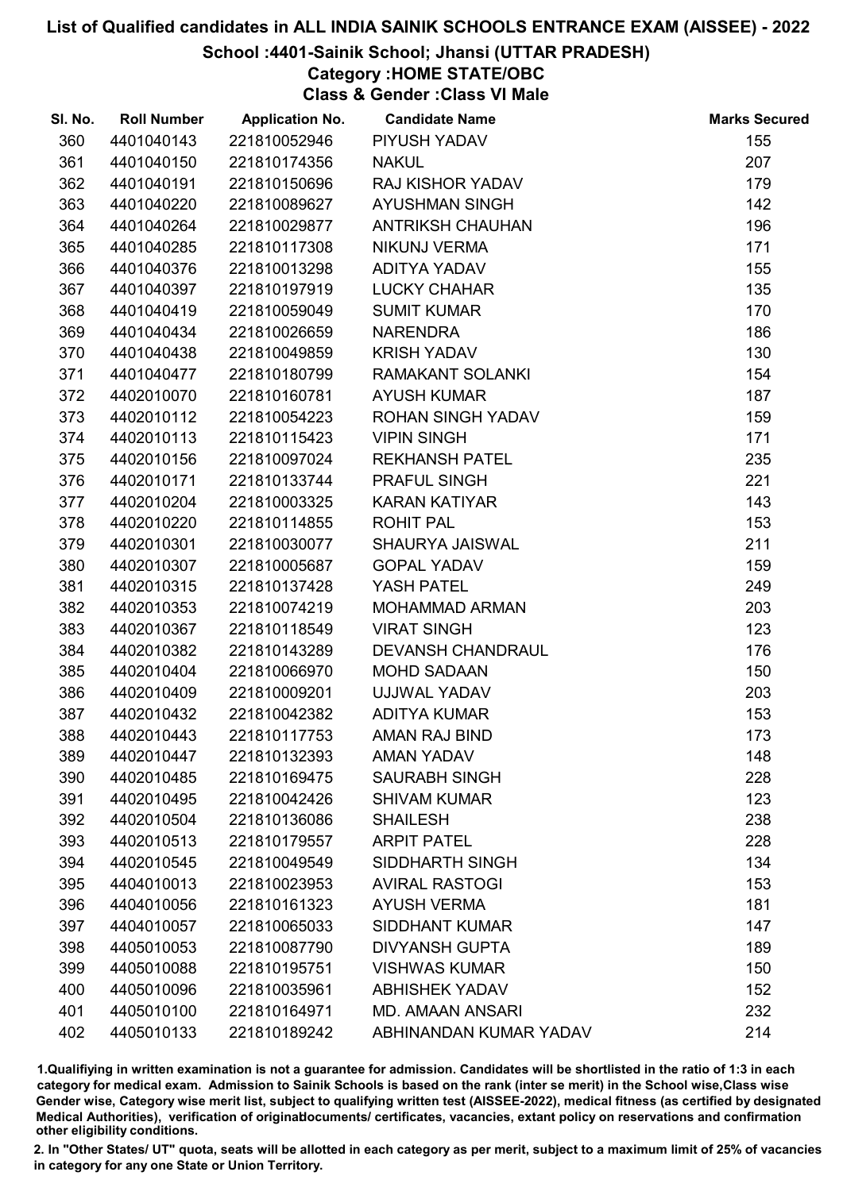# List of Qualified candidates in ALL INDIA SAINIK SCHOOLS ENTRANCE EXAM (AISSEE) - 2022

## School :4401-Sainik School; Jhansi (UTTAR PRADESH)

### Category :HOME STATE/OBC

### Class & Gender :Class VI Male

| Sl. No. | Roll Number | Application No. | Candidate Name | Marks Secured |
|---|---|---|---|---|
| 360 | 4401040143 | 221810052946 | PIYUSH YADAV | 155 |
| 361 | 4401040150 | 221810174356 | NAKUL | 207 |
| 362 | 4401040191 | 221810150696 | RAJ KISHOR YADAV | 179 |
| 363 | 4401040220 | 221810089627 | AYUSHMAN SINGH | 142 |
| 364 | 4401040264 | 221810029877 | ANTRIKSH CHAUHAN | 196 |
| 365 | 4401040285 | 221810117308 | NIKUNJ VERMA | 171 |
| 366 | 4401040376 | 221810013298 | ADITYA YADAV | 155 |
| 367 | 4401040397 | 221810197919 | LUCKY CHAHAR | 135 |
| 368 | 4401040419 | 221810059049 | SUMIT KUMAR | 170 |
| 369 | 4401040434 | 221810026659 | NARENDRA | 186 |
| 370 | 4401040438 | 221810049859 | KRISH YADAV | 130 |
| 371 | 4401040477 | 221810180799 | RAMAKANT SOLANKI | 154 |
| 372 | 4402010070 | 221810160781 | AYUSH KUMAR | 187 |
| 373 | 4402010112 | 221810054223 | ROHAN SINGH YADAV | 159 |
| 374 | 4402010113 | 221810115423 | VIPIN SINGH | 171 |
| 375 | 4402010156 | 221810097024 | REKHANSH PATEL | 235 |
| 376 | 4402010171 | 221810133744 | PRAFUL SINGH | 221 |
| 377 | 4402010204 | 221810003325 | KARAN KATIYAR | 143 |
| 378 | 4402010220 | 221810114855 | ROHIT PAL | 153 |
| 379 | 4402010301 | 221810030077 | SHAURYA JAISWAL | 211 |
| 380 | 4402010307 | 221810005687 | GOPAL YADAV | 159 |
| 381 | 4402010315 | 221810137428 | YASH PATEL | 249 |
| 382 | 4402010353 | 221810074219 | MOHAMMAD ARMAN | 203 |
| 383 | 4402010367 | 221810118549 | VIRAT SINGH | 123 |
| 384 | 4402010382 | 221810143289 | DEVANSH CHANDRAUL | 176 |
| 385 | 4402010404 | 221810066970 | MOHD SADAAN | 150 |
| 386 | 4402010409 | 221810009201 | UJJWAL YADAV | 203 |
| 387 | 4402010432 | 221810042382 | ADITYA KUMAR | 153 |
| 388 | 4402010443 | 221810117753 | AMAN RAJ BIND | 173 |
| 389 | 4402010447 | 221810132393 | AMAN YADAV | 148 |
| 390 | 4402010485 | 221810169475 | SAURABH SINGH | 228 |
| 391 | 4402010495 | 221810042426 | SHIVAM KUMAR | 123 |
| 392 | 4402010504 | 221810136086 | SHAILESH | 238 |
| 393 | 4402010513 | 221810179557 | ARPIT PATEL | 228 |
| 394 | 4402010545 | 221810049549 | SIDDHARTH SINGH | 134 |
| 395 | 4404010013 | 221810023953 | AVIRAL RASTOGI | 153 |
| 396 | 4404010056 | 221810161323 | AYUSH VERMA | 181 |
| 397 | 4404010057 | 221810065033 | SIDDHANT KUMAR | 147 |
| 398 | 4405010053 | 221810087790 | DIVYANSH GUPTA | 189 |
| 399 | 4405010088 | 221810195751 | VISHWAS KUMAR | 150 |
| 400 | 4405010096 | 221810035961 | ABHISHEK YADAV | 152 |
| 401 | 4405010100 | 221810164971 | MD. AMAAN ANSARI | 232 |
| 402 | 4405010133 | 221810189242 | ABHINANDAN KUMAR YADAV | 214 |

1.Qualifiying in written examination is not a guarantee for admission. Candidates will be shortlisted in the ratio of 1:3 in each category for medical exam. Admission to Sainik Schools is based on the rank (inter se merit) in the School wise,Class wise Gender wise, Category wise merit list, subject to qualifying written test (AISSEE-2022), medical fitness (as certified by designated Medical Authorities), verification of originaldocuments/ certificates, vacancies, extant policy on reservations and confirmation other eligibility conditions.

2. In "Other States/ UT" quota, seats will be allotted in each category as per merit, subject to a maximum limit of 25% of vacancies in category for any one State or Union Territory.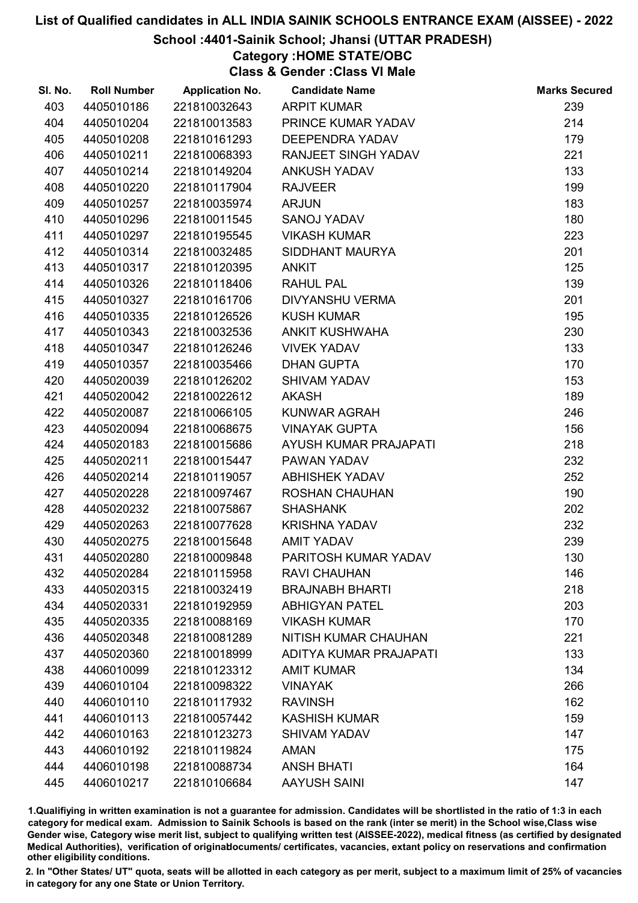# List of Qualified candidates in ALL INDIA SAINIK SCHOOLS ENTRANCE EXAM (AISSEE) - 2022

## School :4401-Sainik School; Jhansi (UTTAR PRADESH)

### Category :HOME STATE/OBC

### Class & Gender :Class VI Male

| Sl. No. | Roll Number | Application No. | Candidate Name | Marks Secured |
|---|---|---|---|---|
| 403 | 4405010186 | 221810032643 | ARPIT KUMAR | 239 |
| 404 | 4405010204 | 221810013583 | PRINCE KUMAR YADAV | 214 |
| 405 | 4405010208 | 221810161293 | DEEPENDRA YADAV | 179 |
| 406 | 4405010211 | 221810068393 | RANJEET SINGH YADAV | 221 |
| 407 | 4405010214 | 221810149204 | ANKUSH YADAV | 133 |
| 408 | 4405010220 | 221810117904 | RAJVEER | 199 |
| 409 | 4405010257 | 221810035974 | ARJUN | 183 |
| 410 | 4405010296 | 221810011545 | SANOJ YADAV | 180 |
| 411 | 4405010297 | 221810195545 | VIKASH KUMAR | 223 |
| 412 | 4405010314 | 221810032485 | SIDDHANT MAURYA | 201 |
| 413 | 4405010317 | 221810120395 | ANKIT | 125 |
| 414 | 4405010326 | 221810118406 | RAHUL PAL | 139 |
| 415 | 4405010327 | 221810161706 | DIVYANSHU VERMA | 201 |
| 416 | 4405010335 | 221810126526 | KUSH KUMAR | 195 |
| 417 | 4405010343 | 221810032536 | ANKIT KUSHWAHA | 230 |
| 418 | 4405010347 | 221810126246 | VIVEK YADAV | 133 |
| 419 | 4405010357 | 221810035466 | DHAN GUPTA | 170 |
| 420 | 4405020039 | 221810126202 | SHIVAM YADAV | 153 |
| 421 | 4405020042 | 221810022612 | AKASH | 189 |
| 422 | 4405020087 | 221810066105 | KUNWAR AGRAH | 246 |
| 423 | 4405020094 | 221810068675 | VINAYAK GUPTA | 156 |
| 424 | 4405020183 | 221810015686 | AYUSH KUMAR PRAJAPATI | 218 |
| 425 | 4405020211 | 221810015447 | PAWAN YADAV | 232 |
| 426 | 4405020214 | 221810119057 | ABHISHEK YADAV | 252 |
| 427 | 4405020228 | 221810097467 | ROSHAN CHAUHAN | 190 |
| 428 | 4405020232 | 221810075867 | SHASHANK | 202 |
| 429 | 4405020263 | 221810077628 | KRISHNA YADAV | 232 |
| 430 | 4405020275 | 221810015648 | AMIT YADAV | 239 |
| 431 | 4405020280 | 221810009848 | PARITOSH KUMAR YADAV | 130 |
| 432 | 4405020284 | 221810115958 | RAVI CHAUHAN | 146 |
| 433 | 4405020315 | 221810032419 | BRAJNABH BHARTI | 218 |
| 434 | 4405020331 | 221810192959 | ABHIGYAN PATEL | 203 |
| 435 | 4405020335 | 221810088169 | VIKASH KUMAR | 170 |
| 436 | 4405020348 | 221810081289 | NITISH KUMAR CHAUHAN | 221 |
| 437 | 4405020360 | 221810018999 | ADITYA KUMAR PRAJAPATI | 133 |
| 438 | 4406010099 | 221810123312 | AMIT KUMAR | 134 |
| 439 | 4406010104 | 221810098322 | VINAYAK | 266 |
| 440 | 4406010110 | 221810117932 | RAVINSH | 162 |
| 441 | 4406010113 | 221810057442 | KASHISH KUMAR | 159 |
| 442 | 4406010163 | 221810123273 | SHIVAM YADAV | 147 |
| 443 | 4406010192 | 221810119824 | AMAN | 175 |
| 444 | 4406010198 | 221810088734 | ANSH BHATI | 164 |
| 445 | 4406010217 | 221810106684 | AAYUSH SAINI | 147 |

1.Qualifiying in written examination is not a guarantee for admission. Candidates will be shortlisted in the ratio of 1:3 in each category for medical exam. Admission to Sainik Schools is based on the rank (inter se merit) in the School wise,Class wise Gender wise, Category wise merit list, subject to qualifying written test (AISSEE-2022), medical fitness (as certified by designated Medical Authorities), verification of originaldocuments/ certificates, vacancies, extant policy on reservations and confirmation other eligibility conditions.

2. In "Other States/ UT" quota, seats will be allotted in each category as per merit, subject to a maximum limit of 25% of vacancies in category for any one State or Union Territory.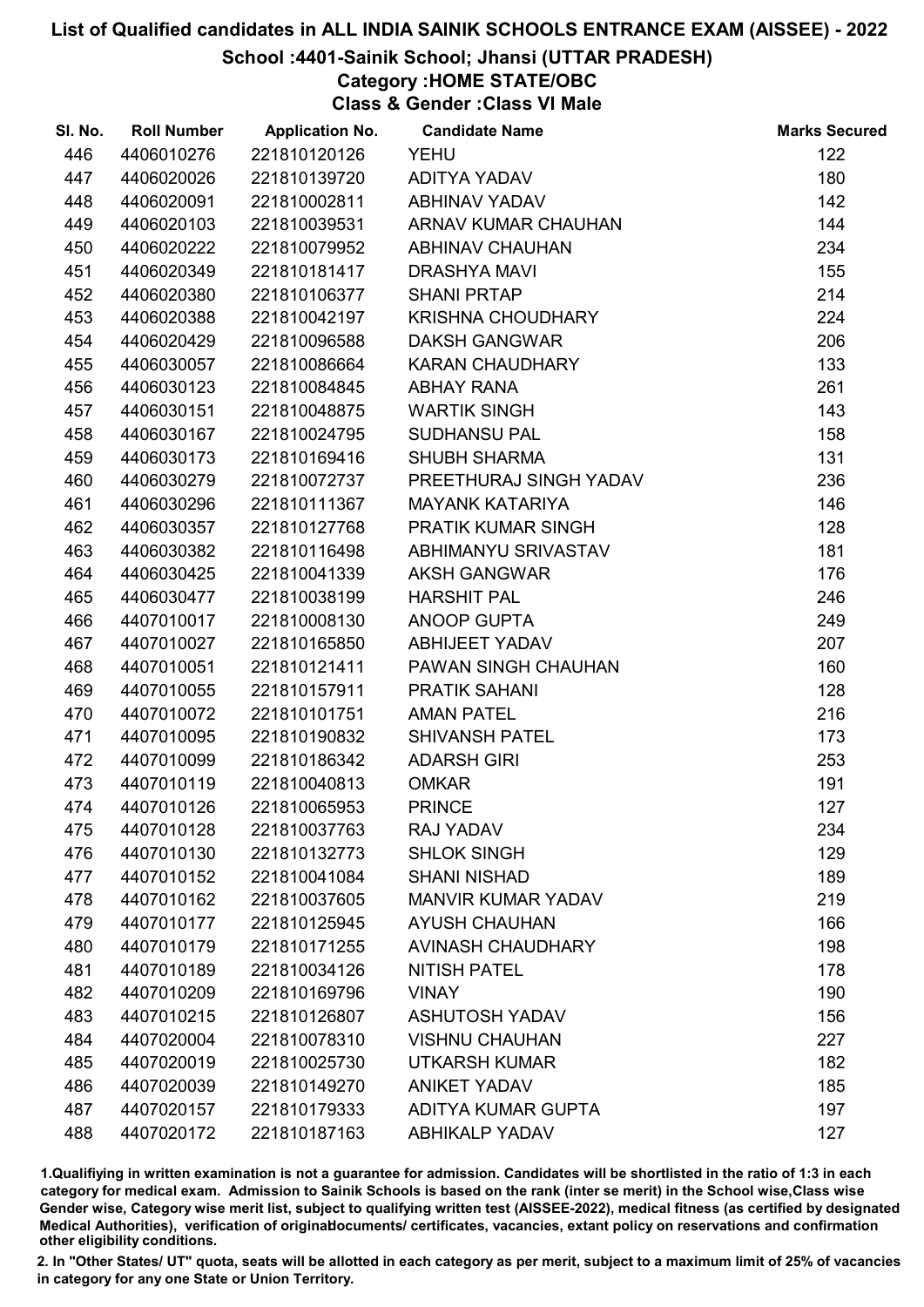# List of Qualified candidates in ALL INDIA SAINIK SCHOOLS ENTRANCE EXAM (AISSEE) - 2022

## School :4401-Sainik School; Jhansi (UTTAR PRADESH)

### Category :HOME STATE/OBC

### Class & Gender :Class VI Male

| Sl. No. | Roll Number | Application No. | Candidate Name | Marks Secured |
|---|---|---|---|---|
| 446 | 4406010276 | 221810120126 | YEHU | 122 |
| 447 | 4406020026 | 221810139720 | ADITYA YADAV | 180 |
| 448 | 4406020091 | 221810002811 | ABHINAV YADAV | 142 |
| 449 | 4406020103 | 221810039531 | ARNAV KUMAR CHAUHAN | 144 |
| 450 | 4406020222 | 221810079952 | ABHINAV CHAUHAN | 234 |
| 451 | 4406020349 | 221810181417 | DRASHYA MAVI | 155 |
| 452 | 4406020380 | 221810106377 | SHANI PRTAP | 214 |
| 453 | 4406020388 | 221810042197 | KRISHNA CHOUDHARY | 224 |
| 454 | 4406020429 | 221810096588 | DAKSH GANGWAR | 206 |
| 455 | 4406030057 | 221810086664 | KARAN CHAUDHARY | 133 |
| 456 | 4406030123 | 221810084845 | ABHAY RANA | 261 |
| 457 | 4406030151 | 221810048875 | WARTIK SINGH | 143 |
| 458 | 4406030167 | 221810024795 | SUDHANSU PAL | 158 |
| 459 | 4406030173 | 221810169416 | SHUBH SHARMA | 131 |
| 460 | 4406030279 | 221810072737 | PREETHURAJ SINGH YADAV | 236 |
| 461 | 4406030296 | 221810111367 | MAYANK KATARIYA | 146 |
| 462 | 4406030357 | 221810127768 | PRATIK KUMAR SINGH | 128 |
| 463 | 4406030382 | 221810116498 | ABHIMANYU SRIVASTAV | 181 |
| 464 | 4406030425 | 221810041339 | AKSH GANGWAR | 176 |
| 465 | 4406030477 | 221810038199 | HARSHIT PAL | 246 |
| 466 | 4407010017 | 221810008130 | ANOOP GUPTA | 249 |
| 467 | 4407010027 | 221810165850 | ABHIJEET YADAV | 207 |
| 468 | 4407010051 | 221810121411 | PAWAN SINGH CHAUHAN | 160 |
| 469 | 4407010055 | 221810157911 | PRATIK SAHANI | 128 |
| 470 | 4407010072 | 221810101751 | AMAN PATEL | 216 |
| 471 | 4407010095 | 221810190832 | SHIVANSH PATEL | 173 |
| 472 | 4407010099 | 221810186342 | ADARSH GIRI | 253 |
| 473 | 4407010119 | 221810040813 | OMKAR | 191 |
| 474 | 4407010126 | 221810065953 | PRINCE | 127 |
| 475 | 4407010128 | 221810037763 | RAJ YADAV | 234 |
| 476 | 4407010130 | 221810132773 | SHLOK SINGH | 129 |
| 477 | 4407010152 | 221810041084 | SHANI NISHAD | 189 |
| 478 | 4407010162 | 221810037605 | MANVIR KUMAR YADAV | 219 |
| 479 | 4407010177 | 221810125945 | AYUSH CHAUHAN | 166 |
| 480 | 4407010179 | 221810171255 | AVINASH CHAUDHARY | 198 |
| 481 | 4407010189 | 221810034126 | NITISH PATEL | 178 |
| 482 | 4407010209 | 221810169796 | VINAY | 190 |
| 483 | 4407010215 | 221810126807 | ASHUTOSH YADAV | 156 |
| 484 | 4407020004 | 221810078310 | VISHNU CHAUHAN | 227 |
| 485 | 4407020019 | 221810025730 | UTKARSH KUMAR | 182 |
| 486 | 4407020039 | 221810149270 | ANIKET YADAV | 185 |
| 487 | 4407020157 | 221810179333 | ADITYA KUMAR GUPTA | 197 |
| 488 | 4407020172 | 221810187163 | ABHIKALP YADAV | 127 |

1.Qualifiying in written examination is not a guarantee for admission. Candidates will be shortlisted in the ratio of 1:3 in each category for medical exam. Admission to Sainik Schools is based on the rank (inter se merit) in the School wise,Class wise Gender wise, Category wise merit list, subject to qualifying written test (AISSEE-2022), medical fitness (as certified by designated Medical Authorities), verification of originaldocuments/ certificates, vacancies, extant policy on reservations and confirmation other eligibility conditions.

2. In "Other States/ UT" quota, seats will be allotted in each category as per merit, subject to a maximum limit of 25% of vacancies in category for any one State or Union Territory.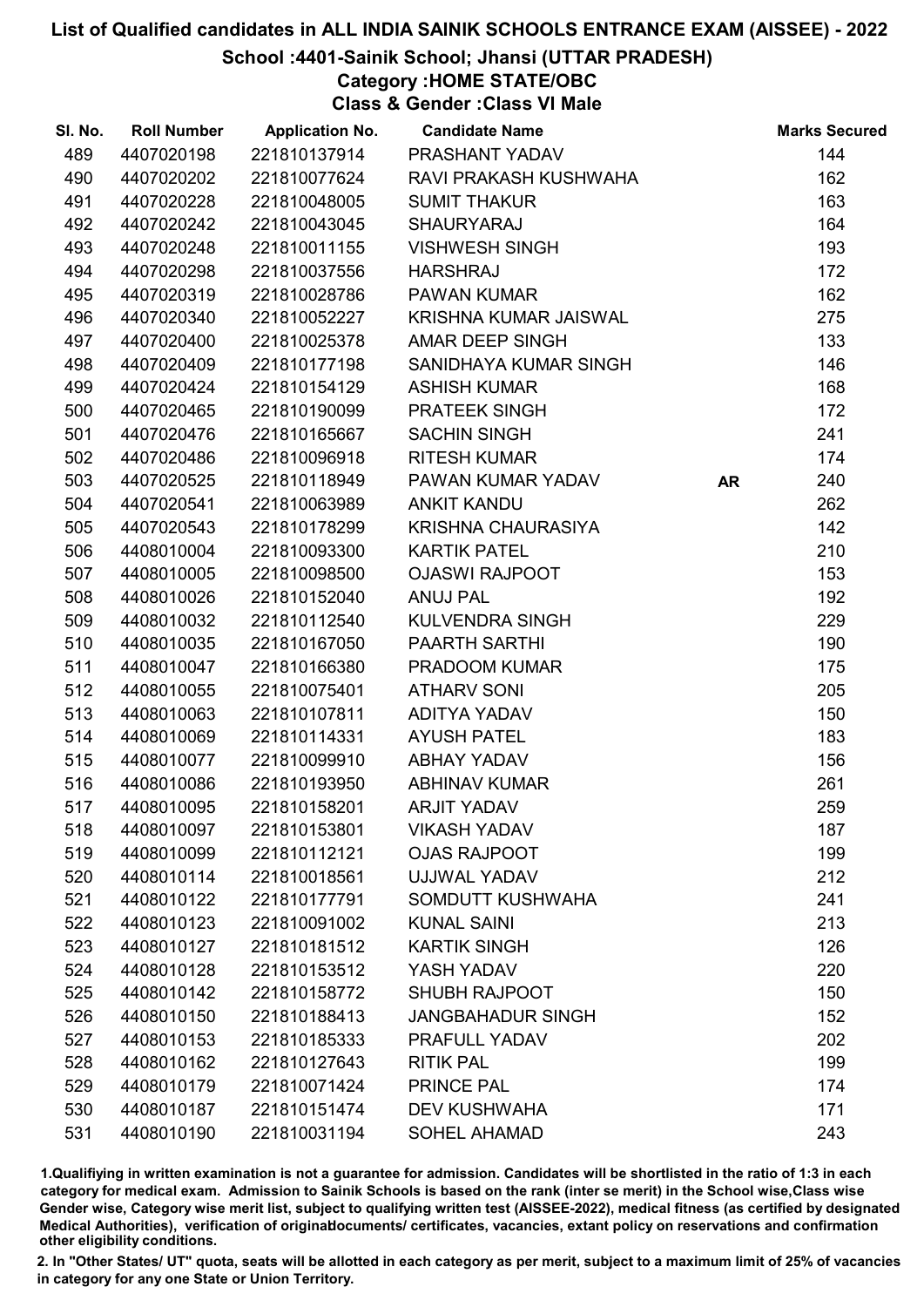# List of Qualified candidates in ALL INDIA SAINIK SCHOOLS ENTRANCE EXAM (AISSEE) - 2022

## School :4401-Sainik School; Jhansi (UTTAR PRADESH)

### Category :HOME STATE/OBC

### Class & Gender :Class VI Male

| Sl. No. | Roll Number | Application No. | Candidate Name | | Marks Secured |
|---|---|---|---|---|---|
| 489 | 4407020198 | 221810137914 | PRASHANT YADAV | | 144 |
| 490 | 4407020202 | 221810077624 | RAVI PRAKASH KUSHWAHA | | 162 |
| 491 | 4407020228 | 221810048005 | SUMIT THAKUR | | 163 |
| 492 | 4407020242 | 221810043045 | SHAURYARAJ | | 164 |
| 493 | 4407020248 | 221810011155 | VISHWESH SINGH | | 193 |
| 494 | 4407020298 | 221810037556 | HARSHRAJ | | 172 |
| 495 | 4407020319 | 221810028786 | PAWAN KUMAR | | 162 |
| 496 | 4407020340 | 221810052227 | KRISHNA KUMAR JAISWAL | | 275 |
| 497 | 4407020400 | 221810025378 | AMAR DEEP SINGH | | 133 |
| 498 | 4407020409 | 221810177198 | SANIDHAYA KUMAR SINGH | | 146 |
| 499 | 4407020424 | 221810154129 | ASHISH KUMAR | | 168 |
| 500 | 4407020465 | 221810190099 | PRATEEK SINGH | | 172 |
| 501 | 4407020476 | 221810165667 | SACHIN SINGH | | 241 |
| 502 | 4407020486 | 221810096918 | RITESH KUMAR | | 174 |
| 503 | 4407020525 | 221810118949 | PAWAN KUMAR YADAV | AR | 240 |
| 504 | 4407020541 | 221810063989 | ANKIT KANDU | | 262 |
| 505 | 4407020543 | 221810178299 | KRISHNA CHAURASIYA | | 142 |
| 506 | 4408010004 | 221810093300 | KARTIK PATEL | | 210 |
| 507 | 4408010005 | 221810098500 | OJASWI RAJPOOT | | 153 |
| 508 | 4408010026 | 221810152040 | ANUJ PAL | | 192 |
| 509 | 4408010032 | 221810112540 | KULVENDRA SINGH | | 229 |
| 510 | 4408010035 | 221810167050 | PAARTH SARTHI | | 190 |
| 511 | 4408010047 | 221810166380 | PRADOOM KUMAR | | 175 |
| 512 | 4408010055 | 221810075401 | ATHARV SONI | | 205 |
| 513 | 4408010063 | 221810107811 | ADITYA YADAV | | 150 |
| 514 | 4408010069 | 221810114331 | AYUSH PATEL | | 183 |
| 515 | 4408010077 | 221810099910 | ABHAY YADAV | | 156 |
| 516 | 4408010086 | 221810193950 | ABHINAV KUMAR | | 261 |
| 517 | 4408010095 | 221810158201 | ARJIT YADAV | | 259 |
| 518 | 4408010097 | 221810153801 | VIKASH YADAV | | 187 |
| 519 | 4408010099 | 221810112121 | OJAS RAJPOOT | | 199 |
| 520 | 4408010114 | 221810018561 | UJJWAL YADAV | | 212 |
| 521 | 4408010122 | 221810177791 | SOMDUTT KUSHWAHA | | 241 |
| 522 | 4408010123 | 221810091002 | KUNAL SAINI | | 213 |
| 523 | 4408010127 | 221810181512 | KARTIK SINGH | | 126 |
| 524 | 4408010128 | 221810153512 | YASH YADAV | | 220 |
| 525 | 4408010142 | 221810158772 | SHUBH RAJPOOT | | 150 |
| 526 | 4408010150 | 221810188413 | JANGBAHADUR SINGH | | 152 |
| 527 | 4408010153 | 221810185333 | PRAFULL YADAV | | 202 |
| 528 | 4408010162 | 221810127643 | RITIK PAL | | 199 |
| 529 | 4408010179 | 221810071424 | PRINCE PAL | | 174 |
| 530 | 4408010187 | 221810151474 | DEV KUSHWAHA | | 171 |
| 531 | 4408010190 | 221810031194 | SOHEL AHAMAD | | 243 |

1.Qualifying in written examination is not a guarantee for admission. Candidates will be shortlisted in the ratio of 1:3 in each category for medical exam. Admission to Sainik Schools is based on the rank (inter se merit) in the School wise,Class wise Gender wise, Category wise merit list, subject to qualifying written test (AISSEE-2022), medical fitness (as certified by designated Medical Authorities), verification of originaldocuments/ certificates, vacancies, extant policy on reservations and confirmation other eligibility conditions.

2. In "Other States/ UT" quota, seats will be allotted in each category as per merit, subject to a maximum limit of 25% of vacancies in category for any one State or Union Territory.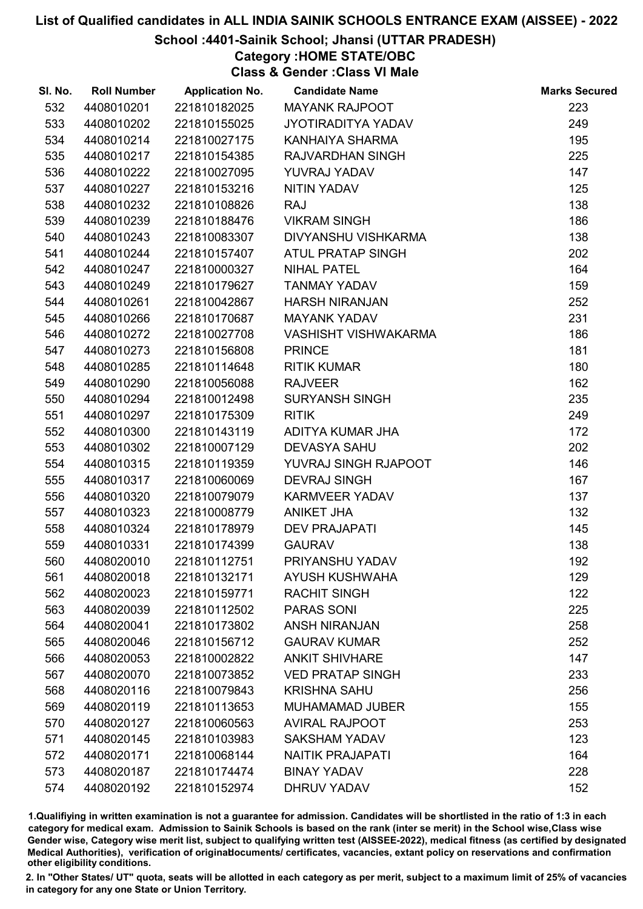# List of Qualified candidates in ALL INDIA SAINIK SCHOOLS ENTRANCE EXAM (AISSEE) - 2022

## School :4401-Sainik School; Jhansi (UTTAR PRADESH)

### Category :HOME STATE/OBC

### Class & Gender :Class VI Male

| Sl. No. | Roll Number | Application No. | Candidate Name | Marks Secured |
|---|---|---|---|---|
| 532 | 4408010201 | 221810182025 | MAYANK RAJPOOT | 223 |
| 533 | 4408010202 | 221810155025 | JYOTIRADITYA YADAV | 249 |
| 534 | 4408010214 | 221810027175 | KANHAIYA SHARMA | 195 |
| 535 | 4408010217 | 221810154385 | RAJVARDHAN SINGH | 225 |
| 536 | 4408010222 | 221810027095 | YUVRAJ YADAV | 147 |
| 537 | 4408010227 | 221810153216 | NITIN YADAV | 125 |
| 538 | 4408010232 | 221810108826 | RAJ | 138 |
| 539 | 4408010239 | 221810188476 | VIKRAM SINGH | 186 |
| 540 | 4408010243 | 221810083307 | DIVYANSHU VISHKARMA | 138 |
| 541 | 4408010244 | 221810157407 | ATUL PRATAP SINGH | 202 |
| 542 | 4408010247 | 221810000327 | NIHAL PATEL | 164 |
| 543 | 4408010249 | 221810179627 | TANMAY YADAV | 159 |
| 544 | 4408010261 | 221810042867 | HARSH NIRANJAN | 252 |
| 545 | 4408010266 | 221810170687 | MAYANK YADAV | 231 |
| 546 | 4408010272 | 221810027708 | VASHISHT VISHWAKARMA | 186 |
| 547 | 4408010273 | 221810156808 | PRINCE | 181 |
| 548 | 4408010285 | 221810114648 | RITIK KUMAR | 180 |
| 549 | 4408010290 | 221810056088 | RAJVEER | 162 |
| 550 | 4408010294 | 221810012498 | SURYANSH SINGH | 235 |
| 551 | 4408010297 | 221810175309 | RITIK | 249 |
| 552 | 4408010300 | 221810143119 | ADITYA KUMAR JHA | 172 |
| 553 | 4408010302 | 221810007129 | DEVASYA SAHU | 202 |
| 554 | 4408010315 | 221810119359 | YUVRAJ SINGH RJAPOOT | 146 |
| 555 | 4408010317 | 221810060069 | DEVRAJ SINGH | 167 |
| 556 | 4408010320 | 221810079079 | KARMVEER YADAV | 137 |
| 557 | 4408010323 | 221810008779 | ANIKET JHA | 132 |
| 558 | 4408010324 | 221810178979 | DEV PRAJAPATI | 145 |
| 559 | 4408010331 | 221810174399 | GAURAV | 138 |
| 560 | 4408020010 | 221810112751 | PRIYANSHU YADAV | 192 |
| 561 | 4408020018 | 221810132171 | AYUSH KUSHWAHA | 129 |
| 562 | 4408020023 | 221810159771 | RACHIT SINGH | 122 |
| 563 | 4408020039 | 221810112502 | PARAS SONI | 225 |
| 564 | 4408020041 | 221810173802 | ANSH NIRANJAN | 258 |
| 565 | 4408020046 | 221810156712 | GAURAV KUMAR | 252 |
| 566 | 4408020053 | 221810002822 | ANKIT SHIVHARE | 147 |
| 567 | 4408020070 | 221810073852 | VED PRATAP SINGH | 233 |
| 568 | 4408020116 | 221810079843 | KRISHNA SAHU | 256 |
| 569 | 4408020119 | 221810113653 | MUHAMAMAD JUBER | 155 |
| 570 | 4408020127 | 221810060563 | AVIRAL RAJPOOT | 253 |
| 571 | 4408020145 | 221810103983 | SAKSHAM YADAV | 123 |
| 572 | 4408020171 | 221810068144 | NAITIK PRAJAPATI | 164 |
| 573 | 4408020187 | 221810174474 | BINAY YADAV | 228 |
| 574 | 4408020192 | 221810152974 | DHRUV YADAV | 152 |

1.Qualifiying in written examination is not a guarantee for admission. Candidates will be shortlisted in the ratio of 1:3 in each category for medical exam. Admission to Sainik Schools is based on the rank (inter se merit) in the School wise,Class wise Gender wise, Category wise merit list, subject to qualifying written test (AISSEE-2022), medical fitness (as certified by designated Medical Authorities), verification of originaldocuments/ certificates, vacancies, extant policy on reservations and confirmation other eligibility conditions.

2. In "Other States/ UT" quota, seats will be allotted in each category as per merit, subject to a maximum limit of 25% of vacancies in category for any one State or Union Territory.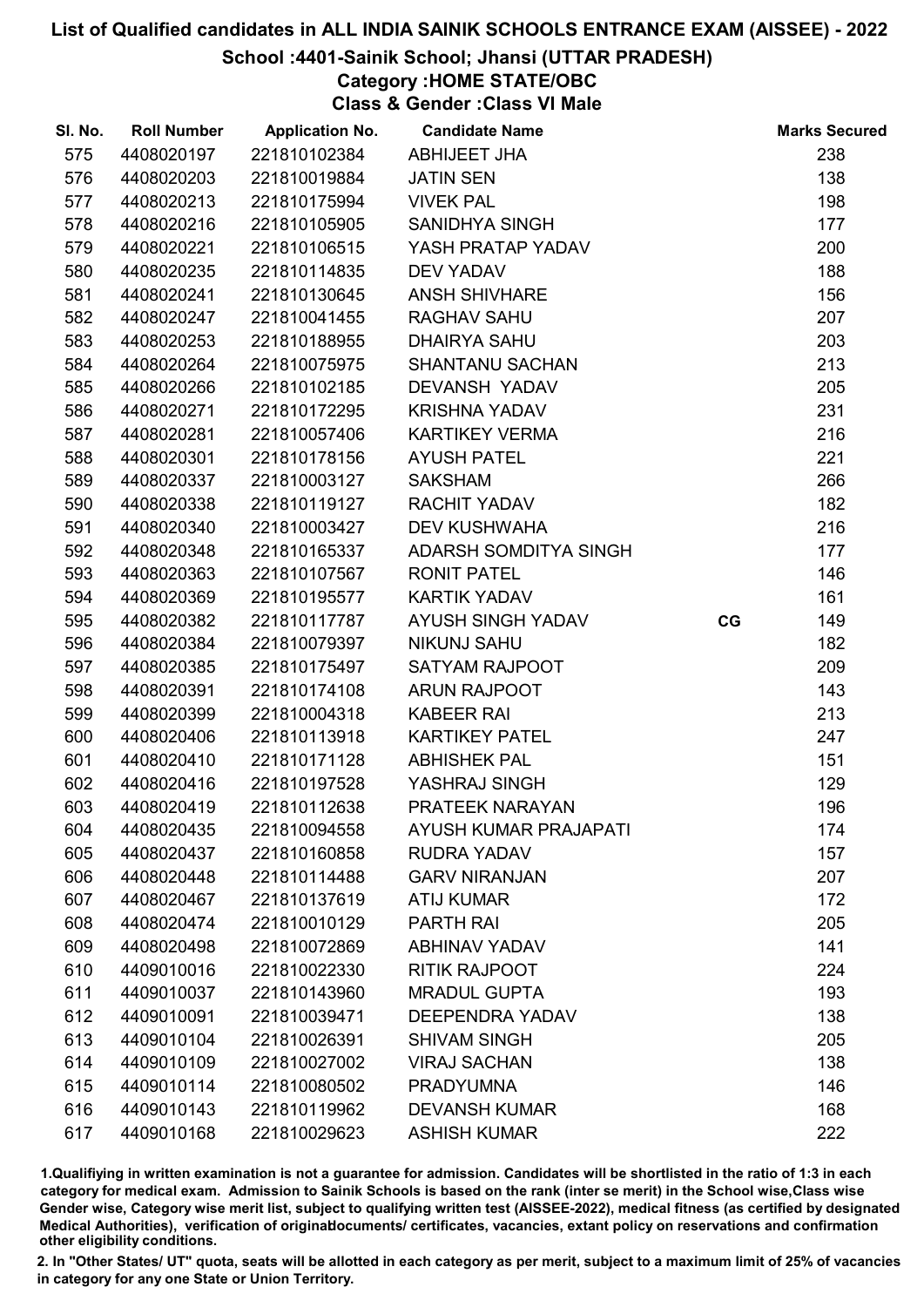# List of Qualified candidates in ALL INDIA SAINIK SCHOOLS ENTRANCE EXAM (AISSEE) - 2022

## School :4401-Sainik School; Jhansi (UTTAR PRADESH)

### Category :HOME STATE/OBC

### Class & Gender :Class VI Male

| Sl. No. | Roll Number | Application No. | Candidate Name | | Marks Secured |
|---|---|---|---|---|---|
| 575 | 4408020197 | 221810102384 | ABHIJEET JHA | | 238 |
| 576 | 4408020203 | 221810019884 | JATIN SEN | | 138 |
| 577 | 4408020213 | 221810175994 | VIVEK PAL | | 198 |
| 578 | 4408020216 | 221810105905 | SANIDHYA SINGH | | 177 |
| 579 | 4408020221 | 221810106515 | YASH PRATAP YADAV | | 200 |
| 580 | 4408020235 | 221810114835 | DEV YADAV | | 188 |
| 581 | 4408020241 | 221810130645 | ANSH SHIVHARE | | 156 |
| 582 | 4408020247 | 221810041455 | RAGHAV SAHU | | 207 |
| 583 | 4408020253 | 221810188955 | DHAIRYA SAHU | | 203 |
| 584 | 4408020264 | 221810075975 | SHANTANU SACHAN | | 213 |
| 585 | 4408020266 | 221810102185 | DEVANSH YADAV | | 205 |
| 586 | 4408020271 | 221810172295 | KRISHNA YADAV | | 231 |
| 587 | 4408020281 | 221810057406 | KARTIKEY VERMA | | 216 |
| 588 | 4408020301 | 221810178156 | AYUSH PATEL | | 221 |
| 589 | 4408020337 | 221810003127 | SAKSHAM | | 266 |
| 590 | 4408020338 | 221810119127 | RACHIT YADAV | | 182 |
| 591 | 4408020340 | 221810003427 | DEV KUSHWAHA | | 216 |
| 592 | 4408020348 | 221810165337 | ADARSH SOMDITYA SINGH | | 177 |
| 593 | 4408020363 | 221810107567 | RONIT PATEL | | 146 |
| 594 | 4408020369 | 221810195577 | KARTIK YADAV | | 161 |
| 595 | 4408020382 | 221810117787 | AYUSH SINGH YADAV | CG | 149 |
| 596 | 4408020384 | 221810079397 | NIKUNJ SAHU | | 182 |
| 597 | 4408020385 | 221810175497 | SATYAM RAJPOOT | | 209 |
| 598 | 4408020391 | 221810174108 | ARUN RAJPOOT | | 143 |
| 599 | 4408020399 | 221810004318 | KABEER RAI | | 213 |
| 600 | 4408020406 | 221810113918 | KARTIKEY PATEL | | 247 |
| 601 | 4408020410 | 221810171128 | ABHISHEK PAL | | 151 |
| 602 | 4408020416 | 221810197528 | YASHRAJ SINGH | | 129 |
| 603 | 4408020419 | 221810112638 | PRATEEK NARAYAN | | 196 |
| 604 | 4408020435 | 221810094558 | AYUSH KUMAR PRAJAPATI | | 174 |
| 605 | 4408020437 | 221810160858 | RUDRA YADAV | | 157 |
| 606 | 4408020448 | 221810114488 | GARV NIRANJAN | | 207 |
| 607 | 4408020467 | 221810137619 | ATIJ KUMAR | | 172 |
| 608 | 4408020474 | 221810010129 | PARTH RAI | | 205 |
| 609 | 4408020498 | 221810072869 | ABHINAV YADAV | | 141 |
| 610 | 4409010016 | 221810022330 | RITIK RAJPOOT | | 224 |
| 611 | 4409010037 | 221810143960 | MRADUL GUPTA | | 193 |
| 612 | 4409010091 | 221810039471 | DEEPENDRA YADAV | | 138 |
| 613 | 4409010104 | 221810026391 | SHIVAM SINGH | | 205 |
| 614 | 4409010109 | 221810027002 | VIRAJ SACHAN | | 138 |
| 615 | 4409010114 | 221810080502 | PRADYUMNA | | 146 |
| 616 | 4409010143 | 221810119962 | DEVANSH KUMAR | | 168 |
| 617 | 4409010168 | 221810029623 | ASHISH KUMAR | | 222 |

1.Qualifiying in written examination is not a guarantee for admission. Candidates will be shortlisted in the ratio of 1:3 in each category for medical exam. Admission to Sainik Schools is based on the rank (inter se merit) in the School wise,Class wise Gender wise, Category wise merit list, subject to qualifying written test (AISSEE-2022), medical fitness (as certified by designated Medical Authorities), verification of originaldocuments/ certificates, vacancies, extant policy on reservations and confirmation other eligibility conditions.

2. In "Other States/ UT" quota, seats will be allotted in each category as per merit, subject to a maximum limit of 25% of vacancies in category for any one State or Union Territory.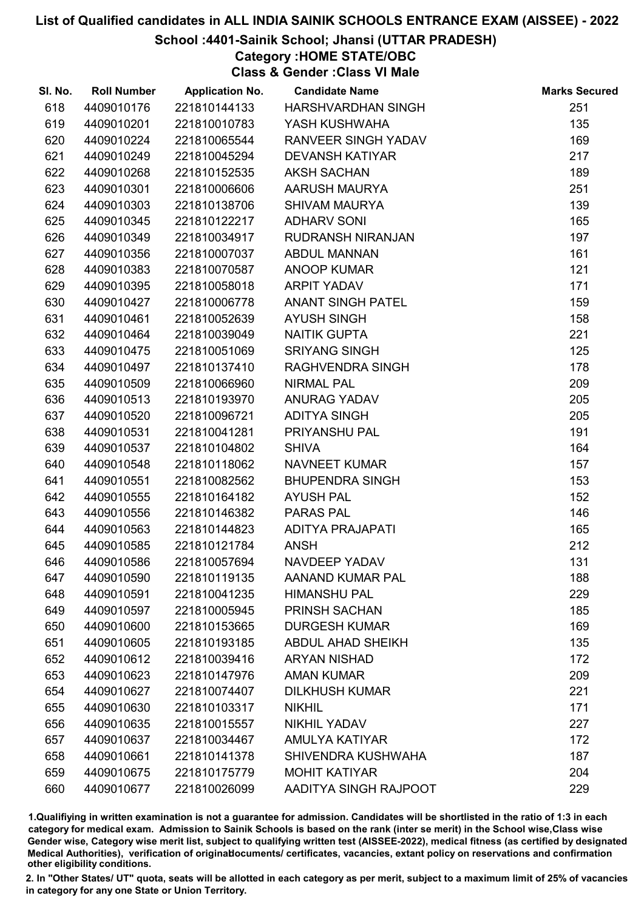# List of Qualified candidates in ALL INDIA SAINIK SCHOOLS ENTRANCE EXAM (AISSEE) - 2022

## School :4401-Sainik School; Jhansi (UTTAR PRADESH)

### Category :HOME STATE/OBC

### Class & Gender :Class VI Male

| Sl. No. | Roll Number | Application No. | Candidate Name | Marks Secured |
|---|---|---|---|---|
| 618 | 4409010176 | 221810144133 | HARSHVARDHAN SINGH | 251 |
| 619 | 4409010201 | 221810010783 | YASH KUSHWAHA | 135 |
| 620 | 4409010224 | 221810065544 | RANVEER SINGH YADAV | 169 |
| 621 | 4409010249 | 221810045294 | DEVANSH KATIYAR | 217 |
| 622 | 4409010268 | 221810152535 | AKSH SACHAN | 189 |
| 623 | 4409010301 | 221810006606 | AARUSH MAURYA | 251 |
| 624 | 4409010303 | 221810138706 | SHIVAM MAURYA | 139 |
| 625 | 4409010345 | 221810122217 | ADHARV SONI | 165 |
| 626 | 4409010349 | 221810034917 | RUDRANSH NIRANJAN | 197 |
| 627 | 4409010356 | 221810007037 | ABDUL MANNAN | 161 |
| 628 | 4409010383 | 221810070587 | ANOOP KUMAR | 121 |
| 629 | 4409010395 | 221810058018 | ARPIT YADAV | 171 |
| 630 | 4409010427 | 221810006778 | ANANT SINGH PATEL | 159 |
| 631 | 4409010461 | 221810052639 | AYUSH SINGH | 158 |
| 632 | 4409010464 | 221810039049 | NAITIK GUPTA | 221 |
| 633 | 4409010475 | 221810051069 | SRIYANG SINGH | 125 |
| 634 | 4409010497 | 221810137410 | RAGHVENDRA SINGH | 178 |
| 635 | 4409010509 | 221810066960 | NIRMAL PAL | 209 |
| 636 | 4409010513 | 221810193970 | ANURAG YADAV | 205 |
| 637 | 4409010520 | 221810096721 | ADITYA SINGH | 205 |
| 638 | 4409010531 | 221810041281 | PRIYANSHU PAL | 191 |
| 639 | 4409010537 | 221810104802 | SHIVA | 164 |
| 640 | 4409010548 | 221810118062 | NAVNEET KUMAR | 157 |
| 641 | 4409010551 | 221810082562 | BHUPENDRA SINGH | 153 |
| 642 | 4409010555 | 221810164182 | AYUSH PAL | 152 |
| 643 | 4409010556 | 221810146382 | PARAS PAL | 146 |
| 644 | 4409010563 | 221810144823 | ADITYA PRAJAPATI | 165 |
| 645 | 4409010585 | 221810121784 | ANSH | 212 |
| 646 | 4409010586 | 221810057694 | NAVDEEP YADAV | 131 |
| 647 | 4409010590 | 221810119135 | AANAND KUMAR PAL | 188 |
| 648 | 4409010591 | 221810041235 | HIMANSHU PAL | 229 |
| 649 | 4409010597 | 221810005945 | PRINSH SACHAN | 185 |
| 650 | 4409010600 | 221810153665 | DURGESH KUMAR | 169 |
| 651 | 4409010605 | 221810193185 | ABDUL AHAD SHEIKH | 135 |
| 652 | 4409010612 | 221810039416 | ARYAN NISHAD | 172 |
| 653 | 4409010623 | 221810147976 | AMAN KUMAR | 209 |
| 654 | 4409010627 | 221810074407 | DILKHUSH KUMAR | 221 |
| 655 | 4409010630 | 221810103317 | NIKHIL | 171 |
| 656 | 4409010635 | 221810015557 | NIKHIL YADAV | 227 |
| 657 | 4409010637 | 221810034467 | AMULYA KATIYAR | 172 |
| 658 | 4409010661 | 221810141378 | SHIVENDRA KUSHWAHA | 187 |
| 659 | 4409010675 | 221810175779 | MOHIT KATIYAR | 204 |
| 660 | 4409010677 | 221810026099 | AADITYA SINGH RAJPOOT | 229 |

1.Qualifying in written examination is not a guarantee for admission. Candidates will be shortlisted in the ratio of 1:3 in each category for medical exam. Admission to Sainik Schools is based on the rank (inter se merit) in the School wise,Class wise Gender wise, Category wise merit list, subject to qualifying written test (AISSEE-2022), medical fitness (as certified by designated Medical Authorities), verification of originaldocuments/ certificates, vacancies, extant policy on reservations and confirmation other eligibility conditions.

2. In "Other States/ UT" quota, seats will be allotted in each category as per merit, subject to a maximum limit of 25% of vacancies in category for any one State or Union Territory.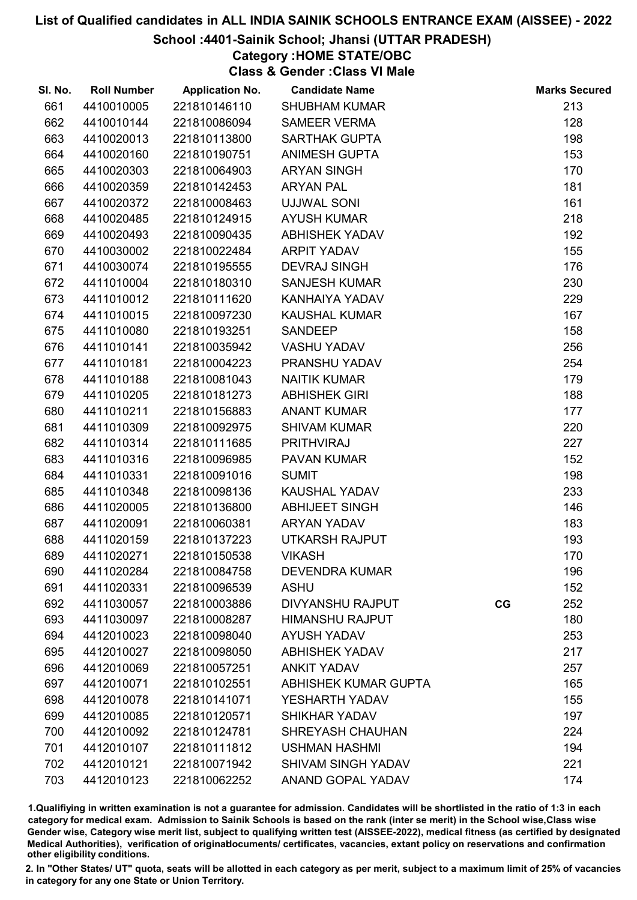# List of Qualified candidates in ALL INDIA SAINIK SCHOOLS ENTRANCE EXAM (AISSEE) - 2022

## School :4401-Sainik School; Jhansi (UTTAR PRADESH)

### Category :HOME STATE/OBC

### Class & Gender :Class VI Male

| Sl. No. | Roll Number | Application No. | Candidate Name | | Marks Secured |
|---|---|---|---|---|---|
| 661 | 4410010005 | 221810146110 | SHUBHAM KUMAR | | 213 |
| 662 | 4410010144 | 221810086094 | SAMEER VERMA | | 128 |
| 663 | 4410020013 | 221810113800 | SARTHAK GUPTA | | 198 |
| 664 | 4410020160 | 221810190751 | ANIMESH GUPTA | | 153 |
| 665 | 4410020303 | 221810064903 | ARYAN SINGH | | 170 |
| 666 | 4410020359 | 221810142453 | ARYAN PAL | | 181 |
| 667 | 4410020372 | 221810008463 | UJJWAL SONI | | 161 |
| 668 | 4410020485 | 221810124915 | AYUSH KUMAR | | 218 |
| 669 | 4410020493 | 221810090435 | ABHISHEK YADAV | | 192 |
| 670 | 4410030002 | 221810022484 | ARPIT YADAV | | 155 |
| 671 | 4410030074 | 221810195555 | DEVRAJ SINGH | | 176 |
| 672 | 4411010004 | 221810180310 | SANJESH KUMAR | | 230 |
| 673 | 4411010012 | 221810111620 | KANHAIYA YADAV | | 229 |
| 674 | 4411010015 | 221810097230 | KAUSHAL KUMAR | | 167 |
| 675 | 4411010080 | 221810193251 | SANDEEP | | 158 |
| 676 | 4411010141 | 221810035942 | VASHU YADAV | | 256 |
| 677 | 4411010181 | 221810004223 | PRANSHU YADAV | | 254 |
| 678 | 4411010188 | 221810081043 | NAITIK KUMAR | | 179 |
| 679 | 4411010205 | 221810181273 | ABHISHEK GIRI | | 188 |
| 680 | 4411010211 | 221810156883 | ANANT KUMAR | | 177 |
| 681 | 4411010309 | 221810092975 | SHIVAM KUMAR | | 220 |
| 682 | 4411010314 | 221810111685 | PRITHVIRAJ | | 227 |
| 683 | 4411010316 | 221810096985 | PAVAN KUMAR | | 152 |
| 684 | 4411010331 | 221810091016 | SUMIT | | 198 |
| 685 | 4411010348 | 221810098136 | KAUSHAL YADAV | | 233 |
| 686 | 4411020005 | 221810136800 | ABHIJEET SINGH | | 146 |
| 687 | 4411020091 | 221810060381 | ARYAN YADAV | | 183 |
| 688 | 4411020159 | 221810137223 | UTKARSH RAJPUT | | 193 |
| 689 | 4411020271 | 221810150538 | VIKASH | | 170 |
| 690 | 4411020284 | 221810084758 | DEVENDRA KUMAR | | 196 |
| 691 | 4411020331 | 221810096539 | ASHU | | 152 |
| 692 | 4411030057 | 221810003886 | DIVYANSHU RAJPUT | CG | 252 |
| 693 | 4411030097 | 221810008287 | HIMANSHU RAJPUT | | 180 |
| 694 | 4412010023 | 221810098040 | AYUSH YADAV | | 253 |
| 695 | 4412010027 | 221810098050 | ABHISHEK YADAV | | 217 |
| 696 | 4412010069 | 221810057251 | ANKIT YADAV | | 257 |
| 697 | 4412010071 | 221810102551 | ABHISHEK KUMAR GUPTA | | 165 |
| 698 | 4412010078 | 221810141071 | YESHARTH YADAV | | 155 |
| 699 | 4412010085 | 221810120571 | SHIKHAR YADAV | | 197 |
| 700 | 4412010092 | 221810124781 | SHREYASH CHAUHAN | | 224 |
| 701 | 4412010107 | 221810111812 | USHMAN HASHMI | | 194 |
| 702 | 4412010121 | 221810071942 | SHIVAM SINGH YADAV | | 221 |
| 703 | 4412010123 | 221810062252 | ANAND GOPAL YADAV | | 174 |

1.Qualifiying in written examination is not a guarantee for admission. Candidates will be shortlisted in the ratio of 1:3 in each category for medical exam. Admission to Sainik Schools is based on the rank (inter se merit) in the School wise,Class wise Gender wise, Category wise merit list, subject to qualifying written test (AISSEE-2022), medical fitness (as certified by designated Medical Authorities), verification of originaldocuments/ certificates, vacancies, extant policy on reservations and confirmation other eligibility conditions.

2. In "Other States/ UT" quota, seats will be allotted in each category as per merit, subject to a maximum limit of 25% of vacancies in category for any one State or Union Territory.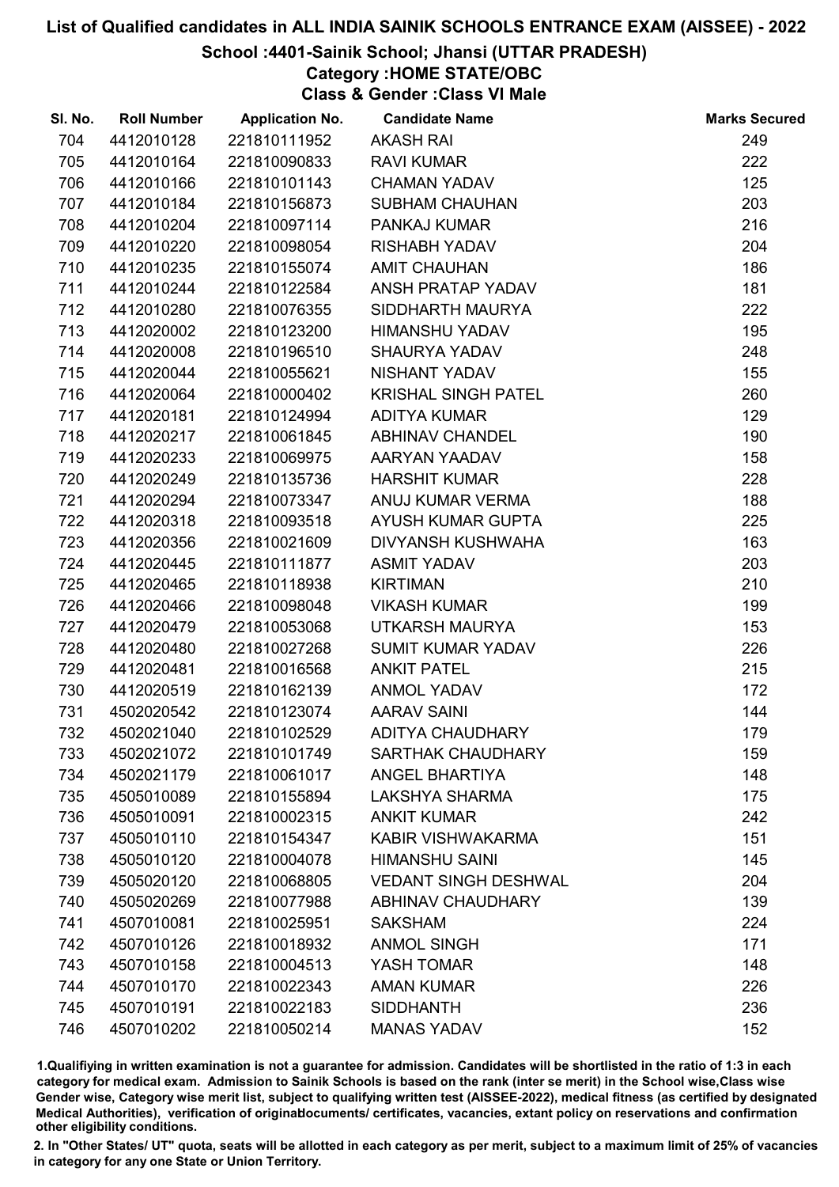# List of Qualified candidates in ALL INDIA SAINIK SCHOOLS ENTRANCE EXAM (AISSEE) - 2022

## School :4401-Sainik School; Jhansi (UTTAR PRADESH)

### Category :HOME STATE/OBC

### Class & Gender :Class VI Male

| Sl. No. | Roll Number | Application No. | Candidate Name | Marks Secured |
|---|---|---|---|---|
| 704 | 4412010128 | 221810111952 | AKASH RAI | 249 |
| 705 | 4412010164 | 221810090833 | RAVI KUMAR | 222 |
| 706 | 4412010166 | 221810101143 | CHAMAN YADAV | 125 |
| 707 | 4412010184 | 221810156873 | SUBHAM CHAUHAN | 203 |
| 708 | 4412010204 | 221810097114 | PANKAJ KUMAR | 216 |
| 709 | 4412010220 | 221810098054 | RISHABH YADAV | 204 |
| 710 | 4412010235 | 221810155074 | AMIT CHAUHAN | 186 |
| 711 | 4412010244 | 221810122584 | ANSH PRATAP YADAV | 181 |
| 712 | 4412010280 | 221810076355 | SIDDHARTH MAURYA | 222 |
| 713 | 4412020002 | 221810123200 | HIMANSHU YADAV | 195 |
| 714 | 4412020008 | 221810196510 | SHAURYA YADAV | 248 |
| 715 | 4412020044 | 221810055621 | NISHANT YADAV | 155 |
| 716 | 4412020064 | 221810000402 | KRISHAL SINGH PATEL | 260 |
| 717 | 4412020181 | 221810124994 | ADITYA KUMAR | 129 |
| 718 | 4412020217 | 221810061845 | ABHINAV CHANDEL | 190 |
| 719 | 4412020233 | 221810069975 | AARYAN YAADAV | 158 |
| 720 | 4412020249 | 221810135736 | HARSHIT KUMAR | 228 |
| 721 | 4412020294 | 221810073347 | ANUJ KUMAR VERMA | 188 |
| 722 | 4412020318 | 221810093518 | AYUSH KUMAR GUPTA | 225 |
| 723 | 4412020356 | 221810021609 | DIVYANSH KUSHWAHA | 163 |
| 724 | 4412020445 | 221810111877 | ASMIT YADAV | 203 |
| 725 | 4412020465 | 221810118938 | KIRTIMAN | 210 |
| 726 | 4412020466 | 221810098048 | VIKASH KUMAR | 199 |
| 727 | 4412020479 | 221810053068 | UTKARSH MAURYA | 153 |
| 728 | 4412020480 | 221810027268 | SUMIT KUMAR YADAV | 226 |
| 729 | 4412020481 | 221810016568 | ANKIT PATEL | 215 |
| 730 | 4412020519 | 221810162139 | ANMOL YADAV | 172 |
| 731 | 4502020542 | 221810123074 | AARAV SAINI | 144 |
| 732 | 4502021040 | 221810102529 | ADITYA CHAUDHARY | 179 |
| 733 | 4502021072 | 221810101749 | SARTHAK CHAUDHARY | 159 |
| 734 | 4502021179 | 221810061017 | ANGEL BHARTIYA | 148 |
| 735 | 4505010089 | 221810155894 | LAKSHYA SHARMA | 175 |
| 736 | 4505010091 | 221810002315 | ANKIT KUMAR | 242 |
| 737 | 4505010110 | 221810154347 | KABIR VISHWAKARMA | 151 |
| 738 | 4505010120 | 221810004078 | HIMANSHU SAINI | 145 |
| 739 | 4505020120 | 221810068805 | VEDANT SINGH DESHWAL | 204 |
| 740 | 4505020269 | 221810077988 | ABHINAV CHAUDHARY | 139 |
| 741 | 4507010081 | 221810025951 | SAKSHAM | 224 |
| 742 | 4507010126 | 221810018932 | ANMOL SINGH | 171 |
| 743 | 4507010158 | 221810004513 | YASH TOMAR | 148 |
| 744 | 4507010170 | 221810022343 | AMAN KUMAR | 226 |
| 745 | 4507010191 | 221810022183 | SIDDHANTH | 236 |
| 746 | 4507010202 | 221810050214 | MANAS YADAV | 152 |

1.Qualifiying in written examination is not a guarantee for admission. Candidates will be shortlisted in the ratio of 1:3 in each category for medical exam. Admission to Sainik Schools is based on the rank (inter se merit) in the School wise,Class wise Gender wise, Category wise merit list, subject to qualifying written test (AISSEE-2022), medical fitness (as certified by designated Medical Authorities), verification of originaldocuments/ certificates, vacancies, extant policy on reservations and confirmation other eligibility conditions.

2. In "Other States/ UT" quota, seats will be allotted in each category as per merit, subject to a maximum limit of 25% of vacancies in category for any one State or Union Territory.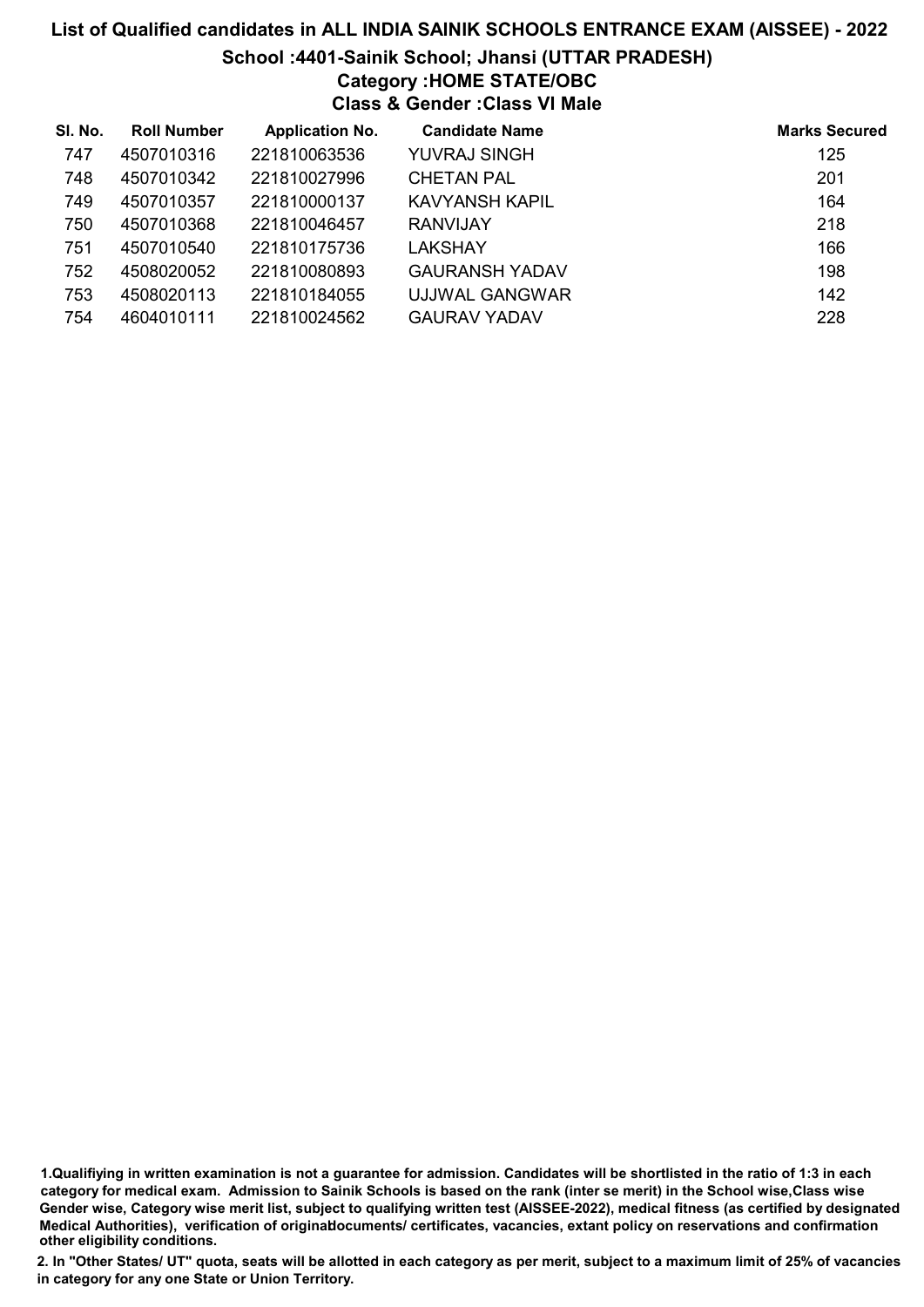# List of Qualified candidates in ALL INDIA SAINIK SCHOOLS ENTRANCE EXAM (AISSEE) - 2022

## School :4401-Sainik School; Jhansi (UTTAR PRADESH)

### Category :HOME STATE/OBC

### Class & Gender :Class VI Male

| Sl. No. | Roll Number | Application No. | Candidate Name | Marks Secured |
|---|---|---|---|---|
| 747 | 4507010316 | 221810063536 | YUVRAJ SINGH | 125 |
| 748 | 4507010342 | 221810027996 | CHETAN PAL | 201 |
| 749 | 4507010357 | 221810000137 | KAVYANSH KAPIL | 164 |
| 750 | 4507010368 | 221810046457 | RANVIJAY | 218 |
| 751 | 4507010540 | 221810175736 | LAKSHAY | 166 |
| 752 | 4508020052 | 221810080893 | GAURANSH YADAV | 198 |
| 753 | 4508020113 | 221810184055 | UJJWAL GANGWAR | 142 |
| 754 | 4604010111 | 221810024562 | GAURAV YADAV | 228 |

**1.Qualifiying in written examination is not a guarantee for admission. Candidates will be shortlisted in the ratio of 1:3 in each category for medical exam. Admission to Sainik Schools is based on the rank (inter se merit) in the School wise,Class wise Gender wise, Category wise merit list, subject to qualifying written test (AISSEE-2022), medical fitness (as certified by designated Medical Authorities), verification of originaldocuments/ certificates, vacancies, extant policy on reservations and confirmation other eligibility conditions.**

**2. In "Other States/ UT" quota, seats will be allotted in each category as per merit, subject to a maximum limit of 25% of vacancies in category for any one State or Union Territory.**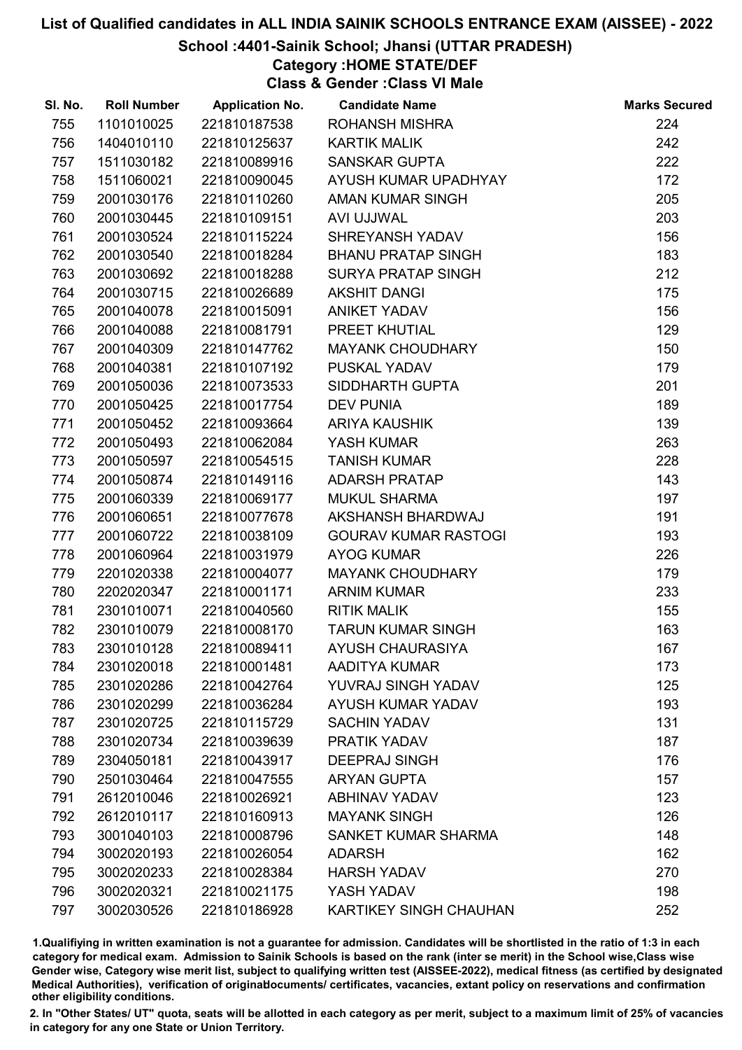# List of Qualified candidates in ALL INDIA SAINIK SCHOOLS ENTRANCE EXAM (AISSEE) - 2022

## School :4401-Sainik School; Jhansi (UTTAR PRADESH)

### Category :HOME STATE/DEF

### Class & Gender :Class VI Male

| Sl. No. | Roll Number | Application No. | Candidate Name | Marks Secured |
|---|---|---|---|---|
| 755 | 1101010025 | 221810187538 | ROHANSH MISHRA | 224 |
| 756 | 1404010110 | 221810125637 | KARTIK MALIK | 242 |
| 757 | 1511030182 | 221810089916 | SANSKAR GUPTA | 222 |
| 758 | 1511060021 | 221810090045 | AYUSH KUMAR UPADHYAY | 172 |
| 759 | 2001030176 | 221810110260 | AMAN KUMAR SINGH | 205 |
| 760 | 2001030445 | 221810109151 | AVI UJJWAL | 203 |
| 761 | 2001030524 | 221810115224 | SHREYANSH YADAV | 156 |
| 762 | 2001030540 | 221810018284 | BHANU PRATAP SINGH | 183 |
| 763 | 2001030692 | 221810018288 | SURYA PRATAP SINGH | 212 |
| 764 | 2001030715 | 221810026689 | AKSHIT DANGI | 175 |
| 765 | 2001040078 | 221810015091 | ANIKET YADAV | 156 |
| 766 | 2001040088 | 221810081791 | PREET KHUTIAL | 129 |
| 767 | 2001040309 | 221810147762 | MAYANK CHOUDHARY | 150 |
| 768 | 2001040381 | 221810107192 | PUSKAL YADAV | 179 |
| 769 | 2001050036 | 221810073533 | SIDDHARTH GUPTA | 201 |
| 770 | 2001050425 | 221810017754 | DEV PUNIA | 189 |
| 771 | 2001050452 | 221810093664 | ARIYA KAUSHIK | 139 |
| 772 | 2001050493 | 221810062084 | YASH KUMAR | 263 |
| 773 | 2001050597 | 221810054515 | TANISH KUMAR | 228 |
| 774 | 2001050874 | 221810149116 | ADARSH PRATAP | 143 |
| 775 | 2001060339 | 221810069177 | MUKUL SHARMA | 197 |
| 776 | 2001060651 | 221810077678 | AKSHANSH BHARDWAJ | 191 |
| 777 | 2001060722 | 221810038109 | GOURAV KUMAR RASTOGI | 193 |
| 778 | 2001060964 | 221810031979 | AYOG KUMAR | 226 |
| 779 | 2201020338 | 221810004077 | MAYANK CHOUDHARY | 179 |
| 780 | 2202020347 | 221810001171 | ARNIM KUMAR | 233 |
| 781 | 2301010071 | 221810040560 | RITIK MALIK | 155 |
| 782 | 2301010079 | 221810008170 | TARUN KUMAR SINGH | 163 |
| 783 | 2301010128 | 221810089411 | AYUSH CHAURASIYA | 167 |
| 784 | 2301020018 | 221810001481 | AADITYA KUMAR | 173 |
| 785 | 2301020286 | 221810042764 | YUVRAJ SINGH YADAV | 125 |
| 786 | 2301020299 | 221810036284 | AYUSH KUMAR YADAV | 193 |
| 787 | 2301020725 | 221810115729 | SACHIN YADAV | 131 |
| 788 | 2301020734 | 221810039639 | PRATIK YADAV | 187 |
| 789 | 2304050181 | 221810043917 | DEEPRAJ SINGH | 176 |
| 790 | 2501030464 | 221810047555 | ARYAN GUPTA | 157 |
| 791 | 2612010046 | 221810026921 | ABHINAV YADAV | 123 |
| 792 | 2612010117 | 221810160913 | MAYANK SINGH | 126 |
| 793 | 3001040103 | 221810008796 | SANKET KUMAR SHARMA | 148 |
| 794 | 3002020193 | 221810026054 | ADARSH | 162 |
| 795 | 3002020233 | 221810028384 | HARSH YADAV | 270 |
| 796 | 3002020321 | 221810021175 | YASH YADAV | 198 |
| 797 | 3002030526 | 221810186928 | KARTIKEY SINGH CHAUHAN | 252 |

1.Qualifying in written examination is not a guarantee for admission. Candidates will be shortlisted in the ratio of 1:3 in each category for medical exam. Admission to Sainik Schools is based on the rank (inter se merit) in the School wise,Class wise Gender wise, Category wise merit list, subject to qualifying written test (AISSEE-2022), medical fitness (as certified by designated Medical Authorities), verification of originaldocuments/ certificates, vacancies, extant policy on reservations and confirmation other eligibility conditions.

2. In "Other States/ UT" quota, seats will be allotted in each category as per merit, subject to a maximum limit of 25% of vacancies in category for any one State or Union Territory.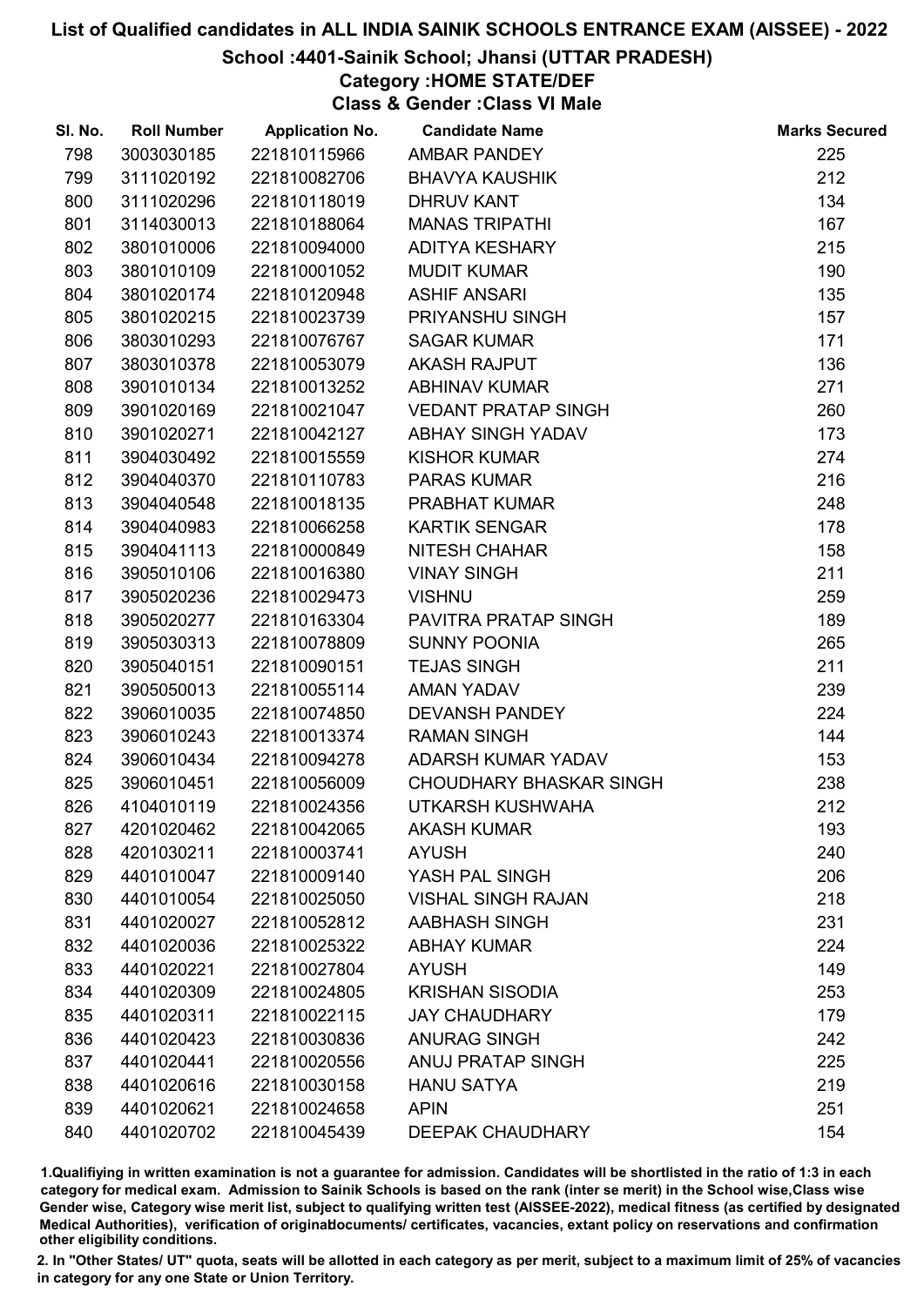# List of Qualified candidates in ALL INDIA SAINIK SCHOOLS ENTRANCE EXAM (AISSEE) - 2022

## School :4401-Sainik School; Jhansi (UTTAR PRADESH)

### Category :HOME STATE/DEF

### Class & Gender :Class VI Male

| Sl. No. | Roll Number | Application No. | Candidate Name | Marks Secured |
|---|---|---|---|---|
| 798 | 3003030185 | 221810115966 | AMBAR PANDEY | 225 |
| 799 | 3111020192 | 221810082706 | BHAVYA KAUSHIK | 212 |
| 800 | 3111020296 | 221810118019 | DHRUV KANT | 134 |
| 801 | 3114030013 | 221810188064 | MANAS TRIPATHI | 167 |
| 802 | 3801010006 | 221810094000 | ADITYA KESHARY | 215 |
| 803 | 3801010109 | 221810001052 | MUDIT KUMAR | 190 |
| 804 | 3801020174 | 221810120948 | ASHIF ANSARI | 135 |
| 805 | 3801020215 | 221810023739 | PRIYANSHU SINGH | 157 |
| 806 | 3803010293 | 221810076767 | SAGAR KUMAR | 171 |
| 807 | 3803010378 | 221810053079 | AKASH RAJPUT | 136 |
| 808 | 3901010134 | 221810013252 | ABHINAV KUMAR | 271 |
| 809 | 3901020169 | 221810021047 | VEDANT PRATAP SINGH | 260 |
| 810 | 3901020271 | 221810042127 | ABHAY SINGH YADAV | 173 |
| 811 | 3904030492 | 221810015559 | KISHOR KUMAR | 274 |
| 812 | 3904040370 | 221810110783 | PARAS KUMAR | 216 |
| 813 | 3904040548 | 221810018135 | PRABHAT KUMAR | 248 |
| 814 | 3904040983 | 221810066258 | KARTIK SENGAR | 178 |
| 815 | 3904041113 | 221810000849 | NITESH CHAHAR | 158 |
| 816 | 3905010106 | 221810016380 | VINAY SINGH | 211 |
| 817 | 3905020236 | 221810029473 | VISHNU | 259 |
| 818 | 3905020277 | 221810163304 | PAVITRA PRATAP SINGH | 189 |
| 819 | 3905030313 | 221810078809 | SUNNY POONIA | 265 |
| 820 | 3905040151 | 221810090151 | TEJAS SINGH | 211 |
| 821 | 3905050013 | 221810055114 | AMAN YADAV | 239 |
| 822 | 3906010035 | 221810074850 | DEVANSH PANDEY | 224 |
| 823 | 3906010243 | 221810013374 | RAMAN SINGH | 144 |
| 824 | 3906010434 | 221810094278 | ADARSH KUMAR YADAV | 153 |
| 825 | 3906010451 | 221810056009 | CHOUDHARY BHASKAR SINGH | 238 |
| 826 | 4104010119 | 221810024356 | UTKARSH KUSHWAHA | 212 |
| 827 | 4201020462 | 221810042065 | AKASH KUMAR | 193 |
| 828 | 4201030211 | 221810003741 | AYUSH | 240 |
| 829 | 4401010047 | 221810009140 | YASH PAL SINGH | 206 |
| 830 | 4401010054 | 221810025050 | VISHAL SINGH RAJAN | 218 |
| 831 | 4401020027 | 221810052812 | AABHASH SINGH | 231 |
| 832 | 4401020036 | 221810025322 | ABHAY KUMAR | 224 |
| 833 | 4401020221 | 221810027804 | AYUSH | 149 |
| 834 | 4401020309 | 221810024805 | KRISHAN SISODIA | 253 |
| 835 | 4401020311 | 221810022115 | JAY CHAUDHARY | 179 |
| 836 | 4401020423 | 221810030836 | ANURAG SINGH | 242 |
| 837 | 4401020441 | 221810020556 | ANUJ PRATAP SINGH | 225 |
| 838 | 4401020616 | 221810030158 | HANU SATYA | 219 |
| 839 | 4401020621 | 221810024658 | APIN | 251 |
| 840 | 4401020702 | 221810045439 | DEEPAK CHAUDHARY | 154 |

1.Qualifiying in written examination is not a guarantee for admission. Candidates will be shortlisted in the ratio of 1:3 in each category for medical exam. Admission to Sainik Schools is based on the rank (inter se merit) in the School wise,Class wise Gender wise, Category wise merit list, subject to qualifying written test (AISSEE-2022), medical fitness (as certified by designated Medical Authorities), verification of originaldocuments/ certificates, vacancies, extant policy on reservations and confirmation other eligibility conditions.

2. In "Other States/ UT" quota, seats will be allotted in each category as per merit, subject to a maximum limit of 25% of vacancies in category for any one State or Union Territory.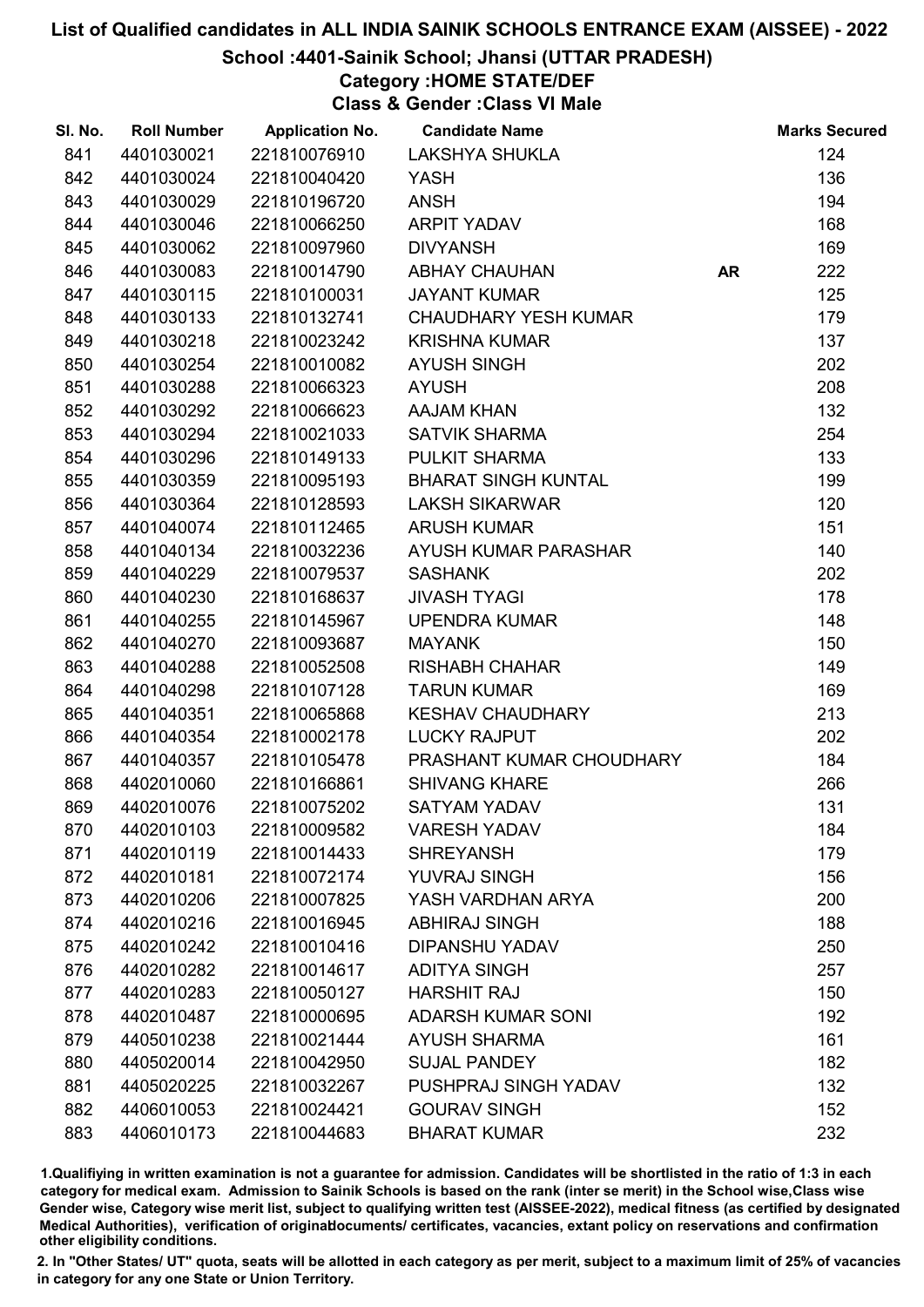# List of Qualified candidates in ALL INDIA SAINIK SCHOOLS ENTRANCE EXAM (AISSEE) - 2022

## School :4401-Sainik School; Jhansi (UTTAR PRADESH)

### Category :HOME STATE/DEF

### Class & Gender :Class VI Male

| Sl. No. | Roll Number | Application No. | Candidate Name | | Marks Secured |
|---|---|---|---|---|---|
| 841 | 4401030021 | 221810076910 | LAKSHYA SHUKLA | | 124 |
| 842 | 4401030024 | 221810040420 | YASH | | 136 |
| 843 | 4401030029 | 221810196720 | ANSH | | 194 |
| 844 | 4401030046 | 221810066250 | ARPIT YADAV | | 168 |
| 845 | 4401030062 | 221810097960 | DIVYANSH | | 169 |
| 846 | 4401030083 | 221810014790 | ABHAY CHAUHAN | AR | 222 |
| 847 | 4401030115 | 221810100031 | JAYANT KUMAR | | 125 |
| 848 | 4401030133 | 221810132741 | CHAUDHARY YESH KUMAR | | 179 |
| 849 | 4401030218 | 221810023242 | KRISHNA KUMAR | | 137 |
| 850 | 4401030254 | 221810010082 | AYUSH SINGH | | 202 |
| 851 | 4401030288 | 221810066323 | AYUSH | | 208 |
| 852 | 4401030292 | 221810066623 | AAJAM KHAN | | 132 |
| 853 | 4401030294 | 221810021033 | SATVIK SHARMA | | 254 |
| 854 | 4401030296 | 221810149133 | PULKIT SHARMA | | 133 |
| 855 | 4401030359 | 221810095193 | BHARAT SINGH KUNTAL | | 199 |
| 856 | 4401030364 | 221810128593 | LAKSH SIKARWAR | | 120 |
| 857 | 4401040074 | 221810112465 | ARUSH KUMAR | | 151 |
| 858 | 4401040134 | 221810032236 | AYUSH KUMAR PARASHAR | | 140 |
| 859 | 4401040229 | 221810079537 | SASHANK | | 202 |
| 860 | 4401040230 | 221810168637 | JIVASH TYAGI | | 178 |
| 861 | 4401040255 | 221810145967 | UPENDRA KUMAR | | 148 |
| 862 | 4401040270 | 221810093687 | MAYANK | | 150 |
| 863 | 4401040288 | 221810052508 | RISHABH CHAHAR | | 149 |
| 864 | 4401040298 | 221810107128 | TARUN KUMAR | | 169 |
| 865 | 4401040351 | 221810065868 | KESHAV CHAUDHARY | | 213 |
| 866 | 4401040354 | 221810002178 | LUCKY RAJPUT | | 202 |
| 867 | 4401040357 | 221810105478 | PRASHANT KUMAR CHOUDHARY | | 184 |
| 868 | 4402010060 | 221810166861 | SHIVANG KHARE | | 266 |
| 869 | 4402010076 | 221810075202 | SATYAM YADAV | | 131 |
| 870 | 4402010103 | 221810009582 | VARESH YADAV | | 184 |
| 871 | 4402010119 | 221810014433 | SHREYANSH | | 179 |
| 872 | 4402010181 | 221810072174 | YUVRAJ SINGH | | 156 |
| 873 | 4402010206 | 221810007825 | YASH VARDHAN ARYA | | 200 |
| 874 | 4402010216 | 221810016945 | ABHIRAJ SINGH | | 188 |
| 875 | 4402010242 | 221810010416 | DIPANSHU YADAV | | 250 |
| 876 | 4402010282 | 221810014617 | ADITYA SINGH | | 257 |
| 877 | 4402010283 | 221810050127 | HARSHIT RAJ | | 150 |
| 878 | 4402010487 | 221810000695 | ADARSH KUMAR SONI | | 192 |
| 879 | 4405010238 | 221810021444 | AYUSH SHARMA | | 161 |
| 880 | 4405020014 | 221810042950 | SUJAL PANDEY | | 182 |
| 881 | 4405020225 | 221810032267 | PUSHPRAJ SINGH YADAV | | 132 |
| 882 | 4406010053 | 221810024421 | GOURAV SINGH | | 152 |
| 883 | 4406010173 | 221810044683 | BHARAT KUMAR | | 232 |

1.Qualifying in written examination is not a guarantee for admission. Candidates will be shortlisted in the ratio of 1:3 in each category for medical exam. Admission to Sainik Schools is based on the rank (inter se merit) in the School wise,Class wise Gender wise, Category wise merit list, subject to qualifying written test (AISSEE-2022), medical fitness (as certified by designated Medical Authorities), verification of originaldocuments/ certificates, vacancies, extant policy on reservations and confirmation other eligibility conditions.

2. In "Other States/ UT" quota, seats will be allotted in each category as per merit, subject to a maximum limit of 25% of vacancies in category for any one State or Union Territory.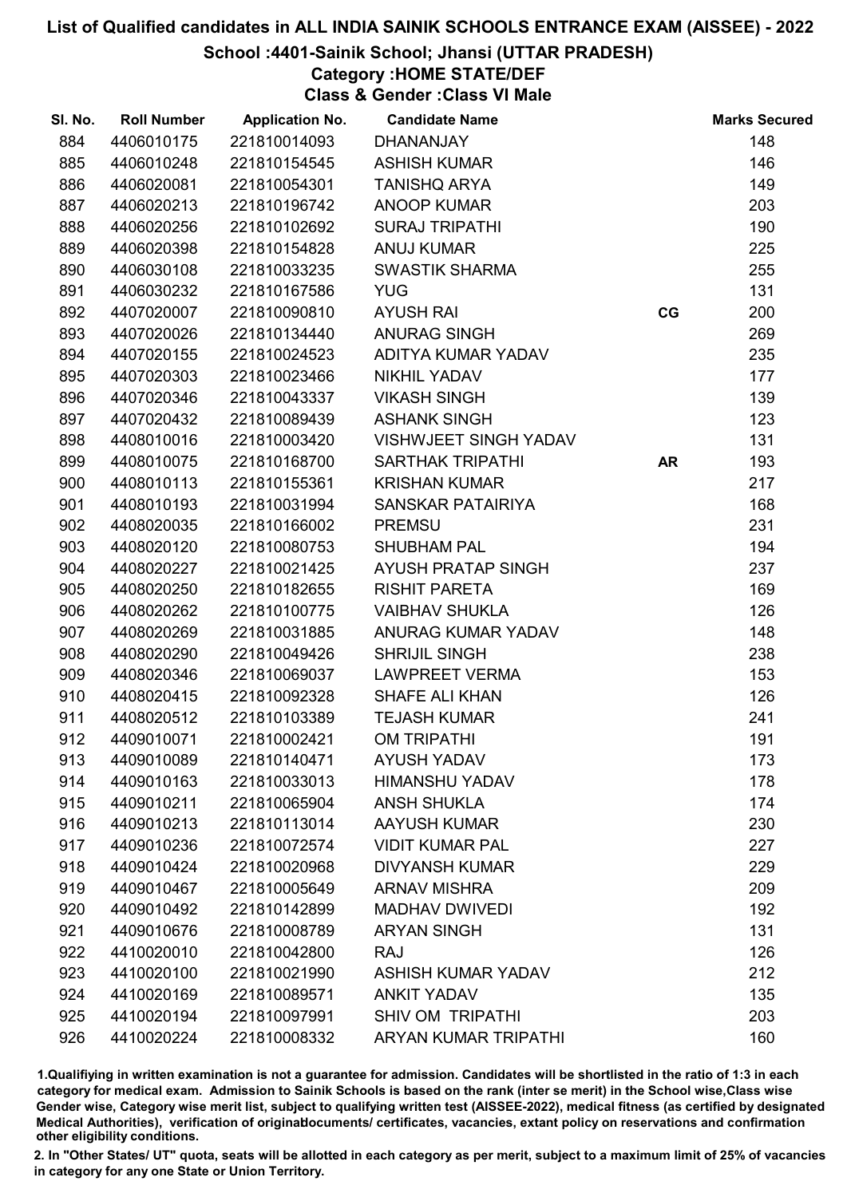# List of Qualified candidates in ALL INDIA SAINIK SCHOOLS ENTRANCE EXAM (AISSEE) - 2022

## School :4401-Sainik School; Jhansi (UTTAR PRADESH)

### Category :HOME STATE/DEF

### Class & Gender :Class VI Male

| Sl. No. | Roll Number | Application No. | Candidate Name | | Marks Secured |
|---|---|---|---|---|---|
| 884 | 4406010175 | 221810014093 | DHANANJAY | | 148 |
| 885 | 4406010248 | 221810154545 | ASHISH KUMAR | | 146 |
| 886 | 4406020081 | 221810054301 | TANISHQ ARYA | | 149 |
| 887 | 4406020213 | 221810196742 | ANOOP KUMAR | | 203 |
| 888 | 4406020256 | 221810102692 | SURAJ TRIPATHI | | 190 |
| 889 | 4406020398 | 221810154828 | ANUJ KUMAR | | 225 |
| 890 | 4406030108 | 221810033235 | SWASTIK SHARMA | | 255 |
| 891 | 4406030232 | 221810167586 | YUG | | 131 |
| 892 | 4407020007 | 221810090810 | AYUSH RAI | CG | 200 |
| 893 | 4407020026 | 221810134440 | ANURAG SINGH | | 269 |
| 894 | 4407020155 | 221810024523 | ADITYA KUMAR YADAV | | 235 |
| 895 | 4407020303 | 221810023466 | NIKHIL YADAV | | 177 |
| 896 | 4407020346 | 221810043337 | VIKASH SINGH | | 139 |
| 897 | 4407020432 | 221810089439 | ASHANK SINGH | | 123 |
| 898 | 4408010016 | 221810003420 | VISHWJEET SINGH YADAV | | 131 |
| 899 | 4408010075 | 221810168700 | SARTHAK TRIPATHI | AR | 193 |
| 900 | 4408010113 | 221810155361 | KRISHAN KUMAR | | 217 |
| 901 | 4408010193 | 221810031994 | SANSKAR PATAIRIYA | | 168 |
| 902 | 4408020035 | 221810166002 | PREMSU | | 231 |
| 903 | 4408020120 | 221810080753 | SHUBHAM PAL | | 194 |
| 904 | 4408020227 | 221810021425 | AYUSH PRATAP SINGH | | 237 |
| 905 | 4408020250 | 221810182655 | RISHIT PARETA | | 169 |
| 906 | 4408020262 | 221810100775 | VAIBHAV SHUKLA | | 126 |
| 907 | 4408020269 | 221810031885 | ANURAG KUMAR YADAV | | 148 |
| 908 | 4408020290 | 221810049426 | SHRIJIL SINGH | | 238 |
| 909 | 4408020346 | 221810069037 | LAWPREET VERMA | | 153 |
| 910 | 4408020415 | 221810092328 | SHAFE ALI KHAN | | 126 |
| 911 | 4408020512 | 221810103389 | TEJASH KUMAR | | 241 |
| 912 | 4409010071 | 221810002421 | OM TRIPATHI | | 191 |
| 913 | 4409010089 | 221810140471 | AYUSH YADAV | | 173 |
| 914 | 4409010163 | 221810033013 | HIMANSHU YADAV | | 178 |
| 915 | 4409010211 | 221810065904 | ANSH SHUKLA | | 174 |
| 916 | 4409010213 | 221810113014 | AAYUSH KUMAR | | 230 |
| 917 | 4409010236 | 221810072574 | VIDIT KUMAR PAL | | 227 |
| 918 | 4409010424 | 221810020968 | DIVYANSH KUMAR | | 229 |
| 919 | 4409010467 | 221810005649 | ARNAV MISHRA | | 209 |
| 920 | 4409010492 | 221810142899 | MADHAV DWIVEDI | | 192 |
| 921 | 4409010676 | 221810008789 | ARYAN SINGH | | 131 |
| 922 | 4410020010 | 221810042800 | RAJ | | 126 |
| 923 | 4410020100 | 221810021990 | ASHISH KUMAR YADAV | | 212 |
| 924 | 4410020169 | 221810089571 | ANKIT YADAV | | 135 |
| 925 | 4410020194 | 221810097991 | SHIV OM TRIPATHI | | 203 |
| 926 | 4410020224 | 221810008332 | ARYAN KUMAR TRIPATHI | | 160 |

1.Qualifiying in written examination is not a guarantee for admission. Candidates will be shortlisted in the ratio of 1:3 in each category for medical exam. Admission to Sainik Schools is based on the rank (inter se merit) in the School wise,Class wise Gender wise, Category wise merit list, subject to qualifying written test (AISSEE-2022), medical fitness (as certified by designated Medical Authorities), verification of originaldocuments/ certificates, vacancies, extant policy on reservations and confirmation other eligibility conditions.

2. In "Other States/ UT" quota, seats will be allotted in each category as per merit, subject to a maximum limit of 25% of vacancies in category for any one State or Union Territory.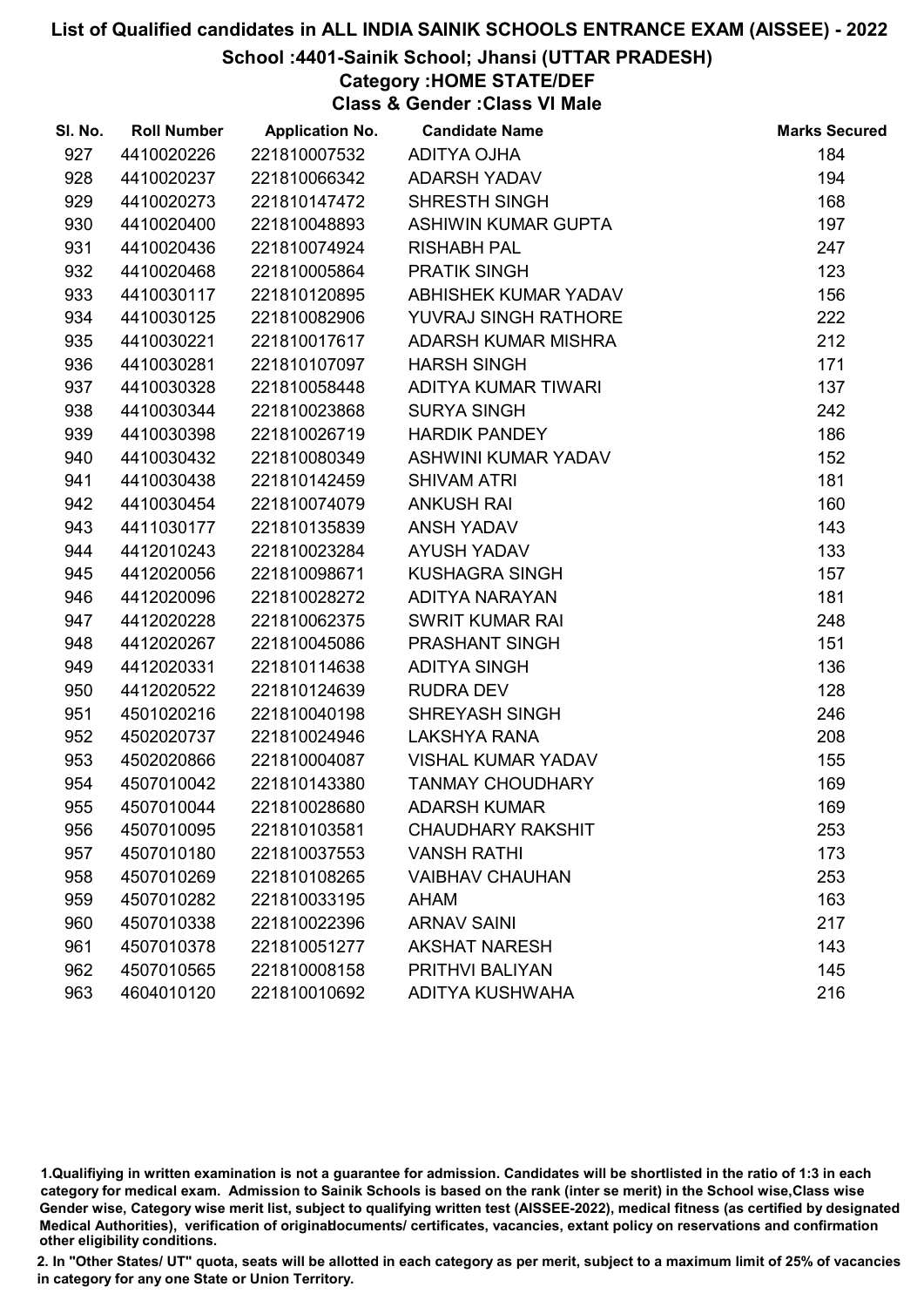# List of Qualified candidates in ALL INDIA SAINIK SCHOOLS ENTRANCE EXAM (AISSEE) - 2022

## School :4401-Sainik School; Jhansi (UTTAR PRADESH)

### Category :HOME STATE/DEF

### Class & Gender :Class VI Male

| Sl. No. | Roll Number | Application No. | Candidate Name | Marks Secured |
|---|---|---|---|---|
| 927 | 4410020226 | 221810007532 | ADITYA OJHA | 184 |
| 928 | 4410020237 | 221810066342 | ADARSH YADAV | 194 |
| 929 | 4410020273 | 221810147472 | SHRESTH SINGH | 168 |
| 930 | 4410020400 | 221810048893 | ASHIWIN KUMAR GUPTA | 197 |
| 931 | 4410020436 | 221810074924 | RISHABH PAL | 247 |
| 932 | 4410020468 | 221810005864 | PRATIK SINGH | 123 |
| 933 | 4410030117 | 221810120895 | ABHISHEK KUMAR YADAV | 156 |
| 934 | 4410030125 | 221810082906 | YUVRAJ SINGH RATHORE | 222 |
| 935 | 4410030221 | 221810017617 | ADARSH KUMAR MISHRA | 212 |
| 936 | 4410030281 | 221810107097 | HARSH SINGH | 171 |
| 937 | 4410030328 | 221810058448 | ADITYA KUMAR TIWARI | 137 |
| 938 | 4410030344 | 221810023868 | SURYA SINGH | 242 |
| 939 | 4410030398 | 221810026719 | HARDIK PANDEY | 186 |
| 940 | 4410030432 | 221810080349 | ASHWINI KUMAR YADAV | 152 |
| 941 | 4410030438 | 221810142459 | SHIVAM ATRI | 181 |
| 942 | 4410030454 | 221810074079 | ANKUSH RAI | 160 |
| 943 | 4411030177 | 221810135839 | ANSH YADAV | 143 |
| 944 | 4412010243 | 221810023284 | AYUSH YADAV | 133 |
| 945 | 4412020056 | 221810098671 | KUSHAGRA SINGH | 157 |
| 946 | 4412020096 | 221810028272 | ADITYA NARAYAN | 181 |
| 947 | 4412020228 | 221810062375 | SWRIT KUMAR RAI | 248 |
| 948 | 4412020267 | 221810045086 | PRASHANT SINGH | 151 |
| 949 | 4412020331 | 221810114638 | ADITYA SINGH | 136 |
| 950 | 4412020522 | 221810124639 | RUDRA DEV | 128 |
| 951 | 4501020216 | 221810040198 | SHREYASH SINGH | 246 |
| 952 | 4502020737 | 221810024946 | LAKSHYA RANA | 208 |
| 953 | 4502020866 | 221810004087 | VISHAL KUMAR YADAV | 155 |
| 954 | 4507010042 | 221810143380 | TANMAY CHOUDHARY | 169 |
| 955 | 4507010044 | 221810028680 | ADARSH KUMAR | 169 |
| 956 | 4507010095 | 221810103581 | CHAUDHARY RAKSHIT | 253 |
| 957 | 4507010180 | 221810037553 | VANSH RATHI | 173 |
| 958 | 4507010269 | 221810108265 | VAIBHAV CHAUHAN | 253 |
| 959 | 4507010282 | 221810033195 | AHAM | 163 |
| 960 | 4507010338 | 221810022396 | ARNAV SAINI | 217 |
| 961 | 4507010378 | 221810051277 | AKSHAT NARESH | 143 |
| 962 | 4507010565 | 221810008158 | PRITHVI BALIYAN | 145 |
| 963 | 4604010120 | 221810010692 | ADITYA KUSHWAHA | 216 |

1.Qualifiying in written examination is not a guarantee for admission. Candidates will be shortlisted in the ratio of 1:3 in each category for medical exam. Admission to Sainik Schools is based on the rank (inter se merit) in the School wise,Class wise Gender wise, Category wise merit list, subject to qualifying written test (AISSEE-2022), medical fitness (as certified by designated Medical Authorities), verification of originaldocuments/ certificates, vacancies, extant policy on reservations and confirmation other eligibility conditions.

2. In "Other States/ UT" quota, seats will be allotted in each category as per merit, subject to a maximum limit of 25% of vacancies in category for any one State or Union Territory.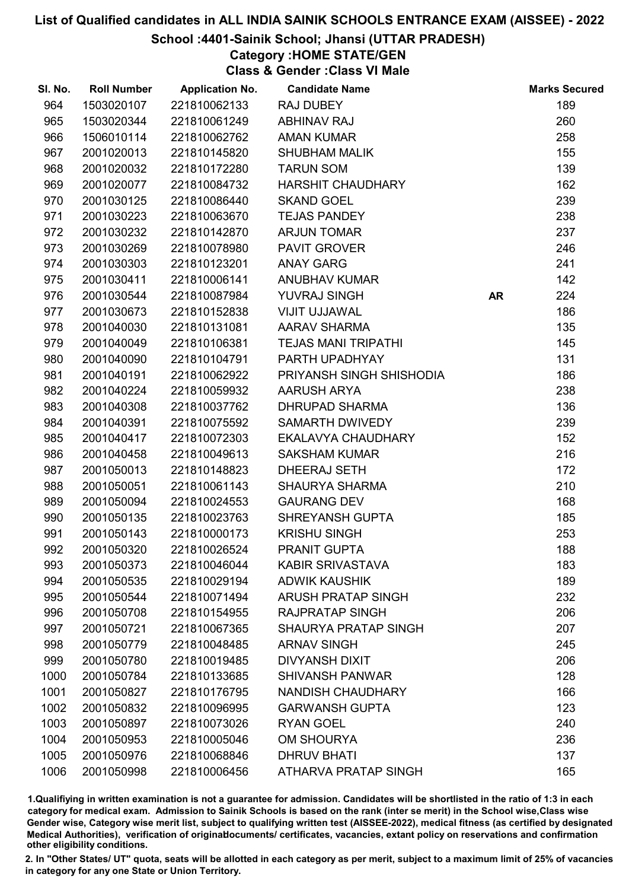# List of Qualified candidates in ALL INDIA SAINIK SCHOOLS ENTRANCE EXAM (AISSEE) - 2022

## School :4401-Sainik School; Jhansi (UTTAR PRADESH)

### Category :HOME STATE/GEN

### Class & Gender :Class VI Male

| Sl. No. | Roll Number | Application No. | Candidate Name | | Marks Secured |
|---|---|---|---|---|---|
| 964 | 1503020107 | 221810062133 | RAJ DUBEY | | 189 |
| 965 | 1503020344 | 221810061249 | ABHINAV RAJ | | 260 |
| 966 | 1506010114 | 221810062762 | AMAN KUMAR | | 258 |
| 967 | 2001020013 | 221810145820 | SHUBHAM MALIK | | 155 |
| 968 | 2001020032 | 221810172280 | TARUN SOM | | 139 |
| 969 | 2001020077 | 221810084732 | HARSHIT CHAUDHARY | | 162 |
| 970 | 2001030125 | 221810086440 | SKAND GOEL | | 239 |
| 971 | 2001030223 | 221810063670 | TEJAS PANDEY | | 238 |
| 972 | 2001030232 | 221810142870 | ARJUN TOMAR | | 237 |
| 973 | 2001030269 | 221810078980 | PAVIT GROVER | | 246 |
| 974 | 2001030303 | 221810123201 | ANAY GARG | | 241 |
| 975 | 2001030411 | 221810006141 | ANUBHAV KUMAR | | 142 |
| 976 | 2001030544 | 221810087984 | YUVRAJ SINGH | AR | 224 |
| 977 | 2001030673 | 221810152838 | VIJIT UJJAWAL | | 186 |
| 978 | 2001040030 | 221810131081 | AARAV SHARMA | | 135 |
| 979 | 2001040049 | 221810106381 | TEJAS MANI TRIPATHI | | 145 |
| 980 | 2001040090 | 221810104791 | PARTH UPADHYAY | | 131 |
| 981 | 2001040191 | 221810062922 | PRIYANSH SINGH SHISHODIA | | 186 |
| 982 | 2001040224 | 221810059932 | AARUSH ARYA | | 238 |
| 983 | 2001040308 | 221810037762 | DHRUPAD SHARMA | | 136 |
| 984 | 2001040391 | 221810075592 | SAMARTH DWIVEDY | | 239 |
| 985 | 2001040417 | 221810072303 | EKALAVYA CHAUDHARY | | 152 |
| 986 | 2001040458 | 221810049613 | SAKSHAM KUMAR | | 216 |
| 987 | 2001050013 | 221810148823 | DHEERAJ SETH | | 172 |
| 988 | 2001050051 | 221810061143 | SHAURYA SHARMA | | 210 |
| 989 | 2001050094 | 221810024553 | GAURANG DEV | | 168 |
| 990 | 2001050135 | 221810023763 | SHREYANSH GUPTA | | 185 |
| 991 | 2001050143 | 221810000173 | KRISHU SINGH | | 253 |
| 992 | 2001050320 | 221810026524 | PRANIT GUPTA | | 188 |
| 993 | 2001050373 | 221810046044 | KABIR SRIVASTAVA | | 183 |
| 994 | 2001050535 | 221810029194 | ADWIK KAUSHIK | | 189 |
| 995 | 2001050544 | 221810071494 | ARUSH PRATAP SINGH | | 232 |
| 996 | 2001050708 | 221810154955 | RAJPRATAP SINGH | | 206 |
| 997 | 2001050721 | 221810067365 | SHAURYA PRATAP SINGH | | 207 |
| 998 | 2001050779 | 221810048485 | ARNAV SINGH | | 245 |
| 999 | 2001050780 | 221810019485 | DIVYANSH DIXIT | | 206 |
| 1000 | 2001050784 | 221810133685 | SHIVANSH PANWAR | | 128 |
| 1001 | 2001050827 | 221810176795 | NANDISH CHAUDHARY | | 166 |
| 1002 | 2001050832 | 221810096995 | GARWANSH GUPTA | | 123 |
| 1003 | 2001050897 | 221810073026 | RYAN GOEL | | 240 |
| 1004 | 2001050953 | 221810005046 | OM SHOURYA | | 236 |
| 1005 | 2001050976 | 221810068846 | DHRUV BHATI | | 137 |
| 1006 | 2001050998 | 221810006456 | ATHARVA PRATAP SINGH | | 165 |

1.Qualifiying in written examination is not a guarantee for admission. Candidates will be shortlisted in the ratio of 1:3 in each category for medical exam. Admission to Sainik Schools is based on the rank (inter se merit) in the School wise,Class wise Gender wise, Category wise merit list, subject to qualifying written test (AISSEE-2022), medical fitness (as certified by designated Medical Authorities), verification of originaldocuments/ certificates, vacancies, extant policy on reservations and confirmation other eligibility conditions.

2. In "Other States/ UT" quota, seats will be allotted in each category as per merit, subject to a maximum limit of 25% of vacancies in category for any one State or Union Territory.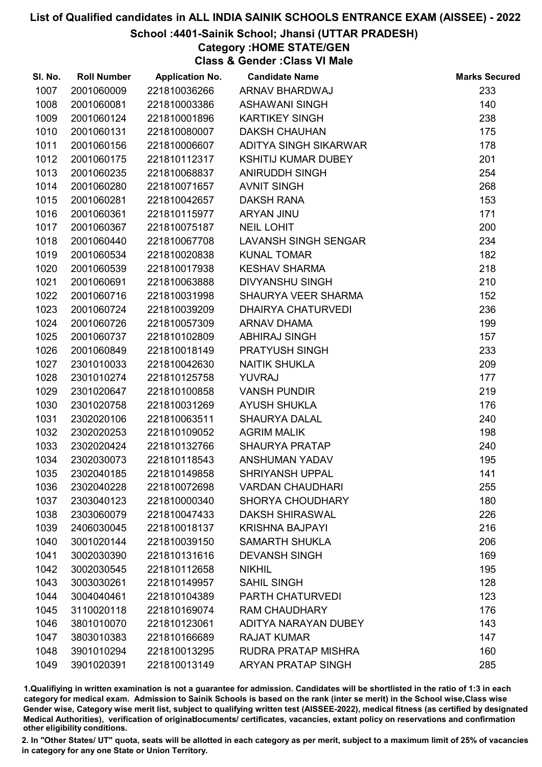# List of Qualified candidates in ALL INDIA SAINIK SCHOOLS ENTRANCE EXAM (AISSEE) - 2022

## School :4401-Sainik School; Jhansi (UTTAR PRADESH)

### Category :HOME STATE/GEN

### Class & Gender :Class VI Male

| Sl. No. | Roll Number | Application No. | Candidate Name | Marks Secured |
|---|---|---|---|---|
| 1007 | 2001060009 | 221810036266 | ARNAV BHARDWAJ | 233 |
| 1008 | 2001060081 | 221810003386 | ASHAWANI SINGH | 140 |
| 1009 | 2001060124 | 221810001896 | KARTIKEY SINGH | 238 |
| 1010 | 2001060131 | 221810080007 | DAKSH CHAUHAN | 175 |
| 1011 | 2001060156 | 221810006607 | ADITYA SINGH SIKARWAR | 178 |
| 1012 | 2001060175 | 221810112317 | KSHITIJ KUMAR DUBEY | 201 |
| 1013 | 2001060235 | 221810068837 | ANIRUDDH SINGH | 254 |
| 1014 | 2001060280 | 221810071657 | AVNIT SINGH | 268 |
| 1015 | 2001060281 | 221810042657 | DAKSH RANA | 153 |
| 1016 | 2001060361 | 221810115977 | ARYAN JINU | 171 |
| 1017 | 2001060367 | 221810075187 | NEIL LOHIT | 200 |
| 1018 | 2001060440 | 221810067708 | LAVANSH SINGH SENGAR | 234 |
| 1019 | 2001060534 | 221810020838 | KUNAL TOMAR | 182 |
| 1020 | 2001060539 | 221810017938 | KESHAV SHARMA | 218 |
| 1021 | 2001060691 | 221810063888 | DIVYANSHU SINGH | 210 |
| 1022 | 2001060716 | 221810031998 | SHAURYA VEER SHARMA | 152 |
| 1023 | 2001060724 | 221810039209 | DHAIRYA CHATURVEDI | 236 |
| 1024 | 2001060726 | 221810057309 | ARNAV DHAMA | 199 |
| 1025 | 2001060737 | 221810102809 | ABHIRAJ SINGH | 157 |
| 1026 | 2001060849 | 221810018149 | PRATYUSH SINGH | 233 |
| 1027 | 2301010033 | 221810042630 | NAITIK SHUKLA | 209 |
| 1028 | 2301010274 | 221810125758 | YUVRAJ | 177 |
| 1029 | 2301020647 | 221810100858 | VANSH PUNDIR | 219 |
| 1030 | 2301020758 | 221810031269 | AYUSH SHUKLA | 176 |
| 1031 | 2302020106 | 221810063511 | SHAURYA DALAL | 240 |
| 1032 | 2302020253 | 221810109052 | AGRIM MALIK | 198 |
| 1033 | 2302020424 | 221810132766 | SHAURYA PRATAP | 240 |
| 1034 | 2302030073 | 221810118543 | ANSHUMAN YADAV | 195 |
| 1035 | 2302040185 | 221810149858 | SHRIYANSH UPPAL | 141 |
| 1036 | 2302040228 | 221810072698 | VARDAN CHAUDHARI | 255 |
| 1037 | 2303040123 | 221810000340 | SHORYA CHOUDHARY | 180 |
| 1038 | 2303060079 | 221810047433 | DAKSH SHIRASWAL | 226 |
| 1039 | 2406030045 | 221810018137 | KRISHNA BAJPAYI | 216 |
| 1040 | 3001020144 | 221810039150 | SAMARTH SHUKLA | 206 |
| 1041 | 3002030390 | 221810131616 | DEVANSH SINGH | 169 |
| 1042 | 3002030545 | 221810112658 | NIKHIL | 195 |
| 1043 | 3003030261 | 221810149957 | SAHIL SINGH | 128 |
| 1044 | 3004040461 | 221810104389 | PARTH CHATURVEDI | 123 |
| 1045 | 3110020118 | 221810169074 | RAM CHAUDHARY | 176 |
| 1046 | 3801010070 | 221810123061 | ADITYA NARAYAN DUBEY | 143 |
| 1047 | 3803010383 | 221810166689 | RAJAT KUMAR | 147 |
| 1048 | 3901010294 | 221810013295 | RUDRA PRATAP MISHRA | 160 |
| 1049 | 3901020391 | 221810013149 | ARYAN PRATAP SINGH | 285 |

1.Qualifiying in written examination is not a guarantee for admission. Candidates will be shortlisted in the ratio of 1:3 in each category for medical exam. Admission to Sainik Schools is based on the rank (inter se merit) in the School wise,Class wise Gender wise, Category wise merit list, subject to qualifying written test (AISSEE-2022), medical fitness (as certified by designated Medical Authorities), verification of originaldocuments/ certificates, vacancies, extant policy on reservations and confirmation other eligibility conditions.

2. In "Other States/ UT" quota, seats will be allotted in each category as per merit, subject to a maximum limit of 25% of vacancies in category for any one State or Union Territory.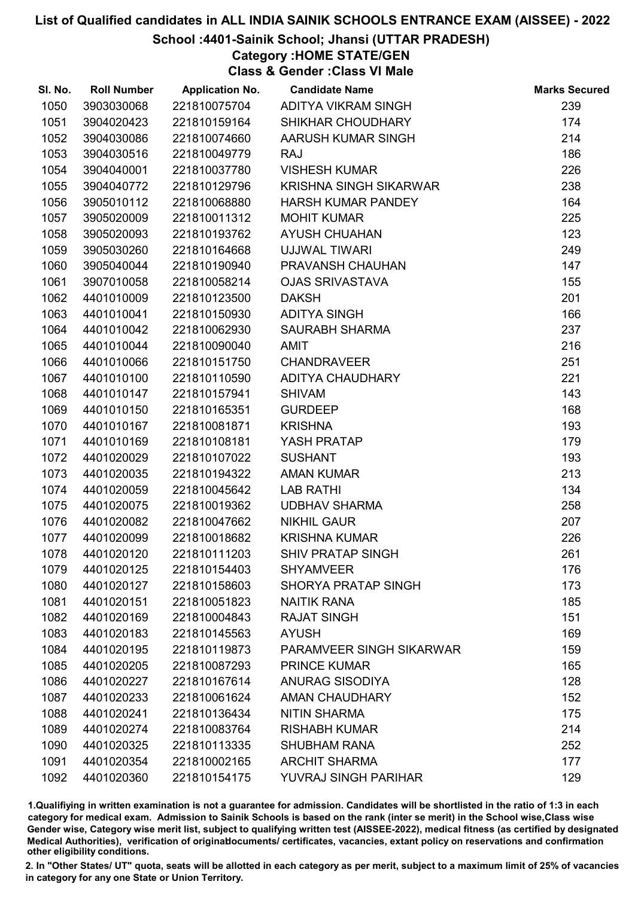# List of Qualified candidates in ALL INDIA SAINIK SCHOOLS ENTRANCE EXAM (AISSEE) - 2022

## School :4401-Sainik School; Jhansi (UTTAR PRADESH)

### Category :HOME STATE/GEN

### Class & Gender :Class VI Male

| Sl. No. | Roll Number | Application No. | Candidate Name | Marks Secured |
|---|---|---|---|---|
| 1050 | 3903030068 | 221810075704 | ADITYA VIKRAM SINGH | 239 |
| 1051 | 3904020423 | 221810159164 | SHIKHAR CHOUDHARY | 174 |
| 1052 | 3904030086 | 221810074660 | AARUSH KUMAR SINGH | 214 |
| 1053 | 3904030516 | 221810049779 | RAJ | 186 |
| 1054 | 3904040001 | 221810037780 | VISHESH KUMAR | 226 |
| 1055 | 3904040772 | 221810129796 | KRISHNA SINGH SIKARWAR | 238 |
| 1056 | 3905010112 | 221810068880 | HARSH KUMAR PANDEY | 164 |
| 1057 | 3905020009 | 221810011312 | MOHIT KUMAR | 225 |
| 1058 | 3905020093 | 221810193762 | AYUSH CHUAHAN | 123 |
| 1059 | 3905030260 | 221810164668 | UJJWAL TIWARI | 249 |
| 1060 | 3905040044 | 221810190940 | PRAVANSH CHAUHAN | 147 |
| 1061 | 3907010058 | 221810058214 | OJAS SRIVASTAVA | 155 |
| 1062 | 4401010009 | 221810123500 | DAKSH | 201 |
| 1063 | 4401010041 | 221810150930 | ADITYA SINGH | 166 |
| 1064 | 4401010042 | 221810062930 | SAURABH SHARMA | 237 |
| 1065 | 4401010044 | 221810090040 | AMIT | 216 |
| 1066 | 4401010066 | 221810151750 | CHANDRAVEER | 251 |
| 1067 | 4401010100 | 221810110590 | ADITYA CHAUDHARY | 221 |
| 1068 | 4401010147 | 221810157941 | SHIVAM | 143 |
| 1069 | 4401010150 | 221810165351 | GURDEEP | 168 |
| 1070 | 4401010167 | 221810081871 | KRISHNA | 193 |
| 1071 | 4401010169 | 221810108181 | YASH PRATAP | 179 |
| 1072 | 4401020029 | 221810107022 | SUSHANT | 193 |
| 1073 | 4401020035 | 221810194322 | AMAN KUMAR | 213 |
| 1074 | 4401020059 | 221810045642 | LAB RATHI | 134 |
| 1075 | 4401020075 | 221810019362 | UDBHAV SHARMA | 258 |
| 1076 | 4401020082 | 221810047662 | NIKHIL GAUR | 207 |
| 1077 | 4401020099 | 221810018682 | KRISHNA KUMAR | 226 |
| 1078 | 4401020120 | 221810111203 | SHIV PRATAP SINGH | 261 |
| 1079 | 4401020125 | 221810154403 | SHYAMVEER | 176 |
| 1080 | 4401020127 | 221810158603 | SHORYA PRATAP SINGH | 173 |
| 1081 | 4401020151 | 221810051823 | NAITIK RANA | 185 |
| 1082 | 4401020169 | 221810004843 | RAJAT SINGH | 151 |
| 1083 | 4401020183 | 221810145563 | AYUSH | 169 |
| 1084 | 4401020195 | 221810119873 | PARAMVEER SINGH SIKARWAR | 159 |
| 1085 | 4401020205 | 221810087293 | PRINCE KUMAR | 165 |
| 1086 | 4401020227 | 221810167614 | ANURAG SISODIYA | 128 |
| 1087 | 4401020233 | 221810061624 | AMAN CHAUDHARY | 152 |
| 1088 | 4401020241 | 221810136434 | NITIN SHARMA | 175 |
| 1089 | 4401020274 | 221810083764 | RISHABH KUMAR | 214 |
| 1090 | 4401020325 | 221810113335 | SHUBHAM RANA | 252 |
| 1091 | 4401020354 | 221810002165 | ARCHIT SHARMA | 177 |
| 1092 | 4401020360 | 221810154175 | YUVRAJ SINGH PARIHAR | 129 |

1.Qualifiying in written examination is not a guarantee for admission. Candidates will be shortlisted in the ratio of 1:3 in each category for medical exam. Admission to Sainik Schools is based on the rank (inter se merit) in the School wise,Class wise Gender wise, Category wise merit list, subject to qualifying written test (AISSEE-2022), medical fitness (as certified by designated Medical Authorities), verification of originaldocuments/ certificates, vacancies, extant policy on reservations and confirmation other eligibility conditions.

2. In "Other States/ UT" quota, seats will be allotted in each category as per merit, subject to a maximum limit of 25% of vacancies in category for any one State or Union Territory.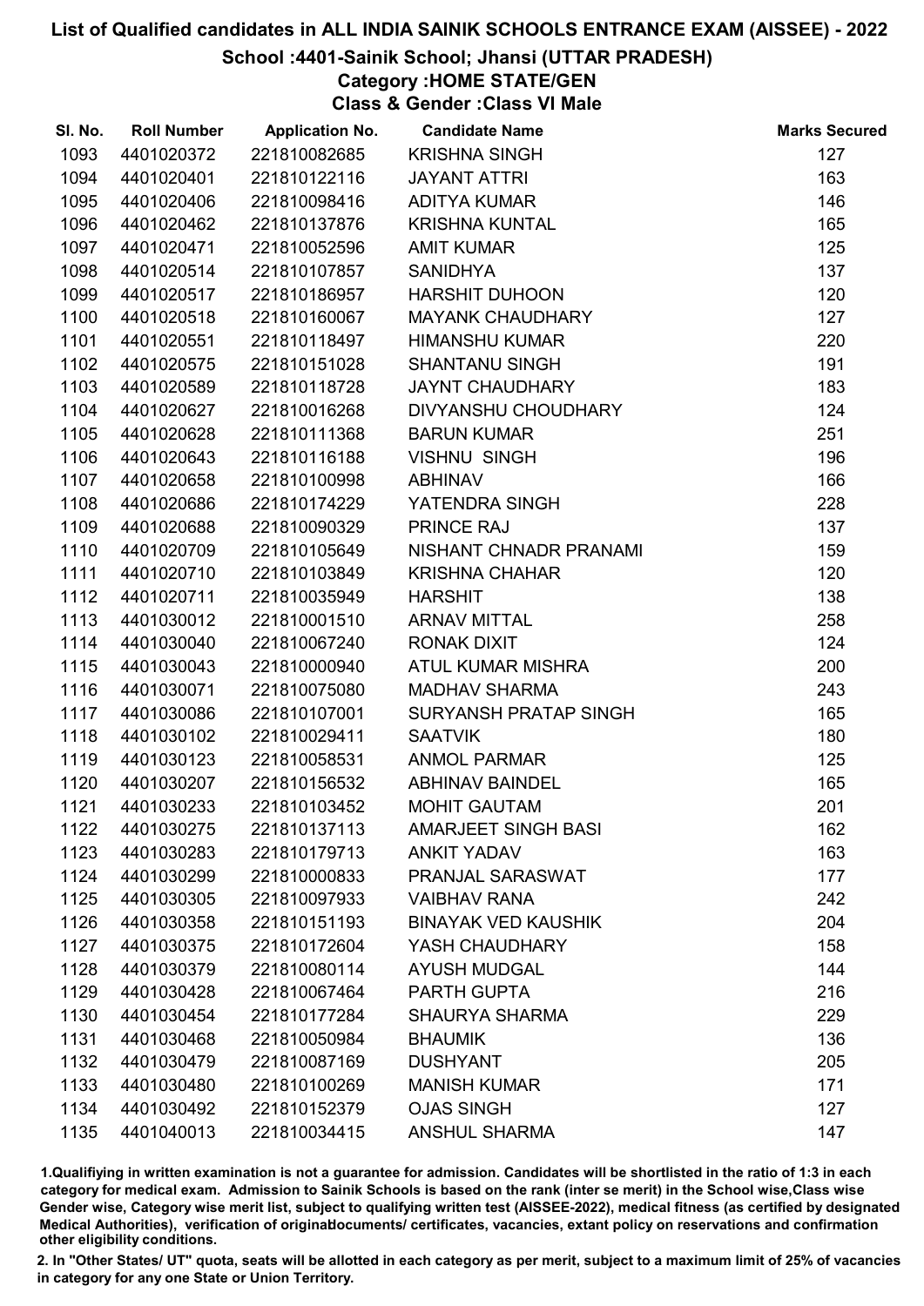# List of Qualified candidates in ALL INDIA SAINIK SCHOOLS ENTRANCE EXAM (AISSEE) - 2022

## School :4401-Sainik School; Jhansi (UTTAR PRADESH)

### Category :HOME STATE/GEN

### Class & Gender :Class VI Male

| Sl. No. | Roll Number | Application No. | Candidate Name | Marks Secured |
|---|---|---|---|---|
| 1093 | 4401020372 | 221810082685 | KRISHNA SINGH | 127 |
| 1094 | 4401020401 | 221810122116 | JAYANT ATTRI | 163 |
| 1095 | 4401020406 | 221810098416 | ADITYA KUMAR | 146 |
| 1096 | 4401020462 | 221810137876 | KRISHNA KUNTAL | 165 |
| 1097 | 4401020471 | 221810052596 | AMIT KUMAR | 125 |
| 1098 | 4401020514 | 221810107857 | SANIDHYA | 137 |
| 1099 | 4401020517 | 221810186957 | HARSHIT DUHOON | 120 |
| 1100 | 4401020518 | 221810160067 | MAYANK CHAUDHARY | 127 |
| 1101 | 4401020551 | 221810118497 | HIMANSHU KUMAR | 220 |
| 1102 | 4401020575 | 221810151028 | SHANTANU SINGH | 191 |
| 1103 | 4401020589 | 221810118728 | JAYNT CHAUDHARY | 183 |
| 1104 | 4401020627 | 221810016268 | DIVYANSHU CHOUDHARY | 124 |
| 1105 | 4401020628 | 221810111368 | BARUN KUMAR | 251 |
| 1106 | 4401020643 | 221810116188 | VISHNU SINGH | 196 |
| 1107 | 4401020658 | 221810100998 | ABHINAV | 166 |
| 1108 | 4401020686 | 221810174229 | YATENDRA SINGH | 228 |
| 1109 | 4401020688 | 221810090329 | PRINCE RAJ | 137 |
| 1110 | 4401020709 | 221810105649 | NISHANT CHNADR PRANAMI | 159 |
| 1111 | 4401020710 | 221810103849 | KRISHNA CHAHAR | 120 |
| 1112 | 4401020711 | 221810035949 | HARSHIT | 138 |
| 1113 | 4401030012 | 221810001510 | ARNAV MITTAL | 258 |
| 1114 | 4401030040 | 221810067240 | RONAK DIXIT | 124 |
| 1115 | 4401030043 | 221810000940 | ATUL KUMAR MISHRA | 200 |
| 1116 | 4401030071 | 221810075080 | MADHAV SHARMA | 243 |
| 1117 | 4401030086 | 221810107001 | SURYANSH PRATAP SINGH | 165 |
| 1118 | 4401030102 | 221810029411 | SAATVIK | 180 |
| 1119 | 4401030123 | 221810058531 | ANMOL PARMAR | 125 |
| 1120 | 4401030207 | 221810156532 | ABHINAV BAINDEL | 165 |
| 1121 | 4401030233 | 221810103452 | MOHIT GAUTAM | 201 |
| 1122 | 4401030275 | 221810137113 | AMARJEET SINGH BASI | 162 |
| 1123 | 4401030283 | 221810179713 | ANKIT YADAV | 163 |
| 1124 | 4401030299 | 221810000833 | PRANJAL SARASWAT | 177 |
| 1125 | 4401030305 | 221810097933 | VAIBHAV RANA | 242 |
| 1126 | 4401030358 | 221810151193 | BINAYAK VED KAUSHIK | 204 |
| 1127 | 4401030375 | 221810172604 | YASH CHAUDHARY | 158 |
| 1128 | 4401030379 | 221810080114 | AYUSH MUDGAL | 144 |
| 1129 | 4401030428 | 221810067464 | PARTH GUPTA | 216 |
| 1130 | 4401030454 | 221810177284 | SHAURYA SHARMA | 229 |
| 1131 | 4401030468 | 221810050984 | BHAUMIK | 136 |
| 1132 | 4401030479 | 221810087169 | DUSHYANT | 205 |
| 1133 | 4401030480 | 221810100269 | MANISH KUMAR | 171 |
| 1134 | 4401030492 | 221810152379 | OJAS SINGH | 127 |
| 1135 | 4401040013 | 221810034415 | ANSHUL SHARMA | 147 |

1.Qualifiying in written examination is not a guarantee for admission. Candidates will be shortlisted in the ratio of 1:3 in each category for medical exam. Admission to Sainik Schools is based on the rank (inter se merit) in the School wise,Class wise Gender wise, Category wise merit list, subject to qualifying written test (AISSEE-2022), medical fitness (as certified by designated Medical Authorities), verification of originaldocuments/ certificates, vacancies, extant policy on reservations and confirmation other eligibility conditions.

2. In "Other States/ UT" quota, seats will be allotted in each category as per merit, subject to a maximum limit of 25% of vacancies in category for any one State or Union Territory.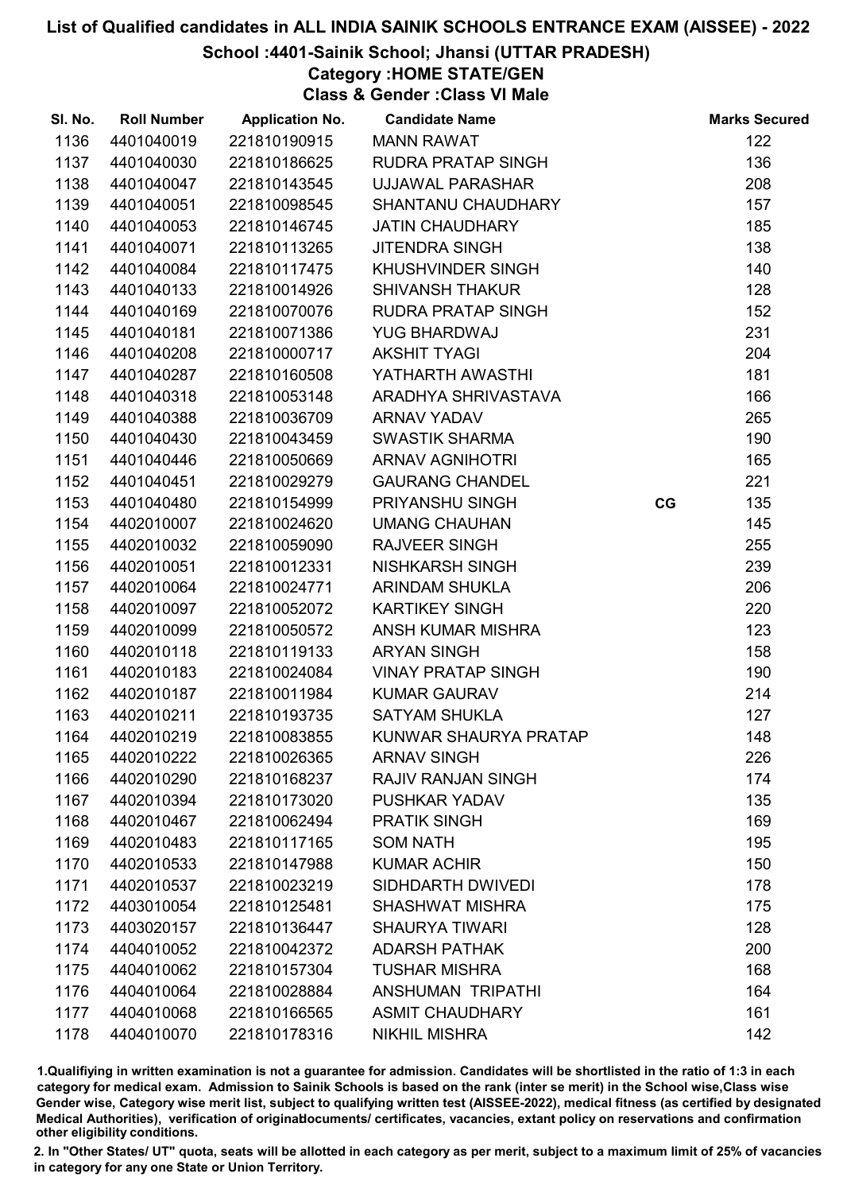# List of Qualified candidates in ALL INDIA SAINIK SCHOOLS ENTRANCE EXAM (AISSEE) - 2022

## School :4401-Sainik School; Jhansi (UTTAR PRADESH)

### Category :HOME STATE/GEN

### Class & Gender :Class VI Male

| Sl. No. | Roll Number | Application No. | Candidate Name | | Marks Secured |
|---|---|---|---|---|---|
| 1136 | 4401040019 | 221810190915 | MANN RAWAT | | 122 |
| 1137 | 4401040030 | 221810186625 | RUDRA PRATAP SINGH | | 136 |
| 1138 | 4401040047 | 221810143545 | UJJAWAL PARASHAR | | 208 |
| 1139 | 4401040051 | 221810098545 | SHANTANU CHAUDHARY | | 157 |
| 1140 | 4401040053 | 221810146745 | JATIN CHAUDHARY | | 185 |
| 1141 | 4401040071 | 221810113265 | JITENDRA SINGH | | 138 |
| 1142 | 4401040084 | 221810117475 | KHUSHVINDER SINGH | | 140 |
| 1143 | 4401040133 | 221810014926 | SHIVANSH THAKUR | | 128 |
| 1144 | 4401040169 | 221810070076 | RUDRA PRATAP SINGH | | 152 |
| 1145 | 4401040181 | 221810071386 | YUG BHARDWAJ | | 231 |
| 1146 | 4401040208 | 221810000717 | AKSHIT TYAGI | | 204 |
| 1147 | 4401040287 | 221810160508 | YATHARTH AWASTHI | | 181 |
| 1148 | 4401040318 | 221810053148 | ARADHYA SHRIVASTAVA | | 166 |
| 1149 | 4401040388 | 221810036709 | ARNAV YADAV | | 265 |
| 1150 | 4401040430 | 221810043459 | SWASTIK SHARMA | | 190 |
| 1151 | 4401040446 | 221810050669 | ARNAV AGNIHOTRI | | 165 |
| 1152 | 4401040451 | 221810029279 | GAURANG CHANDEL | | 221 |
| 1153 | 4401040480 | 221810154999 | PRIYANSHU SINGH | CG | 135 |
| 1154 | 4402010007 | 221810024620 | UMANG CHAUHAN | | 145 |
| 1155 | 4402010032 | 221810059090 | RAJVEER SINGH | | 255 |
| 1156 | 4402010051 | 221810012331 | NISHKARSH SINGH | | 239 |
| 1157 | 4402010064 | 221810024771 | ARINDAM SHUKLA | | 206 |
| 1158 | 4402010097 | 221810052072 | KARTIKEY SINGH | | 220 |
| 1159 | 4402010099 | 221810050572 | ANSH KUMAR MISHRA | | 123 |
| 1160 | 4402010118 | 221810119133 | ARYAN SINGH | | 158 |
| 1161 | 4402010183 | 221810024084 | VINAY PRATAP SINGH | | 190 |
| 1162 | 4402010187 | 221810011984 | KUMAR GAURAV | | 214 |
| 1163 | 4402010211 | 221810193735 | SATYAM SHUKLA | | 127 |
| 1164 | 4402010219 | 221810083855 | KUNWAR SHAURYA PRATAP | | 148 |
| 1165 | 4402010222 | 221810026365 | ARNAV SINGH | | 226 |
| 1166 | 4402010290 | 221810168237 | RAJIV RANJAN SINGH | | 174 |
| 1167 | 4402010394 | 221810173020 | PUSHKAR YADAV | | 135 |
| 1168 | 4402010467 | 221810062494 | PRATIK SINGH | | 169 |
| 1169 | 4402010483 | 221810117165 | SOM NATH | | 195 |
| 1170 | 4402010533 | 221810147988 | KUMAR ACHIR | | 150 |
| 1171 | 4402010537 | 221810023219 | SIDHDARTH DWIVEDI | | 178 |
| 1172 | 4403010054 | 221810125481 | SHASHWAT MISHRA | | 175 |
| 1173 | 4403020157 | 221810136447 | SHAURYA TIWARI | | 128 |
| 1174 | 4404010052 | 221810042372 | ADARSH PATHAK | | 200 |
| 1175 | 4404010062 | 221810157304 | TUSHAR MISHRA | | 168 |
| 1176 | 4404010064 | 221810028884 | ANSHUMAN TRIPATHI | | 164 |
| 1177 | 4404010068 | 221810166565 | ASMIT CHAUDHARY | | 161 |
| 1178 | 4404010070 | 221810178316 | NIKHIL MISHRA | | 142 |

1.Qualifiying in written examination is not a guarantee for admission. Candidates will be shortlisted in the ratio of 1:3 in each category for medical exam. Admission to Sainik Schools is based on the rank (inter se merit) in the School wise,Class wise Gender wise, Category wise merit list, subject to qualifying written test (AISSEE-2022), medical fitness (as certified by designated Medical Authorities), verification of originaldocuments/ certificates, vacancies, extant policy on reservations and confirmation other eligibility conditions.

2. In "Other States/ UT" quota, seats will be allotted in each category as per merit, subject to a maximum limit of 25% of vacancies in category for any one State or Union Territory.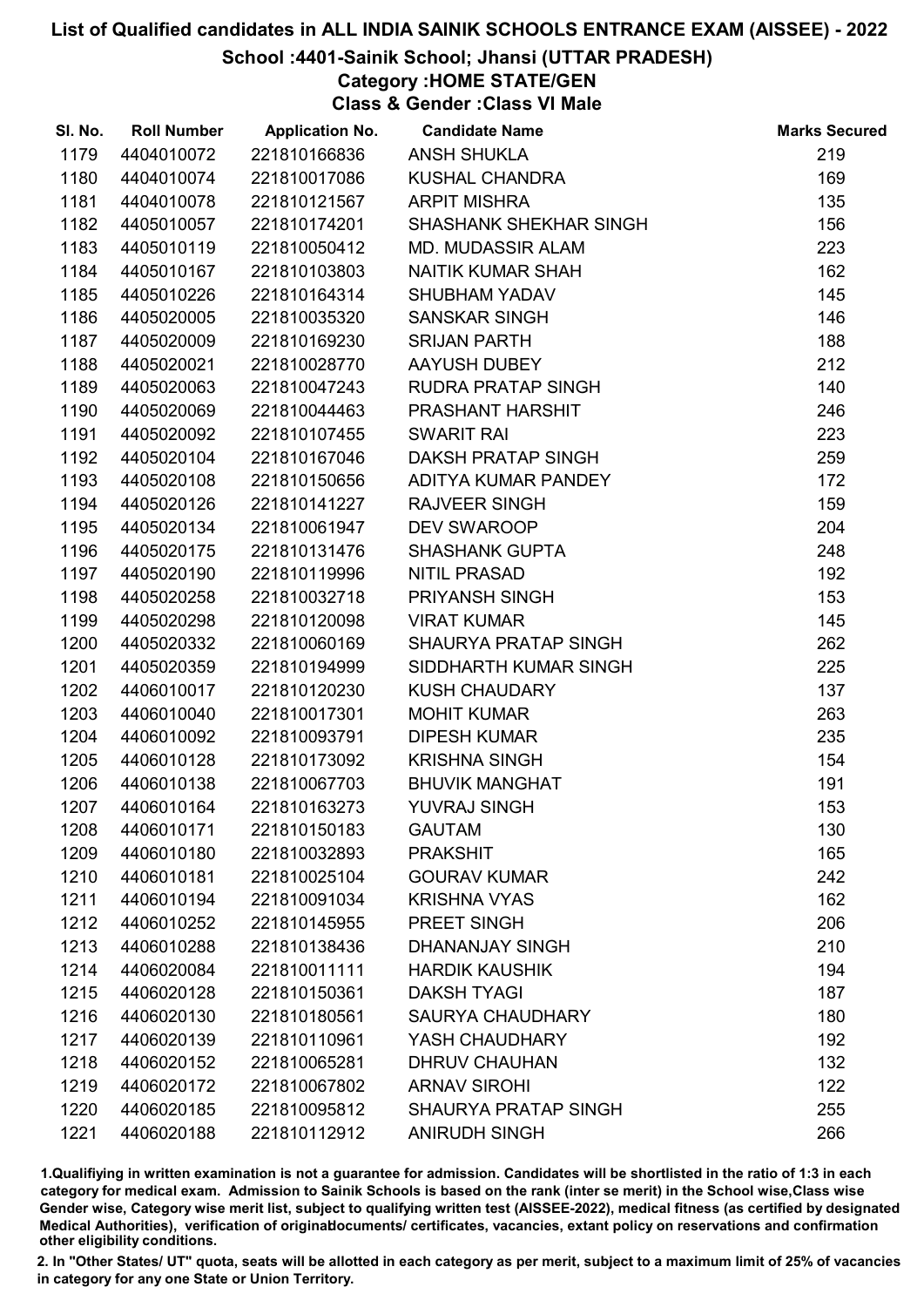# List of Qualified candidates in ALL INDIA SAINIK SCHOOLS ENTRANCE EXAM (AISSEE) - 2022

## School :4401-Sainik School; Jhansi (UTTAR PRADESH)

### Category :HOME STATE/GEN

### Class & Gender :Class VI Male

| Sl. No. | Roll Number | Application No. | Candidate Name | Marks Secured |
|---|---|---|---|---|
| 1179 | 4404010072 | 221810166836 | ANSH SHUKLA | 219 |
| 1180 | 4404010074 | 221810017086 | KUSHAL CHANDRA | 169 |
| 1181 | 4404010078 | 221810121567 | ARPIT MISHRA | 135 |
| 1182 | 4405010057 | 221810174201 | SHASHANK SHEKHAR SINGH | 156 |
| 1183 | 4405010119 | 221810050412 | MD. MUDASSIR ALAM | 223 |
| 1184 | 4405010167 | 221810103803 | NAITIK KUMAR SHAH | 162 |
| 1185 | 4405010226 | 221810164314 | SHUBHAM YADAV | 145 |
| 1186 | 4405020005 | 221810035320 | SANSKAR SINGH | 146 |
| 1187 | 4405020009 | 221810169230 | SRIJAN PARTH | 188 |
| 1188 | 4405020021 | 221810028770 | AAYUSH DUBEY | 212 |
| 1189 | 4405020063 | 221810047243 | RUDRA PRATAP SINGH | 140 |
| 1190 | 4405020069 | 221810044463 | PRASHANT HARSHIT | 246 |
| 1191 | 4405020092 | 221810107455 | SWARIT RAI | 223 |
| 1192 | 4405020104 | 221810167046 | DAKSH PRATAP SINGH | 259 |
| 1193 | 4405020108 | 221810150656 | ADITYA KUMAR PANDEY | 172 |
| 1194 | 4405020126 | 221810141227 | RAJVEER SINGH | 159 |
| 1195 | 4405020134 | 221810061947 | DEV SWAROOP | 204 |
| 1196 | 4405020175 | 221810131476 | SHASHANK GUPTA | 248 |
| 1197 | 4405020190 | 221810119996 | NITIL PRASAD | 192 |
| 1198 | 4405020258 | 221810032718 | PRIYANSH SINGH | 153 |
| 1199 | 4405020298 | 221810120098 | VIRAT KUMAR | 145 |
| 1200 | 4405020332 | 221810060169 | SHAURYA PRATAP SINGH | 262 |
| 1201 | 4405020359 | 221810194999 | SIDDHARTH KUMAR SINGH | 225 |
| 1202 | 4406010017 | 221810120230 | KUSH CHAUDARY | 137 |
| 1203 | 4406010040 | 221810017301 | MOHIT KUMAR | 263 |
| 1204 | 4406010092 | 221810093791 | DIPESH KUMAR | 235 |
| 1205 | 4406010128 | 221810173092 | KRISHNA SINGH | 154 |
| 1206 | 4406010138 | 221810067703 | BHUVIK MANGHAT | 191 |
| 1207 | 4406010164 | 221810163273 | YUVRAJ SINGH | 153 |
| 1208 | 4406010171 | 221810150183 | GAUTAM | 130 |
| 1209 | 4406010180 | 221810032893 | PRAKSHIT | 165 |
| 1210 | 4406010181 | 221810025104 | GOURAV KUMAR | 242 |
| 1211 | 4406010194 | 221810091034 | KRISHNA VYAS | 162 |
| 1212 | 4406010252 | 221810145955 | PREET SINGH | 206 |
| 1213 | 4406010288 | 221810138436 | DHANANJAY SINGH | 210 |
| 1214 | 4406020084 | 221810011111 | HARDIK KAUSHIK | 194 |
| 1215 | 4406020128 | 221810150361 | DAKSH TYAGI | 187 |
| 1216 | 4406020130 | 221810180561 | SAURYA CHAUDHARY | 180 |
| 1217 | 4406020139 | 221810110961 | YASH CHAUDHARY | 192 |
| 1218 | 4406020152 | 221810065281 | DHRUV CHAUHAN | 132 |
| 1219 | 4406020172 | 221810067802 | ARNAV SIROHI | 122 |
| 1220 | 4406020185 | 221810095812 | SHAURYA PRATAP SINGH | 255 |
| 1221 | 4406020188 | 221810112912 | ANIRUDH SINGH | 266 |

1.Qualifiying in written examination is not a guarantee for admission. Candidates will be shortlisted in the ratio of 1:3 in each category for medical exam. Admission to Sainik Schools is based on the rank (inter se merit) in the School wise,Class wise Gender wise, Category wise merit list, subject to qualifying written test (AISSEE-2022), medical fitness (as certified by designated Medical Authorities), verification of originaldocuments/ certificates, vacancies, extant policy on reservations and confirmation other eligibility conditions.

2. In "Other States/ UT" quota, seats will be allotted in each category as per merit, subject to a maximum limit of 25% of vacancies in category for any one State or Union Territory.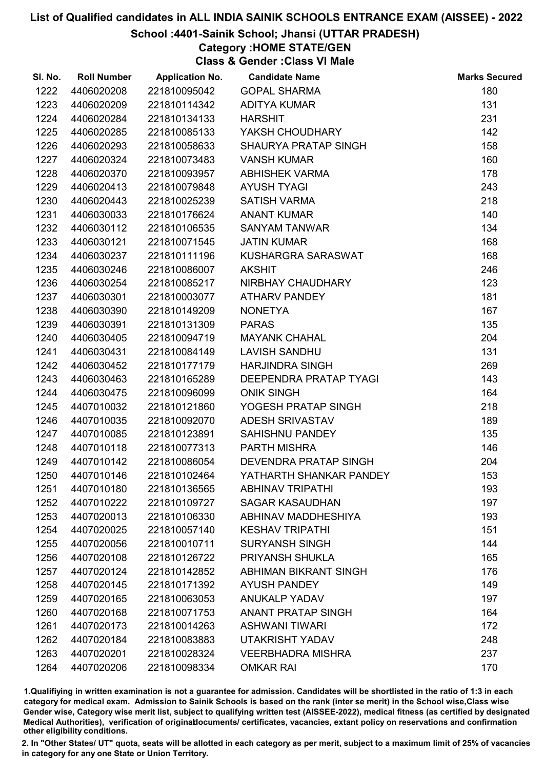# List of Qualified candidates in ALL INDIA SAINIK SCHOOLS ENTRANCE EXAM (AISSEE) - 2022

## School :4401-Sainik School; Jhansi (UTTAR PRADESH)

### Category :HOME STATE/GEN

### Class & Gender :Class VI Male

| Sl. No. | Roll Number | Application No. | Candidate Name | Marks Secured |
|---|---|---|---|---|
| 1222 | 4406020208 | 221810095042 | GOPAL SHARMA | 180 |
| 1223 | 4406020209 | 221810114342 | ADITYA KUMAR | 131 |
| 1224 | 4406020284 | 221810134133 | HARSHIT | 231 |
| 1225 | 4406020285 | 221810085133 | YAKSH CHOUDHARY | 142 |
| 1226 | 4406020293 | 221810058633 | SHAURYA PRATAP SINGH | 158 |
| 1227 | 4406020324 | 221810073483 | VANSH KUMAR | 160 |
| 1228 | 4406020370 | 221810093957 | ABHISHEK VARMA | 178 |
| 1229 | 4406020413 | 221810079848 | AYUSH TYAGI | 243 |
| 1230 | 4406020443 | 221810025239 | SATISH VARMA | 218 |
| 1231 | 4406030033 | 221810176624 | ANANT KUMAR | 140 |
| 1232 | 4406030112 | 221810106535 | SANYAM TANWAR | 134 |
| 1233 | 4406030121 | 221810071545 | JATIN KUMAR | 168 |
| 1234 | 4406030237 | 221810111196 | KUSHARGRA SARASWAT | 168 |
| 1235 | 4406030246 | 221810086007 | AKSHIT | 246 |
| 1236 | 4406030254 | 221810085217 | NIRBHAY CHAUDHARY | 123 |
| 1237 | 4406030301 | 221810003077 | ATHARV PANDEY | 181 |
| 1238 | 4406030390 | 221810149209 | NONETYA | 167 |
| 1239 | 4406030391 | 221810131309 | PARAS | 135 |
| 1240 | 4406030405 | 221810094719 | MAYANK CHAHAL | 204 |
| 1241 | 4406030431 | 221810084149 | LAVISH SANDHU | 131 |
| 1242 | 4406030452 | 221810177179 | HARJINDRA SINGH | 269 |
| 1243 | 4406030463 | 221810165289 | DEEPENDRA PRATAP TYAGI | 143 |
| 1244 | 4406030475 | 221810096099 | ONIK SINGH | 164 |
| 1245 | 4407010032 | 221810121860 | YOGESH PRATAP SINGH | 218 |
| 1246 | 4407010035 | 221810092070 | ADESH SRIVASTAV | 189 |
| 1247 | 4407010085 | 221810123891 | SAHISHNU PANDEY | 135 |
| 1248 | 4407010118 | 221810077313 | PARTH MISHRA | 146 |
| 1249 | 4407010142 | 221810086054 | DEVENDRA PRATAP SINGH | 204 |
| 1250 | 4407010146 | 221810102464 | YATHARTH SHANKAR PANDEY | 153 |
| 1251 | 4407010180 | 221810136565 | ABHINAV TRIPATHI | 193 |
| 1252 | 4407010222 | 221810109727 | SAGAR KASAUDHAN | 197 |
| 1253 | 4407020013 | 221810106330 | ABHINAV MADDHESHIYA | 193 |
| 1254 | 4407020025 | 221810057140 | KESHAV TRIPATHI | 151 |
| 1255 | 4407020056 | 221810010711 | SURYANSH SINGH | 144 |
| 1256 | 4407020108 | 221810126722 | PRIYANSH SHUKLA | 165 |
| 1257 | 4407020124 | 221810142852 | ABHIMAN BIKRANT SINGH | 176 |
| 1258 | 4407020145 | 221810171392 | AYUSH PANDEY | 149 |
| 1259 | 4407020165 | 221810063053 | ANUKALP YADAV | 197 |
| 1260 | 4407020168 | 221810071753 | ANANT PRATAP SINGH | 164 |
| 1261 | 4407020173 | 221810014263 | ASHWANI TIWARI | 172 |
| 1262 | 4407020184 | 221810083883 | UTAKRISHT YADAV | 248 |
| 1263 | 4407020201 | 221810028324 | VEERBHADRA MISHRA | 237 |
| 1264 | 4407020206 | 221810098334 | OMKAR RAI | 170 |

1.Qualifiying in written examination is not a guarantee for admission. Candidates will be shortlisted in the ratio of 1:3 in each category for medical exam. Admission to Sainik Schools is based on the rank (inter se merit) in the School wise,Class wise Gender wise, Category wise merit list, subject to qualifying written test (AISSEE-2022), medical fitness (as certified by designated Medical Authorities), verification of originaldocuments/ certificates, vacancies, extant policy on reservations and confirmation other eligibility conditions.

2. In "Other States/ UT" quota, seats will be allotted in each category as per merit, subject to a maximum limit of 25% of vacancies in category for any one State or Union Territory.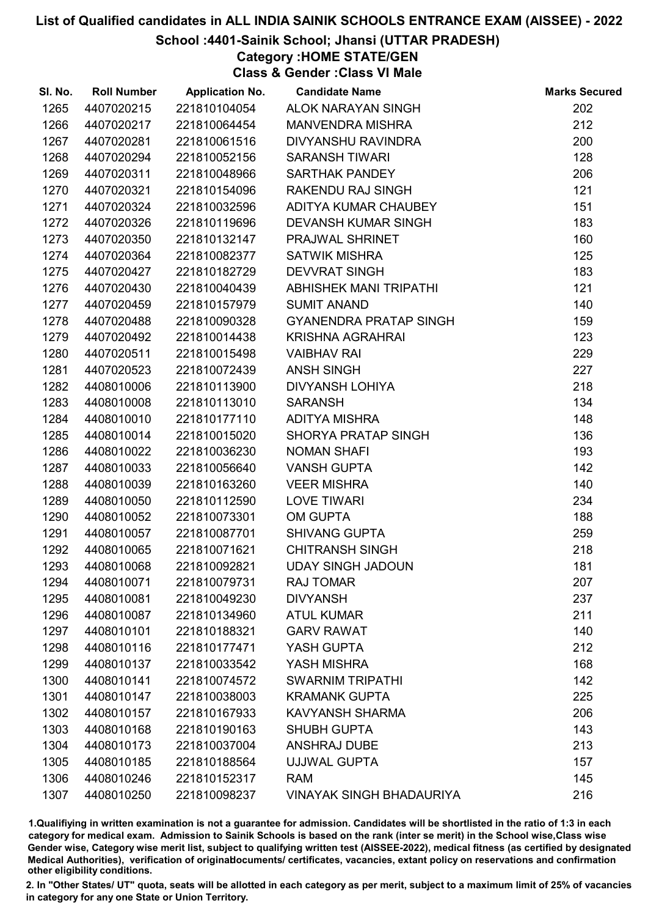# List of Qualified candidates in ALL INDIA SAINIK SCHOOLS ENTRANCE EXAM (AISSEE) - 2022

## School :4401-Sainik School; Jhansi (UTTAR PRADESH)

### Category :HOME STATE/GEN

### Class & Gender :Class VI Male

| Sl. No. | Roll Number | Application No. | Candidate Name | Marks Secured |
|---|---|---|---|---|
| 1265 | 4407020215 | 221810104054 | ALOK NARAYAN SINGH | 202 |
| 1266 | 4407020217 | 221810064454 | MANVENDRA MISHRA | 212 |
| 1267 | 4407020281 | 221810061516 | DIVYANSHU RAVINDRA | 200 |
| 1268 | 4407020294 | 221810052156 | SARANSH TIWARI | 128 |
| 1269 | 4407020311 | 221810048966 | SARTHAK PANDEY | 206 |
| 1270 | 4407020321 | 221810154096 | RAKENDU RAJ SINGH | 121 |
| 1271 | 4407020324 | 221810032596 | ADITYA KUMAR CHAUBEY | 151 |
| 1272 | 4407020326 | 221810119696 | DEVANSH KUMAR SINGH | 183 |
| 1273 | 4407020350 | 221810132147 | PRAJWAL SHRINET | 160 |
| 1274 | 4407020364 | 221810082377 | SATWIK MISHRA | 125 |
| 1275 | 4407020427 | 221810182729 | DEVVRAT SINGH | 183 |
| 1276 | 4407020430 | 221810040439 | ABHISHEK MANI TRIPATHI | 121 |
| 1277 | 4407020459 | 221810157979 | SUMIT ANAND | 140 |
| 1278 | 4407020488 | 221810090328 | GYANENDRA PRATAP SINGH | 159 |
| 1279 | 4407020492 | 221810014438 | KRISHNA AGRAHRAI | 123 |
| 1280 | 4407020511 | 221810015498 | VAIBHAV RAI | 229 |
| 1281 | 4407020523 | 221810072439 | ANSH SINGH | 227 |
| 1282 | 4408010006 | 221810113900 | DIVYANSH LOHIYA | 218 |
| 1283 | 4408010008 | 221810113010 | SARANSH | 134 |
| 1284 | 4408010010 | 221810177110 | ADITYA MISHRA | 148 |
| 1285 | 4408010014 | 221810015020 | SHORYA PRATAP SINGH | 136 |
| 1286 | 4408010022 | 221810036230 | NOMAN SHAFI | 193 |
| 1287 | 4408010033 | 221810056640 | VANSH GUPTA | 142 |
| 1288 | 4408010039 | 221810163260 | VEER MISHRA | 140 |
| 1289 | 4408010050 | 221810112590 | LOVE TIWARI | 234 |
| 1290 | 4408010052 | 221810073301 | OM GUPTA | 188 |
| 1291 | 4408010057 | 221810087701 | SHIVANG GUPTA | 259 |
| 1292 | 4408010065 | 221810071621 | CHITRANSH SINGH | 218 |
| 1293 | 4408010068 | 221810092821 | UDAY SINGH JADOUN | 181 |
| 1294 | 4408010071 | 221810079731 | RAJ TOMAR | 207 |
| 1295 | 4408010081 | 221810049230 | DIVYANSH | 237 |
| 1296 | 4408010087 | 221810134960 | ATUL KUMAR | 211 |
| 1297 | 4408010101 | 221810188321 | GARV RAWAT | 140 |
| 1298 | 4408010116 | 221810177471 | YASH GUPTA | 212 |
| 1299 | 4408010137 | 221810033542 | YASH MISHRA | 168 |
| 1300 | 4408010141 | 221810074572 | SWARNIM TRIPATHI | 142 |
| 1301 | 4408010147 | 221810038003 | KRAMANK GUPTA | 225 |
| 1302 | 4408010157 | 221810167933 | KAVYANSH SHARMA | 206 |
| 1303 | 4408010168 | 221810190163 | SHUBH GUPTA | 143 |
| 1304 | 4408010173 | 221810037004 | ANSHRAJ DUBE | 213 |
| 1305 | 4408010185 | 221810188564 | UJJWAL GUPTA | 157 |
| 1306 | 4408010246 | 221810152317 | RAM | 145 |
| 1307 | 4408010250 | 221810098237 | VINAYAK SINGH BHADAURIYA | 216 |

1.Qualifiying in written examination is not a guarantee for admission. Candidates will be shortlisted in the ratio of 1:3 in each category for medical exam. Admission to Sainik Schools is based on the rank (inter se merit) in the School wise,Class wise Gender wise, Category wise merit list, subject to qualifying written test (AISSEE-2022), medical fitness (as certified by designated Medical Authorities), verification of originaldocuments/ certificates, vacancies, extant policy on reservations and confirmation other eligibility conditions.

2. In "Other States/ UT" quota, seats will be allotted in each category as per merit, subject to a maximum limit of 25% of vacancies in category for any one State or Union Territory.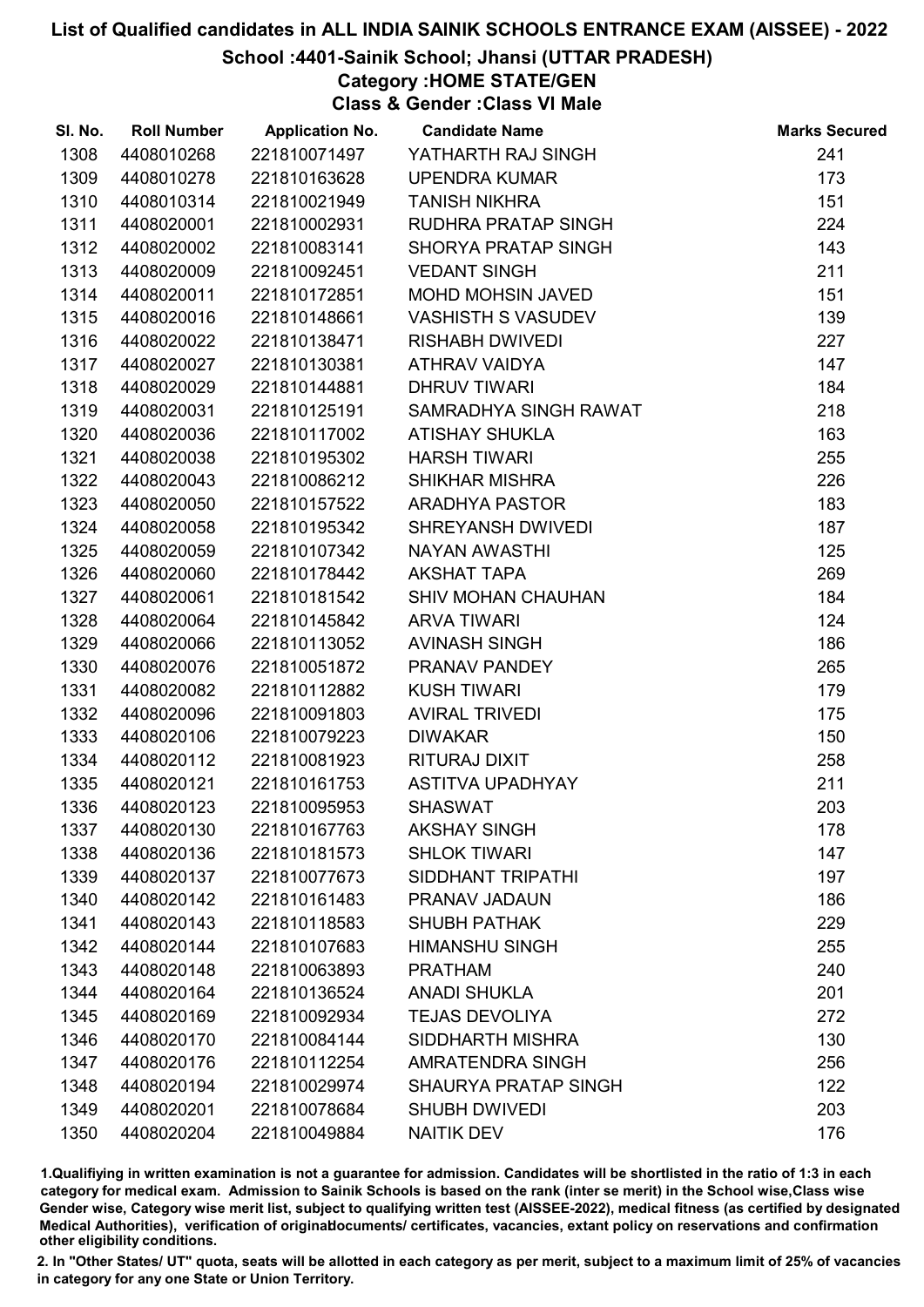# List of Qualified candidates in ALL INDIA SAINIK SCHOOLS ENTRANCE EXAM (AISSEE) - 2022

## School :4401-Sainik School; Jhansi (UTTAR PRADESH)

### Category :HOME STATE/GEN

### Class & Gender :Class VI Male

| Sl. No. | Roll Number | Application No. | Candidate Name | Marks Secured |
|---|---|---|---|---|
| 1308 | 4408010268 | 221810071497 | YATHARTH RAJ SINGH | 241 |
| 1309 | 4408010278 | 221810163628 | UPENDRA KUMAR | 173 |
| 1310 | 4408010314 | 221810021949 | TANISH NIKHRA | 151 |
| 1311 | 4408020001 | 221810002931 | RUDHRA PRATAP SINGH | 224 |
| 1312 | 4408020002 | 221810083141 | SHORYA PRATAP SINGH | 143 |
| 1313 | 4408020009 | 221810092451 | VEDANT SINGH | 211 |
| 1314 | 4408020011 | 221810172851 | MOHD MOHSIN JAVED | 151 |
| 1315 | 4408020016 | 221810148661 | VASHISTH S VASUDEV | 139 |
| 1316 | 4408020022 | 221810138471 | RISHABH DWIVEDI | 227 |
| 1317 | 4408020027 | 221810130381 | ATHRAV VAIDYA | 147 |
| 1318 | 4408020029 | 221810144881 | DHRUV TIWARI | 184 |
| 1319 | 4408020031 | 221810125191 | SAMRADHYA SINGH RAWAT | 218 |
| 1320 | 4408020036 | 221810117002 | ATISHAY SHUKLA | 163 |
| 1321 | 4408020038 | 221810195302 | HARSH TIWARI | 255 |
| 1322 | 4408020043 | 221810086212 | SHIKHAR MISHRA | 226 |
| 1323 | 4408020050 | 221810157522 | ARADHYA PASTOR | 183 |
| 1324 | 4408020058 | 221810195342 | SHREYANSH DWIVEDI | 187 |
| 1325 | 4408020059 | 221810107342 | NAYAN AWASTHI | 125 |
| 1326 | 4408020060 | 221810178442 | AKSHAT TAPA | 269 |
| 1327 | 4408020061 | 221810181542 | SHIV MOHAN CHAUHAN | 184 |
| 1328 | 4408020064 | 221810145842 | ARVA TIWARI | 124 |
| 1329 | 4408020066 | 221810113052 | AVINASH SINGH | 186 |
| 1330 | 4408020076 | 221810051872 | PRANAV PANDEY | 265 |
| 1331 | 4408020082 | 221810112882 | KUSH TIWARI | 179 |
| 1332 | 4408020096 | 221810091803 | AVIRAL TRIVEDI | 175 |
| 1333 | 4408020106 | 221810079223 | DIWAKAR | 150 |
| 1334 | 4408020112 | 221810081923 | RITURAJ DIXIT | 258 |
| 1335 | 4408020121 | 221810161753 | ASTITVA UPADHYAY | 211 |
| 1336 | 4408020123 | 221810095953 | SHASWAT | 203 |
| 1337 | 4408020130 | 221810167763 | AKSHAY SINGH | 178 |
| 1338 | 4408020136 | 221810181573 | SHLOK TIWARI | 147 |
| 1339 | 4408020137 | 221810077673 | SIDDHANT TRIPATHI | 197 |
| 1340 | 4408020142 | 221810161483 | PRANAV JADAUN | 186 |
| 1341 | 4408020143 | 221810118583 | SHUBH PATHAK | 229 |
| 1342 | 4408020144 | 221810107683 | HIMANSHU SINGH | 255 |
| 1343 | 4408020148 | 221810063893 | PRATHAM | 240 |
| 1344 | 4408020164 | 221810136524 | ANADI SHUKLA | 201 |
| 1345 | 4408020169 | 221810092934 | TEJAS DEVOLIYA | 272 |
| 1346 | 4408020170 | 221810084144 | SIDDHARTH MISHRA | 130 |
| 1347 | 4408020176 | 221810112254 | AMRATENDRA SINGH | 256 |
| 1348 | 4408020194 | 221810029974 | SHAURYA PRATAP SINGH | 122 |
| 1349 | 4408020201 | 221810078684 | SHUBH DWIVEDI | 203 |
| 1350 | 4408020204 | 221810049884 | NAITIK DEV | 176 |

1.Qualifiying in written examination is not a guarantee for admission. Candidates will be shortlisted in the ratio of 1:3 in each category for medical exam. Admission to Sainik Schools is based on the rank (inter se merit) in the School wise,Class wise Gender wise, Category wise merit list, subject to qualifying written test (AISSEE-2022), medical fitness (as certified by designated Medical Authorities), verification of originaldocuments/ certificates, vacancies, extant policy on reservations and confirmation other eligibility conditions.

2. In "Other States/ UT" quota, seats will be allotted in each category as per merit, subject to a maximum limit of 25% of vacancies in category for any one State or Union Territory.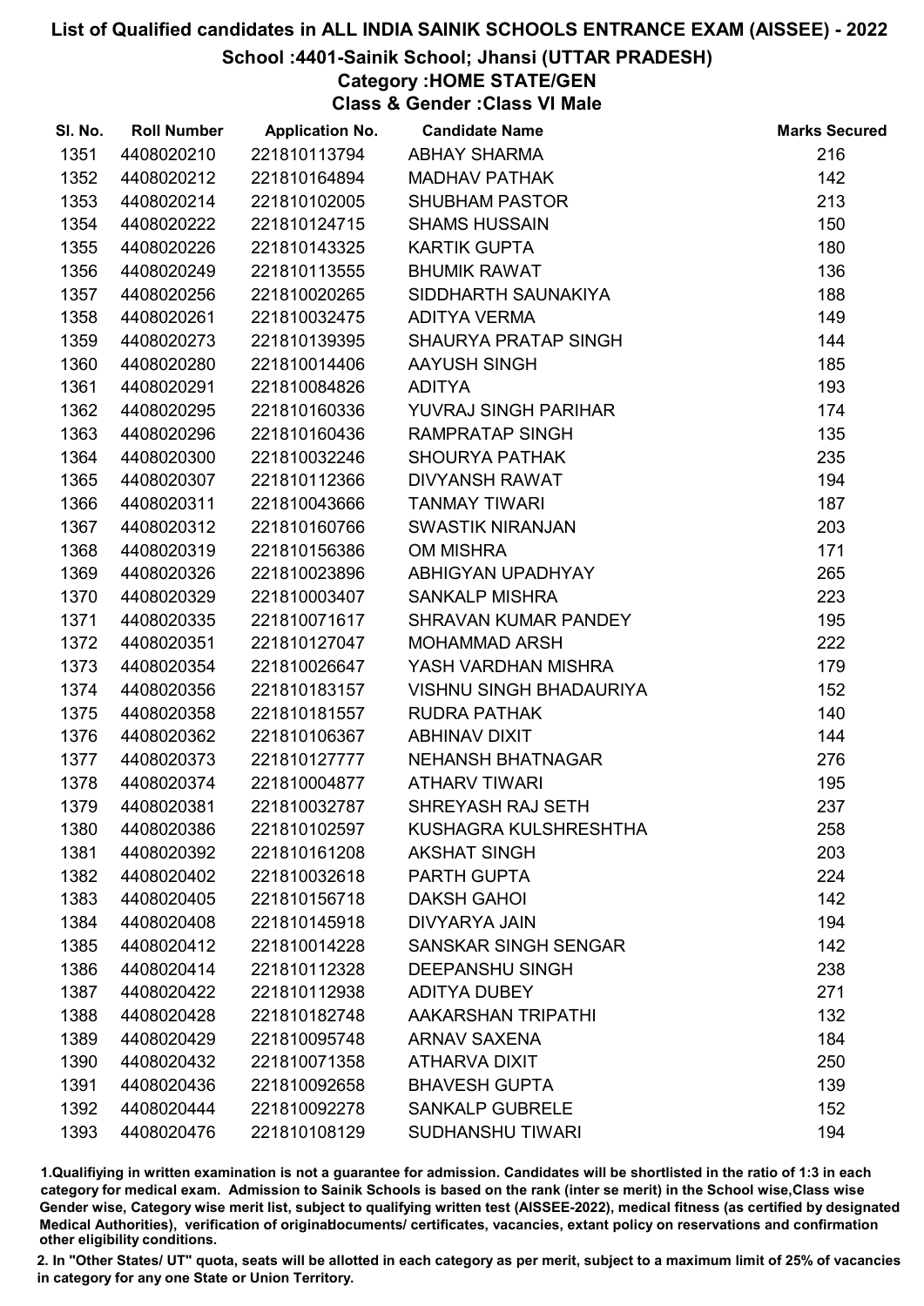# List of Qualified candidates in ALL INDIA SAINIK SCHOOLS ENTRANCE EXAM (AISSEE) - 2022

## School :4401-Sainik School; Jhansi (UTTAR PRADESH)

### Category :HOME STATE/GEN

### Class & Gender :Class VI Male

| Sl. No. | Roll Number | Application No. | Candidate Name | Marks Secured |
|---|---|---|---|---|
| 1351 | 4408020210 | 221810113794 | ABHAY SHARMA | 216 |
| 1352 | 4408020212 | 221810164894 | MADHAV PATHAK | 142 |
| 1353 | 4408020214 | 221810102005 | SHUBHAM PASTOR | 213 |
| 1354 | 4408020222 | 221810124715 | SHAMS HUSSAIN | 150 |
| 1355 | 4408020226 | 221810143325 | KARTIK GUPTA | 180 |
| 1356 | 4408020249 | 221810113555 | BHUMIK RAWAT | 136 |
| 1357 | 4408020256 | 221810020265 | SIDDHARTH SAUNAKIYA | 188 |
| 1358 | 4408020261 | 221810032475 | ADITYA VERMA | 149 |
| 1359 | 4408020273 | 221810139395 | SHAURYA PRATAP SINGH | 144 |
| 1360 | 4408020280 | 221810014406 | AAYUSH SINGH | 185 |
| 1361 | 4408020291 | 221810084826 | ADITYA | 193 |
| 1362 | 4408020295 | 221810160336 | YUVRAJ SINGH PARIHAR | 174 |
| 1363 | 4408020296 | 221810160436 | RAMPRATAP SINGH | 135 |
| 1364 | 4408020300 | 221810032246 | SHOURYA PATHAK | 235 |
| 1365 | 4408020307 | 221810112366 | DIVYANSH RAWAT | 194 |
| 1366 | 4408020311 | 221810043666 | TANMAY TIWARI | 187 |
| 1367 | 4408020312 | 221810160766 | SWASTIK NIRANJAN | 203 |
| 1368 | 4408020319 | 221810156386 | OM MISHRA | 171 |
| 1369 | 4408020326 | 221810023896 | ABHIGYAN UPADHYAY | 265 |
| 1370 | 4408020329 | 221810003407 | SANKALP MISHRA | 223 |
| 1371 | 4408020335 | 221810071617 | SHRAVAN KUMAR PANDEY | 195 |
| 1372 | 4408020351 | 221810127047 | MOHAMMAD ARSH | 222 |
| 1373 | 4408020354 | 221810026647 | YASH VARDHAN MISHRA | 179 |
| 1374 | 4408020356 | 221810183157 | VISHNU SINGH BHADAURIYA | 152 |
| 1375 | 4408020358 | 221810181557 | RUDRA PATHAK | 140 |
| 1376 | 4408020362 | 221810106367 | ABHINAV DIXIT | 144 |
| 1377 | 4408020373 | 221810127777 | NEHANSH BHATNAGAR | 276 |
| 1378 | 4408020374 | 221810004877 | ATHARV TIWARI | 195 |
| 1379 | 4408020381 | 221810032787 | SHREYASH RAJ SETH | 237 |
| 1380 | 4408020386 | 221810102597 | KUSHAGRA KULSHRESHTHA | 258 |
| 1381 | 4408020392 | 221810161208 | AKSHAT SINGH | 203 |
| 1382 | 4408020402 | 221810032618 | PARTH GUPTA | 224 |
| 1383 | 4408020405 | 221810156718 | DAKSH GAHOI | 142 |
| 1384 | 4408020408 | 221810145918 | DIVYARYA JAIN | 194 |
| 1385 | 4408020412 | 221810014228 | SANSKAR SINGH SENGAR | 142 |
| 1386 | 4408020414 | 221810112328 | DEEPANSHU SINGH | 238 |
| 1387 | 4408020422 | 221810112938 | ADITYA DUBEY | 271 |
| 1388 | 4408020428 | 221810182748 | AAKARSHAN TRIPATHI | 132 |
| 1389 | 4408020429 | 221810095748 | ARNAV SAXENA | 184 |
| 1390 | 4408020432 | 221810071358 | ATHARVA DIXIT | 250 |
| 1391 | 4408020436 | 221810092658 | BHAVESH GUPTA | 139 |
| 1392 | 4408020444 | 221810092278 | SANKALP GUBRELE | 152 |
| 1393 | 4408020476 | 221810108129 | SUDHANSHU TIWARI | 194 |

1.Qualifiying in written examination is not a guarantee for admission. Candidates will be shortlisted in the ratio of 1:3 in each category for medical exam. Admission to Sainik Schools is based on the rank (inter se merit) in the School wise,Class wise Gender wise, Category wise merit list, subject to qualifying written test (AISSEE-2022), medical fitness (as certified by designated Medical Authorities), verification of originaldocuments/ certificates, vacancies, extant policy on reservations and confirmation other eligibility conditions.

2. In "Other States/ UT" quota, seats will be allotted in each category as per merit, subject to a maximum limit of 25% of vacancies in category for any one State or Union Territory.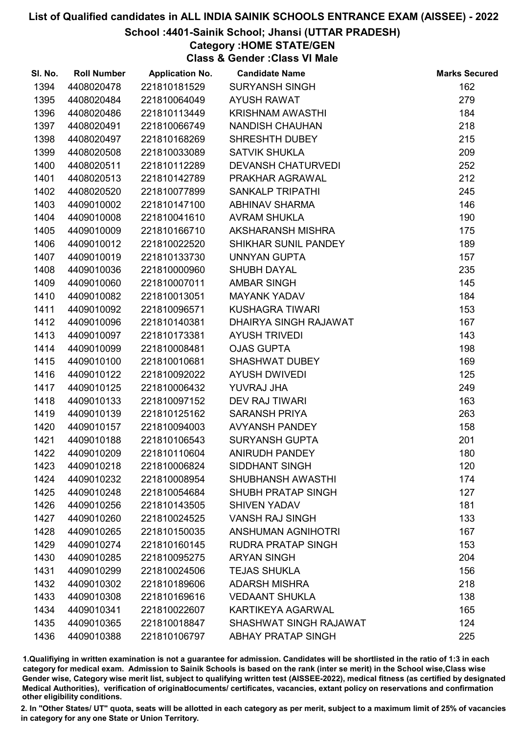# List of Qualified candidates in ALL INDIA SAINIK SCHOOLS ENTRANCE EXAM (AISSEE) - 2022

## School :4401-Sainik School; Jhansi (UTTAR PRADESH)

### Category :HOME STATE/GEN

### Class & Gender :Class VI Male

| Sl. No. | Roll Number | Application No. | Candidate Name | Marks Secured |
|---|---|---|---|---|
| 1394 | 4408020478 | 221810181529 | SURYANSH SINGH | 162 |
| 1395 | 4408020484 | 221810064049 | AYUSH RAWAT | 279 |
| 1396 | 4408020486 | 221810113449 | KRISHNAM AWASTHI | 184 |
| 1397 | 4408020491 | 221810066749 | NANDISH CHAUHAN | 218 |
| 1398 | 4408020497 | 221810168269 | SHRESHTH DUBEY | 215 |
| 1399 | 4408020508 | 221810033089 | SATVIK SHUKLA | 209 |
| 1400 | 4408020511 | 221810112289 | DEVANSH CHATURVEDI | 252 |
| 1401 | 4408020513 | 221810142789 | PRAKHAR AGRAWAL | 212 |
| 1402 | 4408020520 | 221810077899 | SANKALP TRIPATHI | 245 |
| 1403 | 4409010002 | 221810147100 | ABHINAV SHARMA | 146 |
| 1404 | 4409010008 | 221810041610 | AVRAM SHUKLA | 190 |
| 1405 | 4409010009 | 221810166710 | AKSHARANSH MISHRA | 175 |
| 1406 | 4409010012 | 221810022520 | SHIKHAR SUNIL PANDEY | 189 |
| 1407 | 4409010019 | 221810133730 | UNNYAN GUPTA | 157 |
| 1408 | 4409010036 | 221810000960 | SHUBH DAYAL | 235 |
| 1409 | 4409010060 | 221810007011 | AMBAR SINGH | 145 |
| 1410 | 4409010082 | 221810013051 | MAYANK YADAV | 184 |
| 1411 | 4409010092 | 221810096571 | KUSHAGRA TIWARI | 153 |
| 1412 | 4409010096 | 221810140381 | DHAIRYA SINGH RAJAWAT | 167 |
| 1413 | 4409010097 | 221810173381 | AYUSH TRIVEDI | 143 |
| 1414 | 4409010099 | 221810008481 | OJAS GUPTA | 198 |
| 1415 | 4409010100 | 221810010681 | SHASHWAT DUBEY | 169 |
| 1416 | 4409010122 | 221810092022 | AYUSH DWIVEDI | 125 |
| 1417 | 4409010125 | 221810006432 | YUVRAJ JHA | 249 |
| 1418 | 4409010133 | 221810097152 | DEV RAJ TIWARI | 163 |
| 1419 | 4409010139 | 221810125162 | SARANSH PRIYA | 263 |
| 1420 | 4409010157 | 221810094003 | AVYANSH PANDEY | 158 |
| 1421 | 4409010188 | 221810106543 | SURYANSH GUPTA | 201 |
| 1422 | 4409010209 | 221810110604 | ANIRUDH PANDEY | 180 |
| 1423 | 4409010218 | 221810006824 | SIDDHANT SINGH | 120 |
| 1424 | 4409010232 | 221810008954 | SHUBHANSH AWASTHI | 174 |
| 1425 | 4409010248 | 221810054684 | SHUBH PRATAP SINGH | 127 |
| 1426 | 4409010256 | 221810143505 | SHIVEN YADAV | 181 |
| 1427 | 4409010260 | 221810024525 | VANSH RAJ SINGH | 133 |
| 1428 | 4409010265 | 221810150035 | ANSHUMAN AGNIHOTRI | 167 |
| 1429 | 4409010274 | 221810160145 | RUDRA PRATAP SINGH | 153 |
| 1430 | 4409010285 | 221810095275 | ARYAN SINGH | 204 |
| 1431 | 4409010299 | 221810024506 | TEJAS SHUKLA | 156 |
| 1432 | 4409010302 | 221810189606 | ADARSH MISHRA | 218 |
| 1433 | 4409010308 | 221810169616 | VEDAANT SHUKLA | 138 |
| 1434 | 4409010341 | 221810022607 | KARTIKEYA AGARWAL | 165 |
| 1435 | 4409010365 | 221810018847 | SHASHWAT SINGH RAJAWAT | 124 |
| 1436 | 4409010388 | 221810106797 | ABHAY PRATAP SINGH | 225 |

1.Qualifiying in written examination is not a guarantee for admission. Candidates will be shortlisted in the ratio of 1:3 in each category for medical exam. Admission to Sainik Schools is based on the rank (inter se merit) in the School wise,Class wise Gender wise, Category wise merit list, subject to qualifying written test (AISSEE-2022), medical fitness (as certified by designated Medical Authorities), verification of originaldocuments/ certificates, vacancies, extant policy on reservations and confirmation other eligibility conditions.

2. In "Other States/ UT" quota, seats will be allotted in each category as per merit, subject to a maximum limit of 25% of vacancies in category for any one State or Union Territory.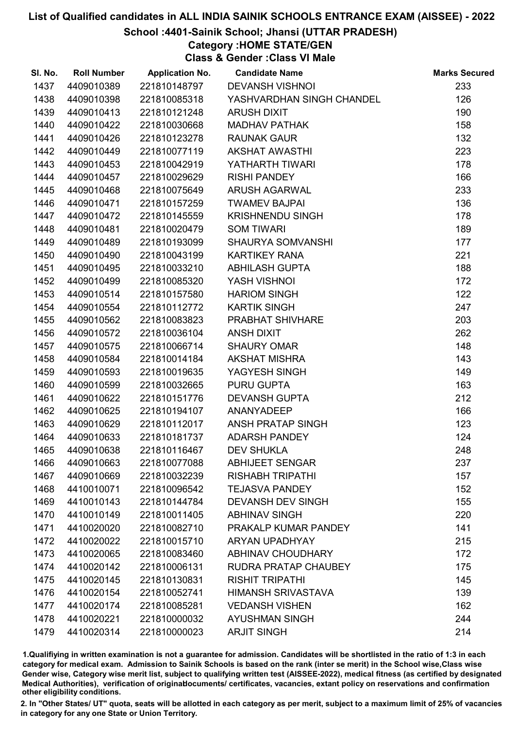# List of Qualified candidates in ALL INDIA SAINIK SCHOOLS ENTRANCE EXAM (AISSEE) - 2022

## School :4401-Sainik School; Jhansi (UTTAR PRADESH)

### Category :HOME STATE/GEN

### Class & Gender :Class VI Male

| Sl. No. | Roll Number | Application No. | Candidate Name | Marks Secured |
|---|---|---|---|---|
| 1437 | 4409010389 | 221810148797 | DEVANSH VISHNOI | 233 |
| 1438 | 4409010398 | 221810085318 | YASHVARDHAN SINGH CHANDEL | 126 |
| 1439 | 4409010413 | 221810121248 | ARUSH DIXIT | 190 |
| 1440 | 4409010422 | 221810030668 | MADHAV PATHAK | 158 |
| 1441 | 4409010426 | 221810123278 | RAUNAK GAUR | 132 |
| 1442 | 4409010449 | 221810077119 | AKSHAT AWASTHI | 223 |
| 1443 | 4409010453 | 221810042919 | YATHARTH TIWARI | 178 |
| 1444 | 4409010457 | 221810029629 | RISHI PANDEY | 166 |
| 1445 | 4409010468 | 221810075649 | ARUSH AGARWAL | 233 |
| 1446 | 4409010471 | 221810157259 | TWAMEV BAJPAI | 136 |
| 1447 | 4409010472 | 221810145559 | KRISHNENDU SINGH | 178 |
| 1448 | 4409010481 | 221810020479 | SOM TIWARI | 189 |
| 1449 | 4409010489 | 221810193099 | SHAURYA SOMVANSHI | 177 |
| 1450 | 4409010490 | 221810043199 | KARTIKEY RANA | 221 |
| 1451 | 4409010495 | 221810033210 | ABHILASH GUPTA | 188 |
| 1452 | 4409010499 | 221810085320 | YASH VISHNOI | 172 |
| 1453 | 4409010514 | 221810157580 | HARIOM SINGH | 122 |
| 1454 | 4409010554 | 221810112772 | KARTIK SINGH | 247 |
| 1455 | 4409010562 | 221810083823 | PRABHAT SHIVHARE | 203 |
| 1456 | 4409010572 | 221810036104 | ANSH DIXIT | 262 |
| 1457 | 4409010575 | 221810066714 | SHAURY OMAR | 148 |
| 1458 | 4409010584 | 221810014184 | AKSHAT MISHRA | 143 |
| 1459 | 4409010593 | 221810019635 | YAGYESH SINGH | 149 |
| 1460 | 4409010599 | 221810032665 | PURU GUPTA | 163 |
| 1461 | 4409010622 | 221810151776 | DEVANSH GUPTA | 212 |
| 1462 | 4409010625 | 221810194107 | ANANYADEEP | 166 |
| 1463 | 4409010629 | 221810112017 | ANSH PRATAP SINGH | 123 |
| 1464 | 4409010633 | 221810181737 | ADARSH PANDEY | 124 |
| 1465 | 4409010638 | 221810116467 | DEV SHUKLA | 248 |
| 1466 | 4409010663 | 221810077088 | ABHIJEET SENGAR | 237 |
| 1467 | 4409010669 | 221810032239 | RISHABH TRIPATHI | 157 |
| 1468 | 4410010071 | 221810096542 | TEJASVA PANDEY | 152 |
| 1469 | 4410010143 | 221810144784 | DEVANSH DEV SINGH | 155 |
| 1470 | 4410010149 | 221810011405 | ABHINAV SINGH | 220 |
| 1471 | 4410020020 | 221810082710 | PRAKALP KUMAR PANDEY | 141 |
| 1472 | 4410020022 | 221810015710 | ARYAN UPADHYAY | 215 |
| 1473 | 4410020065 | 221810083460 | ABHINAV CHOUDHARY | 172 |
| 1474 | 4410020142 | 221810006131 | RUDRA PRATAP CHAUBEY | 175 |
| 1475 | 4410020145 | 221810130831 | RISHIT TRIPATHI | 145 |
| 1476 | 4410020154 | 221810052741 | HIMANSH SRIVASTAVA | 139 |
| 1477 | 4410020174 | 221810085281 | VEDANSH VISHEN | 162 |
| 1478 | 4410020221 | 221810000032 | AYUSHMAN SINGH | 244 |
| 1479 | 4410020314 | 221810000023 | ARJIT SINGH | 214 |

1.Qualifiying in written examination is not a guarantee for admission. Candidates will be shortlisted in the ratio of 1:3 in each category for medical exam. Admission to Sainik Schools is based on the rank (inter se merit) in the School wise,Class wise Gender wise, Category wise merit list, subject to qualifying written test (AISSEE-2022), medical fitness (as certified by designated Medical Authorities), verification of originaldocuments/ certificates, vacancies, extant policy on reservations and confirmation other eligibility conditions.

2. In "Other States/ UT" quota, seats will be allotted in each category as per merit, subject to a maximum limit of 25% of vacancies in category for any one State or Union Territory.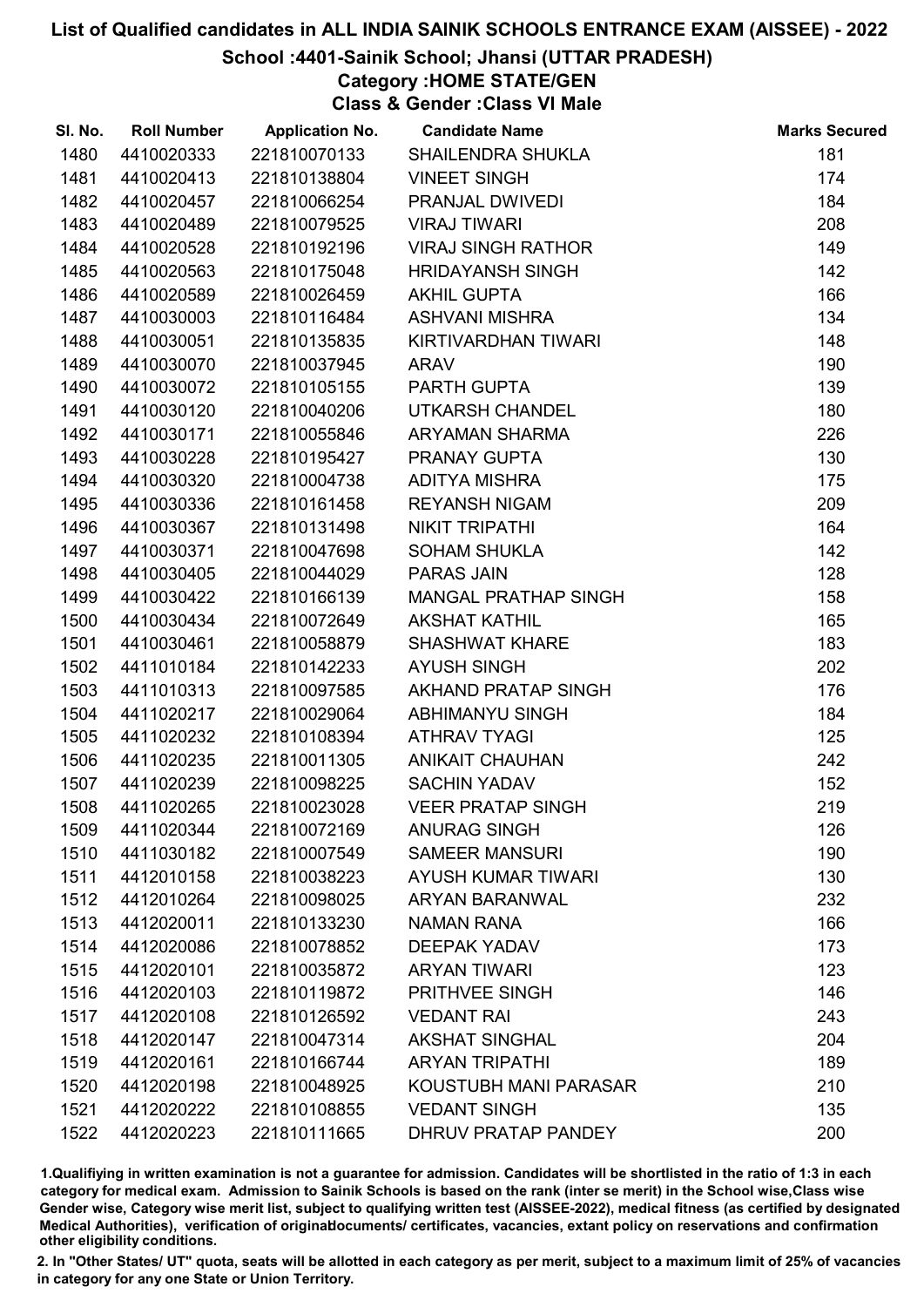# List of Qualified candidates in ALL INDIA SAINIK SCHOOLS ENTRANCE EXAM (AISSEE) - 2022

## School :4401-Sainik School; Jhansi (UTTAR PRADESH)

### Category :HOME STATE/GEN

### Class & Gender :Class VI Male

| Sl. No. | Roll Number | Application No. | Candidate Name | Marks Secured |
|---|---|---|---|---|
| 1480 | 4410020333 | 221810070133 | SHAILENDRA SHUKLA | 181 |
| 1481 | 4410020413 | 221810138804 | VINEET SINGH | 174 |
| 1482 | 4410020457 | 221810066254 | PRANJAL DWIVEDI | 184 |
| 1483 | 4410020489 | 221810079525 | VIRAJ TIWARI | 208 |
| 1484 | 4410020528 | 221810192196 | VIRAJ SINGH RATHOR | 149 |
| 1485 | 4410020563 | 221810175048 | HRIDAYANSH SINGH | 142 |
| 1486 | 4410020589 | 221810026459 | AKHIL GUPTA | 166 |
| 1487 | 4410030003 | 221810116484 | ASHVANI MISHRA | 134 |
| 1488 | 4410030051 | 221810135835 | KIRTIVARDHAN TIWARI | 148 |
| 1489 | 4410030070 | 221810037945 | ARAV | 190 |
| 1490 | 4410030072 | 221810105155 | PARTH GUPTA | 139 |
| 1491 | 4410030120 | 221810040206 | UTKARSH CHANDEL | 180 |
| 1492 | 4410030171 | 221810055846 | ARYAMAN SHARMA | 226 |
| 1493 | 4410030228 | 221810195427 | PRANAY GUPTA | 130 |
| 1494 | 4410030320 | 221810004738 | ADITYA MISHRA | 175 |
| 1495 | 4410030336 | 221810161458 | REYANSH NIGAM | 209 |
| 1496 | 4410030367 | 221810131498 | NIKIT TRIPATHI | 164 |
| 1497 | 4410030371 | 221810047698 | SOHAM SHUKLA | 142 |
| 1498 | 4410030405 | 221810044029 | PARAS JAIN | 128 |
| 1499 | 4410030422 | 221810166139 | MANGAL PRATHAP SINGH | 158 |
| 1500 | 4410030434 | 221810072649 | AKSHAT KATHIL | 165 |
| 1501 | 4410030461 | 221810058879 | SHASHWAT KHARE | 183 |
| 1502 | 4411010184 | 221810142233 | AYUSH SINGH | 202 |
| 1503 | 4411010313 | 221810097585 | AKHAND PRATAP SINGH | 176 |
| 1504 | 4411020217 | 221810029064 | ABHIMANYU SINGH | 184 |
| 1505 | 4411020232 | 221810108394 | ATHRAV TYAGI | 125 |
| 1506 | 4411020235 | 221810011305 | ANIKAIT CHAUHAN | 242 |
| 1507 | 4411020239 | 221810098225 | SACHIN YADAV | 152 |
| 1508 | 4411020265 | 221810023028 | VEER PRATAP SINGH | 219 |
| 1509 | 4411020344 | 221810072169 | ANURAG SINGH | 126 |
| 1510 | 4411030182 | 221810007549 | SAMEER MANSURI | 190 |
| 1511 | 4412010158 | 221810038223 | AYUSH KUMAR TIWARI | 130 |
| 1512 | 4412010264 | 221810098025 | ARYAN BARANWAL | 232 |
| 1513 | 4412020011 | 221810133230 | NAMAN RANA | 166 |
| 1514 | 4412020086 | 221810078852 | DEEPAK YADAV | 173 |
| 1515 | 4412020101 | 221810035872 | ARYAN TIWARI | 123 |
| 1516 | 4412020103 | 221810119872 | PRITHVEE SINGH | 146 |
| 1517 | 4412020108 | 221810126592 | VEDANT RAI | 243 |
| 1518 | 4412020147 | 221810047314 | AKSHAT SINGHAL | 204 |
| 1519 | 4412020161 | 221810166744 | ARYAN TRIPATHI | 189 |
| 1520 | 4412020198 | 221810048925 | KOUSTUBH MANI PARASAR | 210 |
| 1521 | 4412020222 | 221810108855 | VEDANT SINGH | 135 |
| 1522 | 4412020223 | 221810111665 | DHRUV PRATAP PANDEY | 200 |

1.Qualifiying in written examination is not a guarantee for admission. Candidates will be shortlisted in the ratio of 1:3 in each category for medical exam. Admission to Sainik Schools is based on the rank (inter se merit) in the School wise,Class wise Gender wise, Category wise merit list, subject to qualifying written test (AISSEE-2022), medical fitness (as certified by designated Medical Authorities), verification of originaldocuments/ certificates, vacancies, extant policy on reservations and confirmation other eligibility conditions.

2. In "Other States/ UT" quota, seats will be allotted in each category as per merit, subject to a maximum limit of 25% of vacancies in category for any one State or Union Territory.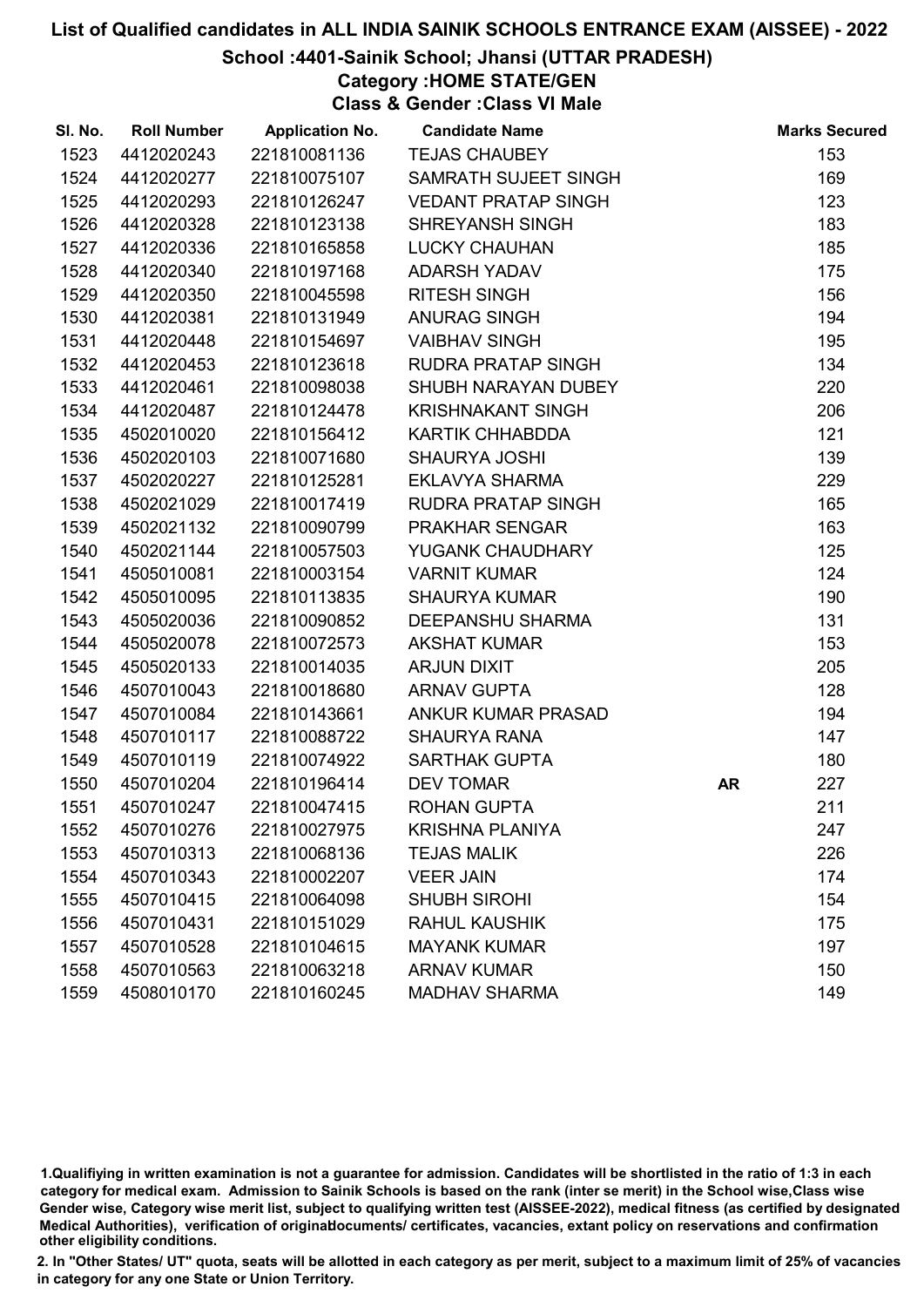# List of Qualified candidates in ALL INDIA SAINIK SCHOOLS ENTRANCE EXAM (AISSEE) - 2022

## School :4401-Sainik School; Jhansi (UTTAR PRADESH)

### Category :HOME STATE/GEN

### Class & Gender :Class VI Male

| Sl. No. | Roll Number | Application No. | Candidate Name | | Marks Secured |
|---|---|---|---|---|---|
| 1523 | 4412020243 | 221810081136 | TEJAS CHAUBEY | | 153 |
| 1524 | 4412020277 | 221810075107 | SAMRATH SUJEET SINGH | | 169 |
| 1525 | 4412020293 | 221810126247 | VEDANT PRATAP SINGH | | 123 |
| 1526 | 4412020328 | 221810123138 | SHREYANSH SINGH | | 183 |
| 1527 | 4412020336 | 221810165858 | LUCKY CHAUHAN | | 185 |
| 1528 | 4412020340 | 221810197168 | ADARSH YADAV | | 175 |
| 1529 | 4412020350 | 221810045598 | RITESH SINGH | | 156 |
| 1530 | 4412020381 | 221810131949 | ANURAG SINGH | | 194 |
| 1531 | 4412020448 | 221810154697 | VAIBHAV SINGH | | 195 |
| 1532 | 4412020453 | 221810123618 | RUDRA PRATAP SINGH | | 134 |
| 1533 | 4412020461 | 221810098038 | SHUBH NARAYAN DUBEY | | 220 |
| 1534 | 4412020487 | 221810124478 | KRISHNAKANT SINGH | | 206 |
| 1535 | 4502010020 | 221810156412 | KARTIK CHHABDDA | | 121 |
| 1536 | 4502020103 | 221810071680 | SHAURYA JOSHI | | 139 |
| 1537 | 4502020227 | 221810125281 | EKLAVYA SHARMA | | 229 |
| 1538 | 4502021029 | 221810017419 | RUDRA PRATAP SINGH | | 165 |
| 1539 | 4502021132 | 221810090799 | PRAKHAR SENGAR | | 163 |
| 1540 | 4502021144 | 221810057503 | YUGANK CHAUDHARY | | 125 |
| 1541 | 4505010081 | 221810003154 | VARNIT KUMAR | | 124 |
| 1542 | 4505010095 | 221810113835 | SHAURYA KUMAR | | 190 |
| 1543 | 4505020036 | 221810090852 | DEEPANSHU SHARMA | | 131 |
| 1544 | 4505020078 | 221810072573 | AKSHAT KUMAR | | 153 |
| 1545 | 4505020133 | 221810014035 | ARJUN DIXIT | | 205 |
| 1546 | 4507010043 | 221810018680 | ARNAV GUPTA | | 128 |
| 1547 | 4507010084 | 221810143661 | ANKUR KUMAR PRASAD | | 194 |
| 1548 | 4507010117 | 221810088722 | SHAURYA RANA | | 147 |
| 1549 | 4507010119 | 221810074922 | SARTHAK GUPTA | | 180 |
| 1550 | 4507010204 | 221810196414 | DEV TOMAR | AR | 227 |
| 1551 | 4507010247 | 221810047415 | ROHAN GUPTA | | 211 |
| 1552 | 4507010276 | 221810027975 | KRISHNA PLANIYA | | 247 |
| 1553 | 4507010313 | 221810068136 | TEJAS MALIK | | 226 |
| 1554 | 4507010343 | 221810002207 | VEER JAIN | | 174 |
| 1555 | 4507010415 | 221810064098 | SHUBH SIROHI | | 154 |
| 1556 | 4507010431 | 221810151029 | RAHUL KAUSHIK | | 175 |
| 1557 | 4507010528 | 221810104615 | MAYANK KUMAR | | 197 |
| 1558 | 4507010563 | 221810063218 | ARNAV KUMAR | | 150 |
| 1559 | 4508010170 | 221810160245 | MADHAV SHARMA | | 149 |

1.Qualifiying in written examination is not a guarantee for admission. Candidates will be shortlisted in the ratio of 1:3 in each category for medical exam. Admission to Sainik Schools is based on the rank (inter se merit) in the School wise,Class wise Gender wise, Category wise merit list, subject to qualifying written test (AISSEE-2022), medical fitness (as certified by designated Medical Authorities), verification of originaldocuments/ certificates, vacancies, extant policy on reservations and confirmation other eligibility conditions.

2. In "Other States/ UT" quota, seats will be allotted in each category as per merit, subject to a maximum limit of 25% of vacancies in category for any one State or Union Territory.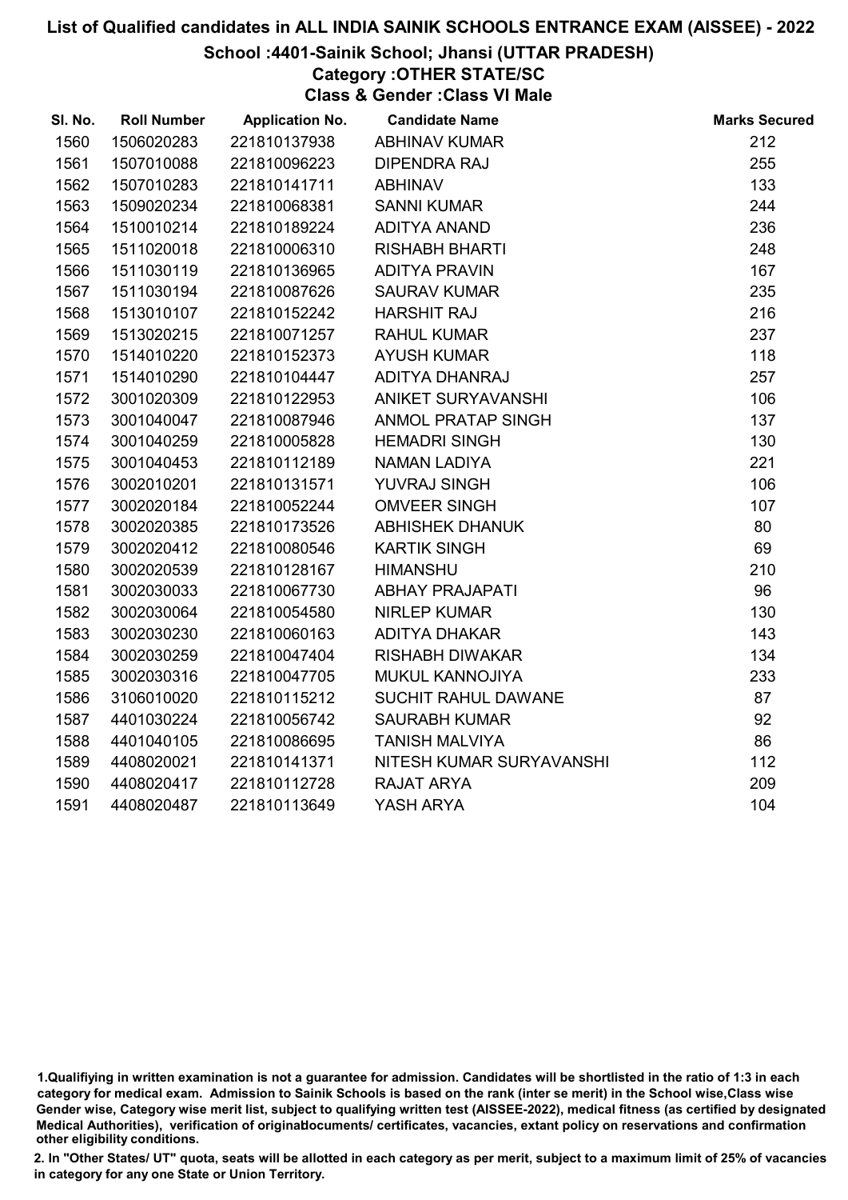# List of Qualified candidates in ALL INDIA SAINIK SCHOOLS ENTRANCE EXAM (AISSEE) - 2022

## School :4401-Sainik School; Jhansi (UTTAR PRADESH)

### Category :OTHER STATE/SC

### Class & Gender :Class VI Male

| Sl. No. | Roll Number | Application No. | Candidate Name | Marks Secured |
|---|---|---|---|---|
| 1560 | 1506020283 | 221810137938 | ABHINAV KUMAR | 212 |
| 1561 | 1507010088 | 221810096223 | DIPENDRA RAJ | 255 |
| 1562 | 1507010283 | 221810141711 | ABHINAV | 133 |
| 1563 | 1509020234 | 221810068381 | SANNI KUMAR | 244 |
| 1564 | 1510010214 | 221810189224 | ADITYA ANAND | 236 |
| 1565 | 1511020018 | 221810006310 | RISHABH BHARTI | 248 |
| 1566 | 1511030119 | 221810136965 | ADITYA PRAVIN | 167 |
| 1567 | 1511030194 | 221810087626 | SAURAV KUMAR | 235 |
| 1568 | 1513010107 | 221810152242 | HARSHIT RAJ | 216 |
| 1569 | 1513020215 | 221810071257 | RAHUL KUMAR | 237 |
| 1570 | 1514010220 | 221810152373 | AYUSH KUMAR | 118 |
| 1571 | 1514010290 | 221810104447 | ADITYA DHANRAJ | 257 |
| 1572 | 3001020309 | 221810122953 | ANIKET SURYAVANSHI | 106 |
| 1573 | 3001040047 | 221810087946 | ANMOL PRATAP SINGH | 137 |
| 1574 | 3001040259 | 221810005828 | HEMADRI SINGH | 130 |
| 1575 | 3001040453 | 221810112189 | NAMAN LADIYA | 221 |
| 1576 | 3002010201 | 221810131571 | YUVRAJ SINGH | 106 |
| 1577 | 3002020184 | 221810052244 | OMVEER SINGH | 107 |
| 1578 | 3002020385 | 221810173526 | ABHISHEK DHANUK | 80 |
| 1579 | 3002020412 | 221810080546 | KARTIK SINGH | 69 |
| 1580 | 3002020539 | 221810128167 | HIMANSHU | 210 |
| 1581 | 3002030033 | 221810067730 | ABHAY PRAJAPATI | 96 |
| 1582 | 3002030064 | 221810054580 | NIRLEP KUMAR | 130 |
| 1583 | 3002030230 | 221810060163 | ADITYA DHAKAR | 143 |
| 1584 | 3002030259 | 221810047404 | RISHABH DIWAKAR | 134 |
| 1585 | 3002030316 | 221810047705 | MUKUL KANNOJIYA | 233 |
| 1586 | 3106010020 | 221810115212 | SUCHIT RAHUL DAWANE | 87 |
| 1587 | 4401030224 | 221810056742 | SAURABH KUMAR | 92 |
| 1588 | 4401040105 | 221810086695 | TANISH MALVIYA | 86 |
| 1589 | 4408020021 | 221810141371 | NITESH KUMAR SURYAVANSHI | 112 |
| 1590 | 4408020417 | 221810112728 | RAJAT ARYA | 209 |
| 1591 | 4408020487 | 221810113649 | YASH ARYA | 104 |

1.Qualifiying in written examination is not a guarantee for admission. Candidates will be shortlisted in the ratio of 1:3 in each category for medical exam. Admission to Sainik Schools is based on the rank (inter se merit) in the School wise,Class wise Gender wise, Category wise merit list, subject to qualifying written test (AISSEE-2022), medical fitness (as certified by designated Medical Authorities), verification of originaldocuments/ certificates, vacancies, extant policy on reservations and confirmation other eligibility conditions.

2. In "Other States/ UT" quota, seats will be allotted in each category as per merit, subject to a maximum limit of 25% of vacancies in category for any one State or Union Territory.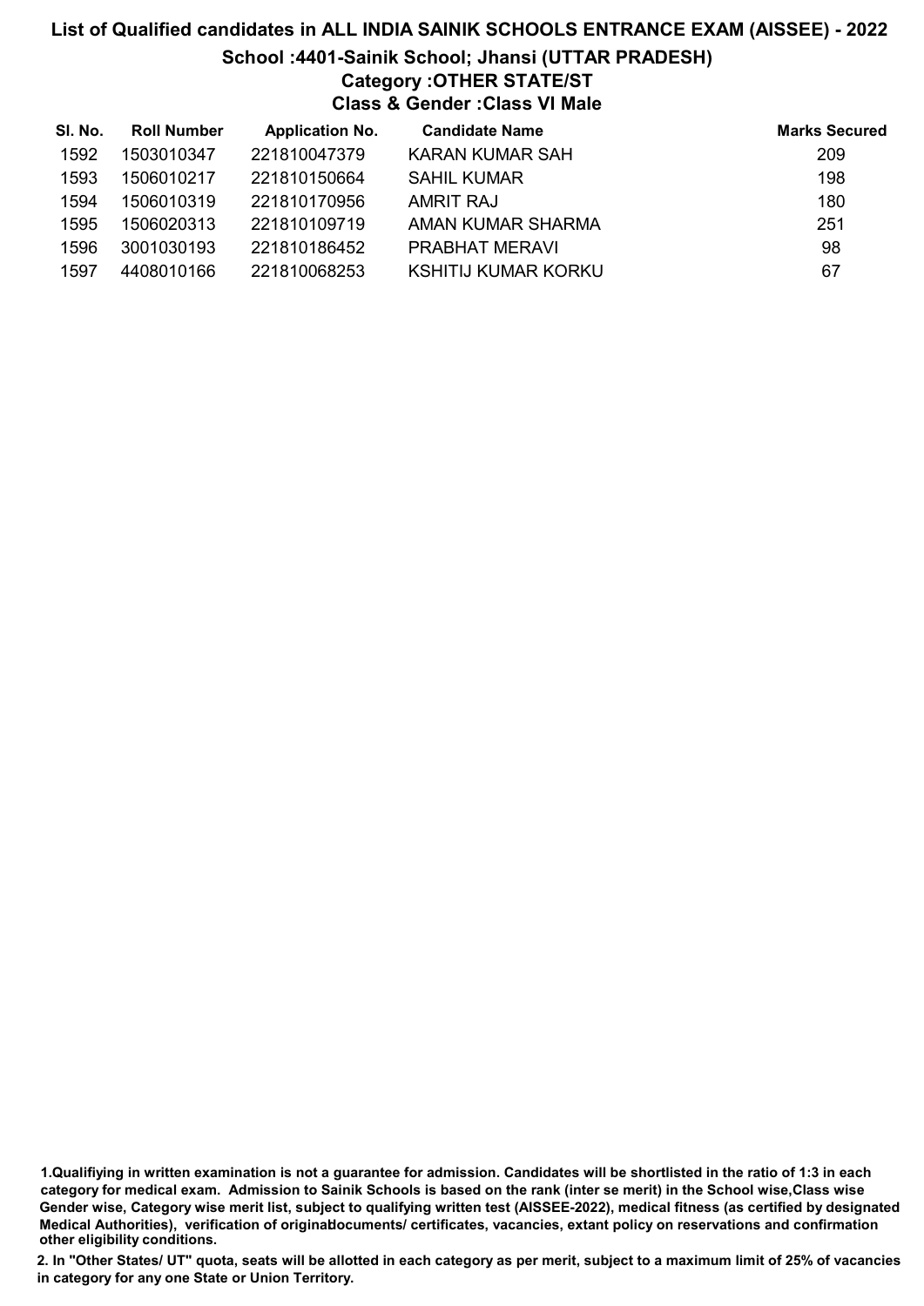# List of Qualified candidates in ALL INDIA SAINIK SCHOOLS ENTRANCE EXAM (AISSEE) - 2022

## School :4401-Sainik School; Jhansi (UTTAR PRADESH)

### Category :OTHER STATE/ST

### Class & Gender :Class VI Male

| Sl. No. | Roll Number | Application No. | Candidate Name | Marks Secured |
|---|---|---|---|---|
| 1592 | 1503010347 | 221810047379 | KARAN KUMAR SAH | 209 |
| 1593 | 1506010217 | 221810150664 | SAHIL KUMAR | 198 |
| 1594 | 1506010319 | 221810170956 | AMRIT RAJ | 180 |
| 1595 | 1506020313 | 221810109719 | AMAN KUMAR SHARMA | 251 |
| 1596 | 3001030193 | 221810186452 | PRABHAT MERAVI | 98 |
| 1597 | 4408010166 | 221810068253 | KSHITIJ KUMAR KORKU | 67 |

**1.Qualifiying in written examination is not a guarantee for admission. Candidates will be shortlisted in the ratio of 1:3 in each category for medical exam. Admission to Sainik Schools is based on the rank (inter se merit) in the School wise,Class wise Gender wise, Category wise merit list, subject to qualifying written test (AISSEE-2022), medical fitness (as certified by designated Medical Authorities), verification of original documents/ certificates, vacancies, extant policy on reservations and confirmation other eligibility conditions.**

**2. In "Other States/ UT" quota, seats will be allotted in each category as per merit, subject to a maximum limit of 25% of vacancies in category for any one State or Union Territory.**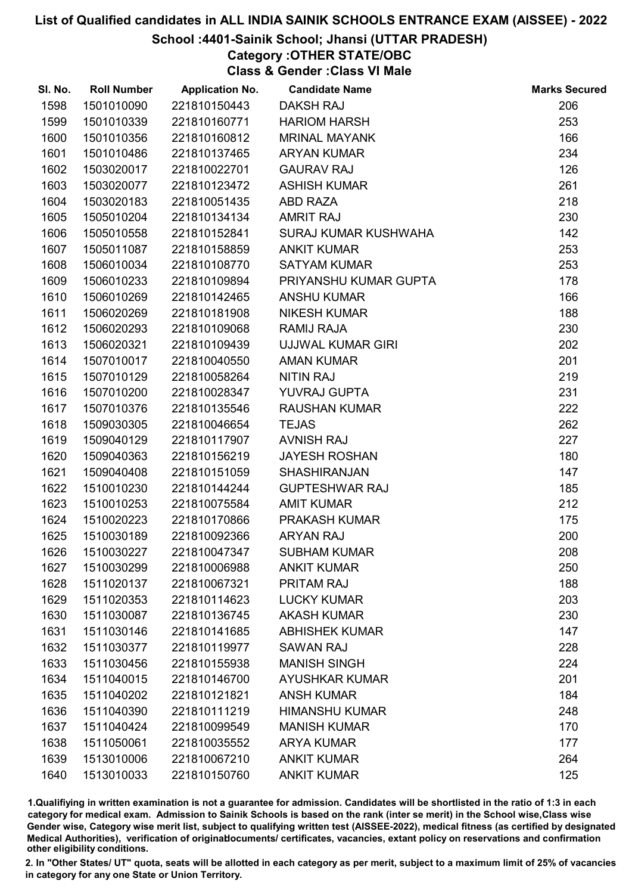# List of Qualified candidates in ALL INDIA SAINIK SCHOOLS ENTRANCE EXAM (AISSEE) - 2022

## School :4401-Sainik School; Jhansi (UTTAR PRADESH)

## Category :OTHER STATE/OBC

## Class & Gender :Class VI Male

| Sl. No. | Roll Number | Application No. | Candidate Name | Marks Secured |
|---|---|---|---|---|
| 1598 | 1501010090 | 221810150443 | DAKSH RAJ | 206 |
| 1599 | 1501010339 | 221810160771 | HARIOM HARSH | 253 |
| 1600 | 1501010356 | 221810160812 | MRINAL MAYANK | 166 |
| 1601 | 1501010486 | 221810137465 | ARYAN KUMAR | 234 |
| 1602 | 1503020017 | 221810022701 | GAURAV RAJ | 126 |
| 1603 | 1503020077 | 221810123472 | ASHISH KUMAR | 261 |
| 1604 | 1503020183 | 221810051435 | ABD RAZA | 218 |
| 1605 | 1505010204 | 221810134134 | AMRIT RAJ | 230 |
| 1606 | 1505010558 | 221810152841 | SURAJ KUMAR KUSHWAHA | 142 |
| 1607 | 1505011087 | 221810158859 | ANKIT KUMAR | 253 |
| 1608 | 1506010034 | 221810108770 | SATYAM KUMAR | 253 |
| 1609 | 1506010233 | 221810109894 | PRIYANSHU KUMAR GUPTA | 178 |
| 1610 | 1506010269 | 221810142465 | ANSHU KUMAR | 166 |
| 1611 | 1506020269 | 221810181908 | NIKESH KUMAR | 188 |
| 1612 | 1506020293 | 221810109068 | RAMIJ RAJA | 230 |
| 1613 | 1506020321 | 221810109439 | UJJWAL KUMAR GIRI | 202 |
| 1614 | 1507010017 | 221810040550 | AMAN KUMAR | 201 |
| 1615 | 1507010129 | 221810058264 | NITIN RAJ | 219 |
| 1616 | 1507010200 | 221810028347 | YUVRAJ GUPTA | 231 |
| 1617 | 1507010376 | 221810135546 | RAUSHAN KUMAR | 222 |
| 1618 | 1509030305 | 221810046654 | TEJAS | 262 |
| 1619 | 1509040129 | 221810117907 | AVNISH RAJ | 227 |
| 1620 | 1509040363 | 221810156219 | JAYESH ROSHAN | 180 |
| 1621 | 1509040408 | 221810151059 | SHASHIRANJAN | 147 |
| 1622 | 1510010230 | 221810144244 | GUPTESHWAR RAJ | 185 |
| 1623 | 1510010253 | 221810075584 | AMIT KUMAR | 212 |
| 1624 | 1510020223 | 221810170866 | PRAKASH KUMAR | 175 |
| 1625 | 1510030189 | 221810092366 | ARYAN RAJ | 200 |
| 1626 | 1510030227 | 221810047347 | SUBHAM KUMAR | 208 |
| 1627 | 1510030299 | 221810006988 | ANKIT KUMAR | 250 |
| 1628 | 1511020137 | 221810067321 | PRITAM RAJ | 188 |
| 1629 | 1511020353 | 221810114623 | LUCKY KUMAR | 203 |
| 1630 | 1511030087 | 221810136745 | AKASH KUMAR | 230 |
| 1631 | 1511030146 | 221810141685 | ABHISHEK KUMAR | 147 |
| 1632 | 1511030377 | 221810119977 | SAWAN RAJ | 228 |
| 1633 | 1511030456 | 221810155938 | MANISH SINGH | 224 |
| 1634 | 1511040015 | 221810146700 | AYUSHKAR KUMAR | 201 |
| 1635 | 1511040202 | 221810121821 | ANSH KUMAR | 184 |
| 1636 | 1511040390 | 221810111219 | HIMANSHU KUMAR | 248 |
| 1637 | 1511040424 | 221810099549 | MANISH KUMAR | 170 |
| 1638 | 1511050061 | 221810035552 | ARYA KUMAR | 177 |
| 1639 | 1513010006 | 221810067210 | ANKIT KUMAR | 264 |
| 1640 | 1513010033 | 221810150760 | ANKIT KUMAR | 125 |

1.Qualifiying in written examination is not a guarantee for admission. Candidates will be shortlisted in the ratio of 1:3 in each category for medical exam. Admission to Sainik Schools is based on the rank (inter se merit) in the School wise,Class wise Gender wise, Category wise merit list, subject to qualifying written test (AISSEE-2022), medical fitness (as certified by designated Medical Authorities), verification of originaldocuments/ certificates, vacancies, extant policy on reservations and confirmation other eligibility conditions.

2. In "Other States/ UT" quota, seats will be allotted in each category as per merit, subject to a maximum limit of 25% of vacancies in category for any one State or Union Territory.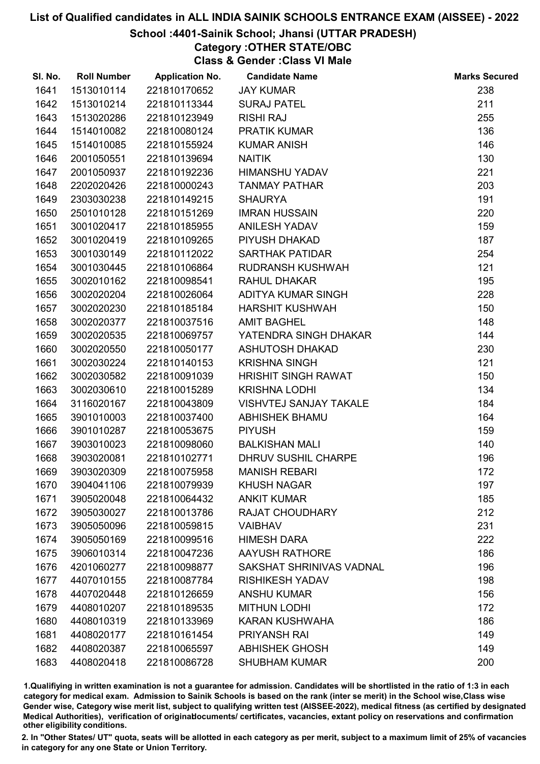# List of Qualified candidates in ALL INDIA SAINIK SCHOOLS ENTRANCE EXAM (AISSEE) - 2022

## School :4401-Sainik School; Jhansi (UTTAR PRADESH)

### Category :OTHER STATE/OBC

### Class & Gender :Class VI Male

| Sl. No. | Roll Number | Application No. | Candidate Name | Marks Secured |
|---|---|---|---|---|
| 1641 | 1513010114 | 221810170652 | JAY KUMAR | 238 |
| 1642 | 1513010214 | 221810113344 | SURAJ PATEL | 211 |
| 1643 | 1513020286 | 221810123949 | RISHI RAJ | 255 |
| 1644 | 1514010082 | 221810080124 | PRATIK KUMAR | 136 |
| 1645 | 1514010085 | 221810155924 | KUMAR ANISH | 146 |
| 1646 | 2001050551 | 221810139694 | NAITIK | 130 |
| 1647 | 2001050937 | 221810192236 | HIMANSHU YADAV | 221 |
| 1648 | 2202020426 | 221810000243 | TANMAY PATHAR | 203 |
| 1649 | 2303030238 | 221810149215 | SHAURYA | 191 |
| 1650 | 2501010128 | 221810151269 | IMRAN HUSSAIN | 220 |
| 1651 | 3001020417 | 221810185955 | ANILESH YADAV | 159 |
| 1652 | 3001020419 | 221810109265 | PIYUSH DHAKAD | 187 |
| 1653 | 3001030149 | 221810112022 | SARTHAK PATIDAR | 254 |
| 1654 | 3001030445 | 221810106864 | RUDRANSH KUSHWAH | 121 |
| 1655 | 3002010162 | 221810098541 | RAHUL DHAKAR | 195 |
| 1656 | 3002020204 | 221810026064 | ADITYA KUMAR SINGH | 228 |
| 1657 | 3002020230 | 221810185184 | HARSHIT KUSHWAH | 150 |
| 1658 | 3002020377 | 221810037516 | AMIT BAGHEL | 148 |
| 1659 | 3002020535 | 221810069757 | YATENDRA SINGH DHAKAR | 144 |
| 1660 | 3002020550 | 221810050177 | ASHUTOSH DHAKAD | 230 |
| 1661 | 3002030224 | 221810140153 | KRISHNA SINGH | 121 |
| 1662 | 3002030582 | 221810091039 | HRISHIT SINGH RAWAT | 150 |
| 1663 | 3002030610 | 221810015289 | KRISHNA LODHI | 134 |
| 1664 | 3116020167 | 221810043809 | VISHVTEJ SANJAY TAKALE | 184 |
| 1665 | 3901010003 | 221810037400 | ABHISHEK BHAMU | 164 |
| 1666 | 3901010287 | 221810053675 | PIYUSH | 159 |
| 1667 | 3903010023 | 221810098060 | BALKISHAN MALI | 140 |
| 1668 | 3903020081 | 221810102771 | DHRUV SUSHIL CHARPE | 196 |
| 1669 | 3903020309 | 221810075958 | MANISH REBARI | 172 |
| 1670 | 3904041106 | 221810079939 | KHUSH NAGAR | 197 |
| 1671 | 3905020048 | 221810064432 | ANKIT KUMAR | 185 |
| 1672 | 3905030027 | 221810013786 | RAJAT CHOUDHARY | 212 |
| 1673 | 3905050096 | 221810059815 | VAIBHAV | 231 |
| 1674 | 3905050169 | 221810099516 | HIMESH DARA | 222 |
| 1675 | 3906010314 | 221810047236 | AAYUSH RATHORE | 186 |
| 1676 | 4201060277 | 221810098877 | SAKSHAT SHRINIVAS VADNAL | 196 |
| 1677 | 4407010155 | 221810087784 | RISHIKESH YADAV | 198 |
| 1678 | 4407020448 | 221810126659 | ANSHU KUMAR | 156 |
| 1679 | 4408010207 | 221810189535 | MITHUN LODHI | 172 |
| 1680 | 4408010319 | 221810133969 | KARAN KUSHWAHA | 186 |
| 1681 | 4408020177 | 221810161454 | PRIYANSH RAI | 149 |
| 1682 | 4408020387 | 221810065597 | ABHISHEK GHOSH | 149 |
| 1683 | 4408020418 | 221810086728 | SHUBHAM KUMAR | 200 |

1.Qualifiying in written examination is not a guarantee for admission. Candidates will be shortlisted in the ratio of 1:3 in each category for medical exam. Admission to Sainik Schools is based on the rank (inter se merit) in the School wise,Class wise Gender wise, Category wise merit list, subject to qualifying written test (AISSEE-2022), medical fitness (as certified by designated Medical Authorities), verification of originaldocuments/ certificates, vacancies, extant policy on reservations and confirmation other eligibility conditions.

2. In "Other States/ UT" quota, seats will be allotted in each category as per merit, subject to a maximum limit of 25% of vacancies in category for any one State or Union Territory.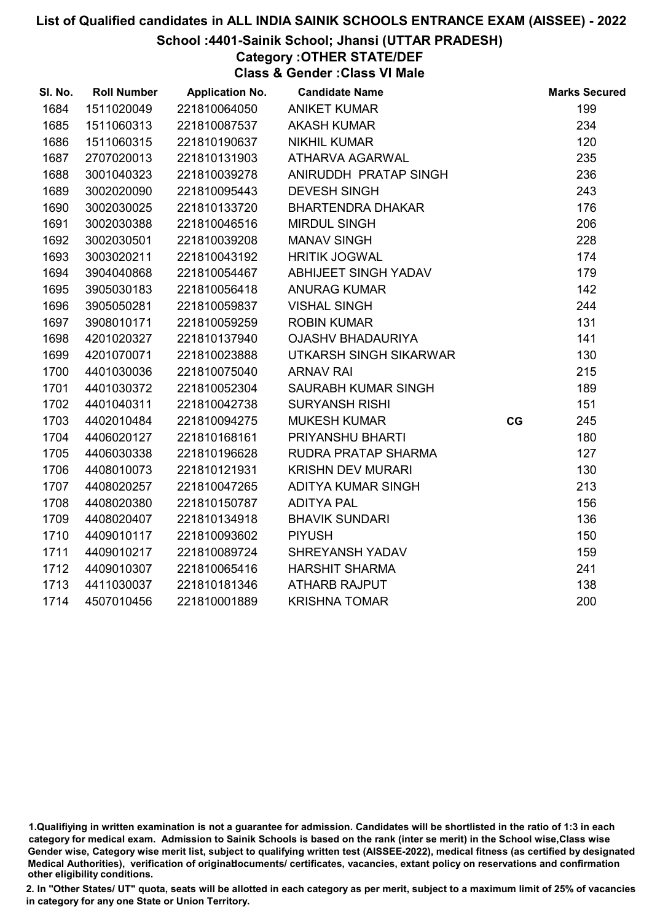# List of Qualified candidates in ALL INDIA SAINIK SCHOOLS ENTRANCE EXAM (AISSEE) - 2022

## School :4401-Sainik School; Jhansi (UTTAR PRADESH)

### Category :OTHER STATE/DEF

### Class & Gender :Class VI Male

| Sl. No. | Roll Number | Application No. | Candidate Name | | Marks Secured |
|---|---|---|---|---|---|
| 1684 | 1511020049 | 221810064050 | ANIKET KUMAR | | 199 |
| 1685 | 1511060313 | 221810087537 | AKASH KUMAR | | 234 |
| 1686 | 1511060315 | 221810190637 | NIKHIL KUMAR | | 120 |
| 1687 | 2707020013 | 221810131903 | ATHARVA AGARWAL | | 235 |
| 1688 | 3001040323 | 221810039278 | ANIRUDDH PRATAP SINGH | | 236 |
| 1689 | 3002020090 | 221810095443 | DEVESH SINGH | | 243 |
| 1690 | 3002030025 | 221810133720 | BHARTENDRA DHAKAR | | 176 |
| 1691 | 3002030388 | 221810046516 | MIRDUL SINGH | | 206 |
| 1692 | 3002030501 | 221810039208 | MANAV SINGH | | 228 |
| 1693 | 3003020211 | 221810043192 | HRITIK JOGWAL | | 174 |
| 1694 | 3904040868 | 221810054467 | ABHIJEET SINGH YADAV | | 179 |
| 1695 | 3905030183 | 221810056418 | ANURAG KUMAR | | 142 |
| 1696 | 3905050281 | 221810059837 | VISHAL SINGH | | 244 |
| 1697 | 3908010171 | 221810059259 | ROBIN KUMAR | | 131 |
| 1698 | 4201020327 | 221810137940 | OJASHV BHADAURIYA | | 141 |
| 1699 | 4201070071 | 221810023888 | UTKARSH SINGH SIKARWAR | | 130 |
| 1700 | 4401030036 | 221810075040 | ARNAV RAI | | 215 |
| 1701 | 4401030372 | 221810052304 | SAURABH KUMAR SINGH | | 189 |
| 1702 | 4401040311 | 221810042738 | SURYANSH RISHI | | 151 |
| 1703 | 4402010484 | 221810094275 | MUKESH KUMAR | CG | 245 |
| 1704 | 4406020127 | 221810168161 | PRIYANSHU BHARTI | | 180 |
| 1705 | 4406030338 | 221810196628 | RUDRA PRATAP SHARMA | | 127 |
| 1706 | 4408010073 | 221810121931 | KRISHN DEV MURARI | | 130 |
| 1707 | 4408020257 | 221810047265 | ADITYA KUMAR SINGH | | 213 |
| 1708 | 4408020380 | 221810150787 | ADITYA PAL | | 156 |
| 1709 | 4408020407 | 221810134918 | BHAVIK SUNDARI | | 136 |
| 1710 | 4409010117 | 221810093602 | PIYUSH | | 150 |
| 1711 | 4409010217 | 221810089724 | SHREYANSH YADAV | | 159 |
| 1712 | 4409010307 | 221810065416 | HARSHIT SHARMA | | 241 |
| 1713 | 4411030037 | 221810181346 | ATHARB RAJPUT | | 138 |
| 1714 | 4507010456 | 221810001889 | KRISHNA TOMAR | | 200 |

1.Qualifiying in written examination is not a guarantee for admission. Candidates will be shortlisted in the ratio of 1:3 in each category for medical exam. Admission to Sainik Schools is based on the rank (inter se merit) in the School wise,Class wise Gender wise, Category wise merit list, subject to qualifying written test (AISSEE-2022), medical fitness (as certified by designated Medical Authorities), verification of originaldocuments/ certificates, vacancies, extant policy on reservations and confirmation other eligibility conditions.

2. In "Other States/ UT" quota, seats will be allotted in each category as per merit, subject to a maximum limit of 25% of vacancies in category for any one State or Union Territory.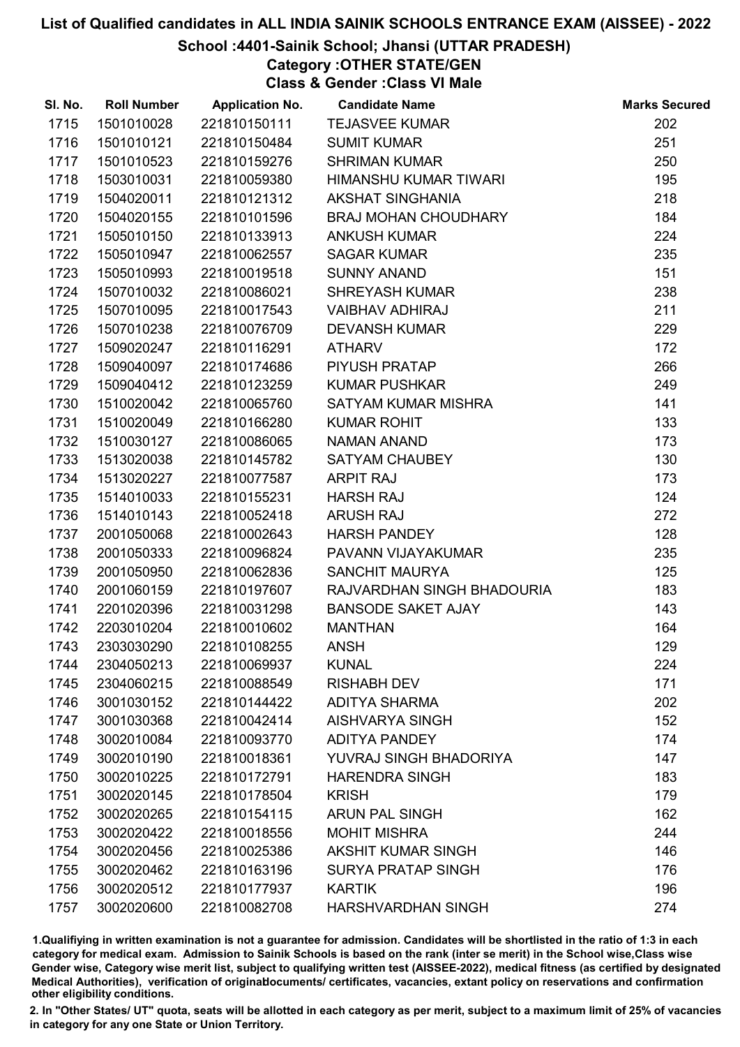# List of Qualified candidates in ALL INDIA SAINIK SCHOOLS ENTRANCE EXAM (AISSEE) - 2022

## School :4401-Sainik School; Jhansi (UTTAR PRADESH)

### Category :OTHER STATE/GEN

### Class & Gender :Class VI Male

| Sl. No. | Roll Number | Application No. | Candidate Name | Marks Secured |
|---|---|---|---|---|
| 1715 | 1501010028 | 221810150111 | TEJASVEE KUMAR | 202 |
| 1716 | 1501010121 | 221810150484 | SUMIT KUMAR | 251 |
| 1717 | 1501010523 | 221810159276 | SHRIMAN KUMAR | 250 |
| 1718 | 1503010031 | 221810059380 | HIMANSHU KUMAR TIWARI | 195 |
| 1719 | 1504020011 | 221810121312 | AKSHAT SINGHANIA | 218 |
| 1720 | 1504020155 | 221810101596 | BRAJ MOHAN CHOUDHARY | 184 |
| 1721 | 1505010150 | 221810133913 | ANKUSH KUMAR | 224 |
| 1722 | 1505010947 | 221810062557 | SAGAR KUMAR | 235 |
| 1723 | 1505010993 | 221810019518 | SUNNY ANAND | 151 |
| 1724 | 1507010032 | 221810086021 | SHREYASH KUMAR | 238 |
| 1725 | 1507010095 | 221810017543 | VAIBHAV ADHIRAJ | 211 |
| 1726 | 1507010238 | 221810076709 | DEVANSH KUMAR | 229 |
| 1727 | 1509020247 | 221810116291 | ATHARV | 172 |
| 1728 | 1509040097 | 221810174686 | PIYUSH PRATAP | 266 |
| 1729 | 1509040412 | 221810123259 | KUMAR PUSHKAR | 249 |
| 1730 | 1510020042 | 221810065760 | SATYAM KUMAR MISHRA | 141 |
| 1731 | 1510020049 | 221810166280 | KUMAR ROHIT | 133 |
| 1732 | 1510030127 | 221810086065 | NAMAN ANAND | 173 |
| 1733 | 1513020038 | 221810145782 | SATYAM CHAUBEY | 130 |
| 1734 | 1513020227 | 221810077587 | ARPIT RAJ | 173 |
| 1735 | 1514010033 | 221810155231 | HARSH RAJ | 124 |
| 1736 | 1514010143 | 221810052418 | ARUSH RAJ | 272 |
| 1737 | 2001050068 | 221810002643 | HARSH PANDEY | 128 |
| 1738 | 2001050333 | 221810096824 | PAVANN VIJAYAKUMAR | 235 |
| 1739 | 2001050950 | 221810062836 | SANCHIT MAURYA | 125 |
| 1740 | 2001060159 | 221810197607 | RAJVARDHAN SINGH BHADOURIA | 183 |
| 1741 | 2201020396 | 221810031298 | BANSODE SAKET AJAY | 143 |
| 1742 | 2203010204 | 221810010602 | MANTHAN | 164 |
| 1743 | 2303030290 | 221810108255 | ANSH | 129 |
| 1744 | 2304050213 | 221810069937 | KUNAL | 224 |
| 1745 | 2304060215 | 221810088549 | RISHABH DEV | 171 |
| 1746 | 3001030152 | 221810144422 | ADITYA SHARMA | 202 |
| 1747 | 3001030368 | 221810042414 | AISHVARYA SINGH | 152 |
| 1748 | 3002010084 | 221810093770 | ADITYA PANDEY | 174 |
| 1749 | 3002010190 | 221810018361 | YUVRAJ SINGH BHADORIYA | 147 |
| 1750 | 3002010225 | 221810172791 | HARENDRA SINGH | 183 |
| 1751 | 3002020145 | 221810178504 | KRISH | 179 |
| 1752 | 3002020265 | 221810154115 | ARUN PAL SINGH | 162 |
| 1753 | 3002020422 | 221810018556 | MOHIT MISHRA | 244 |
| 1754 | 3002020456 | 221810025386 | AKSHIT KUMAR SINGH | 146 |
| 1755 | 3002020462 | 221810163196 | SURYA PRATAP SINGH | 176 |
| 1756 | 3002020512 | 221810177937 | KARTIK | 196 |
| 1757 | 3002020600 | 221810082708 | HARSHVARDHAN SINGH | 274 |

1.Qualifiying in written examination is not a guarantee for admission. Candidates will be shortlisted in the ratio of 1:3 in each category for medical exam. Admission to Sainik Schools is based on the rank (inter se merit) in the School wise,Class wise Gender wise, Category wise merit list, subject to qualifying written test (AISSEE-2022), medical fitness (as certified by designated Medical Authorities), verification of originaldocuments/ certificates, vacancies, extant policy on reservations and confirmation other eligibility conditions.

2. In "Other States/ UT" quota, seats will be allotted in each category as per merit, subject to a maximum limit of 25% of vacancies in category for any one State or Union Territory.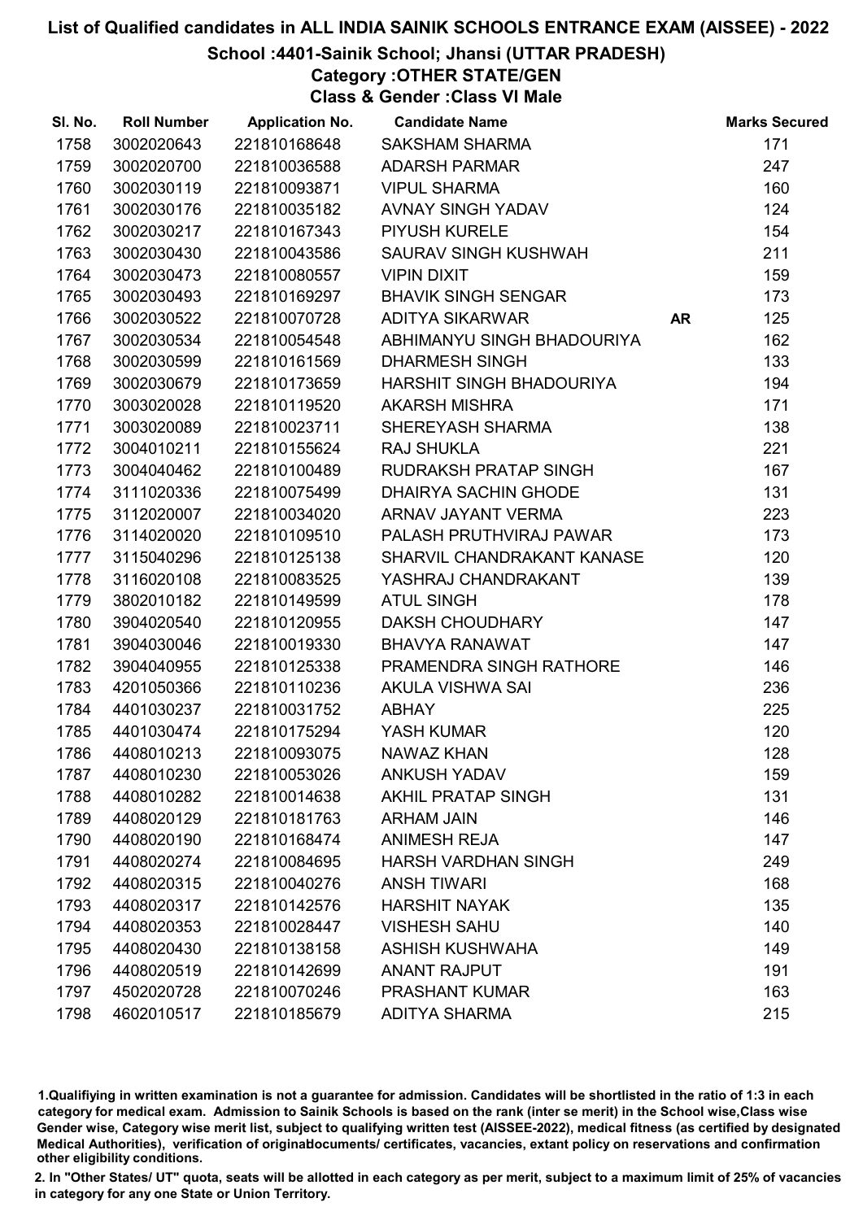# List of Qualified candidates in ALL INDIA SAINIK SCHOOLS ENTRANCE EXAM (AISSEE) - 2022

## School :4401-Sainik School; Jhansi (UTTAR PRADESH)

### Category :OTHER STATE/GEN

### Class & Gender :Class VI Male

| Sl. No. | Roll Number | Application No. | Candidate Name | | Marks Secured |
|---|---|---|---|---|---|
| 1758 | 3002020643 | 221810168648 | SAKSHAM SHARMA | | 171 |
| 1759 | 3002020700 | 221810036588 | ADARSH PARMAR | | 247 |
| 1760 | 3002030119 | 221810093871 | VIPUL SHARMA | | 160 |
| 1761 | 3002030176 | 221810035182 | AVNAY SINGH YADAV | | 124 |
| 1762 | 3002030217 | 221810167343 | PIYUSH KURELE | | 154 |
| 1763 | 3002030430 | 221810043586 | SAURAV SINGH KUSHWAH | | 211 |
| 1764 | 3002030473 | 221810080557 | VIPIN DIXIT | | 159 |
| 1765 | 3002030493 | 221810169297 | BHAVIK SINGH SENGAR | | 173 |
| 1766 | 3002030522 | 221810070728 | ADITYA SIKARWAR | AR | 125 |
| 1767 | 3002030534 | 221810054548 | ABHIMANYU SINGH BHADOURIYA | | 162 |
| 1768 | 3002030599 | 221810161569 | DHARMESH SINGH | | 133 |
| 1769 | 3002030679 | 221810173659 | HARSHIT SINGH BHADOURIYA | | 194 |
| 1770 | 3003020028 | 221810119520 | AKARSH MISHRA | | 171 |
| 1771 | 3003020089 | 221810023711 | SHEREYASH SHARMA | | 138 |
| 1772 | 3004010211 | 221810155624 | RAJ SHUKLA | | 221 |
| 1773 | 3004040462 | 221810100489 | RUDRAKSH PRATAP SINGH | | 167 |
| 1774 | 3111020336 | 221810075499 | DHAIRYA SACHIN GHODE | | 131 |
| 1775 | 3112020007 | 221810034020 | ARNAV JAYANT VERMA | | 223 |
| 1776 | 3114020020 | 221810109510 | PALASH PRUTHVIRAJ PAWAR | | 173 |
| 1777 | 3115040296 | 221810125138 | SHARVIL CHANDRAKANT KANASE | | 120 |
| 1778 | 3116020108 | 221810083525 | YASHRAJ CHANDRAKANT | | 139 |
| 1779 | 3802010182 | 221810149599 | ATUL SINGH | | 178 |
| 1780 | 3904020540 | 221810120955 | DAKSH CHOUDHARY | | 147 |
| 1781 | 3904030046 | 221810019330 | BHAVYA RANAWAT | | 147 |
| 1782 | 3904040955 | 221810125338 | PRAMENDRA SINGH RATHORE | | 146 |
| 1783 | 4201050366 | 221810110236 | AKULA VISHWA SAI | | 236 |
| 1784 | 4401030237 | 221810031752 | ABHAY | | 225 |
| 1785 | 4401030474 | 221810175294 | YASH KUMAR | | 120 |
| 1786 | 4408010213 | 221810093075 | NAWAZ KHAN | | 128 |
| 1787 | 4408010230 | 221810053026 | ANKUSH YADAV | | 159 |
| 1788 | 4408010282 | 221810014638 | AKHIL PRATAP SINGH | | 131 |
| 1789 | 4408020129 | 221810181763 | ARHAM JAIN | | 146 |
| 1790 | 4408020190 | 221810168474 | ANIMESH REJA | | 147 |
| 1791 | 4408020274 | 221810084695 | HARSH VARDHAN SINGH | | 249 |
| 1792 | 4408020315 | 221810040276 | ANSH TIWARI | | 168 |
| 1793 | 4408020317 | 221810142576 | HARSHIT NAYAK | | 135 |
| 1794 | 4408020353 | 221810028447 | VISHESH SAHU | | 140 |
| 1795 | 4408020430 | 221810138158 | ASHISH KUSHWAHA | | 149 |
| 1796 | 4408020519 | 221810142699 | ANANT RAJPUT | | 191 |
| 1797 | 4502020728 | 221810070246 | PRASHANT KUMAR | | 163 |
| 1798 | 4602010517 | 221810185679 | ADITYA SHARMA | | 215 |

1.Qualifiying in written examination is not a guarantee for admission. Candidates will be shortlisted in the ratio of 1:3 in each category for medical exam. Admission to Sainik Schools is based on the rank (inter se merit) in the School wise,Class wise Gender wise, Category wise merit list, subject to qualifying written test (AISSEE-2022), medical fitness (as certified by designated Medical Authorities), verification of originaldocuments/ certificates, vacancies, extant policy on reservations and confirmation other eligibility conditions.

2. In "Other States/ UT" quota, seats will be allotted in each category as per merit, subject to a maximum limit of 25% of vacancies in category for any one State or Union Territory.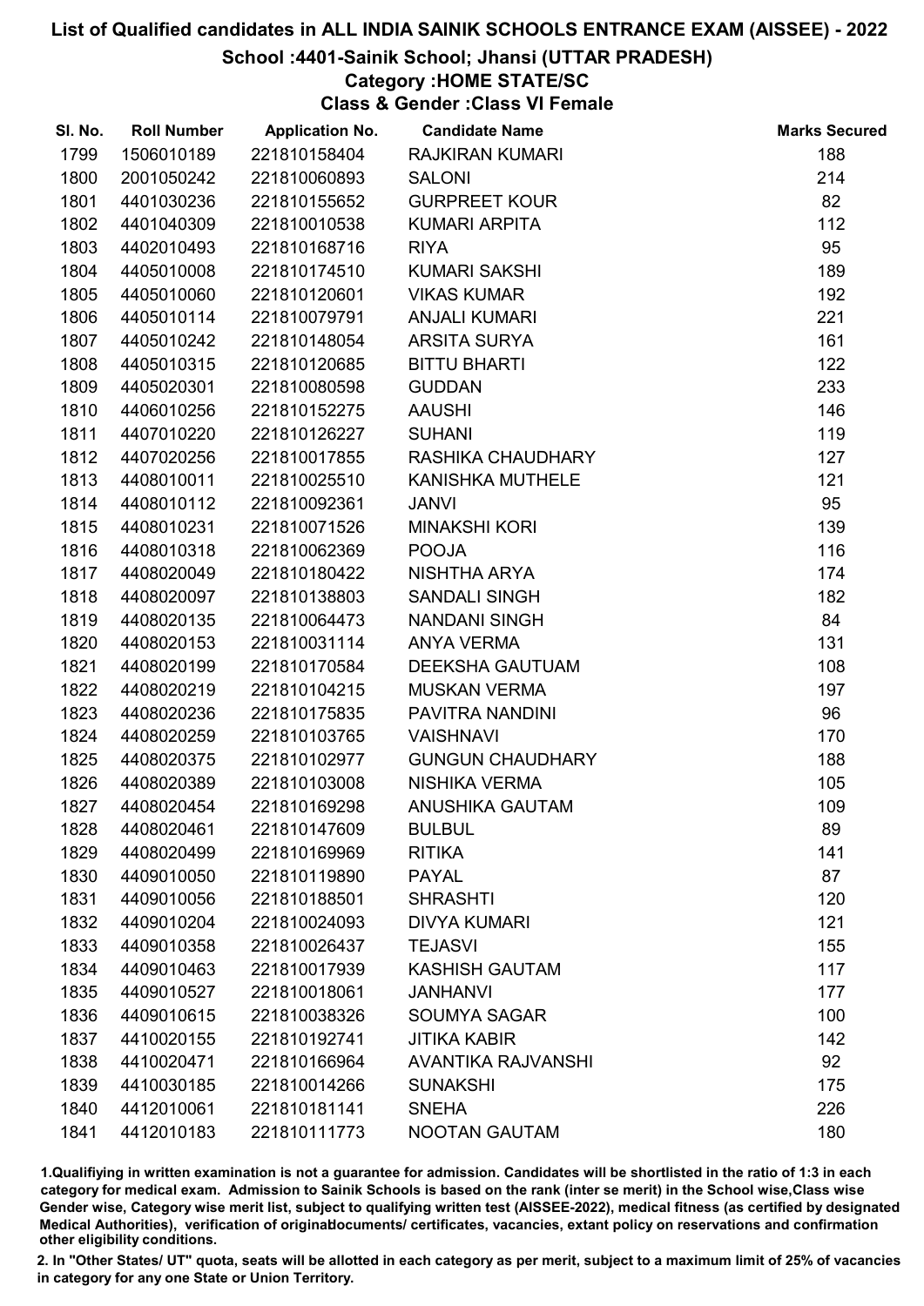# List of Qualified candidates in ALL INDIA SAINIK SCHOOLS ENTRANCE EXAM (AISSEE) - 2022

## School :4401-Sainik School; Jhansi (UTTAR PRADESH)

### Category :HOME STATE/SC

### Class & Gender :Class VI Female

| Sl. No. | Roll Number | Application No. | Candidate Name | Marks Secured |
|---|---|---|---|---|
| 1799 | 1506010189 | 221810158404 | RAJKIRAN KUMARI | 188 |
| 1800 | 2001050242 | 221810060893 | SALONI | 214 |
| 1801 | 4401030236 | 221810155652 | GURPREET KOUR | 82 |
| 1802 | 4401040309 | 221810010538 | KUMARI ARPITA | 112 |
| 1803 | 4402010493 | 221810168716 | RIYA | 95 |
| 1804 | 4405010008 | 221810174510 | KUMARI SAKSHI | 189 |
| 1805 | 4405010060 | 221810120601 | VIKAS KUMAR | 192 |
| 1806 | 4405010114 | 221810079791 | ANJALI KUMARI | 221 |
| 1807 | 4405010242 | 221810148054 | ARSITA SURYA | 161 |
| 1808 | 4405010315 | 221810120685 | BITTU BHARTI | 122 |
| 1809 | 4405020301 | 221810080598 | GUDDAN | 233 |
| 1810 | 4406010256 | 221810152275 | AAUSHI | 146 |
| 1811 | 4407010220 | 221810126227 | SUHANI | 119 |
| 1812 | 4407020256 | 221810017855 | RASHIKA CHAUDHARY | 127 |
| 1813 | 4408010011 | 221810025510 | KANISHKA MUTHELE | 121 |
| 1814 | 4408010112 | 221810092361 | JANVI | 95 |
| 1815 | 4408010231 | 221810071526 | MINAKSHI KORI | 139 |
| 1816 | 4408010318 | 221810062369 | POOJA | 116 |
| 1817 | 4408020049 | 221810180422 | NISHTHA ARYA | 174 |
| 1818 | 4408020097 | 221810138803 | SANDALI SINGH | 182 |
| 1819 | 4408020135 | 221810064473 | NANDANI SINGH | 84 |
| 1820 | 4408020153 | 221810031114 | ANYA VERMA | 131 |
| 1821 | 4408020199 | 221810170584 | DEEKSHA GAUTUAM | 108 |
| 1822 | 4408020219 | 221810104215 | MUSKAN VERMA | 197 |
| 1823 | 4408020236 | 221810175835 | PAVITRA NANDINI | 96 |
| 1824 | 4408020259 | 221810103765 | VAISHNAVI | 170 |
| 1825 | 4408020375 | 221810102977 | GUNGUN CHAUDHARY | 188 |
| 1826 | 4408020389 | 221810103008 | NISHIKA VERMA | 105 |
| 1827 | 4408020454 | 221810169298 | ANUSHIKA GAUTAM | 109 |
| 1828 | 4408020461 | 221810147609 | BULBUL | 89 |
| 1829 | 4408020499 | 221810169969 | RITIKA | 141 |
| 1830 | 4409010050 | 221810119890 | PAYAL | 87 |
| 1831 | 4409010056 | 221810188501 | SHRASHTI | 120 |
| 1832 | 4409010204 | 221810024093 | DIVYA KUMARI | 121 |
| 1833 | 4409010358 | 221810026437 | TEJASVI | 155 |
| 1834 | 4409010463 | 221810017939 | KASHISH GAUTAM | 117 |
| 1835 | 4409010527 | 221810018061 | JANHANVI | 177 |
| 1836 | 4409010615 | 221810038326 | SOUMYA SAGAR | 100 |
| 1837 | 4410020155 | 221810192741 | JITIKA KABIR | 142 |
| 1838 | 4410020471 | 221810166964 | AVANTIKA RAJVANSHI | 92 |
| 1839 | 4410030185 | 221810014266 | SUNAKSHI | 175 |
| 1840 | 4412010061 | 221810181141 | SNEHA | 226 |
| 1841 | 4412010183 | 221810111773 | NOOTAN GAUTAM | 180 |

1.Qualifiying in written examination is not a guarantee for admission. Candidates will be shortlisted in the ratio of 1:3 in each category for medical exam. Admission to Sainik Schools is based on the rank (inter se merit) in the School wise,Class wise Gender wise, Category wise merit list, subject to qualifying written test (AISSEE-2022), medical fitness (as certified by designated Medical Authorities), verification of originaldocuments/ certificates, vacancies, extant policy on reservations and confirmation other eligibility conditions.

2. In "Other States/ UT" quota, seats will be allotted in each category as per merit, subject to a maximum limit of 25% of vacancies in category for any one State or Union Territory.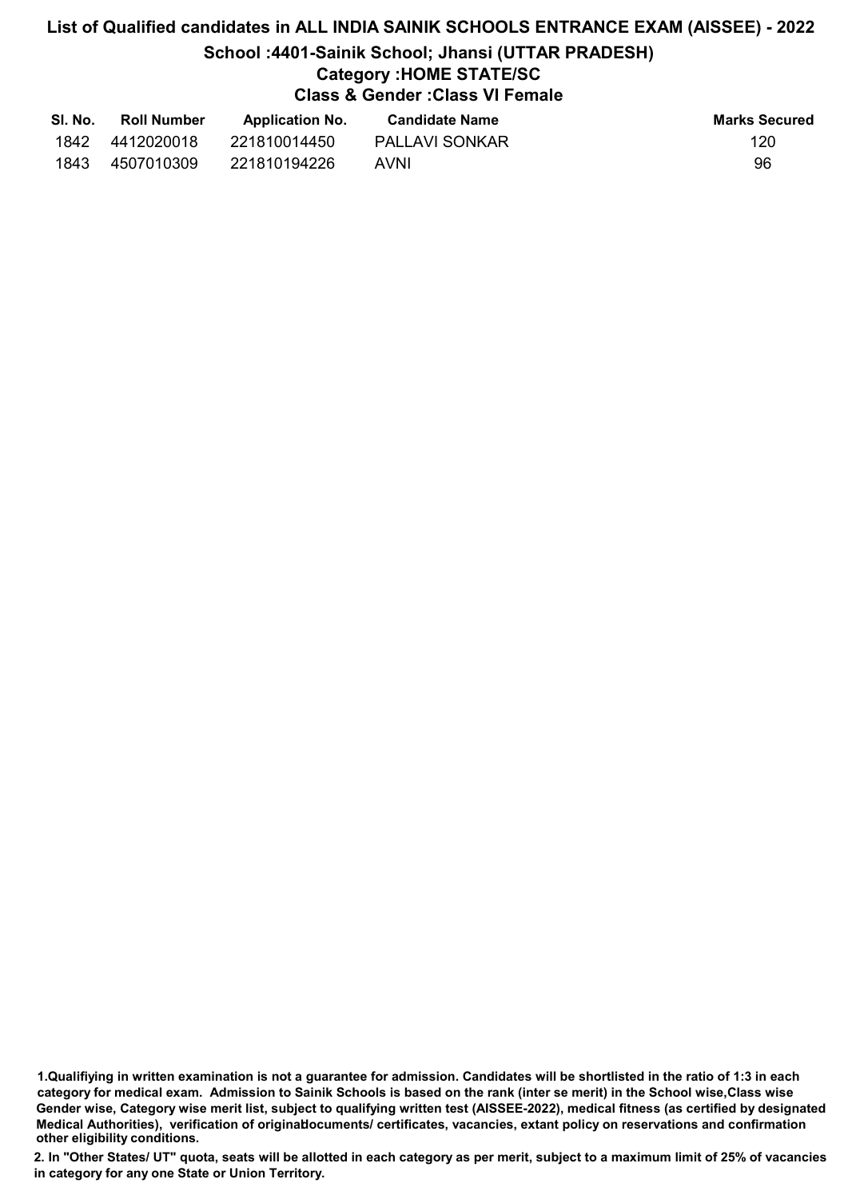# List of Qualified candidates in ALL INDIA SAINIK SCHOOLS ENTRANCE EXAM (AISSEE) - 2022

## School :4401-Sainik School; Jhansi (UTTAR PRADESH)

### Category :HOME STATE/SC

### Class & Gender :Class VI Female

| Sl. No. | Roll Number | Application No. | Candidate Name | Marks Secured |
|---|---|---|---|---|
| 1842 | 4412020018 | 221810014450 | PALLAVI SONKAR | 120 |
| 1843 | 4507010309 | 221810194226 | AVNI | 96 |

**1.Qualifiying in written examination is not a guarantee for admission. Candidates will be shortlisted in the ratio of 1:3 in each category for medical exam. Admission to Sainik Schools is based on the rank (inter se merit) in the School wise,Class wise Gender wise, Category wise merit list, subject to qualifying written test (AISSEE-2022), medical fitness (as certified by designated Medical Authorities), verification of originaldocuments/ certificates, vacancies, extant policy on reservations and confirmation other eligibility conditions.**

**2. In "Other States/ UT" quota, seats will be allotted in each category as per merit, subject to a maximum limit of 25% of vacancies in category for any one State or Union Territory.**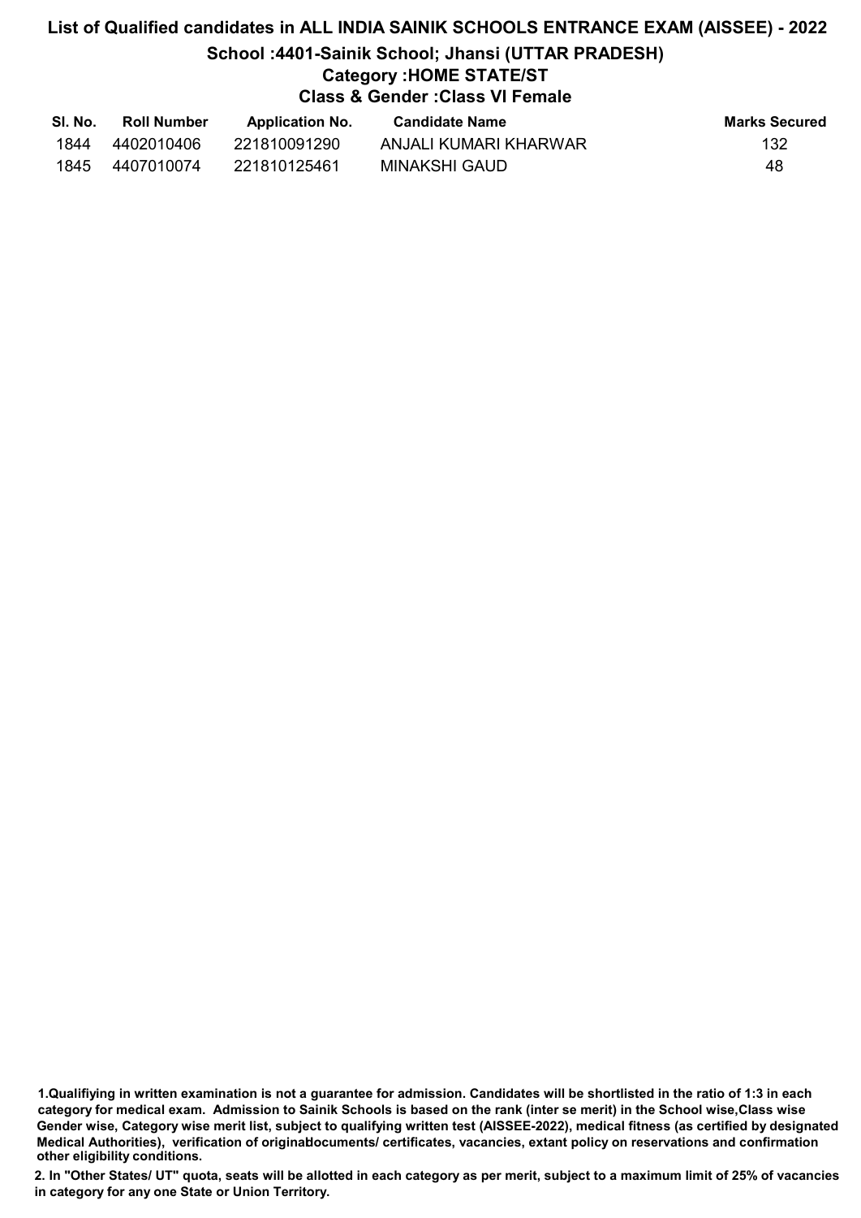# List of Qualified candidates in ALL INDIA SAINIK SCHOOLS ENTRANCE EXAM (AISSEE) - 2022

## School :4401-Sainik School; Jhansi (UTTAR PRADESH)

### Category :HOME STATE/ST

### Class & Gender :Class VI Female

| Sl. No. | Roll Number | Application No. | Candidate Name | Marks Secured |
|---|---|---|---|---|
| 1844 | 4402010406 | 221810091290 | ANJALI KUMARI KHARWAR | 132 |
| 1845 | 4407010074 | 221810125461 | MINAKSHI GAUD | 48 |

**1.Qualifiying in written examination is not a guarantee for admission. Candidates will be shortlisted in the ratio of 1:3 in each category for medical exam. Admission to Sainik Schools is based on the rank (inter se merit) in the School wise,Class wise Gender wise, Category wise merit list, subject to qualifying written test (AISSEE-2022), medical fitness (as certified by designated Medical Authorities), verification of originaldocuments/ certificates, vacancies, extant policy on reservations and confirmation other eligibility conditions.**

**2. In "Other States/ UT" quota, seats will be allotted in each category as per merit, subject to a maximum limit of 25% of vacancies in category for any one State or Union Territory.**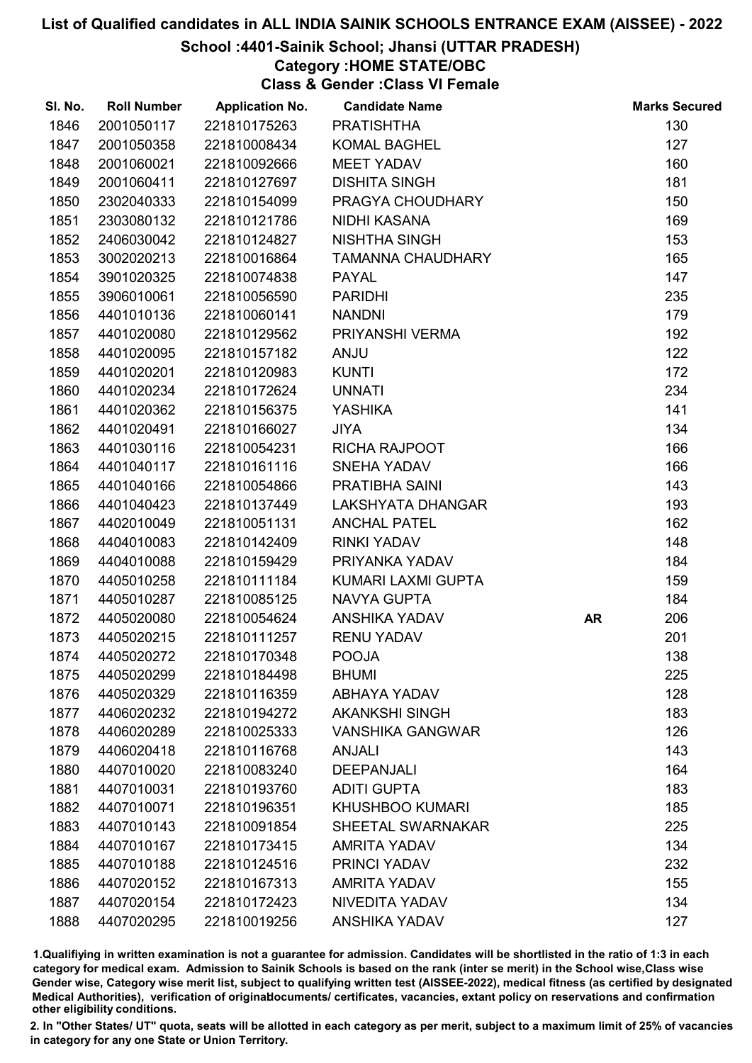# List of Qualified candidates in ALL INDIA SAINIK SCHOOLS ENTRANCE EXAM (AISSEE) - 2022

## School :4401-Sainik School; Jhansi (UTTAR PRADESH)

### Category :HOME STATE/OBC

### Class & Gender :Class VI Female

| Sl. No. | Roll Number | Application No. | Candidate Name | | Marks Secured |
|---|---|---|---|---|---|
| 1846 | 2001050117 | 221810175263 | PRATISHTHA | | 130 |
| 1847 | 2001050358 | 221810008434 | KOMAL BAGHEL | | 127 |
| 1848 | 2001060021 | 221810092666 | MEET YADAV | | 160 |
| 1849 | 2001060411 | 221810127697 | DISHITA SINGH | | 181 |
| 1850 | 2302040333 | 221810154099 | PRAGYA CHOUDHARY | | 150 |
| 1851 | 2303080132 | 221810121786 | NIDHI KASANA | | 169 |
| 1852 | 2406030042 | 221810124827 | NISHTHA SINGH | | 153 |
| 1853 | 3002020213 | 221810016864 | TAMANNA CHAUDHARY | | 165 |
| 1854 | 3901020325 | 221810074838 | PAYAL | | 147 |
| 1855 | 3906010061 | 221810056590 | PARIDHI | | 235 |
| 1856 | 4401010136 | 221810060141 | NANDNI | | 179 |
| 1857 | 4401020080 | 221810129562 | PRIYANSHI VERMA | | 192 |
| 1858 | 4401020095 | 221810157182 | ANJU | | 122 |
| 1859 | 4401020201 | 221810120983 | KUNTI | | 172 |
| 1860 | 4401020234 | 221810172624 | UNNATI | | 234 |
| 1861 | 4401020362 | 221810156375 | YASHIKA | | 141 |
| 1862 | 4401020491 | 221810166027 | JIYA | | 134 |
| 1863 | 4401030116 | 221810054231 | RICHA RAJPOOT | | 166 |
| 1864 | 4401040117 | 221810161116 | SNEHA YADAV | | 166 |
| 1865 | 4401040166 | 221810054866 | PRATIBHA SAINI | | 143 |
| 1866 | 4401040423 | 221810137449 | LAKSHYATA DHANGAR | | 193 |
| 1867 | 4402010049 | 221810051131 | ANCHAL PATEL | | 162 |
| 1868 | 4404010083 | 221810142409 | RINKI YADAV | | 148 |
| 1869 | 4404010088 | 221810159429 | PRIYANKA YADAV | | 184 |
| 1870 | 4405010258 | 221810111184 | KUMARI LAXMI GUPTA | | 159 |
| 1871 | 4405010287 | 221810085125 | NAVYA GUPTA | | 184 |
| 1872 | 4405020080 | 221810054624 | ANSHIKA YADAV | **AR** | 206 |
| 1873 | 4405020215 | 221810111257 | RENU YADAV | | 201 |
| 1874 | 4405020272 | 221810170348 | POOJA | | 138 |
| 1875 | 4405020299 | 221810184498 | BHUMI | | 225 |
| 1876 | 4405020329 | 221810116359 | ABHAYA YADAV | | 128 |
| 1877 | 4406020232 | 221810194272 | AKANKSHI SINGH | | 183 |
| 1878 | 4406020289 | 221810025333 | VANSHIKA GANGWAR | | 126 |
| 1879 | 4406020418 | 221810116768 | ANJALI | | 143 |
| 1880 | 4407010020 | 221810083240 | DEEPANJALI | | 164 |
| 1881 | 4407010031 | 221810193760 | ADITI GUPTA | | 183 |
| 1882 | 4407010071 | 221810196351 | KHUSHBOO KUMARI | | 185 |
| 1883 | 4407010143 | 221810091854 | SHEETAL SWARNAKAR | | 225 |
| 1884 | 4407010167 | 221810173415 | AMRITA YADAV | | 134 |
| 1885 | 4407010188 | 221810124516 | PRINCI YADAV | | 232 |
| 1886 | 4407020152 | 221810167313 | AMRITA YADAV | | 155 |
| 1887 | 4407020154 | 221810172423 | NIVEDITA YADAV | | 134 |
| 1888 | 4407020295 | 221810019256 | ANSHIKA YADAV | | 127 |

1.Qualifiying in written examination is not a guarantee for admission. Candidates will be shortlisted in the ratio of 1:3 in each category for medical exam. Admission to Sainik Schools is based on the rank (inter se merit) in the School wise,Class wise Gender wise, Category wise merit list, subject to qualifying written test (AISSEE-2022), medical fitness (as certified by designated Medical Authorities), verification of originaldocuments/ certificates, vacancies, extant policy on reservations and confirmation other eligibility conditions.

2. In "Other States/ UT" quota, seats will be allotted in each category as per merit, subject to a maximum limit of 25% of vacancies in category for any one State or Union Territory.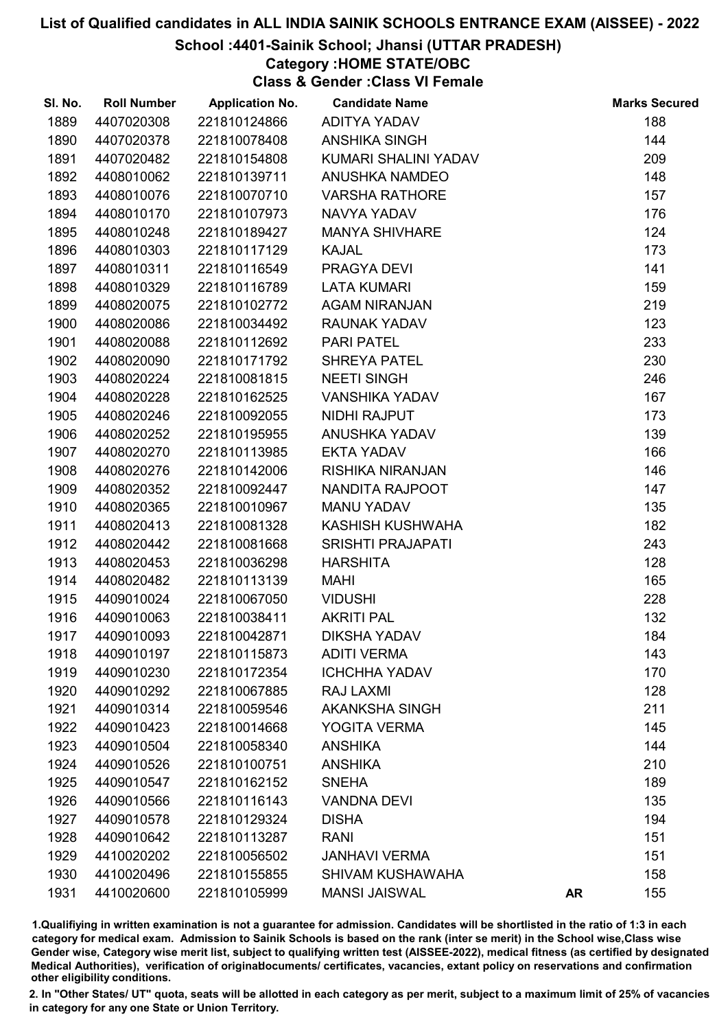# List of Qualified candidates in ALL INDIA SAINIK SCHOOLS ENTRANCE EXAM (AISSEE) - 2022

## School :4401-Sainik School; Jhansi (UTTAR PRADESH)

### Category :HOME STATE/OBC

### Class & Gender :Class VI Female

| Sl. No. | Roll Number | Application No. | Candidate Name | | Marks Secured |
|---|---|---|---|---|---|
| 1889 | 4407020308 | 221810124866 | ADITYA YADAV | | 188 |
| 1890 | 4407020378 | 221810078408 | ANSHIKA SINGH | | 144 |
| 1891 | 4407020482 | 221810154808 | KUMARI SHALINI YADAV | | 209 |
| 1892 | 4408010062 | 221810139711 | ANUSHKA NAMDEO | | 148 |
| 1893 | 4408010076 | 221810070710 | VARSHA RATHORE | | 157 |
| 1894 | 4408010170 | 221810107973 | NAVYA YADAV | | 176 |
| 1895 | 4408010248 | 221810189427 | MANYA SHIVHARE | | 124 |
| 1896 | 4408010303 | 221810117129 | KAJAL | | 173 |
| 1897 | 4408010311 | 221810116549 | PRAGYA DEVI | | 141 |
| 1898 | 4408010329 | 221810116789 | LATA KUMARI | | 159 |
| 1899 | 4408020075 | 221810102772 | AGAM NIRANJAN | | 219 |
| 1900 | 4408020086 | 221810034492 | RAUNAK YADAV | | 123 |
| 1901 | 4408020088 | 221810112692 | PARI PATEL | | 233 |
| 1902 | 4408020090 | 221810171792 | SHREYA PATEL | | 230 |
| 1903 | 4408020224 | 221810081815 | NEETI SINGH | | 246 |
| 1904 | 4408020228 | 221810162525 | VANSHIKA YADAV | | 167 |
| 1905 | 4408020246 | 221810092055 | NIDHI RAJPUT | | 173 |
| 1906 | 4408020252 | 221810195955 | ANUSHKA YADAV | | 139 |
| 1907 | 4408020270 | 221810113985 | EKTA YADAV | | 166 |
| 1908 | 4408020276 | 221810142006 | RISHIKA NIRANJAN | | 146 |
| 1909 | 4408020352 | 221810092447 | NANDITA RAJPOOT | | 147 |
| 1910 | 4408020365 | 221810010967 | MANU YADAV | | 135 |
| 1911 | 4408020413 | 221810081328 | KASHISH KUSHWAHA | | 182 |
| 1912 | 4408020442 | 221810081668 | SRISHTI PRAJAPATI | | 243 |
| 1913 | 4408020453 | 221810036298 | HARSHITA | | 128 |
| 1914 | 4408020482 | 221810113139 | MAHI | | 165 |
| 1915 | 4409010024 | 221810067050 | VIDUSHI | | 228 |
| 1916 | 4409010063 | 221810038411 | AKRITI PAL | | 132 |
| 1917 | 4409010093 | 221810042871 | DIKSHA YADAV | | 184 |
| 1918 | 4409010197 | 221810115873 | ADITI VERMA | | 143 |
| 1919 | 4409010230 | 221810172354 | ICHCHHA YADAV | | 170 |
| 1920 | 4409010292 | 221810067885 | RAJ LAXMI | | 128 |
| 1921 | 4409010314 | 221810059546 | AKANKSHA SINGH | | 211 |
| 1922 | 4409010423 | 221810014668 | YOGITA VERMA | | 145 |
| 1923 | 4409010504 | 221810058340 | ANSHIKA | | 144 |
| 1924 | 4409010526 | 221810100751 | ANSHIKA | | 210 |
| 1925 | 4409010547 | 221810162152 | SNEHA | | 189 |
| 1926 | 4409010566 | 221810116143 | VANDNA DEVI | | 135 |
| 1927 | 4409010578 | 221810129324 | DISHA | | 194 |
| 1928 | 4409010642 | 221810113287 | RANI | | 151 |
| 1929 | 4410020202 | 221810056502 | JANHAVI VERMA | | 151 |
| 1930 | 4410020496 | 221810155855 | SHIVAM KUSHAWAHA | | 158 |
| 1931 | 4410020600 | 221810105999 | MANSI JAISWAL | AR | 155 |

1.Qualifiying in written examination is not a guarantee for admission. Candidates will be shortlisted in the ratio of 1:3 in each category for medical exam. Admission to Sainik Schools is based on the rank (inter se merit) in the School wise,Class wise Gender wise, Category wise merit list, subject to qualifying written test (AISSEE-2022), medical fitness (as certified by designated Medical Authorities), verification of originaldocuments/ certificates, vacancies, extant policy on reservations and confirmation other eligibility conditions.

2. In "Other States/ UT" quota, seats will be allotted in each category as per merit, subject to a maximum limit of 25% of vacancies in category for any one State or Union Territory.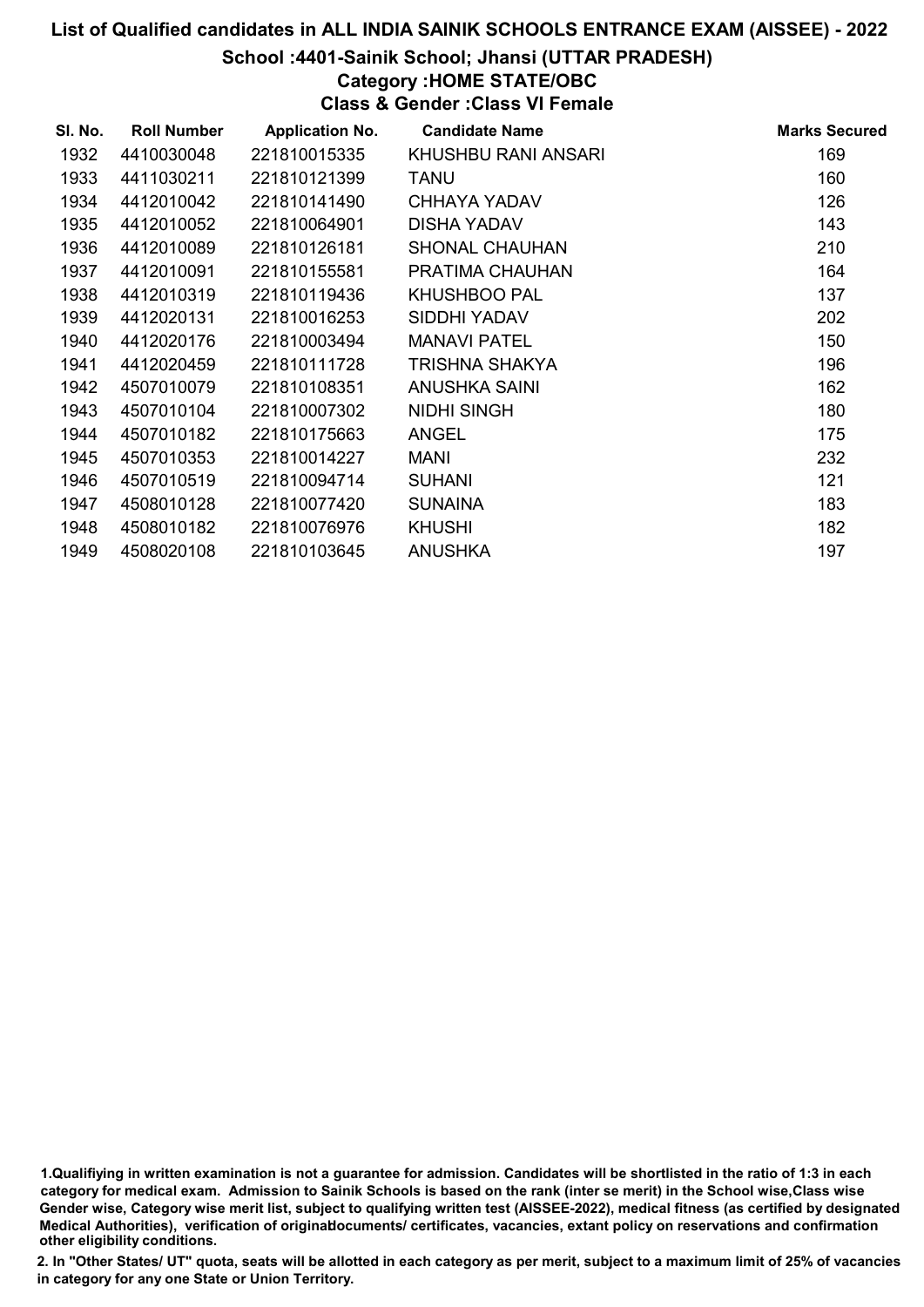## List of Qualified candidates in ALL INDIA SAINIK SCHOOLS ENTRANCE EXAM (AISSEE) - 2022

### School :4401-Sainik School; Jhansi (UTTAR PRADESH)

### Category :HOME STATE/OBC

### Class & Gender :Class VI Female

| Sl. No. | Roll Number | Application No. | Candidate Name | Marks Secured |
|---|---|---|---|---|
| 1932 | 4410030048 | 221810015335 | KHUSHBU RANI ANSARI | 169 |
| 1933 | 4411030211 | 221810121399 | TANU | 160 |
| 1934 | 4412010042 | 221810141490 | CHHAYA YADAV | 126 |
| 1935 | 4412010052 | 221810064901 | DISHA YADAV | 143 |
| 1936 | 4412010089 | 221810126181 | SHONAL CHAUHAN | 210 |
| 1937 | 4412010091 | 221810155581 | PRATIMA CHAUHAN | 164 |
| 1938 | 4412010319 | 221810119436 | KHUSHBOO PAL | 137 |
| 1939 | 4412020131 | 221810016253 | SIDDHI YADAV | 202 |
| 1940 | 4412020176 | 221810003494 | MANAVI PATEL | 150 |
| 1941 | 4412020459 | 221810111728 | TRISHNA SHAKYA | 196 |
| 1942 | 4507010079 | 221810108351 | ANUSHKA SAINI | 162 |
| 1943 | 4507010104 | 221810007302 | NIDHI SINGH | 180 |
| 1944 | 4507010182 | 221810175663 | ANGEL | 175 |
| 1945 | 4507010353 | 221810014227 | MANI | 232 |
| 1946 | 4507010519 | 221810094714 | SUHANI | 121 |
| 1947 | 4508010128 | 221810077420 | SUNAINA | 183 |
| 1948 | 4508010182 | 221810076976 | KHUSHI | 182 |
| 1949 | 4508020108 | 221810103645 | ANUSHKA | 197 |

1.Qualifiying in written examination is not a guarantee for admission. Candidates will be shortlisted in the ratio of 1:3 in each category for medical exam. Admission to Sainik Schools is based on the rank (inter se merit) in the School wise,Class wise Gender wise, Category wise merit list, subject to qualifying written test (AISSEE-2022), medical fitness (as certified by designated Medical Authorities), verification of originaldocuments/ certificates, vacancies, extant policy on reservations and confirmation other eligibility conditions.

2. In "Other States/ UT" quota, seats will be allotted in each category as per merit, subject to a maximum limit of 25% of vacancies in category for any one State or Union Territory.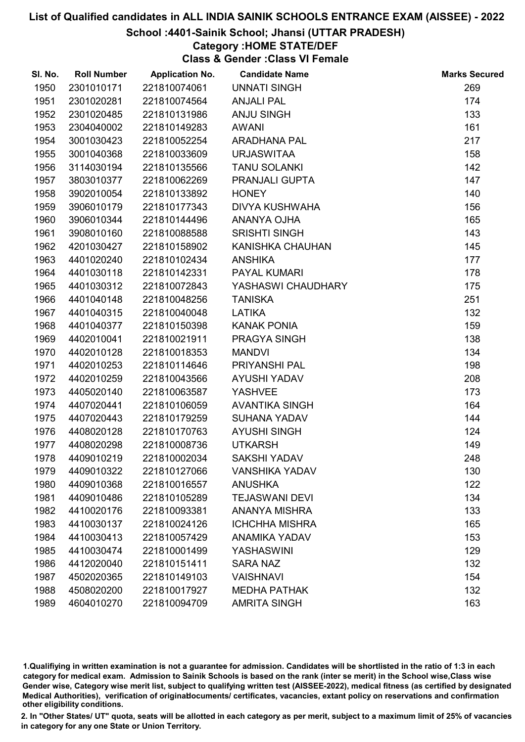# List of Qualified candidates in ALL INDIA SAINIK SCHOOLS ENTRANCE EXAM (AISSEE) - 2022

## School :4401-Sainik School; Jhansi (UTTAR PRADESH)

### Category :HOME STATE/DEF

### Class & Gender :Class VI Female

| Sl. No. | Roll Number | Application No. | Candidate Name | Marks Secured |
|---|---|---|---|---|
| 1950 | 2301010171 | 221810074061 | UNNATI SINGH | 269 |
| 1951 | 2301020281 | 221810074564 | ANJALI PAL | 174 |
| 1952 | 2301020485 | 221810131986 | ANJU SINGH | 133 |
| 1953 | 2304040002 | 221810149283 | AWANI | 161 |
| 1954 | 3001030423 | 221810052254 | ARADHANA PAL | 217 |
| 1955 | 3001040368 | 221810033609 | URJASWITAA | 158 |
| 1956 | 3114030194 | 221810135566 | TANU SOLANKI | 142 |
| 1957 | 3803010377 | 221810062269 | PRANJALI GUPTA | 147 |
| 1958 | 3902010054 | 221810133892 | HONEY | 140 |
| 1959 | 3906010179 | 221810177343 | DIVYA KUSHWAHA | 156 |
| 1960 | 3906010344 | 221810144496 | ANANYA OJHA | 165 |
| 1961 | 3908010160 | 221810088588 | SRISHTI SINGH | 143 |
| 1962 | 4201030427 | 221810158902 | KANISHKA CHAUHAN | 145 |
| 1963 | 4401020240 | 221810102434 | ANSHIKA | 177 |
| 1964 | 4401030118 | 221810142331 | PAYAL KUMARI | 178 |
| 1965 | 4401030312 | 221810072843 | YASHASWI CHAUDHARY | 175 |
| 1966 | 4401040148 | 221810048256 | TANISKA | 251 |
| 1967 | 4401040315 | 221810040048 | LATIKA | 132 |
| 1968 | 4401040377 | 221810150398 | KANAK PONIA | 159 |
| 1969 | 4402010041 | 221810021911 | PRAGYA SINGH | 138 |
| 1970 | 4402010128 | 221810018353 | MANDVI | 134 |
| 1971 | 4402010253 | 221810114646 | PRIYANSHI PAL | 198 |
| 1972 | 4402010259 | 221810043566 | AYUSHI YADAV | 208 |
| 1973 | 4405020140 | 221810063587 | YASHVEE | 173 |
| 1974 | 4407020441 | 221810106059 | AVANTIKA SINGH | 164 |
| 1975 | 4407020443 | 221810179259 | SUHANA YADAV | 144 |
| 1976 | 4408020128 | 221810170763 | AYUSHI SINGH | 124 |
| 1977 | 4408020298 | 221810008736 | UTKARSH | 149 |
| 1978 | 4409010219 | 221810002034 | SAKSHI YADAV | 248 |
| 1979 | 4409010322 | 221810127066 | VANSHIKA YADAV | 130 |
| 1980 | 4409010368 | 221810016557 | ANUSHKA | 122 |
| 1981 | 4409010486 | 221810105289 | TEJASWANI DEVI | 134 |
| 1982 | 4410020176 | 221810093381 | ANANYA MISHRA | 133 |
| 1983 | 4410030137 | 221810024126 | ICHCHHA MISHRA | 165 |
| 1984 | 4410030413 | 221810057429 | ANAMIKA YADAV | 153 |
| 1985 | 4410030474 | 221810001499 | YASHASWINI | 129 |
| 1986 | 4412020040 | 221810151411 | SARA NAZ | 132 |
| 1987 | 4502020365 | 221810149103 | VAISHNAVI | 154 |
| 1988 | 4508020200 | 221810017927 | MEDHA PATHAK | 132 |
| 1989 | 4604010270 | 221810094709 | AMRITA SINGH | 163 |

1.Qualifiying in written examination is not a guarantee for admission. Candidates will be shortlisted in the ratio of 1:3 in each category for medical exam. Admission to Sainik Schools is based on the rank (inter se merit) in the School wise,Class wise Gender wise, Category wise merit list, subject to qualifying written test (AISSEE-2022), medical fitness (as certified by designated Medical Authorities), verification of originaldocuments/ certificates, vacancies, extant policy on reservations and confirmation other eligibility conditions.

2. In "Other States/ UT" quota, seats will be allotted in each category as per merit, subject to a maximum limit of 25% of vacancies in category for any one State or Union Territory.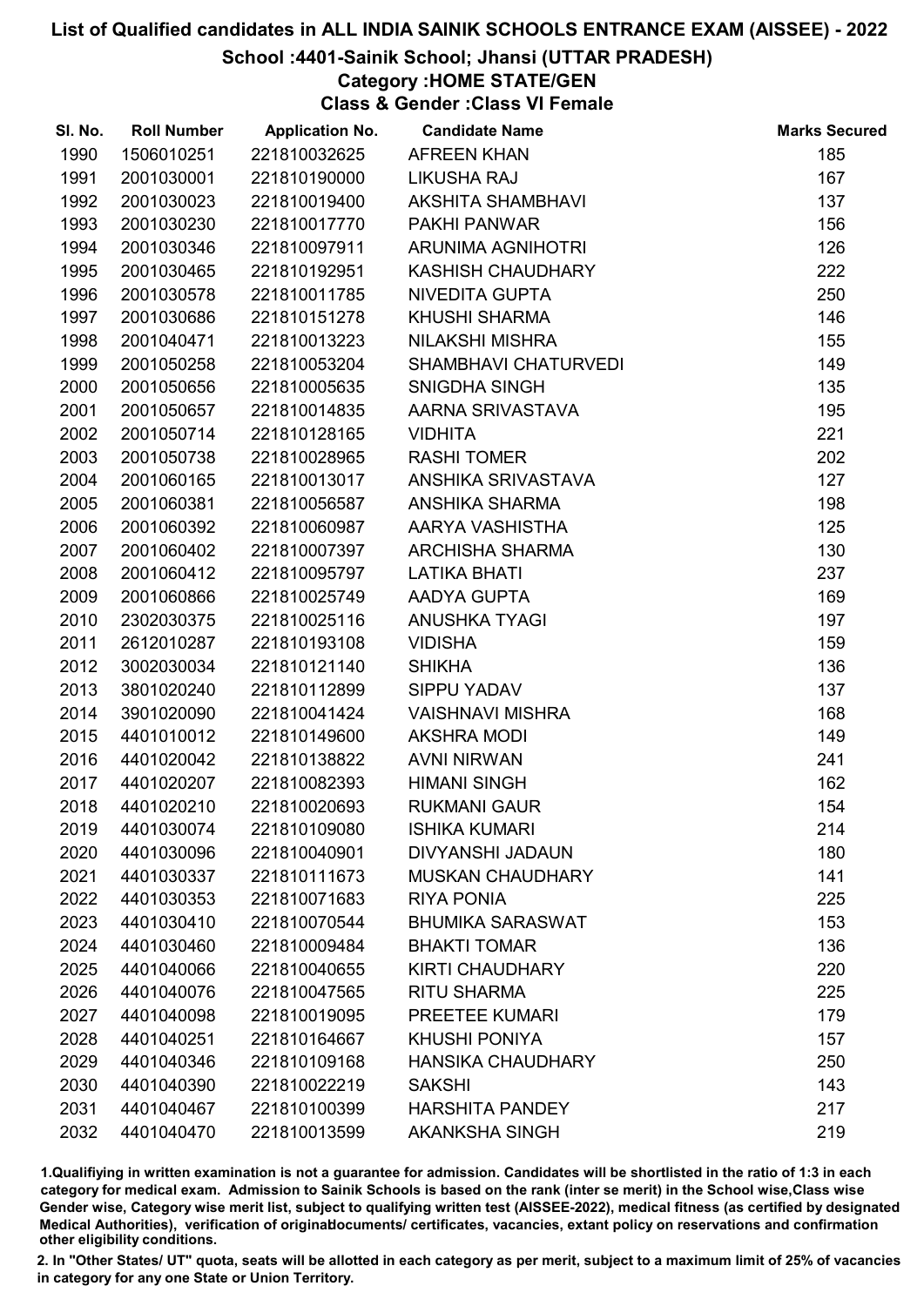# List of Qualified candidates in ALL INDIA SAINIK SCHOOLS ENTRANCE EXAM (AISSEE) - 2022

## School :4401-Sainik School; Jhansi (UTTAR PRADESH)

### Category :HOME STATE/GEN

### Class & Gender :Class VI Female

| Sl. No. | Roll Number | Application No. | Candidate Name | Marks Secured |
|---|---|---|---|---|
| 1990 | 1506010251 | 221810032625 | AFREEN KHAN | 185 |
| 1991 | 2001030001 | 221810190000 | LIKUSHA RAJ | 167 |
| 1992 | 2001030023 | 221810019400 | AKSHITA SHAMBHAVI | 137 |
| 1993 | 2001030230 | 221810017770 | PAKHI PANWAR | 156 |
| 1994 | 2001030346 | 221810097911 | ARUNIMA AGNIHOTRI | 126 |
| 1995 | 2001030465 | 221810192951 | KASHISH CHAUDHARY | 222 |
| 1996 | 2001030578 | 221810011785 | NIVEDITA GUPTA | 250 |
| 1997 | 2001030686 | 221810151278 | KHUSHI SHARMA | 146 |
| 1998 | 2001040471 | 221810013223 | NILAKSHI MISHRA | 155 |
| 1999 | 2001050258 | 221810053204 | SHAMBHAVI CHATURVEDI | 149 |
| 2000 | 2001050656 | 221810005635 | SNIGDHA SINGH | 135 |
| 2001 | 2001050657 | 221810014835 | AARNA SRIVASTAVA | 195 |
| 2002 | 2001050714 | 221810128165 | VIDHITA | 221 |
| 2003 | 2001050738 | 221810028965 | RASHI TOMER | 202 |
| 2004 | 2001060165 | 221810013017 | ANSHIKA SRIVASTAVA | 127 |
| 2005 | 2001060381 | 221810056587 | ANSHIKA SHARMA | 198 |
| 2006 | 2001060392 | 221810060987 | AARYA VASHISTHA | 125 |
| 2007 | 2001060402 | 221810007397 | ARCHISHA SHARMA | 130 |
| 2008 | 2001060412 | 221810095797 | LATIKA BHATI | 237 |
| 2009 | 2001060866 | 221810025749 | AADYA GUPTA | 169 |
| 2010 | 2302030375 | 221810025116 | ANUSHKA TYAGI | 197 |
| 2011 | 2612010287 | 221810193108 | VIDISHA | 159 |
| 2012 | 3002030034 | 221810121140 | SHIKHA | 136 |
| 2013 | 3801020240 | 221810112899 | SIPPU YADAV | 137 |
| 2014 | 3901020090 | 221810041424 | VAISHNAVI MISHRA | 168 |
| 2015 | 4401010012 | 221810149600 | AKSHRA MODI | 149 |
| 2016 | 4401020042 | 221810138822 | AVNI NIRWAN | 241 |
| 2017 | 4401020207 | 221810082393 | HIMANI SINGH | 162 |
| 2018 | 4401020210 | 221810020693 | RUKMANI GAUR | 154 |
| 2019 | 4401030074 | 221810109080 | ISHIKA KUMARI | 214 |
| 2020 | 4401030096 | 221810040901 | DIVYANSHI JADAUN | 180 |
| 2021 | 4401030337 | 221810111673 | MUSKAN CHAUDHARY | 141 |
| 2022 | 4401030353 | 221810071683 | RIYA PONIA | 225 |
| 2023 | 4401030410 | 221810070544 | BHUMIKA SARASWAT | 153 |
| 2024 | 4401030460 | 221810009484 | BHAKTI TOMAR | 136 |
| 2025 | 4401040066 | 221810040655 | KIRTI CHAUDHARY | 220 |
| 2026 | 4401040076 | 221810047565 | RITU SHARMA | 225 |
| 2027 | 4401040098 | 221810019095 | PREETEE KUMARI | 179 |
| 2028 | 4401040251 | 221810164667 | KHUSHI PONIYA | 157 |
| 2029 | 4401040346 | 221810109168 | HANSIKA CHAUDHARY | 250 |
| 2030 | 4401040390 | 221810022219 | SAKSHI | 143 |
| 2031 | 4401040467 | 221810100399 | HARSHITA PANDEY | 217 |
| 2032 | 4401040470 | 221810013599 | AKANKSHA SINGH | 219 |

1.Qualifying in written examination is not a guarantee for admission. Candidates will be shortlisted in the ratio of 1:3 in each category for medical exam. Admission to Sainik Schools is based on the rank (inter se merit) in the School wise,Class wise Gender wise, Category wise merit list, subject to qualifying written test (AISSEE-2022), medical fitness (as certified by designated Medical Authorities), verification of originaldocuments/ certificates, vacancies, extant policy on reservations and confirmation other eligibility conditions.

2. In "Other States/ UT" quota, seats will be allotted in each category as per merit, subject to a maximum limit of 25% of vacancies in category for any one State or Union Territory.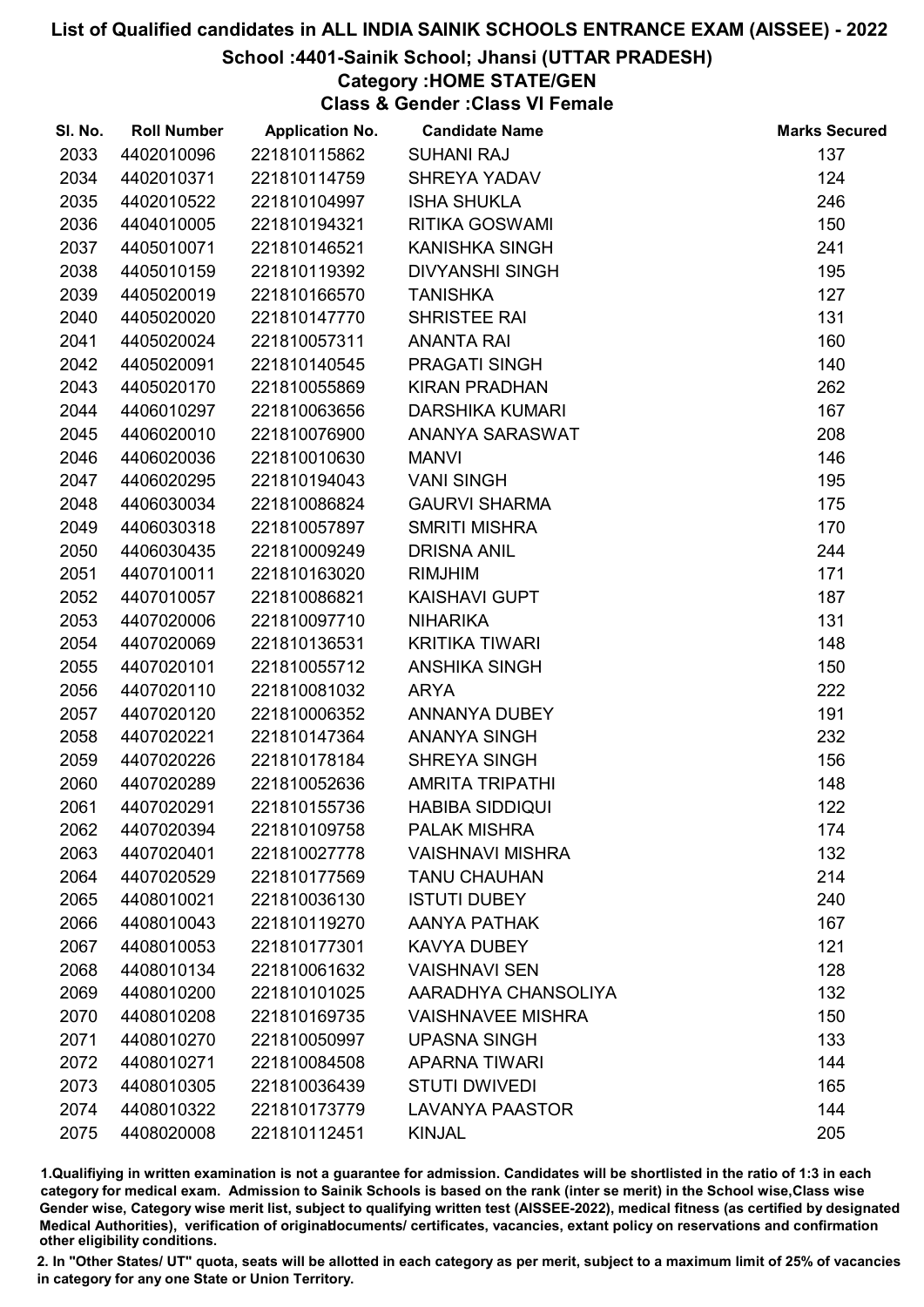# List of Qualified candidates in ALL INDIA SAINIK SCHOOLS ENTRANCE EXAM (AISSEE) - 2022

## School :4401-Sainik School; Jhansi (UTTAR PRADESH)

### Category :HOME STATE/GEN

### Class & Gender :Class VI Female

| Sl. No. | Roll Number | Application No. | Candidate Name | Marks Secured |
|---|---|---|---|---|
| 2033 | 4402010096 | 221810115862 | SUHANI RAJ | 137 |
| 2034 | 4402010371 | 221810114759 | SHREYA YADAV | 124 |
| 2035 | 4402010522 | 221810104997 | ISHA SHUKLA | 246 |
| 2036 | 4404010005 | 221810194321 | RITIKA GOSWAMI | 150 |
| 2037 | 4405010071 | 221810146521 | KANISHKA SINGH | 241 |
| 2038 | 4405010159 | 221810119392 | DIVYANSHI SINGH | 195 |
| 2039 | 4405020019 | 221810166570 | TANISHKA | 127 |
| 2040 | 4405020020 | 221810147770 | SHRISTEE RAI | 131 |
| 2041 | 4405020024 | 221810057311 | ANANTA RAI | 160 |
| 2042 | 4405020091 | 221810140545 | PRAGATI SINGH | 140 |
| 2043 | 4405020170 | 221810055869 | KIRAN PRADHAN | 262 |
| 2044 | 4406010297 | 221810063656 | DARSHIKA KUMARI | 167 |
| 2045 | 4406020010 | 221810076900 | ANANYA SARASWAT | 208 |
| 2046 | 4406020036 | 221810010630 | MANVI | 146 |
| 2047 | 4406020295 | 221810194043 | VANI SINGH | 195 |
| 2048 | 4406030034 | 221810086824 | GAURVI SHARMA | 175 |
| 2049 | 4406030318 | 221810057897 | SMRITI MISHRA | 170 |
| 2050 | 4406030435 | 221810009249 | DRISNA ANIL | 244 |
| 2051 | 4407010011 | 221810163020 | RIMJHIM | 171 |
| 2052 | 4407010057 | 221810086821 | KAISHAVI GUPT | 187 |
| 2053 | 4407020006 | 221810097710 | NIHARIKA | 131 |
| 2054 | 4407020069 | 221810136531 | KRITIKA TIWARI | 148 |
| 2055 | 4407020101 | 221810055712 | ANSHIKA SINGH | 150 |
| 2056 | 4407020110 | 221810081032 | ARYA | 222 |
| 2057 | 4407020120 | 221810006352 | ANNANYA DUBEY | 191 |
| 2058 | 4407020221 | 221810147364 | ANANYA SINGH | 232 |
| 2059 | 4407020226 | 221810178184 | SHREYA SINGH | 156 |
| 2060 | 4407020289 | 221810052636 | AMRITA TRIPATHI | 148 |
| 2061 | 4407020291 | 221810155736 | HABIBA SIDDIQUI | 122 |
| 2062 | 4407020394 | 221810109758 | PALAK MISHRA | 174 |
| 2063 | 4407020401 | 221810027778 | VAISHNAVI MISHRA | 132 |
| 2064 | 4407020529 | 221810177569 | TANU CHAUHAN | 214 |
| 2065 | 4408010021 | 221810036130 | ISTUTI DUBEY | 240 |
| 2066 | 4408010043 | 221810119270 | AANYA PATHAK | 167 |
| 2067 | 4408010053 | 221810177301 | KAVYA DUBEY | 121 |
| 2068 | 4408010134 | 221810061632 | VAISHNAVI SEN | 128 |
| 2069 | 4408010200 | 221810101025 | AARADHYA CHANSOLIYA | 132 |
| 2070 | 4408010208 | 221810169735 | VAISHNAVEE MISHRA | 150 |
| 2071 | 4408010270 | 221810050997 | UPASNA SINGH | 133 |
| 2072 | 4408010271 | 221810084508 | APARNA TIWARI | 144 |
| 2073 | 4408010305 | 221810036439 | STUTI DWIVEDI | 165 |
| 2074 | 4408010322 | 221810173779 | LAVANYA PAASTOR | 144 |
| 2075 | 4408020008 | 221810112451 | KINJAL | 205 |

1.Qualifiying in written examination is not a guarantee for admission. Candidates will be shortlisted in the ratio of 1:3 in each category for medical exam. Admission to Sainik Schools is based on the rank (inter se merit) in the School wise,Class wise Gender wise, Category wise merit list, subject to qualifying written test (AISSEE-2022), medical fitness (as certified by designated Medical Authorities), verification of originaldocuments/ certificates, vacancies, extant policy on reservations and confirmation other eligibility conditions.

2. In "Other States/ UT" quota, seats will be allotted in each category as per merit, subject to a maximum limit of 25% of vacancies in category for any one State or Union Territory.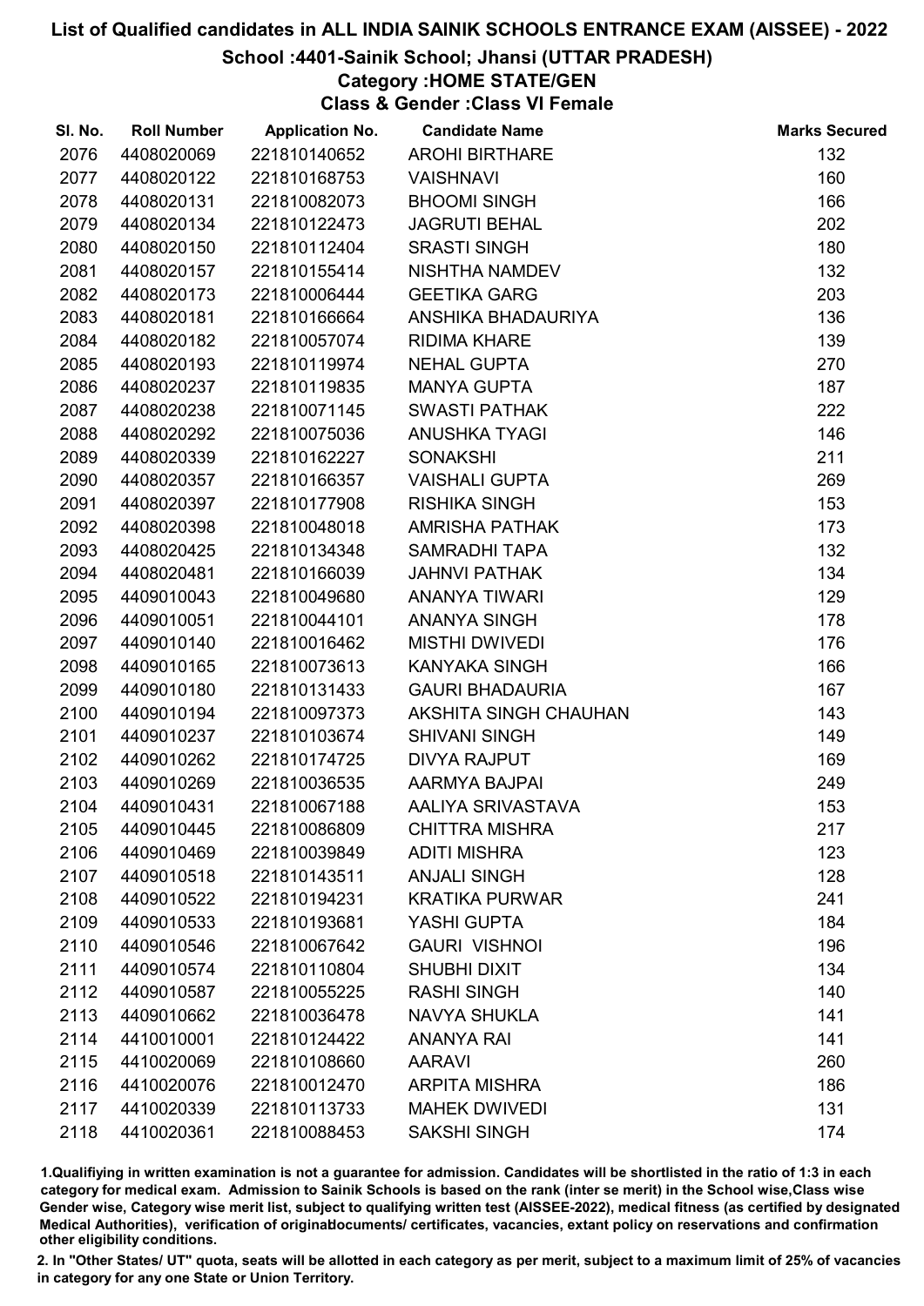# List of Qualified candidates in ALL INDIA SAINIK SCHOOLS ENTRANCE EXAM (AISSEE) - 2022

## School :4401-Sainik School; Jhansi (UTTAR PRADESH)

### Category :HOME STATE/GEN

### Class & Gender :Class VI Female

| Sl. No. | Roll Number | Application No. | Candidate Name | Marks Secured |
|---|---|---|---|---|
| 2076 | 4408020069 | 221810140652 | AROHI BIRTHARE | 132 |
| 2077 | 4408020122 | 221810168753 | VAISHNAVI | 160 |
| 2078 | 4408020131 | 221810082073 | BHOOMI SINGH | 166 |
| 2079 | 4408020134 | 221810122473 | JAGRUTI BEHAL | 202 |
| 2080 | 4408020150 | 221810112404 | SRASTI SINGH | 180 |
| 2081 | 4408020157 | 221810155414 | NISHTHA NAMDEV | 132 |
| 2082 | 4408020173 | 221810006444 | GEETIKA GARG | 203 |
| 2083 | 4408020181 | 221810166664 | ANSHIKA BHADAURIYA | 136 |
| 2084 | 4408020182 | 221810057074 | RIDIMA KHARE | 139 |
| 2085 | 4408020193 | 221810119974 | NEHAL GUPTA | 270 |
| 2086 | 4408020237 | 221810119835 | MANYA GUPTA | 187 |
| 2087 | 4408020238 | 221810071145 | SWASTI PATHAK | 222 |
| 2088 | 4408020292 | 221810075036 | ANUSHKA TYAGI | 146 |
| 2089 | 4408020339 | 221810162227 | SONAKSHI | 211 |
| 2090 | 4408020357 | 221810166357 | VAISHALI GUPTA | 269 |
| 2091 | 4408020397 | 221810177908 | RISHIKA SINGH | 153 |
| 2092 | 4408020398 | 221810048018 | AMRISHA PATHAK | 173 |
| 2093 | 4408020425 | 221810134348 | SAMRADHI TAPA | 132 |
| 2094 | 4408020481 | 221810166039 | JAHNVI PATHAK | 134 |
| 2095 | 4409010043 | 221810049680 | ANANYA TIWARI | 129 |
| 2096 | 4409010051 | 221810044101 | ANANYA SINGH | 178 |
| 2097 | 4409010140 | 221810016462 | MISTHI DWIVEDI | 176 |
| 2098 | 4409010165 | 221810073613 | KANYAKA SINGH | 166 |
| 2099 | 4409010180 | 221810131433 | GAURI BHADAURIA | 167 |
| 2100 | 4409010194 | 221810097373 | AKSHITA SINGH CHAUHAN | 143 |
| 2101 | 4409010237 | 221810103674 | SHIVANI SINGH | 149 |
| 2102 | 4409010262 | 221810174725 | DIVYA RAJPUT | 169 |
| 2103 | 4409010269 | 221810036535 | AARMYA BAJPAI | 249 |
| 2104 | 4409010431 | 221810067188 | AALIYA SRIVASTAVA | 153 |
| 2105 | 4409010445 | 221810086809 | CHITTRA MISHRA | 217 |
| 2106 | 4409010469 | 221810039849 | ADITI MISHRA | 123 |
| 2107 | 4409010518 | 221810143511 | ANJALI SINGH | 128 |
| 2108 | 4409010522 | 221810194231 | KRATIKA PURWAR | 241 |
| 2109 | 4409010533 | 221810193681 | YASHI GUPTA | 184 |
| 2110 | 4409010546 | 221810067642 | GAURI VISHNOI | 196 |
| 2111 | 4409010574 | 221810110804 | SHUBHI DIXIT | 134 |
| 2112 | 4409010587 | 221810055225 | RASHI SINGH | 140 |
| 2113 | 4409010662 | 221810036478 | NAVYA SHUKLA | 141 |
| 2114 | 4410010001 | 221810124422 | ANANYA RAI | 141 |
| 2115 | 4410020069 | 221810108660 | AARAVI | 260 |
| 2116 | 4410020076 | 221810012470 | ARPITA MISHRA | 186 |
| 2117 | 4410020339 | 221810113733 | MAHEK DWIVEDI | 131 |
| 2118 | 4410020361 | 221810088453 | SAKSHI SINGH | 174 |

1.Qualifiying in written examination is not a guarantee for admission. Candidates will be shortlisted in the ratio of 1:3 in each category for medical exam. Admission to Sainik Schools is based on the rank (inter se merit) in the School wise,Class wise Gender wise, Category wise merit list, subject to qualifying written test (AISSEE-2022), medical fitness (as certified by designated Medical Authorities), verification of originaldocuments/ certificates, vacancies, extant policy on reservations and confirmation other eligibility conditions.

2. In "Other States/ UT" quota, seats will be allotted in each category as per merit, subject to a maximum limit of 25% of vacancies in category for any one State or Union Territory.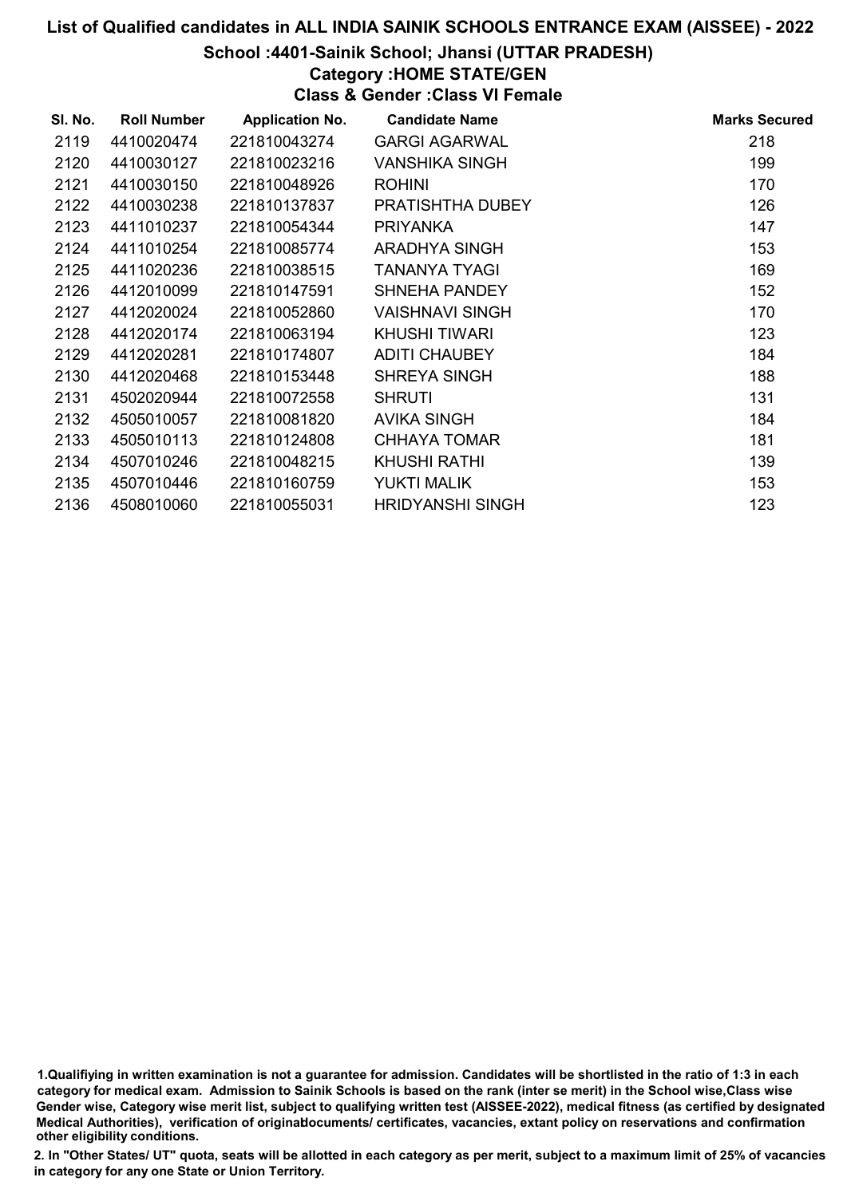# List of Qualified candidates in ALL INDIA SAINIK SCHOOLS ENTRANCE EXAM (AISSEE) - 2022

## School :4401-Sainik School; Jhansi (UTTAR PRADESH)

### Category :HOME STATE/GEN

### Class & Gender :Class VI Female

| Sl. No. | Roll Number | Application No. | Candidate Name | Marks Secured |
|---|---|---|---|---|
| 2119 | 4410020474 | 221810043274 | GARGI AGARWAL | 218 |
| 2120 | 4410030127 | 221810023216 | VANSHIKA SINGH | 199 |
| 2121 | 4410030150 | 221810048926 | ROHINI | 170 |
| 2122 | 4410030238 | 221810137837 | PRATISHTHA DUBEY | 126 |
| 2123 | 4411010237 | 221810054344 | PRIYANKA | 147 |
| 2124 | 4411010254 | 221810085774 | ARADHYA SINGH | 153 |
| 2125 | 4411020236 | 221810038515 | TANANYA TYAGI | 169 |
| 2126 | 4412010099 | 221810147591 | SHNEHA PANDEY | 152 |
| 2127 | 4412020024 | 221810052860 | VAISHNAVI SINGH | 170 |
| 2128 | 4412020174 | 221810063194 | KHUSHI TIWARI | 123 |
| 2129 | 4412020281 | 221810174807 | ADITI CHAUBEY | 184 |
| 2130 | 4412020468 | 221810153448 | SHREYA SINGH | 188 |
| 2131 | 4502020944 | 221810072558 | SHRUTI | 131 |
| 2132 | 4505010057 | 221810081820 | AVIKA SINGH | 184 |
| 2133 | 4505010113 | 221810124808 | CHHAYA TOMAR | 181 |
| 2134 | 4507010246 | 221810048215 | KHUSHI RATHI | 139 |
| 2135 | 4507010446 | 221810160759 | YUKTI MALIK | 153 |
| 2136 | 4508010060 | 221810055031 | HRIDYANSHI SINGH | 123 |

1.Qualifiying in written examination is not a guarantee for admission. Candidates will be shortlisted in the ratio of 1:3 in each category for medical exam. Admission to Sainik Schools is based on the rank (inter se merit) in the School wise,Class wise Gender wise, Category wise merit list, subject to qualifying written test (AISSEE-2022), medical fitness (as certified by designated Medical Authorities), verification of originaldocuments/ certificates, vacancies, extant policy on reservations and confirmation other eligibility conditions.

2. In "Other States/ UT" quota, seats will be allotted in each category as per merit, subject to a maximum limit of 25% of vacancies in category for any one State or Union Territory.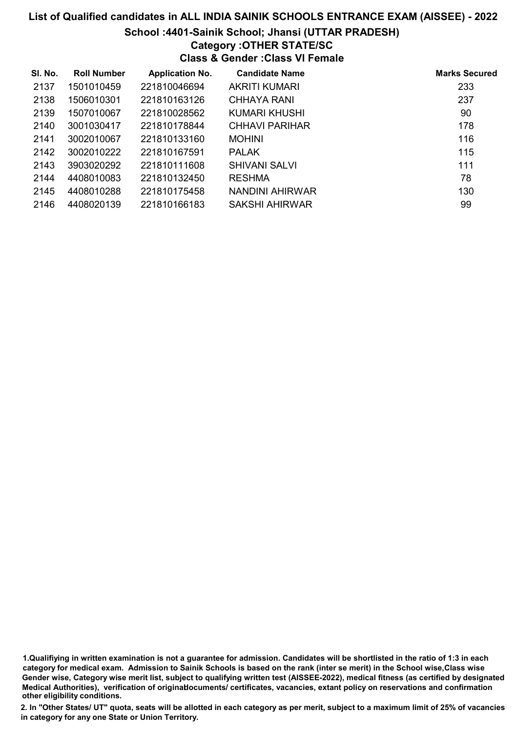# List of Qualified candidates in ALL INDIA SAINIK SCHOOLS ENTRANCE EXAM (AISSEE) - 2022

## School :4401-Sainik School; Jhansi (UTTAR PRADESH)

### Category :OTHER STATE/SC

### Class & Gender :Class VI Female

| Sl. No. | Roll Number | Application No. | Candidate Name | Marks Secured |
|---|---|---|---|---|
| 2137 | 1501010459 | 221810046694 | AKRITI KUMARI | 233 |
| 2138 | 1506010301 | 221810163126 | CHHAYA RANI | 237 |
| 2139 | 1507010067 | 221810028562 | KUMARI KHUSHI | 90 |
| 2140 | 3001030417 | 221810178844 | CHHAVI PARIHAR | 178 |
| 2141 | 3002010067 | 221810133160 | MOHINI | 116 |
| 2142 | 3002010222 | 221810167591 | PALAK | 115 |
| 2143 | 3903020292 | 221810111608 | SHIVANI SALVI | 111 |
| 2144 | 4408010083 | 221810132450 | RESHMA | 78 |
| 2145 | 4408010288 | 221810175458 | NANDINI AHIRWAR | 130 |
| 2146 | 4408020139 | 221810166183 | SAKSHI AHIRWAR | 99 |

1.Qualifiying in written examination is not a guarantee for admission. Candidates will be shortlisted in the ratio of 1:3 in each category for medical exam. Admission to Sainik Schools is based on the rank (inter se merit) in the School wise,Class wise Gender wise, Category wise merit list, subject to qualifying written test (AISSEE-2022), medical fitness (as certified by designated Medical Authorities), verification of originaldocuments/ certificates, vacancies, extant policy on reservations and confirmation other eligibility conditions.

2. In "Other States/ UT" quota, seats will be allotted in each category as per merit, subject to a maximum limit of 25% of vacancies in category for any one State or Union Territory.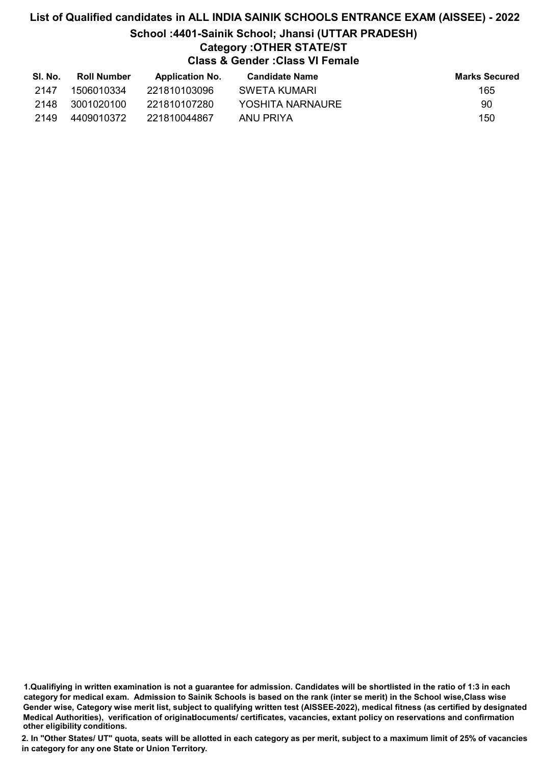# List of Qualified candidates in ALL INDIA SAINIK SCHOOLS ENTRANCE EXAM (AISSEE) - 2022

## School :4401-Sainik School; Jhansi (UTTAR PRADESH)

### Category :OTHER STATE/ST

### Class & Gender :Class VI Female

| Sl. No. | Roll Number | Application No. | Candidate Name | Marks Secured |
|---|---|---|---|---|
| 2147 | 1506010334 | 221810103096 | SWETA KUMARI | 165 |
| 2148 | 3001020100 | 221810107280 | YOSHITA NARNAURE | 90 |
| 2149 | 4409010372 | 221810044867 | ANU PRIYA | 150 |

1.Qualifiying in written examination is not a guarantee for admission. Candidates will be shortlisted in the ratio of 1:3 in each category for medical exam. Admission to Sainik Schools is based on the rank (inter se merit) in the School wise,Class wise Gender wise, Category wise merit list, subject to qualifying written test (AISSEE-2022), medical fitness (as certified by designated Medical Authorities), verification of originaldocuments/ certificates, vacancies, extant policy on reservations and confirmation other eligibility conditions.

2. In "Other States/ UT" quota, seats will be allotted in each category as per merit, subject to a maximum limit of 25% of vacancies in category for any one State or Union Territory.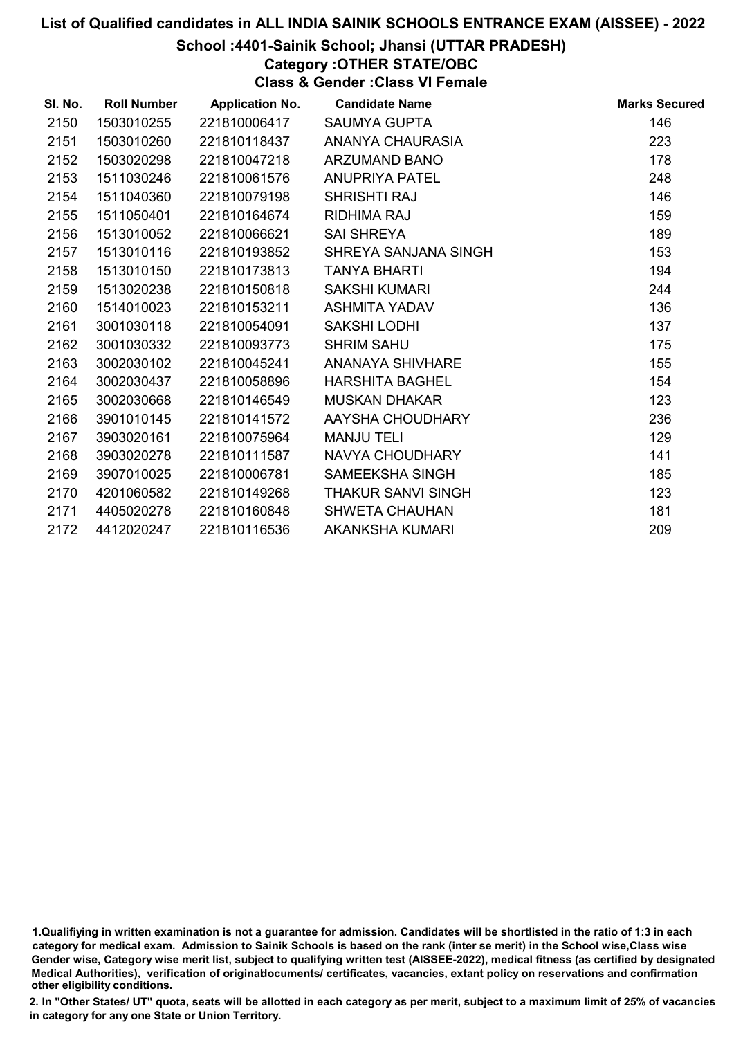# List of Qualified candidates in ALL INDIA SAINIK SCHOOLS ENTRANCE EXAM (AISSEE) - 2022

## School :4401-Sainik School; Jhansi (UTTAR PRADESH)

### Category :OTHER STATE/OBC

### Class & Gender :Class VI Female

| Sl. No. | Roll Number | Application No. | Candidate Name | Marks Secured |
|---|---|---|---|---|
| 2150 | 1503010255 | 221810006417 | SAUMYA GUPTA | 146 |
| 2151 | 1503010260 | 221810118437 | ANANYA CHAURASIA | 223 |
| 2152 | 1503020298 | 221810047218 | ARZUMAND BANO | 178 |
| 2153 | 1511030246 | 221810061576 | ANUPRIYA PATEL | 248 |
| 2154 | 1511040360 | 221810079198 | SHRISHTI RAJ | 146 |
| 2155 | 1511050401 | 221810164674 | RIDHIMA RAJ | 159 |
| 2156 | 1513010052 | 221810066621 | SAI SHREYA | 189 |
| 2157 | 1513010116 | 221810193852 | SHREYA SANJANA SINGH | 153 |
| 2158 | 1513010150 | 221810173813 | TANYA BHARTI | 194 |
| 2159 | 1513020238 | 221810150818 | SAKSHI KUMARI | 244 |
| 2160 | 1514010023 | 221810153211 | ASHMITA YADAV | 136 |
| 2161 | 3001030118 | 221810054091 | SAKSHI LODHI | 137 |
| 2162 | 3001030332 | 221810093773 | SHRIM SAHU | 175 |
| 2163 | 3002030102 | 221810045241 | ANANAYA SHIVHARE | 155 |
| 2164 | 3002030437 | 221810058896 | HARSHITA BAGHEL | 154 |
| 2165 | 3002030668 | 221810146549 | MUSKAN DHAKAR | 123 |
| 2166 | 3901010145 | 221810141572 | AAYSHA CHOUDHARY | 236 |
| 2167 | 3903020161 | 221810075964 | MANJU TELI | 129 |
| 2168 | 3903020278 | 221810111587 | NAVYA CHOUDHARY | 141 |
| 2169 | 3907010025 | 221810006781 | SAMEEKSHA SINGH | 185 |
| 2170 | 4201060582 | 221810149268 | THAKUR SANVI SINGH | 123 |
| 2171 | 4405020278 | 221810160848 | SHWETA CHAUHAN | 181 |
| 2172 | 4412020247 | 221810116536 | AKANKSHA KUMARI | 209 |

1.Qualifiying in written examination is not a guarantee for admission. Candidates will be shortlisted in the ratio of 1:3 in each category for medical exam. Admission to Sainik Schools is based on the rank (inter se merit) in the School wise,Class wise Gender wise, Category wise merit list, subject to qualifying written test (AISSEE-2022), medical fitness (as certified by designated Medical Authorities), verification of originaldocuments/ certificates, vacancies, extant policy on reservations and confirmation other eligibility conditions.

2. In "Other States/ UT" quota, seats will be allotted in each category as per merit, subject to a maximum limit of 25% of vacancies in category for any one State or Union Territory.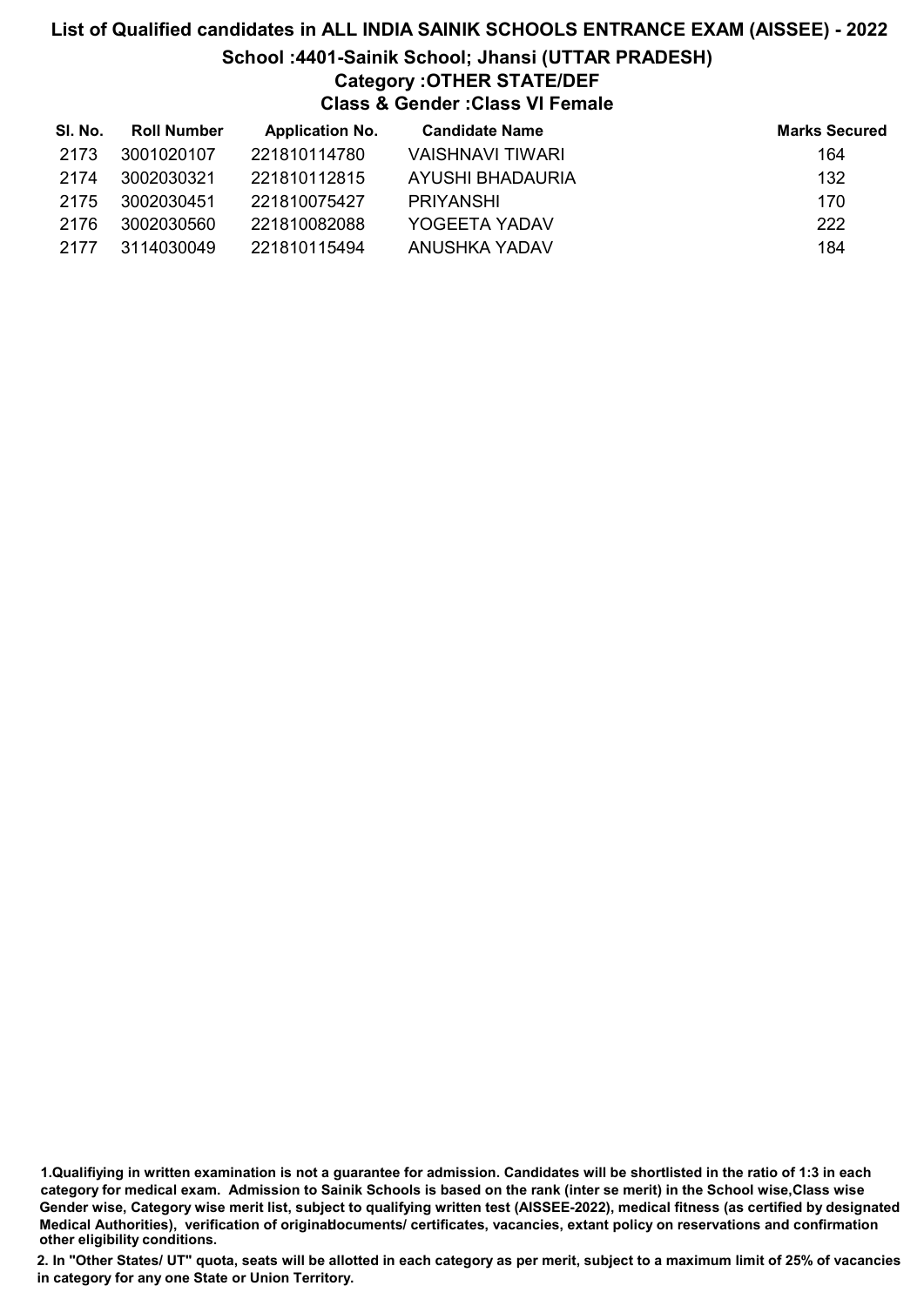# List of Qualified candidates in ALL INDIA SAINIK SCHOOLS ENTRANCE EXAM (AISSEE) - 2022

## School :4401-Sainik School; Jhansi (UTTAR PRADESH)

### Category :OTHER STATE/DEF

### Class & Gender :Class VI Female

| Sl. No. | Roll Number | Application No. | Candidate Name | Marks Secured |
|---|---|---|---|---|
| 2173 | 3001020107 | 221810114780 | VAISHNAVI TIWARI | 164 |
| 2174 | 3002030321 | 221810112815 | AYUSHI BHADAURIA | 132 |
| 2175 | 3002030451 | 221810075427 | PRIYANSHI | 170 |
| 2176 | 3002030560 | 221810082088 | YOGEETA YADAV | 222 |
| 2177 | 3114030049 | 221810115494 | ANUSHKA YADAV | 184 |

**1.Qualifiying in written examination is not a guarantee for admission. Candidates will be shortlisted in the ratio of 1:3 in each category for medical exam. Admission to Sainik Schools is based on the rank (inter se merit) in the School wise,Class wise Gender wise, Category wise merit list, subject to qualifying written test (AISSEE-2022), medical fitness (as certified by designated Medical Authorities), verification of originaldocuments/ certificates, vacancies, extant policy on reservations and confirmation other eligibility conditions.**

**2. In "Other States/ UT" quota, seats will be allotted in each category as per merit, subject to a maximum limit of 25% of vacancies in category for any one State or Union Territory.**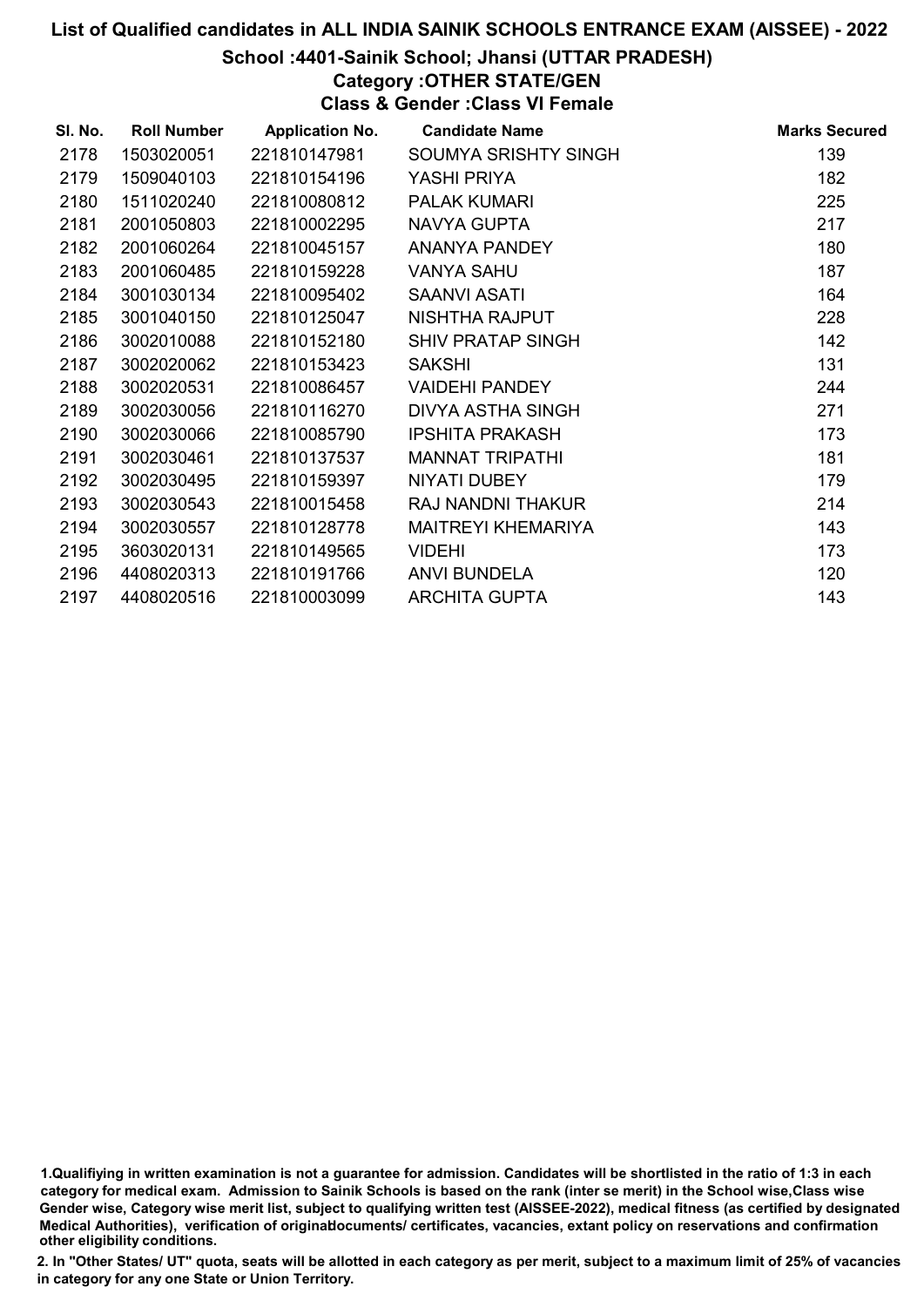# List of Qualified candidates in ALL INDIA SAINIK SCHOOLS ENTRANCE EXAM (AISSEE) - 2022

## School :4401-Sainik School; Jhansi (UTTAR PRADESH)

### Category :OTHER STATE/GEN

### Class & Gender :Class VI Female

| Sl. No. | Roll Number | Application No. | Candidate Name | Marks Secured |
|---|---|---|---|---|
| 2178 | 1503020051 | 221810147981 | SOUMYA SRISHTY SINGH | 139 |
| 2179 | 1509040103 | 221810154196 | YASHI PRIYA | 182 |
| 2180 | 1511020240 | 221810080812 | PALAK KUMARI | 225 |
| 2181 | 2001050803 | 221810002295 | NAVYA GUPTA | 217 |
| 2182 | 2001060264 | 221810045157 | ANANYA PANDEY | 180 |
| 2183 | 2001060485 | 221810159228 | VANYA SAHU | 187 |
| 2184 | 3001030134 | 221810095402 | SAANVI ASATI | 164 |
| 2185 | 3001040150 | 221810125047 | NISHTHA RAJPUT | 228 |
| 2186 | 3002010088 | 221810152180 | SHIV PRATAP SINGH | 142 |
| 2187 | 3002020062 | 221810153423 | SAKSHI | 131 |
| 2188 | 3002020531 | 221810086457 | VAIDEHI PANDEY | 244 |
| 2189 | 3002030056 | 221810116270 | DIVYA ASTHA SINGH | 271 |
| 2190 | 3002030066 | 221810085790 | IPSHITA PRAKASH | 173 |
| 2191 | 3002030461 | 221810137537 | MANNAT TRIPATHI | 181 |
| 2192 | 3002030495 | 221810159397 | NIYATI DUBEY | 179 |
| 2193 | 3002030543 | 221810015458 | RAJ NANDNI THAKUR | 214 |
| 2194 | 3002030557 | 221810128778 | MAITREYI KHEMARIYA | 143 |
| 2195 | 3603020131 | 221810149565 | VIDEHI | 173 |
| 2196 | 4408020313 | 221810191766 | ANVI BUNDELA | 120 |
| 2197 | 4408020516 | 221810003099 | ARCHITA GUPTA | 143 |

1.Qualifiying in written examination is not a guarantee for admission. Candidates will be shortlisted in the ratio of 1:3 in each category for medical exam. Admission to Sainik Schools is based on the rank (inter se merit) in the School wise,Class wise Gender wise, Category wise merit list, subject to qualifying written test (AISSEE-2022), medical fitness (as certified by designated Medical Authorities), verification of originaldocuments/ certificates, vacancies, extant policy on reservations and confirmation other eligibility conditions.

2. In "Other States/ UT" quota, seats will be allotted in each category as per merit, subject to a maximum limit of 25% of vacancies in category for any one State or Union Territory.